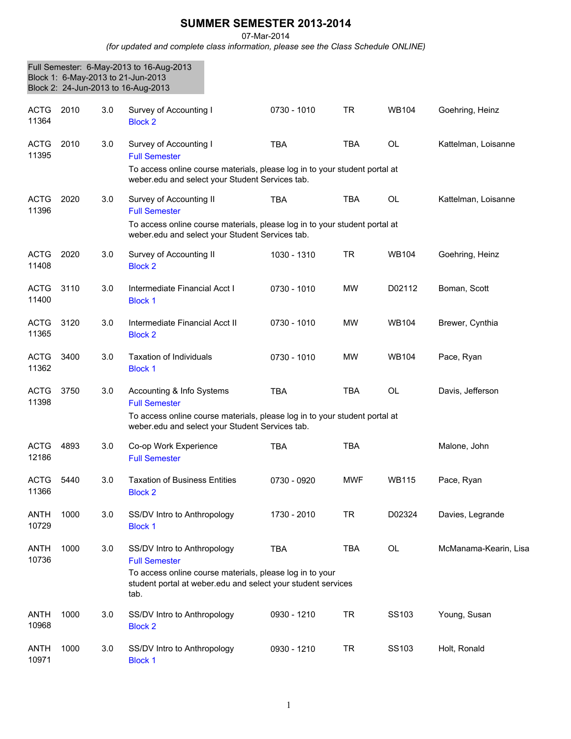# SUMMER SEMESTER 2013-2014

07-Mar-2014

*(for updated and complete class information, please see the Class Schedule ONLINE)*

Full Semester: 6-May-2013 to 16-Aug-2013
Block 1: 6-May-2013 to 21-Jun-2013
Block 2: 24-Jun-2013 to 16-Aug-2013

| Subject / CRN | Course | Credits | Title | Time | Days | Room | Instructor |
|---|---|---|---|---|---|---|---|
| ACTG 11364 | 2010 | 3.0 | Survey of Accounting I<br>Block 2 | 0730 - 1010 | TR | WB104 | Goehring, Heinz |
| ACTG 11395 | 2010 | 3.0 | Survey of Accounting I<br>Full Semester<br>To access online course materials, please log in to your student portal at weber.edu and select your Student Services tab. | TBA | TBA | OL | Kattelman, Loisanne |
| ACTG 11396 | 2020 | 3.0 | Survey of Accounting II<br>Full Semester<br>To access online course materials, please log in to your student portal at weber.edu and select your Student Services tab. | TBA | TBA | OL | Kattelman, Loisanne |
| ACTG 11408 | 2020 | 3.0 | Survey of Accounting II<br>Block 2 | 1030 - 1310 | TR | WB104 | Goehring, Heinz |
| ACTG 11400 | 3110 | 3.0 | Intermediate Financial Acct I<br>Block 1 | 0730 - 1010 | MW | D02112 | Boman, Scott |
| ACTG 11365 | 3120 | 3.0 | Intermediate Financial Acct II<br>Block 2 | 0730 - 1010 | MW | WB104 | Brewer, Cynthia |
| ACTG 11362 | 3400 | 3.0 | Taxation of Individuals<br>Block 1 | 0730 - 1010 | MW | WB104 | Pace, Ryan |
| ACTG 11398 | 3750 | 3.0 | Accounting & Info Systems<br>Full Semester<br>To access online course materials, please log in to your student portal at weber.edu and select your Student Services tab. | TBA | TBA | OL | Davis, Jefferson |
| ACTG 12186 | 4893 | 3.0 | Co-op Work Experience<br>Full Semester | TBA | TBA | | Malone, John |
| ACTG 11366 | 5440 | 3.0 | Taxation of Business Entities<br>Block 2 | 0730 - 0920 | MWF | WB115 | Pace, Ryan |
| ANTH 10729 | 1000 | 3.0 | SS/DV Intro to Anthropology<br>Block 1 | 1730 - 2010 | TR | D02324 | Davies, Legrande |
| ANTH 10736 | 1000 | 3.0 | SS/DV Intro to Anthropology<br>Full Semester<br>To access online course materials, please log in to your student portal at weber.edu and select your student services tab. | TBA | TBA | OL | McManama-Kearin, Lisa |
| ANTH 10968 | 1000 | 3.0 | SS/DV Intro to Anthropology<br>Block 2 | 0930 - 1210 | TR | SS103 | Young, Susan |
| ANTH 10971 | 1000 | 3.0 | SS/DV Intro to Anthropology<br>Block 1 | 0930 - 1210 | TR | SS103 | Holt, Ronald |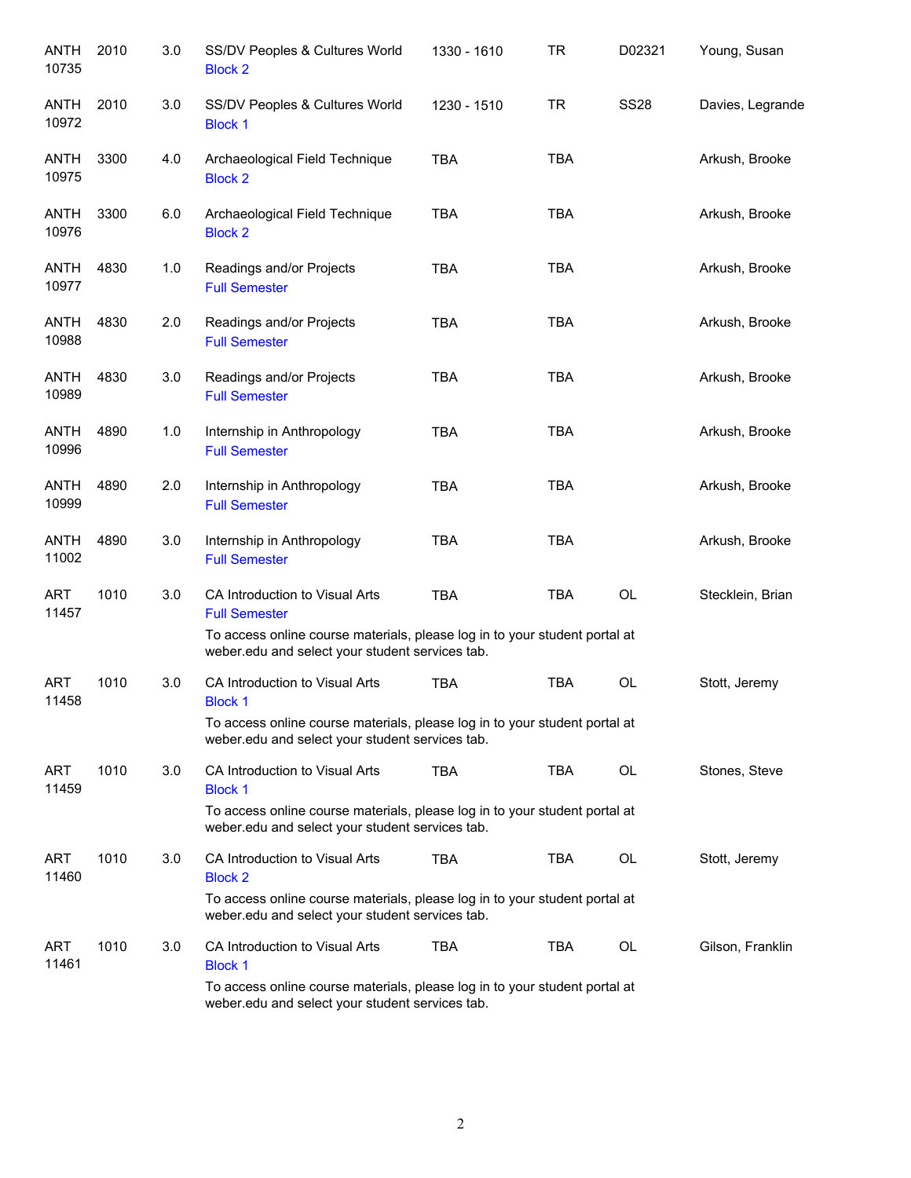| | | | | | | | |
|---|---|---|---|---|---|---|---|
| ANTH 10735 | 2010 | 3.0 | SS/DV Peoples & Cultures World<br>Block 2 | 1330 - 1610 | TR | D02321 | Young, Susan |
| ANTH 10972 | 2010 | 3.0 | SS/DV Peoples & Cultures World<br>Block 1 | 1230 - 1510 | TR | SS28 | Davies, Legrande |
| ANTH 10975 | 3300 | 4.0 | Archaeological Field Technique<br>Block 2 | TBA | TBA | | Arkush, Brooke |
| ANTH 10976 | 3300 | 6.0 | Archaeological Field Technique<br>Block 2 | TBA | TBA | | Arkush, Brooke |
| ANTH 10977 | 4830 | 1.0 | Readings and/or Projects<br>Full Semester | TBA | TBA | | Arkush, Brooke |
| ANTH 10988 | 4830 | 2.0 | Readings and/or Projects<br>Full Semester | TBA | TBA | | Arkush, Brooke |
| ANTH 10989 | 4830 | 3.0 | Readings and/or Projects<br>Full Semester | TBA | TBA | | Arkush, Brooke |
| ANTH 10996 | 4890 | 1.0 | Internship in Anthropology<br>Full Semester | TBA | TBA | | Arkush, Brooke |
| ANTH 10999 | 4890 | 2.0 | Internship in Anthropology<br>Full Semester | TBA | TBA | | Arkush, Brooke |
| ANTH 11002 | 4890 | 3.0 | Internship in Anthropology<br>Full Semester | TBA | TBA | | Arkush, Brooke |
| ART 11457 | 1010 | 3.0 | CA Introduction to Visual Arts<br>Full Semester<br>To access online course materials, please log in to your student portal at weber.edu and select your student services tab. | TBA | TBA | OL | Stecklein, Brian |
| ART 11458 | 1010 | 3.0 | CA Introduction to Visual Arts<br>Block 1<br>To access online course materials, please log in to your student portal at weber.edu and select your student services tab. | TBA | TBA | OL | Stott, Jeremy |
| ART 11459 | 1010 | 3.0 | CA Introduction to Visual Arts<br>Block 1<br>To access online course materials, please log in to your student portal at weber.edu and select your student services tab. | TBA | TBA | OL | Stones, Steve |
| ART 11460 | 1010 | 3.0 | CA Introduction to Visual Arts<br>Block 2<br>To access online course materials, please log in to your student portal at weber.edu and select your student services tab. | TBA | TBA | OL | Stott, Jeremy |
| ART 11461 | 1010 | 3.0 | CA Introduction to Visual Arts<br>Block 1<br>To access online course materials, please log in to your student portal at weber.edu and select your student services tab. | TBA | TBA | OL | Gilson, Franklin |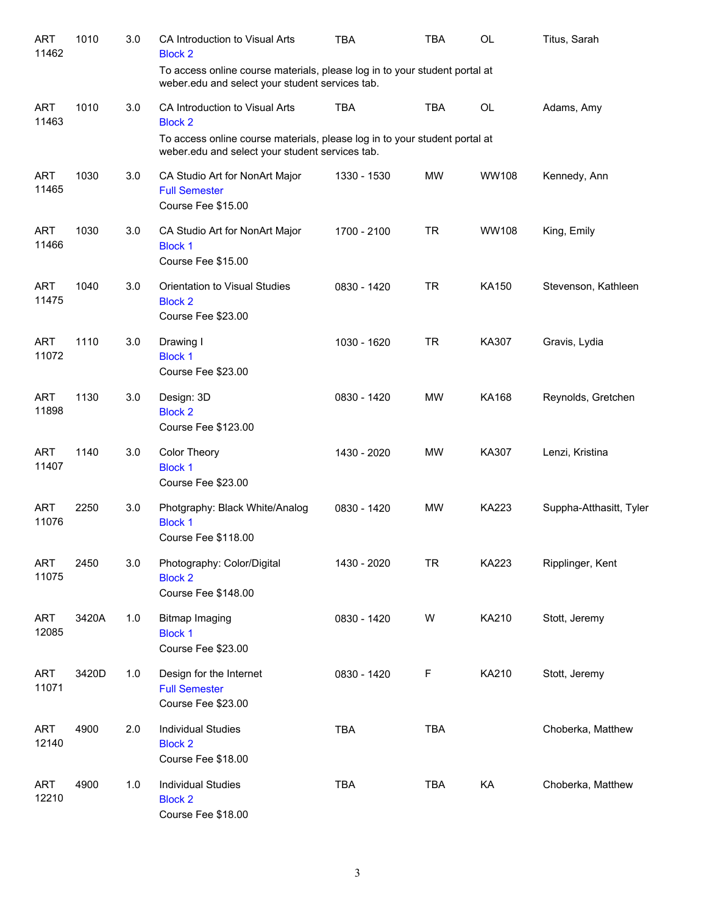| | | | | | | | |
|---|---|---|---|---|---|---|---|
| ART 11462 | 1010 | 3.0 | CA Introduction to Visual Arts<br>Block 2<br>To access online course materials, please log in to your student portal at weber.edu and select your student services tab. | TBA | TBA | OL | Titus, Sarah |
| ART 11463 | 1010 | 3.0 | CA Introduction to Visual Arts<br>Block 2<br>To access online course materials, please log in to your student portal at weber.edu and select your student services tab. | TBA | TBA | OL | Adams, Amy |
| ART 11465 | 1030 | 3.0 | CA Studio Art for NonArt Major<br>Full Semester<br>Course Fee $15.00 | 1330 - 1530 | MW | WW108 | Kennedy, Ann |
| ART 11466 | 1030 | 3.0 | CA Studio Art for NonArt Major<br>Block 1<br>Course Fee $15.00 | 1700 - 2100 | TR | WW108 | King, Emily |
| ART 11475 | 1040 | 3.0 | Orientation to Visual Studies<br>Block 2<br>Course Fee $23.00 | 0830 - 1420 | TR | KA150 | Stevenson, Kathleen |
| ART 11072 | 1110 | 3.0 | Drawing I<br>Block 1<br>Course Fee $23.00 | 1030 - 1620 | TR | KA307 | Gravis, Lydia |
| ART 11898 | 1130 | 3.0 | Design: 3D<br>Block 2<br>Course Fee $123.00 | 0830 - 1420 | MW | KA168 | Reynolds, Gretchen |
| ART 11407 | 1140 | 3.0 | Color Theory<br>Block 1<br>Course Fee $23.00 | 1430 - 2020 | MW | KA307 | Lenzi, Kristina |
| ART 11076 | 2250 | 3.0 | Photgraphy: Black White/Analog<br>Block 1<br>Course Fee $118.00 | 0830 - 1420 | MW | KA223 | Suppha-Atthasitt, Tyler |
| ART 11075 | 2450 | 3.0 | Photography: Color/Digital<br>Block 2<br>Course Fee $148.00 | 1430 - 2020 | TR | KA223 | Ripplinger, Kent |
| ART 12085 | 3420A | 1.0 | Bitmap Imaging<br>Block 1<br>Course Fee $23.00 | 0830 - 1420 | W | KA210 | Stott, Jeremy |
| ART 11071 | 3420D | 1.0 | Design for the Internet<br>Full Semester<br>Course Fee $23.00 | 0830 - 1420 | F | KA210 | Stott, Jeremy |
| ART 12140 | 4900 | 2.0 | Individual Studies<br>Block 2<br>Course Fee $18.00 | TBA | TBA | | Choberka, Matthew |
| ART 12210 | 4900 | 1.0 | Individual Studies<br>Block 2<br>Course Fee $18.00 | TBA | TBA | KA | Choberka, Matthew |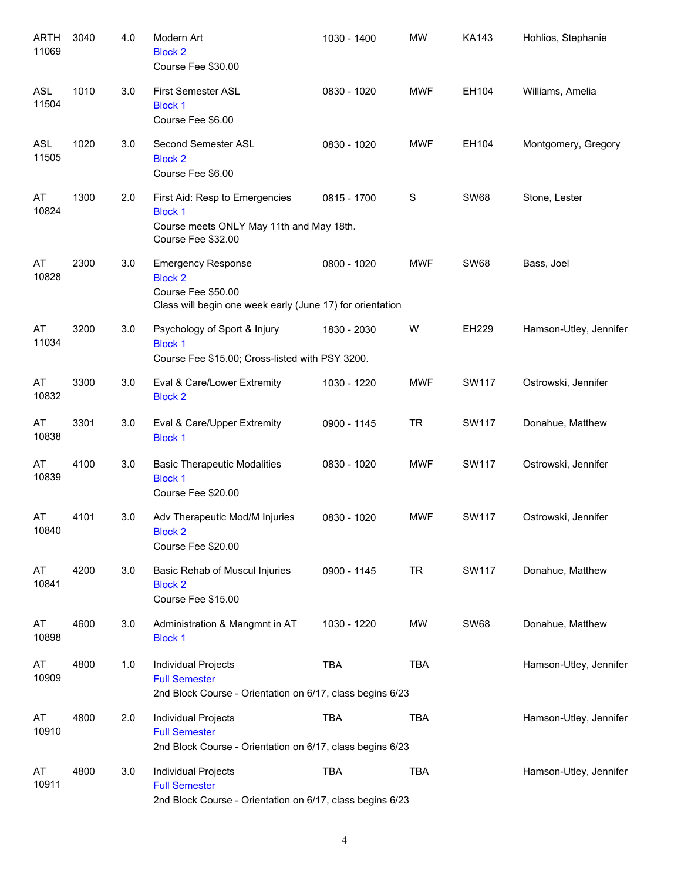| | | | | | | | |
|---|---|---|---|---|---|---|---|
| ARTH 11069 | 3040 | 4.0 | Modern Art<br>Block 2<br>Course Fee $30.00 | 1030 - 1400 | MW | KA143 | Hohlios, Stephanie |
| ASL 11504 | 1010 | 3.0 | First Semester ASL<br>Block 1<br>Course Fee $6.00 | 0830 - 1020 | MWF | EH104 | Williams, Amelia |
| ASL 11505 | 1020 | 3.0 | Second Semester ASL<br>Block 2<br>Course Fee $6.00 | 0830 - 1020 | MWF | EH104 | Montgomery, Gregory |
| AT 10824 | 1300 | 2.0 | First Aid: Resp to Emergencies<br>Block 1<br>Course meets ONLY May 11th and May 18th.<br>Course Fee $32.00 | 0815 - 1700 | S | SW68 | Stone, Lester |
| AT 10828 | 2300 | 3.0 | Emergency Response<br>Block 2<br>Course Fee $50.00<br>Class will begin one week early (June 17) for orientation | 0800 - 1020 | MWF | SW68 | Bass, Joel |
| AT 11034 | 3200 | 3.0 | Psychology of Sport & Injury<br>Block 1<br>Course Fee $15.00; Cross-listed with PSY 3200. | 1830 - 2030 | W | EH229 | Hamson-Utley, Jennifer |
| AT 10832 | 3300 | 3.0 | Eval & Care/Lower Extremity<br>Block 2 | 1030 - 1220 | MWF | SW117 | Ostrowski, Jennifer |
| AT 10838 | 3301 | 3.0 | Eval & Care/Upper Extremity<br>Block 1 | 0900 - 1145 | TR | SW117 | Donahue, Matthew |
| AT 10839 | 4100 | 3.0 | Basic Therapeutic Modalities<br>Block 1<br>Course Fee $20.00 | 0830 - 1020 | MWF | SW117 | Ostrowski, Jennifer |
| AT 10840 | 4101 | 3.0 | Adv Therapeutic Mod/M Injuries<br>Block 2<br>Course Fee $20.00 | 0830 - 1020 | MWF | SW117 | Ostrowski, Jennifer |
| AT 10841 | 4200 | 3.0 | Basic Rehab of Muscul Injuries<br>Block 2<br>Course Fee $15.00 | 0900 - 1145 | TR | SW117 | Donahue, Matthew |
| AT 10898 | 4600 | 3.0 | Administration & Mangmnt in AT<br>Block 1 | 1030 - 1220 | MW | SW68 | Donahue, Matthew |
| AT 10909 | 4800 | 1.0 | Individual Projects<br>Full Semester<br>2nd Block Course - Orientation on 6/17, class begins 6/23 | TBA | TBA | | Hamson-Utley, Jennifer |
| AT 10910 | 4800 | 2.0 | Individual Projects<br>Full Semester<br>2nd Block Course - Orientation on 6/17, class begins 6/23 | TBA | TBA | | Hamson-Utley, Jennifer |
| AT 10911 | 4800 | 3.0 | Individual Projects<br>Full Semester<br>2nd Block Course - Orientation on 6/17, class begins 6/23 | TBA | TBA | | Hamson-Utley, Jennifer |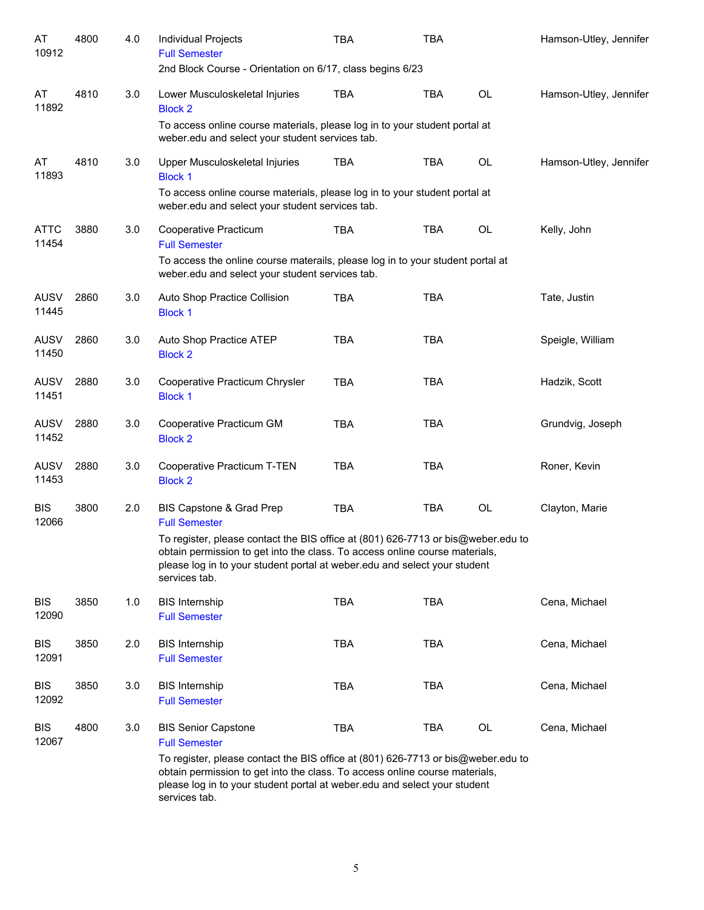| Subject / CRN | Course | Credits | Title | Days | Time | Location | Instructor |
|---|---|---|---|---|---|---|---|
| AT 10912 | 4800 | 4.0 | Individual Projects<br>Full Semester<br>2nd Block Course - Orientation on 6/17, class begins 6/23 | TBA | TBA | | Hamson-Utley, Jennifer |
| AT 11892 | 4810 | 3.0 | Lower Musculoskeletal Injuries<br>Block 2<br>To access online course materials, please log in to your student portal at weber.edu and select your student services tab. | TBA | TBA | OL | Hamson-Utley, Jennifer |
| AT 11893 | 4810 | 3.0 | Upper Musculoskeletal Injuries<br>Block 1<br>To access online course materials, please log in to your student portal at weber.edu and select your student services tab. | TBA | TBA | OL | Hamson-Utley, Jennifer |
| ATTC 11454 | 3880 | 3.0 | Cooperative Practicum<br>Full Semester<br>To access the online course materails, please log in to your student portal at weber.edu and select your student services tab. | TBA | TBA | OL | Kelly, John |
| AUSV 11445 | 2860 | 3.0 | Auto Shop Practice Collision<br>Block 1 | TBA | TBA | | Tate, Justin |
| AUSV 11450 | 2860 | 3.0 | Auto Shop Practice ATEP<br>Block 2 | TBA | TBA | | Speigle, William |
| AUSV 11451 | 2880 | 3.0 | Cooperative Practicum Chrysler<br>Block 1 | TBA | TBA | | Hadzik, Scott |
| AUSV 11452 | 2880 | 3.0 | Cooperative Practicum GM<br>Block 2 | TBA | TBA | | Grundvig, Joseph |
| AUSV 11453 | 2880 | 3.0 | Cooperative Practicum T-TEN<br>Block 2 | TBA | TBA | | Roner, Kevin |
| BIS 12066 | 3800 | 2.0 | BIS Capstone & Grad Prep<br>Full Semester<br>To register, please contact the BIS office at (801) 626-7713 or bis@weber.edu to obtain permission to get into the class. To access online course materials, please log in to your student portal at weber.edu and select your student services tab. | TBA | TBA | OL | Clayton, Marie |
| BIS 12090 | 3850 | 1.0 | BIS Internship<br>Full Semester | TBA | TBA | | Cena, Michael |
| BIS 12091 | 3850 | 2.0 | BIS Internship<br>Full Semester | TBA | TBA | | Cena, Michael |
| BIS 12092 | 3850 | 3.0 | BIS Internship<br>Full Semester | TBA | TBA | | Cena, Michael |
| BIS 12067 | 4800 | 3.0 | BIS Senior Capstone<br>Full Semester<br>To register, please contact the BIS office at (801) 626-7713 or bis@weber.edu to obtain permission to get into the class. To access online course materials, please log in to your student portal at weber.edu and select your student services tab. | TBA | TBA | OL | Cena, Michael |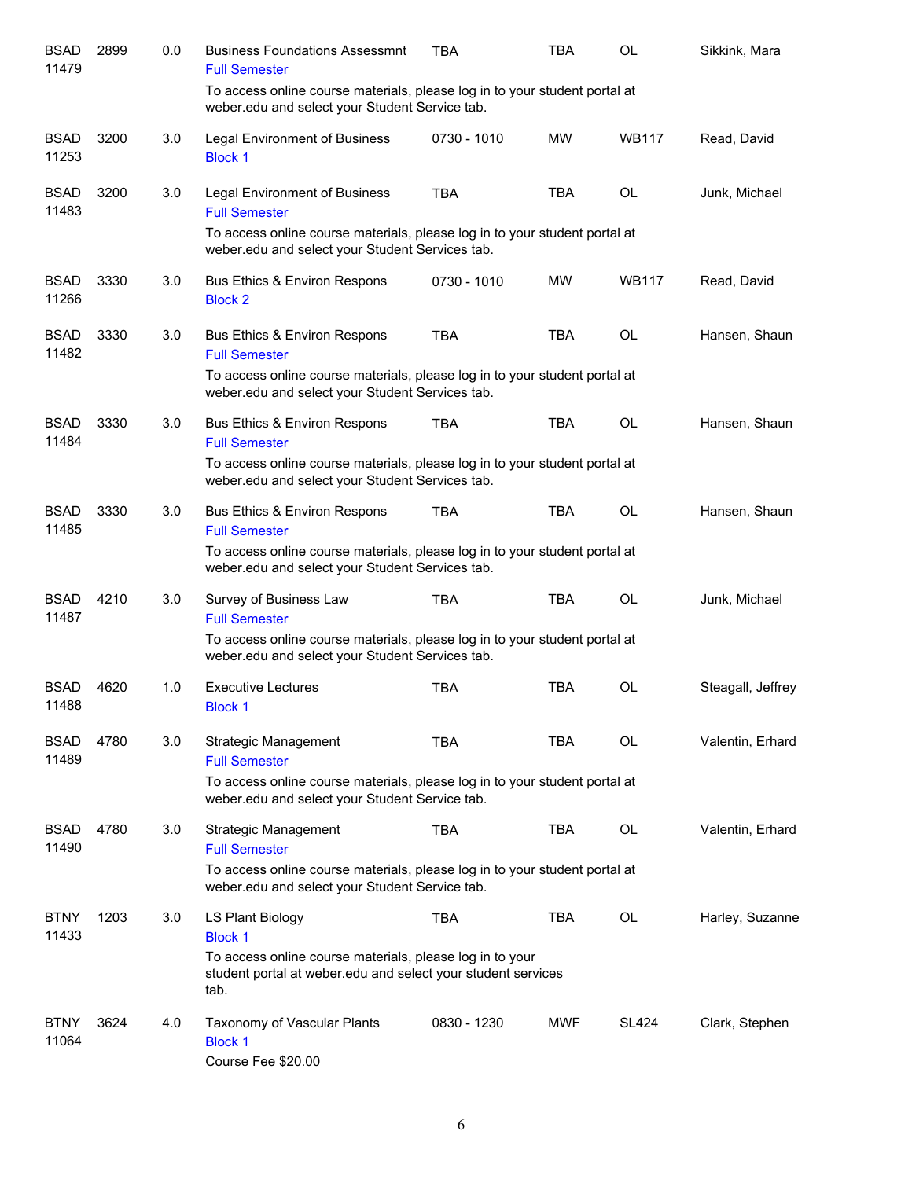| | | | | | | | |
|---|---|---|---|---|---|---|---|
| BSAD 11479 | 2899 | 0.0 | Business Foundations Assessmnt<br>Full Semester<br>To access online course materials, please log in to your student portal at weber.edu and select your Student Service tab. | TBA | TBA | OL | Sikkink, Mara |
| BSAD 11253 | 3200 | 3.0 | Legal Environment of Business<br>Block 1 | 0730 - 1010 | MW | WB117 | Read, David |
| BSAD 11483 | 3200 | 3.0 | Legal Environment of Business<br>Full Semester<br>To access online course materials, please log in to your student portal at weber.edu and select your Student Services tab. | TBA | TBA | OL | Junk, Michael |
| BSAD 11266 | 3330 | 3.0 | Bus Ethics & Environ Respons<br>Block 2 | 0730 - 1010 | MW | WB117 | Read, David |
| BSAD 11482 | 3330 | 3.0 | Bus Ethics & Environ Respons<br>Full Semester<br>To access online course materials, please log in to your student portal at weber.edu and select your Student Services tab. | TBA | TBA | OL | Hansen, Shaun |
| BSAD 11484 | 3330 | 3.0 | Bus Ethics & Environ Respons<br>Full Semester<br>To access online course materials, please log in to your student portal at weber.edu and select your Student Services tab. | TBA | TBA | OL | Hansen, Shaun |
| BSAD 11485 | 3330 | 3.0 | Bus Ethics & Environ Respons<br>Full Semester<br>To access online course materials, please log in to your student portal at weber.edu and select your Student Services tab. | TBA | TBA | OL | Hansen, Shaun |
| BSAD 11487 | 4210 | 3.0 | Survey of Business Law<br>Full Semester<br>To access online course materials, please log in to your student portal at weber.edu and select your Student Services tab. | TBA | TBA | OL | Junk, Michael |
| BSAD 11488 | 4620 | 1.0 | Executive Lectures<br>Block 1 | TBA | TBA | OL | Steagall, Jeffrey |
| BSAD 11489 | 4780 | 3.0 | Strategic Management<br>Full Semester<br>To access online course materials, please log in to your student portal at weber.edu and select your Student Service tab. | TBA | TBA | OL | Valentin, Erhard |
| BSAD 11490 | 4780 | 3.0 | Strategic Management<br>Full Semester<br>To access online course materials, please log in to your student portal at weber.edu and select your Student Service tab. | TBA | TBA | OL | Valentin, Erhard |
| BTNY 11433 | 1203 | 3.0 | LS Plant Biology<br>Block 1<br>To access online course materials, please log in to your student portal at weber.edu and select your student services tab. | TBA | TBA | OL | Harley, Suzanne |
| BTNY 11064 | 3624 | 4.0 | Taxonomy of Vascular Plants<br>Block 1<br>Course Fee $20.00 | 0830 - 1230 | MWF | SL424 | Clark, Stephen |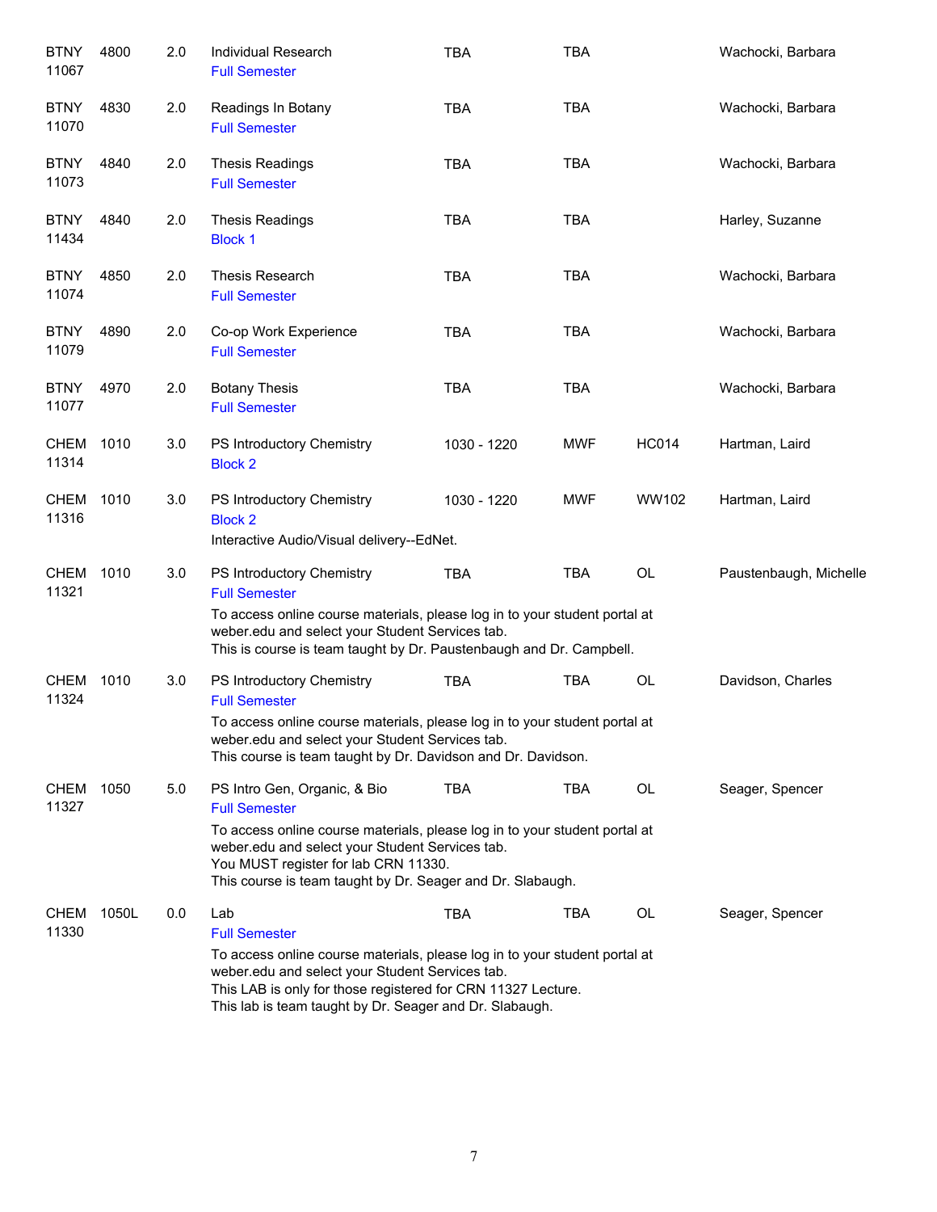| Subject / CRN | Course | Credits | Title | Time | Days | Room | Instructor |
| --- | --- | --- | --- | --- | --- | --- | --- |
| BTNY 11067 | 4800 | 2.0 | Individual Research<br>Full Semester | TBA | TBA | | Wachocki, Barbara |
| BTNY 11070 | 4830 | 2.0 | Readings In Botany<br>Full Semester | TBA | TBA | | Wachocki, Barbara |
| BTNY 11073 | 4840 | 2.0 | Thesis Readings<br>Full Semester | TBA | TBA | | Wachocki, Barbara |
| BTNY 11434 | 4840 | 2.0 | Thesis Readings<br>Block 1 | TBA | TBA | | Harley, Suzanne |
| BTNY 11074 | 4850 | 2.0 | Thesis Research<br>Full Semester | TBA | TBA | | Wachocki, Barbara |
| BTNY 11079 | 4890 | 2.0 | Co-op Work Experience<br>Full Semester | TBA | TBA | | Wachocki, Barbara |
| BTNY 11077 | 4970 | 2.0 | Botany Thesis<br>Full Semester | TBA | TBA | | Wachocki, Barbara |
| CHEM 11314 | 1010 | 3.0 | PS Introductory Chemistry<br>Block 2 | 1030 - 1220 | MWF | HC014 | Hartman, Laird |
| CHEM 11316 | 1010 | 3.0 | PS Introductory Chemistry<br>Block 2<br>Interactive Audio/Visual delivery--EdNet. | 1030 - 1220 | MWF | WW102 | Hartman, Laird |
| CHEM 11321 | 1010 | 3.0 | PS Introductory Chemistry<br>Full Semester<br>To access online course materials, please log in to your student portal at weber.edu and select your Student Services tab.<br>This is course is team taught by Dr. Paustenbaugh and Dr. Campbell. | TBA | TBA | OL | Paustenbaugh, Michelle |
| CHEM 11324 | 1010 | 3.0 | PS Introductory Chemistry<br>Full Semester<br>To access online course materials, please log in to your student portal at weber.edu and select your Student Services tab.<br>This course is team taught by Dr. Davidson and Dr. Davidson. | TBA | TBA | OL | Davidson, Charles |
| CHEM 11327 | 1050 | 5.0 | PS Intro Gen, Organic, & Bio<br>Full Semester<br>To access online course materials, please log in to your student portal at weber.edu and select your Student Services tab.<br>You MUST register for lab CRN 11330.<br>This course is team taught by Dr. Seager and Dr. Slabaugh. | TBA | TBA | OL | Seager, Spencer |
| CHEM 11330 | 1050L | 0.0 | Lab<br>Full Semester<br>To access online course materials, please log in to your student portal at weber.edu and select your Student Services tab.<br>This LAB is only for those registered for CRN 11327 Lecture.<br>This lab is team taught by Dr. Seager and Dr. Slabaugh. | TBA | TBA | OL | Seager, Spencer |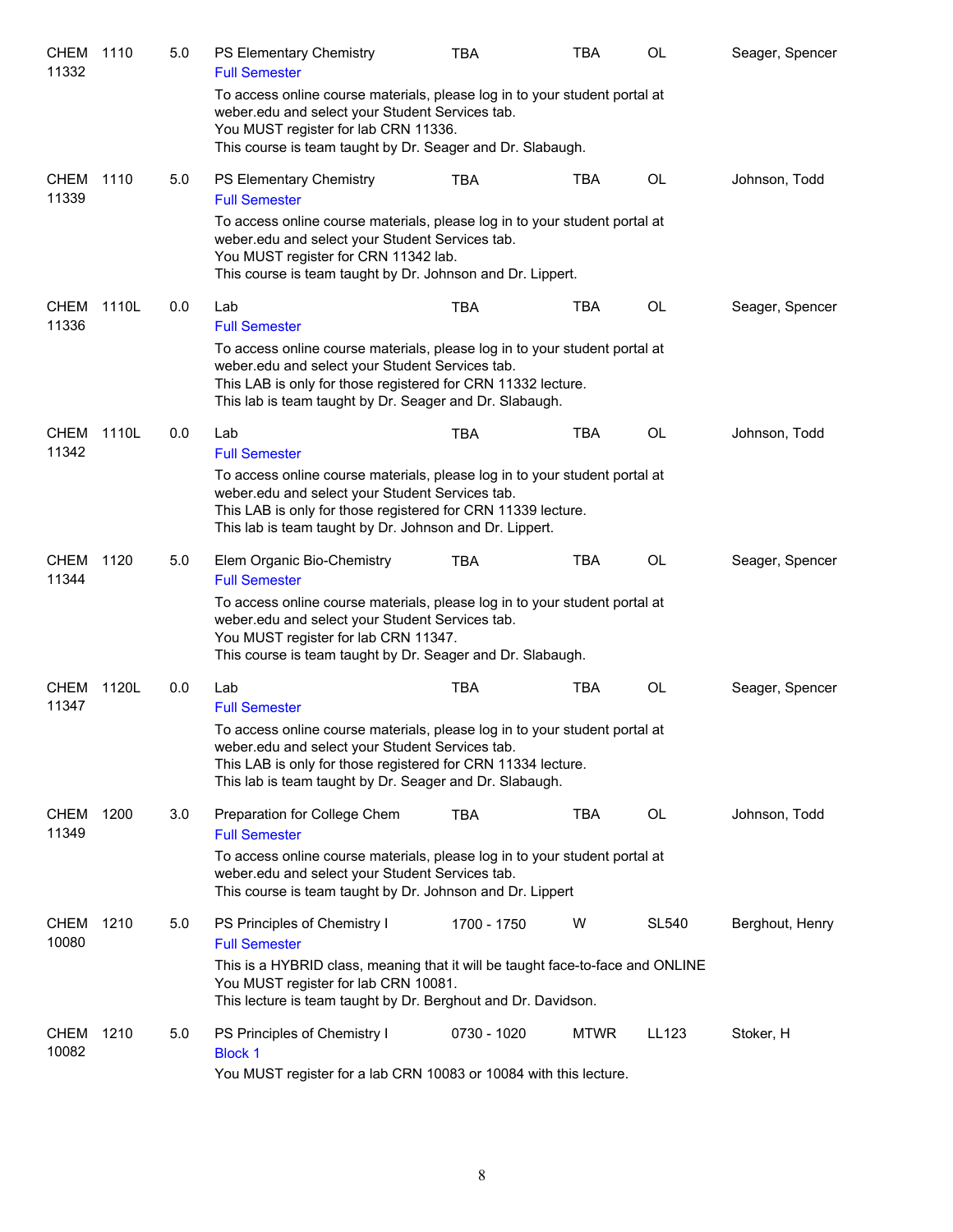| | | | | | | | |
|---|---|---|---|---|---|---|---|
| CHEM 11332 | 1110 | 5.0 | PS Elementary Chemistry<br>Full Semester<br>To access online course materials, please log in to your student portal at weber.edu and select your Student Services tab.<br>You MUST register for lab CRN 11336.<br>This course is team taught by Dr. Seager and Dr. Slabaugh. | TBA | TBA | OL | Seager, Spencer |
| CHEM 11339 | 1110 | 5.0 | PS Elementary Chemistry<br>Full Semester<br>To access online course materials, please log in to your student portal at weber.edu and select your Student Services tab.<br>You MUST register for CRN 11342 lab.<br>This course is team taught by Dr. Johnson and Dr. Lippert. | TBA | TBA | OL | Johnson, Todd |
| CHEM 11336 | 1110L | 0.0 | Lab<br>Full Semester<br>To access online course materials, please log in to your student portal at weber.edu and select your Student Services tab.<br>This LAB is only for those registered for CRN 11332 lecture.<br>This lab is team taught by Dr. Seager and Dr. Slabaugh. | TBA | TBA | OL | Seager, Spencer |
| CHEM 11342 | 1110L | 0.0 | Lab<br>Full Semester<br>To access online course materials, please log in to your student portal at weber.edu and select your Student Services tab.<br>This LAB is only for those registered for CRN 11339 lecture.<br>This lab is team taught by Dr. Johnson and Dr. Lippert. | TBA | TBA | OL | Johnson, Todd |
| CHEM 11344 | 1120 | 5.0 | Elem Organic Bio-Chemistry<br>Full Semester<br>To access online course materials, please log in to your student portal at weber.edu and select your Student Services tab.<br>You MUST register for lab CRN 11347.<br>This course is team taught by Dr. Seager and Dr. Slabaugh. | TBA | TBA | OL | Seager, Spencer |
| CHEM 11347 | 1120L | 0.0 | Lab<br>Full Semester<br>To access online course materials, please log in to your student portal at weber.edu and select your Student Services tab.<br>This LAB is only for those registered for CRN 11334 lecture.<br>This lab is team taught by Dr. Seager and Dr. Slabaugh. | TBA | TBA | OL | Seager, Spencer |
| CHEM 11349 | 1200 | 3.0 | Preparation for College Chem<br>Full Semester<br>To access online course materials, please log in to your student portal at weber.edu and select your Student Services tab.<br>This course is team taught by Dr. Johnson and Dr. Lippert | TBA | TBA | OL | Johnson, Todd |
| CHEM 10080 | 1210 | 5.0 | PS Principles of Chemistry I<br>Full Semester<br>This is a HYBRID class, meaning that it will be taught face-to-face and ONLINE<br>You MUST register for lab CRN 10081.<br>This lecture is team taught by Dr. Berghout and Dr. Davidson. | 1700 - 1750 | W | SL540 | Berghout, Henry |
| CHEM 10082 | 1210 | 5.0 | PS Principles of Chemistry I<br>Block 1<br>You MUST register for a lab CRN 10083 or 10084 with this lecture. | 0730 - 1020 | MTWR | LL123 | Stoker, H |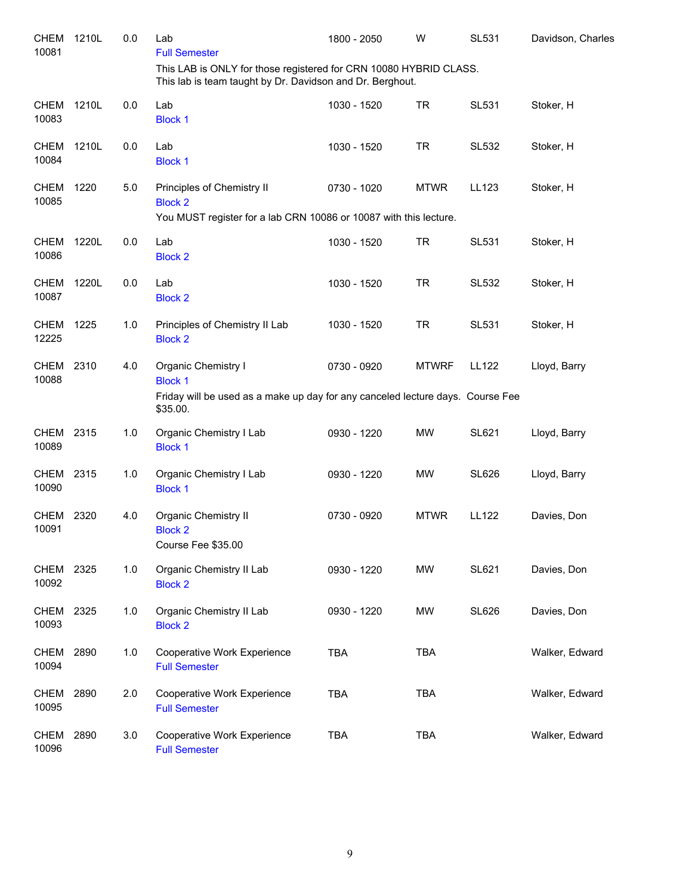| Subject / CRN | Course | Credits | Title | Time | Days | Room | Instructor |
|---|---|---|---|---|---|---|---|
| CHEM 10081 | 1210L | 0.0 | Lab<br>Full Semester<br>This LAB is ONLY for those registered for CRN 10080 HYBRID CLASS. This lab is team taught by Dr. Davidson and Dr. Berghout. | 1800 - 2050 | W | SL531 | Davidson, Charles |
| CHEM 10083 | 1210L | 0.0 | Lab<br>Block 1 | 1030 - 1520 | TR | SL531 | Stoker, H |
| CHEM 10084 | 1210L | 0.0 | Lab<br>Block 1 | 1030 - 1520 | TR | SL532 | Stoker, H |
| CHEM 10085 | 1220 | 5.0 | Principles of Chemistry II<br>Block 2<br>You MUST register for a lab CRN 10086 or 10087 with this lecture. | 0730 - 1020 | MTWR | LL123 | Stoker, H |
| CHEM 10086 | 1220L | 0.0 | Lab<br>Block 2 | 1030 - 1520 | TR | SL531 | Stoker, H |
| CHEM 10087 | 1220L | 0.0 | Lab<br>Block 2 | 1030 - 1520 | TR | SL532 | Stoker, H |
| CHEM 12225 | 1225 | 1.0 | Principles of Chemistry II Lab<br>Block 2 | 1030 - 1520 | TR | SL531 | Stoker, H |
| CHEM 10088 | 2310 | 4.0 | Organic Chemistry I<br>Block 1<br>Friday will be used as a make up day for any canceled lecture days. Course Fee $35.00. | 0730 - 0920 | MTWRF | LL122 | Lloyd, Barry |
| CHEM 10089 | 2315 | 1.0 | Organic Chemistry I Lab<br>Block 1 | 0930 - 1220 | MW | SL621 | Lloyd, Barry |
| CHEM 10090 | 2315 | 1.0 | Organic Chemistry I Lab<br>Block 1 | 0930 - 1220 | MW | SL626 | Lloyd, Barry |
| CHEM 10091 | 2320 | 4.0 | Organic Chemistry II<br>Block 2<br>Course Fee $35.00 | 0730 - 0920 | MTWR | LL122 | Davies, Don |
| CHEM 10092 | 2325 | 1.0 | Organic Chemistry II Lab<br>Block 2 | 0930 - 1220 | MW | SL621 | Davies, Don |
| CHEM 10093 | 2325 | 1.0 | Organic Chemistry II Lab<br>Block 2 | 0930 - 1220 | MW | SL626 | Davies, Don |
| CHEM 10094 | 2890 | 1.0 | Cooperative Work Experience<br>Full Semester | TBA | TBA | | Walker, Edward |
| CHEM 10095 | 2890 | 2.0 | Cooperative Work Experience<br>Full Semester | TBA | TBA | | Walker, Edward |
| CHEM 10096 | 2890 | 3.0 | Cooperative Work Experience<br>Full Semester | TBA | TBA | | Walker, Edward |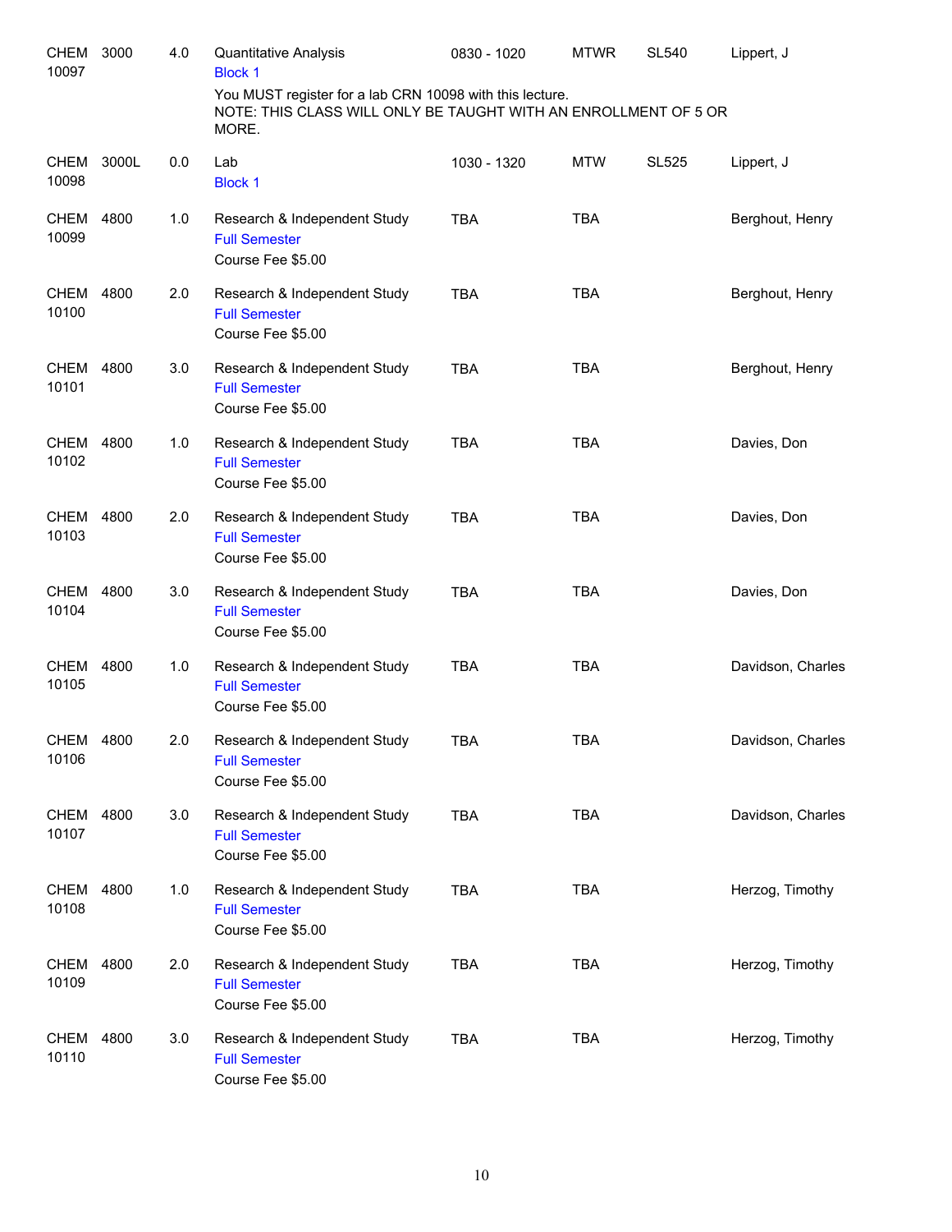| Subject / CRN | Course | Credits | Title | Time | Days | Room | Instructor |
|---|---|---|---|---|---|---|---|
| CHEM 10097 | 3000 | 4.0 | Quantitative Analysis<br>Block 1<br>You MUST register for a lab CRN 10098 with this lecture.<br>NOTE: THIS CLASS WILL ONLY BE TAUGHT WITH AN ENROLLMENT OF 5 OR MORE. | 0830 - 1020 | MTWR | SL540 | Lippert, J |
| CHEM 10098 | 3000L | 0.0 | Lab<br>Block 1 | 1030 - 1320 | MTW | SL525 | Lippert, J |
| CHEM 10099 | 4800 | 1.0 | Research & Independent Study<br>Full Semester<br>Course Fee $5.00 | TBA | TBA | | Berghout, Henry |
| CHEM 10100 | 4800 | 2.0 | Research & Independent Study<br>Full Semester<br>Course Fee $5.00 | TBA | TBA | | Berghout, Henry |
| CHEM 10101 | 4800 | 3.0 | Research & Independent Study<br>Full Semester<br>Course Fee $5.00 | TBA | TBA | | Berghout, Henry |
| CHEM 10102 | 4800 | 1.0 | Research & Independent Study<br>Full Semester<br>Course Fee $5.00 | TBA | TBA | | Davies, Don |
| CHEM 10103 | 4800 | 2.0 | Research & Independent Study<br>Full Semester<br>Course Fee $5.00 | TBA | TBA | | Davies, Don |
| CHEM 10104 | 4800 | 3.0 | Research & Independent Study<br>Full Semester<br>Course Fee $5.00 | TBA | TBA | | Davies, Don |
| CHEM 10105 | 4800 | 1.0 | Research & Independent Study<br>Full Semester<br>Course Fee $5.00 | TBA | TBA | | Davidson, Charles |
| CHEM 10106 | 4800 | 2.0 | Research & Independent Study<br>Full Semester<br>Course Fee $5.00 | TBA | TBA | | Davidson, Charles |
| CHEM 10107 | 4800 | 3.0 | Research & Independent Study<br>Full Semester<br>Course Fee $5.00 | TBA | TBA | | Davidson, Charles |
| CHEM 10108 | 4800 | 1.0 | Research & Independent Study<br>Full Semester<br>Course Fee $5.00 | TBA | TBA | | Herzog, Timothy |
| CHEM 10109 | 4800 | 2.0 | Research & Independent Study<br>Full Semester<br>Course Fee $5.00 | TBA | TBA | | Herzog, Timothy |
| CHEM 10110 | 4800 | 3.0 | Research & Independent Study<br>Full Semester<br>Course Fee $5.00 | TBA | TBA | | Herzog, Timothy |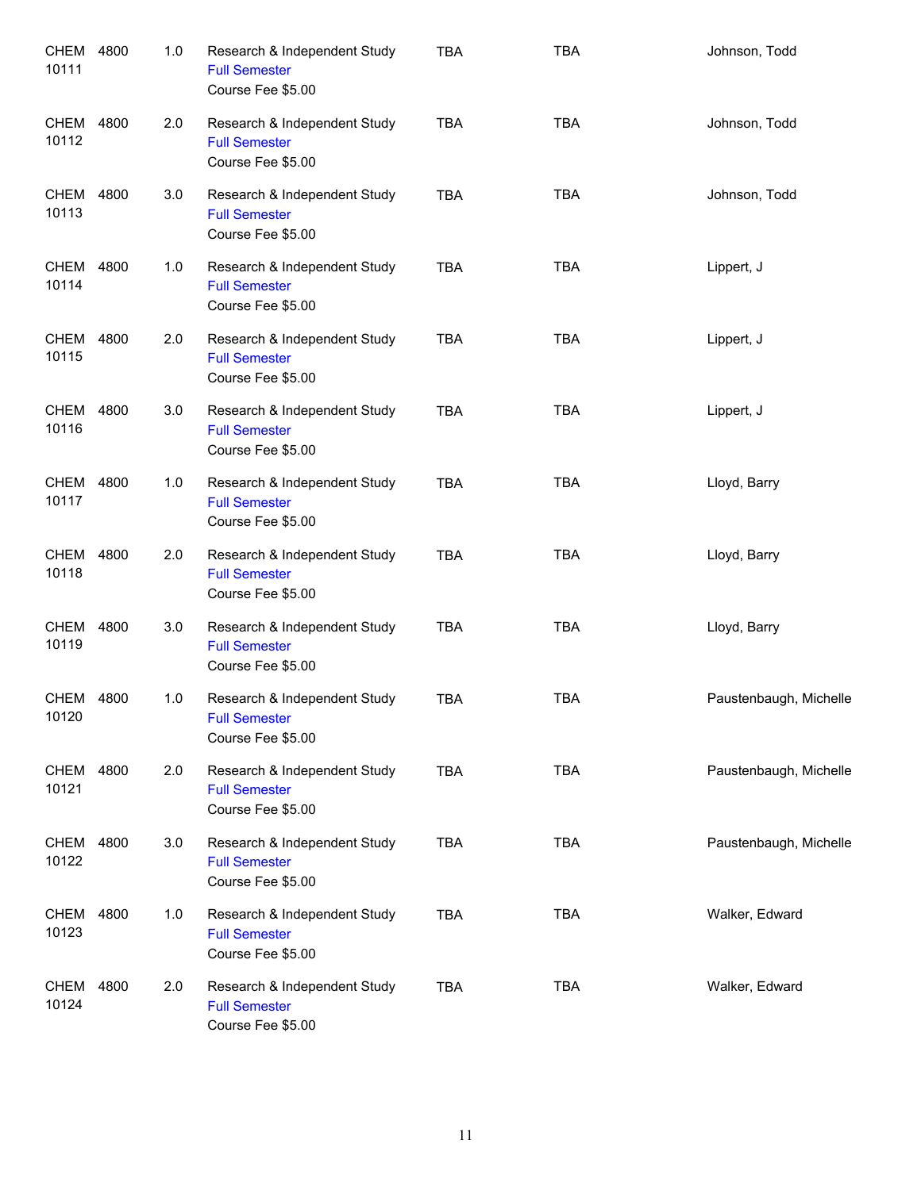| | | | | | | |
|---|---|---|---|---|---|---|
| CHEM 10111 | 4800 | 1.0 | Research & Independent Study<br>Full Semester<br>Course Fee $5.00 | TBA | TBA | Johnson, Todd |
| CHEM 10112 | 4800 | 2.0 | Research & Independent Study<br>Full Semester<br>Course Fee $5.00 | TBA | TBA | Johnson, Todd |
| CHEM 10113 | 4800 | 3.0 | Research & Independent Study<br>Full Semester<br>Course Fee $5.00 | TBA | TBA | Johnson, Todd |
| CHEM 10114 | 4800 | 1.0 | Research & Independent Study<br>Full Semester<br>Course Fee $5.00 | TBA | TBA | Lippert, J |
| CHEM 10115 | 4800 | 2.0 | Research & Independent Study<br>Full Semester<br>Course Fee $5.00 | TBA | TBA | Lippert, J |
| CHEM 10116 | 4800 | 3.0 | Research & Independent Study<br>Full Semester<br>Course Fee $5.00 | TBA | TBA | Lippert, J |
| CHEM 10117 | 4800 | 1.0 | Research & Independent Study<br>Full Semester<br>Course Fee $5.00 | TBA | TBA | Lloyd, Barry |
| CHEM 10118 | 4800 | 2.0 | Research & Independent Study<br>Full Semester<br>Course Fee $5.00 | TBA | TBA | Lloyd, Barry |
| CHEM 10119 | 4800 | 3.0 | Research & Independent Study<br>Full Semester<br>Course Fee $5.00 | TBA | TBA | Lloyd, Barry |
| CHEM 10120 | 4800 | 1.0 | Research & Independent Study<br>Full Semester<br>Course Fee $5.00 | TBA | TBA | Paustenbaugh, Michelle |
| CHEM 10121 | 4800 | 2.0 | Research & Independent Study<br>Full Semester<br>Course Fee $5.00 | TBA | TBA | Paustenbaugh, Michelle |
| CHEM 10122 | 4800 | 3.0 | Research & Independent Study<br>Full Semester<br>Course Fee $5.00 | TBA | TBA | Paustenbaugh, Michelle |
| CHEM 10123 | 4800 | 1.0 | Research & Independent Study<br>Full Semester<br>Course Fee $5.00 | TBA | TBA | Walker, Edward |
| CHEM 10124 | 4800 | 2.0 | Research & Independent Study<br>Full Semester<br>Course Fee $5.00 | TBA | TBA | Walker, Edward |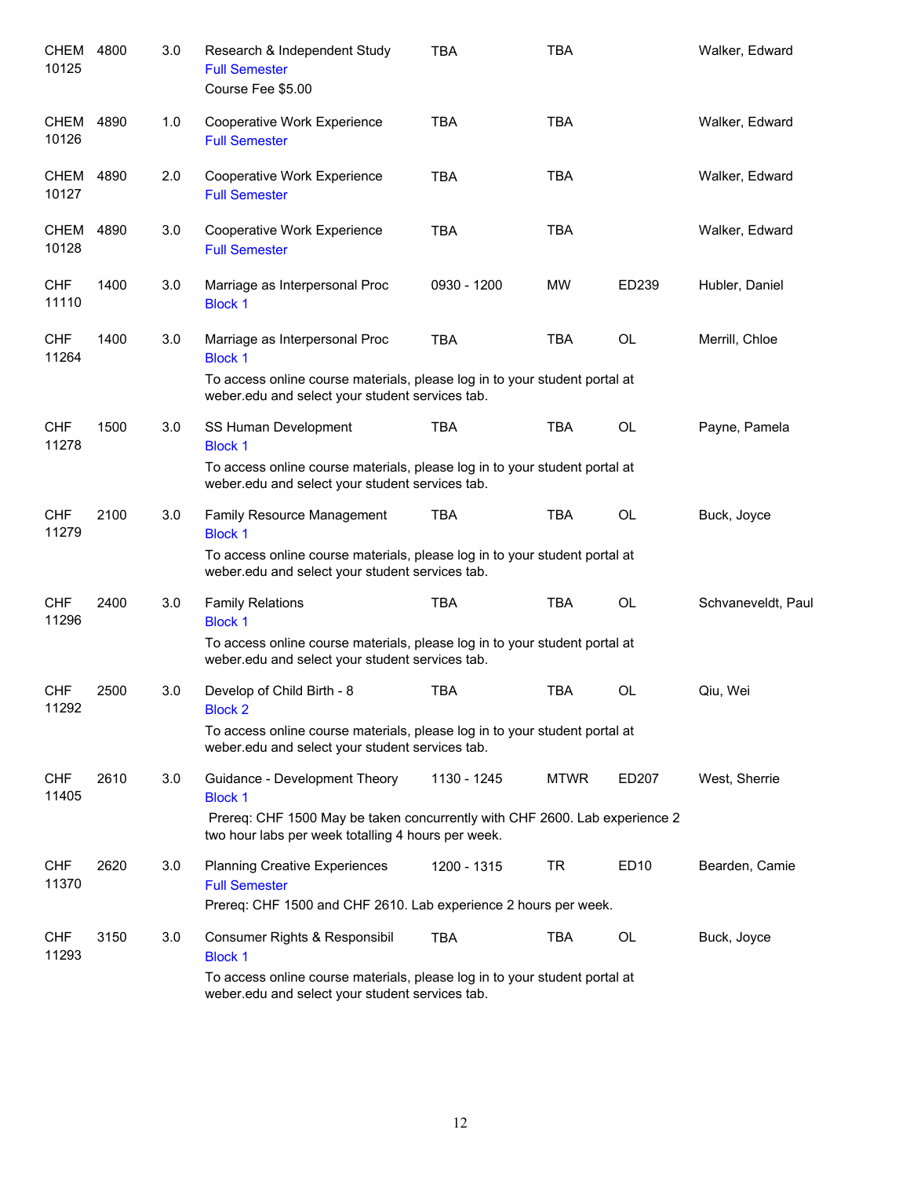| Subject / CRN | Course | Credits | Title | Time | Days | Room | Instructor |
|---|---|---|---|---|---|---|---|
| CHEM 10125 | 4800 | 3.0 | Research & Independent Study<br>Full Semester<br>Course Fee $5.00 | TBA | TBA | | Walker, Edward |
| CHEM 10126 | 4890 | 1.0 | Cooperative Work Experience<br>Full Semester | TBA | TBA | | Walker, Edward |
| CHEM 10127 | 4890 | 2.0 | Cooperative Work Experience<br>Full Semester | TBA | TBA | | Walker, Edward |
| CHEM 10128 | 4890 | 3.0 | Cooperative Work Experience<br>Full Semester | TBA | TBA | | Walker, Edward |
| CHF 11110 | 1400 | 3.0 | Marriage as Interpersonal Proc<br>Block 1 | 0930 - 1200 | MW | ED239 | Hubler, Daniel |
| CHF 11264 | 1400 | 3.0 | Marriage as Interpersonal Proc<br>Block 1<br>To access online course materials, please log in to your student portal at weber.edu and select your student services tab. | TBA | TBA | OL | Merrill, Chloe |
| CHF 11278 | 1500 | 3.0 | SS Human Development<br>Block 1<br>To access online course materials, please log in to your student portal at weber.edu and select your student services tab. | TBA | TBA | OL | Payne, Pamela |
| CHF 11279 | 2100 | 3.0 | Family Resource Management<br>Block 1<br>To access online course materials, please log in to your student portal at weber.edu and select your student services tab. | TBA | TBA | OL | Buck, Joyce |
| CHF 11296 | 2400 | 3.0 | Family Relations<br>Block 1<br>To access online course materials, please log in to your student portal at weber.edu and select your student services tab. | TBA | TBA | OL | Schvaneveldt, Paul |
| CHF 11292 | 2500 | 3.0 | Develop of Child Birth - 8<br>Block 2<br>To access online course materials, please log in to your student portal at weber.edu and select your student services tab. | TBA | TBA | OL | Qiu, Wei |
| CHF 11405 | 2610 | 3.0 | Guidance - Development Theory<br>Block 1<br>Prereq: CHF 1500 May be taken concurrently with CHF 2600. Lab experience 2 two hour labs per week totalling 4 hours per week. | 1130 - 1245 | MTWR | ED207 | West, Sherrie |
| CHF 11370 | 2620 | 3.0 | Planning Creative Experiences<br>Full Semester<br>Prereq: CHF 1500 and CHF 2610. Lab experience 2 hours per week. | 1200 - 1315 | TR | ED10 | Bearden, Camie |
| CHF 11293 | 3150 | 3.0 | Consumer Rights & Responsibil<br>Block 1<br>To access online course materials, please log in to your student portal at weber.edu and select your student services tab. | TBA | TBA | OL | Buck, Joyce |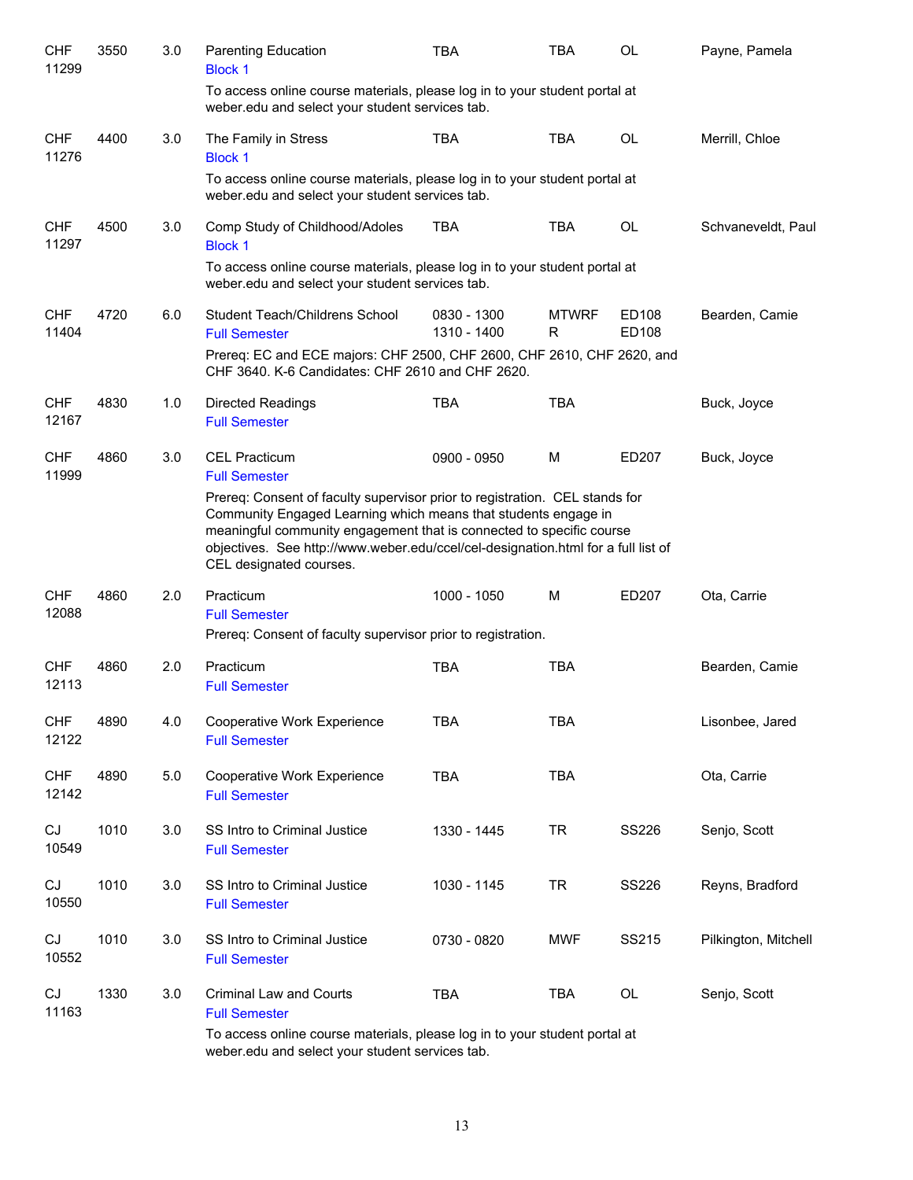| Subject / CRN | Course | Credits | Title | Time | Days | Room | Instructor |
|---|---|---|---|---|---|---|---|
| CHF 11299 | 3550 | 3.0 | Parenting Education<br>Block 1<br>To access online course materials, please log in to your student portal at weber.edu and select your student services tab. | TBA | TBA | OL | Payne, Pamela |
| CHF 11276 | 4400 | 3.0 | The Family in Stress<br>Block 1<br>To access online course materials, please log in to your student portal at weber.edu and select your student services tab. | TBA | TBA | OL | Merrill, Chloe |
| CHF 11297 | 4500 | 3.0 | Comp Study of Childhood/Adoles<br>Block 1<br>To access online course materials, please log in to your student portal at weber.edu and select your student services tab. | TBA | TBA | OL | Schvaneveldt, Paul |
| CHF 11404 | 4720 | 6.0 | Student Teach/Childrens School<br>Full Semester<br>Prereq: EC and ECE majors: CHF 2500, CHF 2600, CHF 2610, CHF 2620, and CHF 3640. K-6 Candidates: CHF 2610 and CHF 2620. | 0830 - 1300<br>1310 - 1400 | MTWRF<br>R | ED108<br>ED108 | Bearden, Camie |
| CHF 12167 | 4830 | 1.0 | Directed Readings<br>Full Semester | TBA | TBA | | Buck, Joyce |
| CHF 11999 | 4860 | 3.0 | CEL Practicum<br>Full Semester<br>Prereq: Consent of faculty supervisor prior to registration. CEL stands for Community Engaged Learning which means that students engage in meaningful community engagement that is connected to specific course objectives. See http://www.weber.edu/ccel/cel-designation.html for a full list of CEL designated courses. | 0900 - 0950 | M | ED207 | Buck, Joyce |
| CHF 12088 | 4860 | 2.0 | Practicum<br>Full Semester<br>Prereq: Consent of faculty supervisor prior to registration. | 1000 - 1050 | M | ED207 | Ota, Carrie |
| CHF 12113 | 4860 | 2.0 | Practicum<br>Full Semester | TBA | TBA | | Bearden, Camie |
| CHF 12122 | 4890 | 4.0 | Cooperative Work Experience<br>Full Semester | TBA | TBA | | Lisonbee, Jared |
| CHF 12142 | 4890 | 5.0 | Cooperative Work Experience<br>Full Semester | TBA | TBA | | Ota, Carrie |
| CJ 10549 | 1010 | 3.0 | SS Intro to Criminal Justice<br>Full Semester | 1330 - 1445 | TR | SS226 | Senjo, Scott |
| CJ 10550 | 1010 | 3.0 | SS Intro to Criminal Justice<br>Full Semester | 1030 - 1145 | TR | SS226 | Reyns, Bradford |
| CJ 10552 | 1010 | 3.0 | SS Intro to Criminal Justice<br>Full Semester | 0730 - 0820 | MWF | SS215 | Pilkington, Mitchell |
| CJ 11163 | 1330 | 3.0 | Criminal Law and Courts<br>Full Semester<br>To access online course materials, please log in to your student portal at weber.edu and select your student services tab. | TBA | TBA | OL | Senjo, Scott |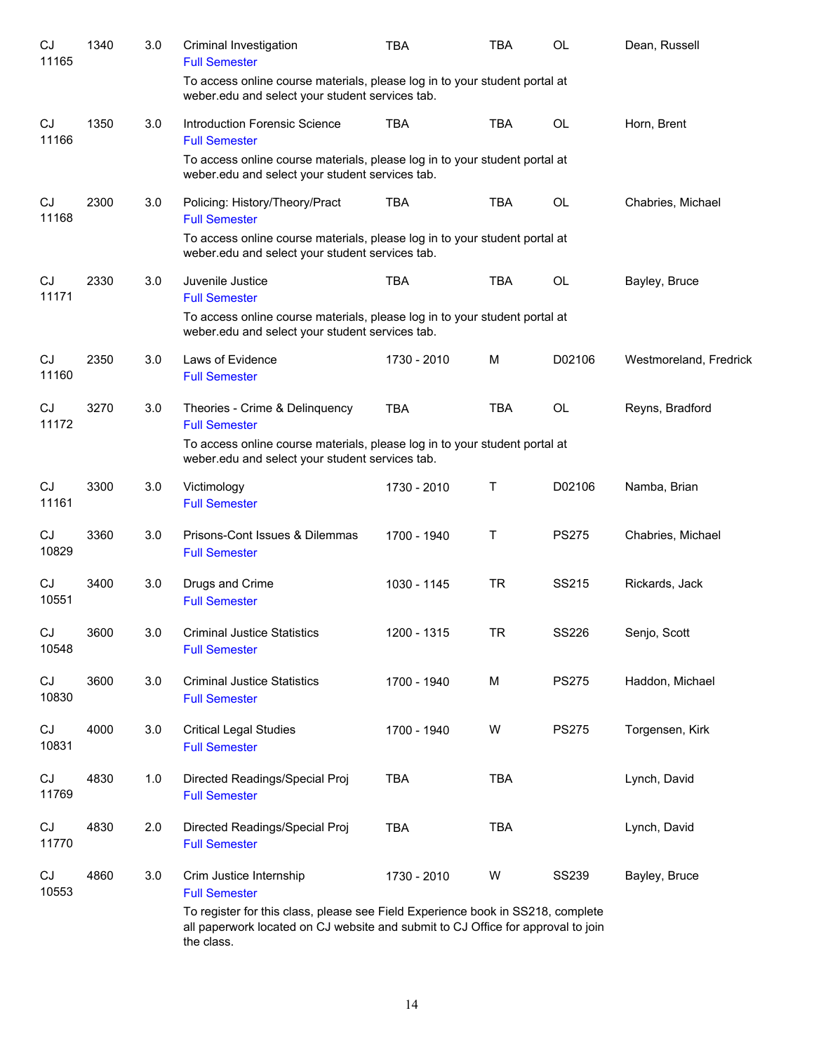| Subject / CRN | Course | Credits | Title | Time | Days | Room | Instructor |
|---|---|---|---|---|---|---|---|
| CJ 11165 | 1340 | 3.0 | Criminal Investigation<br>Full Semester<br>To access online course materials, please log in to your student portal at weber.edu and select your student services tab. | TBA | TBA | OL | Dean, Russell |
| CJ 11166 | 1350 | 3.0 | Introduction Forensic Science<br>Full Semester<br>To access online course materials, please log in to your student portal at weber.edu and select your student services tab. | TBA | TBA | OL | Horn, Brent |
| CJ 11168 | 2300 | 3.0 | Policing: History/Theory/Pract<br>Full Semester<br>To access online course materials, please log in to your student portal at weber.edu and select your student services tab. | TBA | TBA | OL | Chabries, Michael |
| CJ 11171 | 2330 | 3.0 | Juvenile Justice<br>Full Semester<br>To access online course materials, please log in to your student portal at weber.edu and select your student services tab. | TBA | TBA | OL | Bayley, Bruce |
| CJ 11160 | 2350 | 3.0 | Laws of Evidence<br>Full Semester | 1730 - 2010 | M | D02106 | Westmoreland, Fredrick |
| CJ 11172 | 3270 | 3.0 | Theories - Crime & Delinquency<br>Full Semester<br>To access online course materials, please log in to your student portal at weber.edu and select your student services tab. | TBA | TBA | OL | Reyns, Bradford |
| CJ 11161 | 3300 | 3.0 | Victimology<br>Full Semester | 1730 - 2010 | T | D02106 | Namba, Brian |
| CJ 10829 | 3360 | 3.0 | Prisons-Cont Issues & Dilemmas<br>Full Semester | 1700 - 1940 | T | PS275 | Chabries, Michael |
| CJ 10551 | 3400 | 3.0 | Drugs and Crime<br>Full Semester | 1030 - 1145 | TR | SS215 | Rickards, Jack |
| CJ 10548 | 3600 | 3.0 | Criminal Justice Statistics<br>Full Semester | 1200 - 1315 | TR | SS226 | Senjo, Scott |
| CJ 10830 | 3600 | 3.0 | Criminal Justice Statistics<br>Full Semester | 1700 - 1940 | M | PS275 | Haddon, Michael |
| CJ 10831 | 4000 | 3.0 | Critical Legal Studies<br>Full Semester | 1700 - 1940 | W | PS275 | Torgensen, Kirk |
| CJ 11769 | 4830 | 1.0 | Directed Readings/Special Proj<br>Full Semester | TBA | TBA | | Lynch, David |
| CJ 11770 | 4830 | 2.0 | Directed Readings/Special Proj<br>Full Semester | TBA | TBA | | Lynch, David |
| CJ 10553 | 4860 | 3.0 | Crim Justice Internship<br>Full Semester<br>To register for this class, please see Field Experience book in SS218, complete all paperwork located on CJ website and submit to CJ Office for approval to join the class. | 1730 - 2010 | W | SS239 | Bayley, Bruce |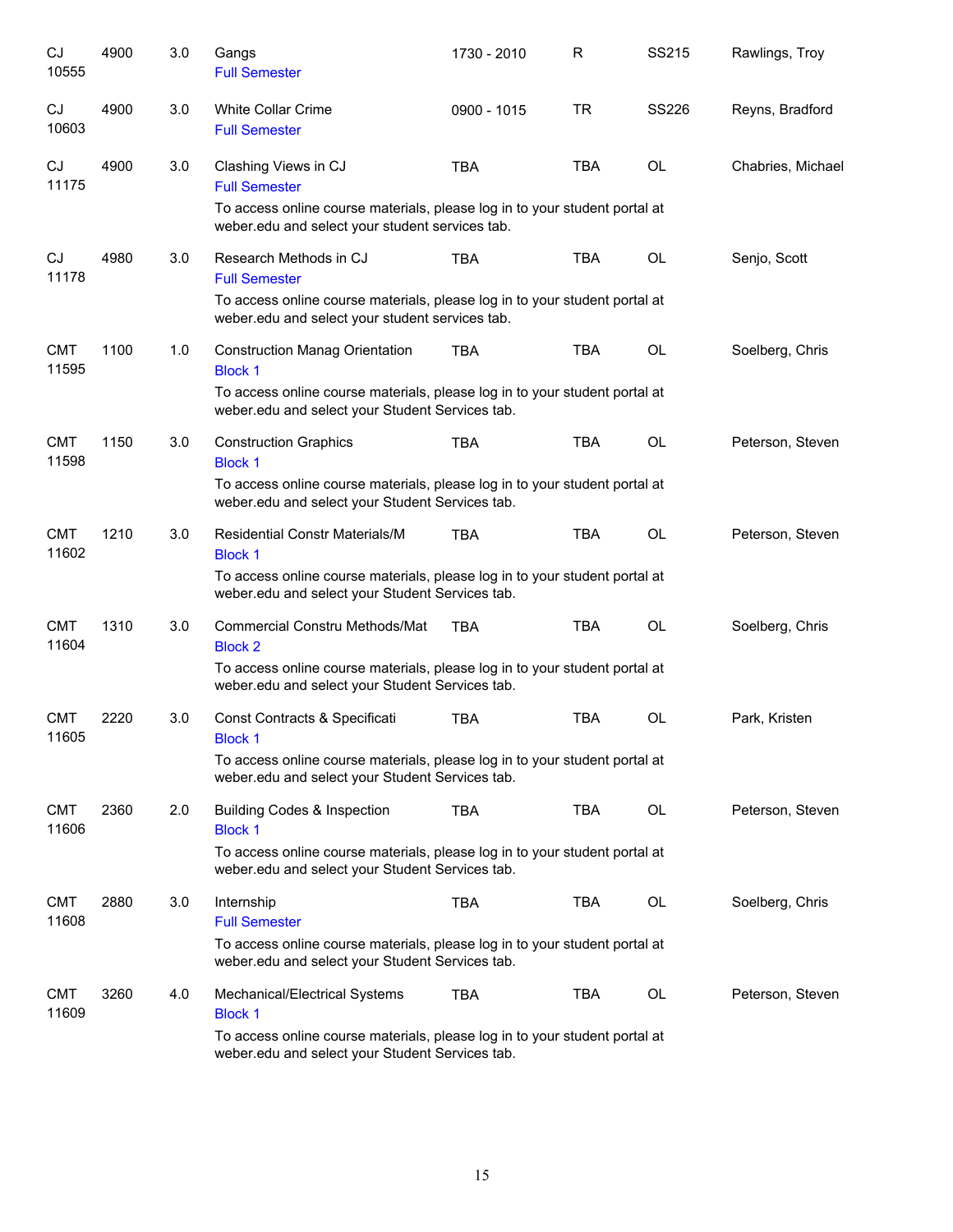| Subject / CRN | Course | Credits | Title | Time | Days | Room | Instructor |
|---|---|---|---|---|---|---|---|
| CJ 10555 | 4900 | 3.0 | Gangs<br>Full Semester | 1730 - 2010 | R | SS215 | Rawlings, Troy |
| CJ 10603 | 4900 | 3.0 | White Collar Crime<br>Full Semester | 0900 - 1015 | TR | SS226 | Reyns, Bradford |
| CJ 11175 | 4900 | 3.0 | Clashing Views in CJ<br>Full Semester<br>To access online course materials, please log in to your student portal at weber.edu and select your student services tab. | TBA | TBA | OL | Chabries, Michael |
| CJ 11178 | 4980 | 3.0 | Research Methods in CJ<br>Full Semester<br>To access online course materials, please log in to your student portal at weber.edu and select your student services tab. | TBA | TBA | OL | Senjo, Scott |
| CMT 11595 | 1100 | 1.0 | Construction Manag Orientation<br>Block 1<br>To access online course materials, please log in to your student portal at weber.edu and select your Student Services tab. | TBA | TBA | OL | Soelberg, Chris |
| CMT 11598 | 1150 | 3.0 | Construction Graphics<br>Block 1<br>To access online course materials, please log in to your student portal at weber.edu and select your Student Services tab. | TBA | TBA | OL | Peterson, Steven |
| CMT 11602 | 1210 | 3.0 | Residential Constr Materials/M<br>Block 1<br>To access online course materials, please log in to your student portal at weber.edu and select your Student Services tab. | TBA | TBA | OL | Peterson, Steven |
| CMT 11604 | 1310 | 3.0 | Commercial Constru Methods/Mat<br>Block 2<br>To access online course materials, please log in to your student portal at weber.edu and select your Student Services tab. | TBA | TBA | OL | Soelberg, Chris |
| CMT 11605 | 2220 | 3.0 | Const Contracts & Specificati<br>Block 1<br>To access online course materials, please log in to your student portal at weber.edu and select your Student Services tab. | TBA | TBA | OL | Park, Kristen |
| CMT 11606 | 2360 | 2.0 | Building Codes & Inspection<br>Block 1<br>To access online course materials, please log in to your student portal at weber.edu and select your Student Services tab. | TBA | TBA | OL | Peterson, Steven |
| CMT 11608 | 2880 | 3.0 | Internship<br>Full Semester<br>To access online course materials, please log in to your student portal at weber.edu and select your Student Services tab. | TBA | TBA | OL | Soelberg, Chris |
| CMT 11609 | 3260 | 4.0 | Mechanical/Electrical Systems<br>Block 1<br>To access online course materials, please log in to your student portal at weber.edu and select your Student Services tab. | TBA | TBA | OL | Peterson, Steven |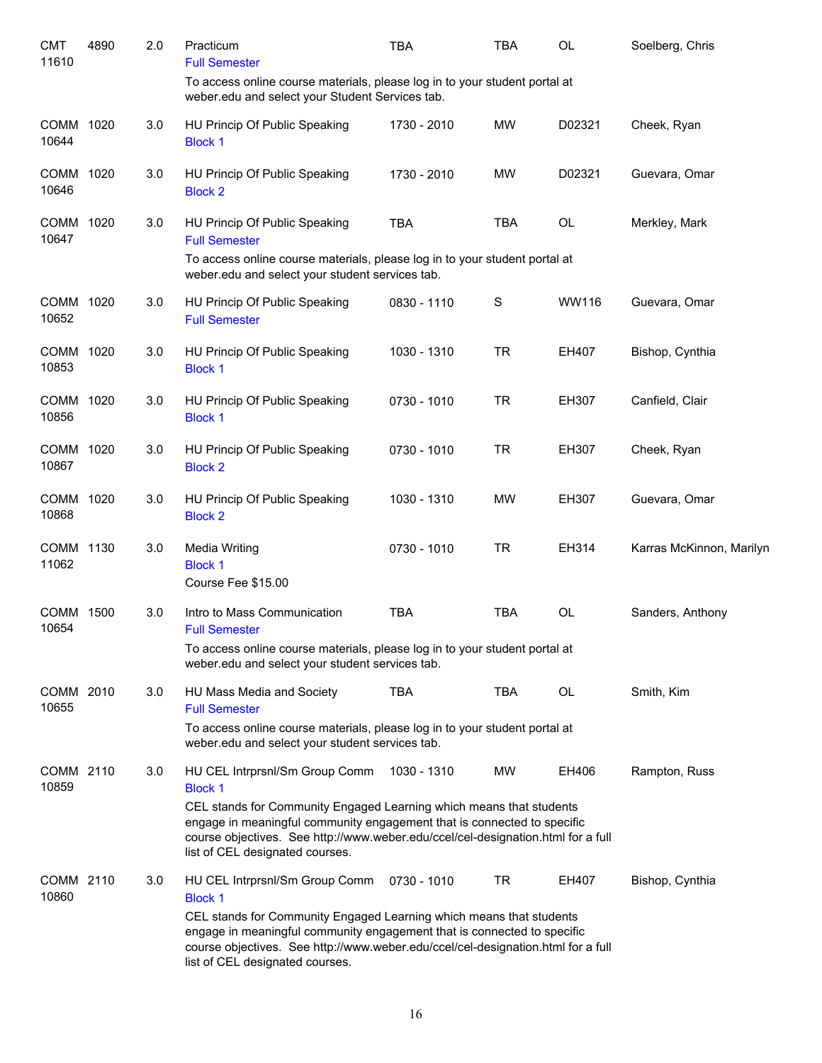| | | | | | | | |
|---|---|---|---|---|---|---|---|
| CMT 11610 | 4890 | 2.0 | Practicum<br>Full Semester<br>To access online course materials, please log in to your student portal at weber.edu and select your Student Services tab. | TBA | TBA | OL | Soelberg, Chris |
| COMM 10644 | 1020 | 3.0 | HU Princip Of Public Speaking<br>Block 1 | 1730 - 2010 | MW | D02321 | Cheek, Ryan |
| COMM 10646 | 1020 | 3.0 | HU Princip Of Public Speaking<br>Block 2 | 1730 - 2010 | MW | D02321 | Guevara, Omar |
| COMM 10647 | 1020 | 3.0 | HU Princip Of Public Speaking<br>Full Semester<br>To access online course materials, please log in to your student portal at weber.edu and select your student services tab. | TBA | TBA | OL | Merkley, Mark |
| COMM 10652 | 1020 | 3.0 | HU Princip Of Public Speaking<br>Full Semester | 0830 - 1110 | S | WW116 | Guevara, Omar |
| COMM 10853 | 1020 | 3.0 | HU Princip Of Public Speaking<br>Block 1 | 1030 - 1310 | TR | EH407 | Bishop, Cynthia |
| COMM 10856 | 1020 | 3.0 | HU Princip Of Public Speaking<br>Block 1 | 0730 - 1010 | TR | EH307 | Canfield, Clair |
| COMM 10867 | 1020 | 3.0 | HU Princip Of Public Speaking<br>Block 2 | 0730 - 1010 | TR | EH307 | Cheek, Ryan |
| COMM 10868 | 1020 | 3.0 | HU Princip Of Public Speaking<br>Block 2 | 1030 - 1310 | MW | EH307 | Guevara, Omar |
| COMM 11062 | 1130 | 3.0 | Media Writing<br>Block 1<br>Course Fee $15.00 | 0730 - 1010 | TR | EH314 | Karras McKinnon, Marilyn |
| COMM 10654 | 1500 | 3.0 | Intro to Mass Communication<br>Full Semester<br>To access online course materials, please log in to your student portal at weber.edu and select your student services tab. | TBA | TBA | OL | Sanders, Anthony |
| COMM 10655 | 2010 | 3.0 | HU Mass Media and Society<br>Full Semester<br>To access online course materials, please log in to your student portal at weber.edu and select your student services tab. | TBA | TBA | OL | Smith, Kim |
| COMM 10859 | 2110 | 3.0 | HU CEL Intrprsnl/Sm Group Comm<br>Block 1<br>CEL stands for Community Engaged Learning which means that students engage in meaningful community engagement that is connected to specific course objectives. See http://www.weber.edu/ccel/cel-designation.html for a full list of CEL designated courses. | 1030 - 1310 | MW | EH406 | Rampton, Russ |
| COMM 10860 | 2110 | 3.0 | HU CEL Intrprsnl/Sm Group Comm<br>Block 1<br>CEL stands for Community Engaged Learning which means that students engage in meaningful community engagement that is connected to specific course objectives. See http://www.weber.edu/ccel/cel-designation.html for a full list of CEL designated courses. | 0730 - 1010 | TR | EH407 | Bishop, Cynthia |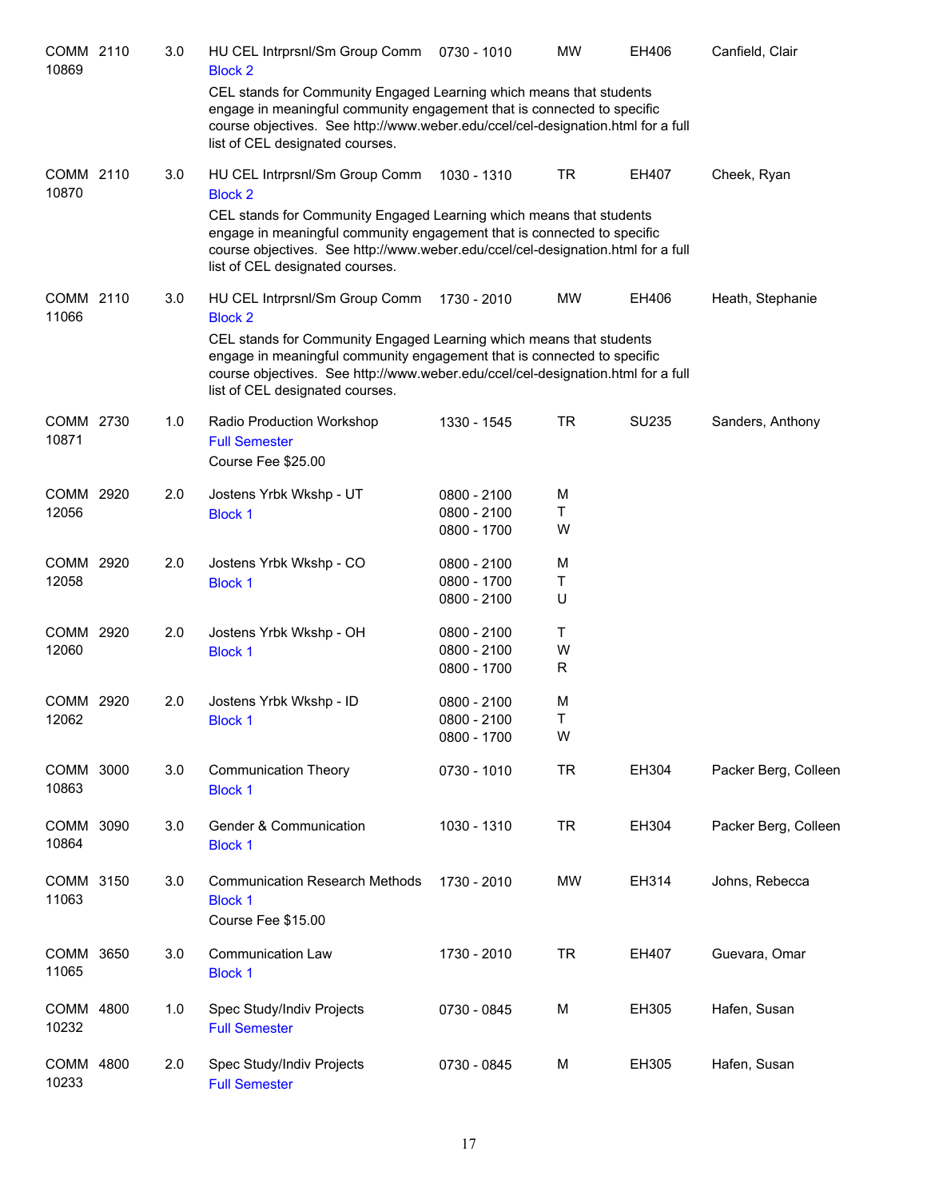| Course | | Credits | Title | Time | Days | Room | Instructor |
|---|---|---|---|---|---|---|---|
| COMM 10869 | 2110 | 3.0 | HU CEL Intrprsnl/Sm Group Comm<br>Block 2<br>CEL stands for Community Engaged Learning which means that students engage in meaningful community engagement that is connected to specific course objectives. See http://www.weber.edu/ccel/cel-designation.html for a full list of CEL designated courses. | 0730 - 1010 | MW | EH406 | Canfield, Clair |
| COMM 10870 | 2110 | 3.0 | HU CEL Intrprsnl/Sm Group Comm<br>Block 2<br>CEL stands for Community Engaged Learning which means that students engage in meaningful community engagement that is connected to specific course objectives. See http://www.weber.edu/ccel/cel-designation.html for a full list of CEL designated courses. | 1030 - 1310 | TR | EH407 | Cheek, Ryan |
| COMM 11066 | 2110 | 3.0 | HU CEL Intrprsnl/Sm Group Comm<br>Block 2<br>CEL stands for Community Engaged Learning which means that students engage in meaningful community engagement that is connected to specific course objectives. See http://www.weber.edu/ccel/cel-designation.html for a full list of CEL designated courses. | 1730 - 2010 | MW | EH406 | Heath, Stephanie |
| COMM 10871 | 2730 | 1.0 | Radio Production Workshop<br>Full Semester<br>Course Fee $25.00 | 1330 - 1545 | TR | SU235 | Sanders, Anthony |
| COMM 12056 | 2920 | 2.0 | Jostens Yrbk Wkshp - UT<br>Block 1 | 0800 - 2100<br>0800 - 2100<br>0800 - 1700 | M<br>T<br>W | | |
| COMM 12058 | 2920 | 2.0 | Jostens Yrbk Wkshp - CO<br>Block 1 | 0800 - 2100<br>0800 - 1700<br>0800 - 2100 | M<br>T<br>U | | |
| COMM 12060 | 2920 | 2.0 | Jostens Yrbk Wkshp - OH<br>Block 1 | 0800 - 2100<br>0800 - 2100<br>0800 - 1700 | T<br>W<br>R | | |
| COMM 12062 | 2920 | 2.0 | Jostens Yrbk Wkshp - ID<br>Block 1 | 0800 - 2100<br>0800 - 2100<br>0800 - 1700 | M<br>T<br>W | | |
| COMM 10863 | 3000 | 3.0 | Communication Theory<br>Block 1 | 0730 - 1010 | TR | EH304 | Packer Berg, Colleen |
| COMM 10864 | 3090 | 3.0 | Gender & Communication<br>Block 1 | 1030 - 1310 | TR | EH304 | Packer Berg, Colleen |
| COMM 11063 | 3150 | 3.0 | Communication Research Methods<br>Block 1<br>Course Fee $15.00 | 1730 - 2010 | MW | EH314 | Johns, Rebecca |
| COMM 11065 | 3650 | 3.0 | Communication Law<br>Block 1 | 1730 - 2010 | TR | EH407 | Guevara, Omar |
| COMM 10232 | 4800 | 1.0 | Spec Study/Indiv Projects<br>Full Semester | 0730 - 0845 | M | EH305 | Hafen, Susan |
| COMM 10233 | 4800 | 2.0 | Spec Study/Indiv Projects<br>Full Semester | 0730 - 0845 | M | EH305 | Hafen, Susan |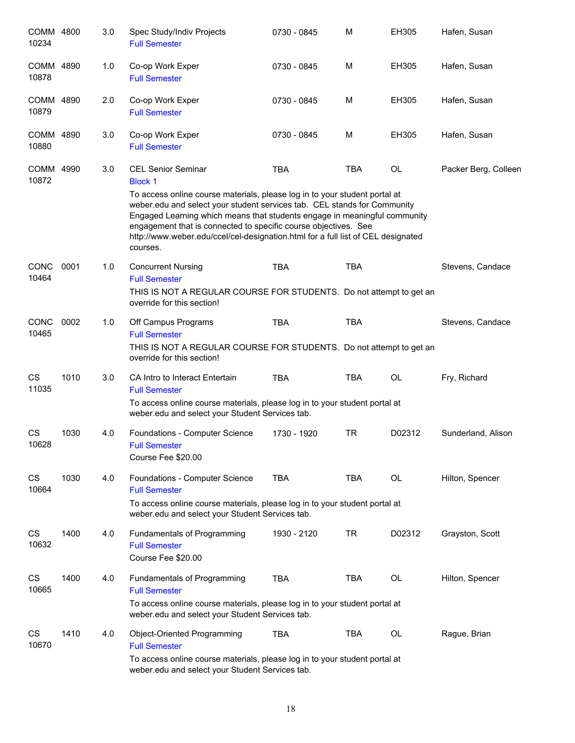| Course | Number | Credits | Title | Time | Days | Room | Instructor |
|---|---|---|---|---|---|---|---|
| COMM 10234 | 4800 | 3.0 | Spec Study/Indiv Projects<br>Full Semester | 0730 - 0845 | M | EH305 | Hafen, Susan |
| COMM 10878 | 4890 | 1.0 | Co-op Work Exper<br>Full Semester | 0730 - 0845 | M | EH305 | Hafen, Susan |
| COMM 10879 | 4890 | 2.0 | Co-op Work Exper<br>Full Semester | 0730 - 0845 | M | EH305 | Hafen, Susan |
| COMM 10880 | 4890 | 3.0 | Co-op Work Exper<br>Full Semester | 0730 - 0845 | M | EH305 | Hafen, Susan |
| COMM 10872 | 4990 | 3.0 | CEL Senior Seminar<br>Block 1<br>To access online course materials, please log in to your student portal at weber.edu and select your student services tab. CEL stands for Community Engaged Learning which means that students engage in meaningful community engagement that is connected to specific course objectives. See http://www.weber.edu/ccel/cel-designation.html for a full list of CEL designated courses. | TBA | TBA | OL | Packer Berg, Colleen |
| CONC 10464 | 0001 | 1.0 | Concurrent Nursing<br>Full Semester<br>THIS IS NOT A REGULAR COURSE FOR STUDENTS. Do not attempt to get an override for this section! | TBA | TBA | | Stevens, Candace |
| CONC 10465 | 0002 | 1.0 | Off Campus Programs<br>Full Semester<br>THIS IS NOT A REGULAR COURSE FOR STUDENTS. Do not attempt to get an override for this section! | TBA | TBA | | Stevens, Candace |
| CS 11035 | 1010 | 3.0 | CA Intro to Interact Entertain<br>Full Semester<br>To access online course materials, please log in to your student portal at weber.edu and select your Student Services tab. | TBA | TBA | OL | Fry, Richard |
| CS 10628 | 1030 | 4.0 | Foundations - Computer Science<br>Full Semester<br>Course Fee $20.00 | 1730 - 1920 | TR | D02312 | Sunderland, Alison |
| CS 10664 | 1030 | 4.0 | Foundations - Computer Science<br>Full Semester<br>To access online course materials, please log in to your student portal at weber.edu and select your Student Services tab. | TBA | TBA | OL | Hilton, Spencer |
| CS 10632 | 1400 | 4.0 | Fundamentals of Programming<br>Full Semester<br>Course Fee $20.00 | 1930 - 2120 | TR | D02312 | Grayston, Scott |
| CS 10665 | 1400 | 4.0 | Fundamentals of Programming<br>Full Semester<br>To access online course materials, please log in to your student portal at weber.edu and select your Student Services tab. | TBA | TBA | OL | Hilton, Spencer |
| CS 10670 | 1410 | 4.0 | Object-Oriented Programming<br>Full Semester<br>To access online course materials, please log in to your student portal at weber.edu and select your Student Services tab. | TBA | TBA | OL | Rague, Brian |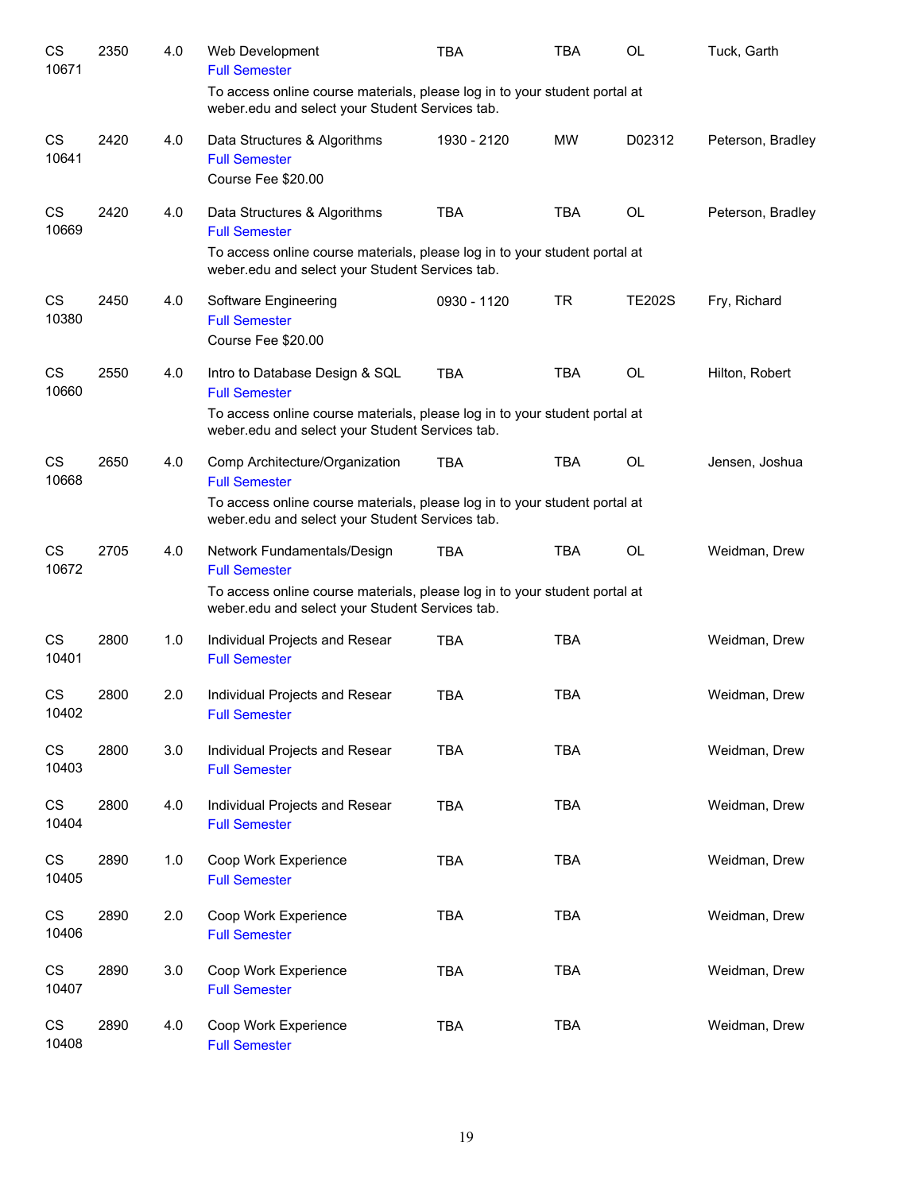| | | | | | | | |
|---|---|---|---|---|---|---|---|
| CS 10671 | 2350 | 4.0 | Web Development<br>Full Semester<br>To access online course materials, please log in to your student portal at weber.edu and select your Student Services tab. | TBA | TBA | OL | Tuck, Garth |
| CS 10641 | 2420 | 4.0 | Data Structures & Algorithms<br>Full Semester<br>Course Fee $20.00 | 1930 - 2120 | MW | D02312 | Peterson, Bradley |
| CS 10669 | 2420 | 4.0 | Data Structures & Algorithms<br>Full Semester<br>To access online course materials, please log in to your student portal at weber.edu and select your Student Services tab. | TBA | TBA | OL | Peterson, Bradley |
| CS 10380 | 2450 | 4.0 | Software Engineering<br>Full Semester<br>Course Fee $20.00 | 0930 - 1120 | TR | TE202S | Fry, Richard |
| CS 10660 | 2550 | 4.0 | Intro to Database Design & SQL<br>Full Semester<br>To access online course materials, please log in to your student portal at weber.edu and select your Student Services tab. | TBA | TBA | OL | Hilton, Robert |
| CS 10668 | 2650 | 4.0 | Comp Architecture/Organization<br>Full Semester<br>To access online course materials, please log in to your student portal at weber.edu and select your Student Services tab. | TBA | TBA | OL | Jensen, Joshua |
| CS 10672 | 2705 | 4.0 | Network Fundamentals/Design<br>Full Semester<br>To access online course materials, please log in to your student portal at weber.edu and select your Student Services tab. | TBA | TBA | OL | Weidman, Drew |
| CS 10401 | 2800 | 1.0 | Individual Projects and Resear<br>Full Semester | TBA | TBA | | Weidman, Drew |
| CS 10402 | 2800 | 2.0 | Individual Projects and Resear<br>Full Semester | TBA | TBA | | Weidman, Drew |
| CS 10403 | 2800 | 3.0 | Individual Projects and Resear<br>Full Semester | TBA | TBA | | Weidman, Drew |
| CS 10404 | 2800 | 4.0 | Individual Projects and Resear<br>Full Semester | TBA | TBA | | Weidman, Drew |
| CS 10405 | 2890 | 1.0 | Coop Work Experience<br>Full Semester | TBA | TBA | | Weidman, Drew |
| CS 10406 | 2890 | 2.0 | Coop Work Experience<br>Full Semester | TBA | TBA | | Weidman, Drew |
| CS 10407 | 2890 | 3.0 | Coop Work Experience<br>Full Semester | TBA | TBA | | Weidman, Drew |
| CS 10408 | 2890 | 4.0 | Coop Work Experience<br>Full Semester | TBA | TBA | | Weidman, Drew |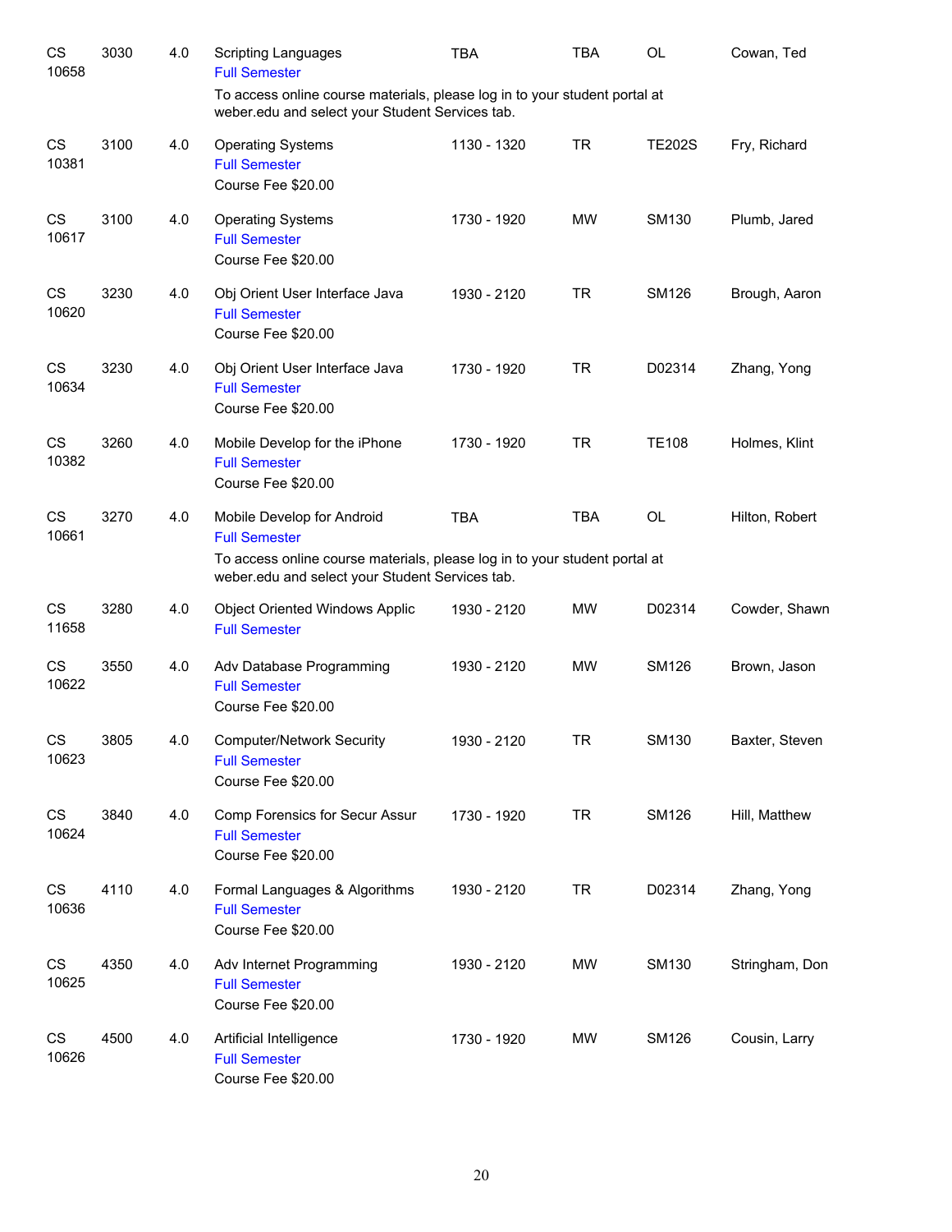| | | | | | | | |
|---|---|---|---|---|---|---|---|
| CS 10658 | 3030 | 4.0 | Scripting Languages<br>Full Semester<br>To access online course materials, please log in to your student portal at weber.edu and select your Student Services tab. | TBA | TBA | OL | Cowan, Ted |
| CS 10381 | 3100 | 4.0 | Operating Systems<br>Full Semester<br>Course Fee $20.00 | 1130 - 1320 | TR | TE202S | Fry, Richard |
| CS 10617 | 3100 | 4.0 | Operating Systems<br>Full Semester<br>Course Fee $20.00 | 1730 - 1920 | MW | SM130 | Plumb, Jared |
| CS 10620 | 3230 | 4.0 | Obj Orient User Interface Java<br>Full Semester<br>Course Fee $20.00 | 1930 - 2120 | TR | SM126 | Brough, Aaron |
| CS 10634 | 3230 | 4.0 | Obj Orient User Interface Java<br>Full Semester<br>Course Fee $20.00 | 1730 - 1920 | TR | D02314 | Zhang, Yong |
| CS 10382 | 3260 | 4.0 | Mobile Develop for the iPhone<br>Full Semester<br>Course Fee $20.00 | 1730 - 1920 | TR | TE108 | Holmes, Klint |
| CS 10661 | 3270 | 4.0 | Mobile Develop for Android<br>Full Semester<br>To access online course materials, please log in to your student portal at weber.edu and select your Student Services tab. | TBA | TBA | OL | Hilton, Robert |
| CS 11658 | 3280 | 4.0 | Object Oriented Windows Applic<br>Full Semester | 1930 - 2120 | MW | D02314 | Cowder, Shawn |
| CS 10622 | 3550 | 4.0 | Adv Database Programming<br>Full Semester<br>Course Fee $20.00 | 1930 - 2120 | MW | SM126 | Brown, Jason |
| CS 10623 | 3805 | 4.0 | Computer/Network Security<br>Full Semester<br>Course Fee $20.00 | 1930 - 2120 | TR | SM130 | Baxter, Steven |
| CS 10624 | 3840 | 4.0 | Comp Forensics for Secur Assur<br>Full Semester<br>Course Fee $20.00 | 1730 - 1920 | TR | SM126 | Hill, Matthew |
| CS 10636 | 4110 | 4.0 | Formal Languages & Algorithms<br>Full Semester<br>Course Fee $20.00 | 1930 - 2120 | TR | D02314 | Zhang, Yong |
| CS 10625 | 4350 | 4.0 | Adv Internet Programming<br>Full Semester<br>Course Fee $20.00 | 1930 - 2120 | MW | SM130 | Stringham, Don |
| CS 10626 | 4500 | 4.0 | Artificial Intelligence<br>Full Semester<br>Course Fee $20.00 | 1730 - 1920 | MW | SM126 | Cousin, Larry |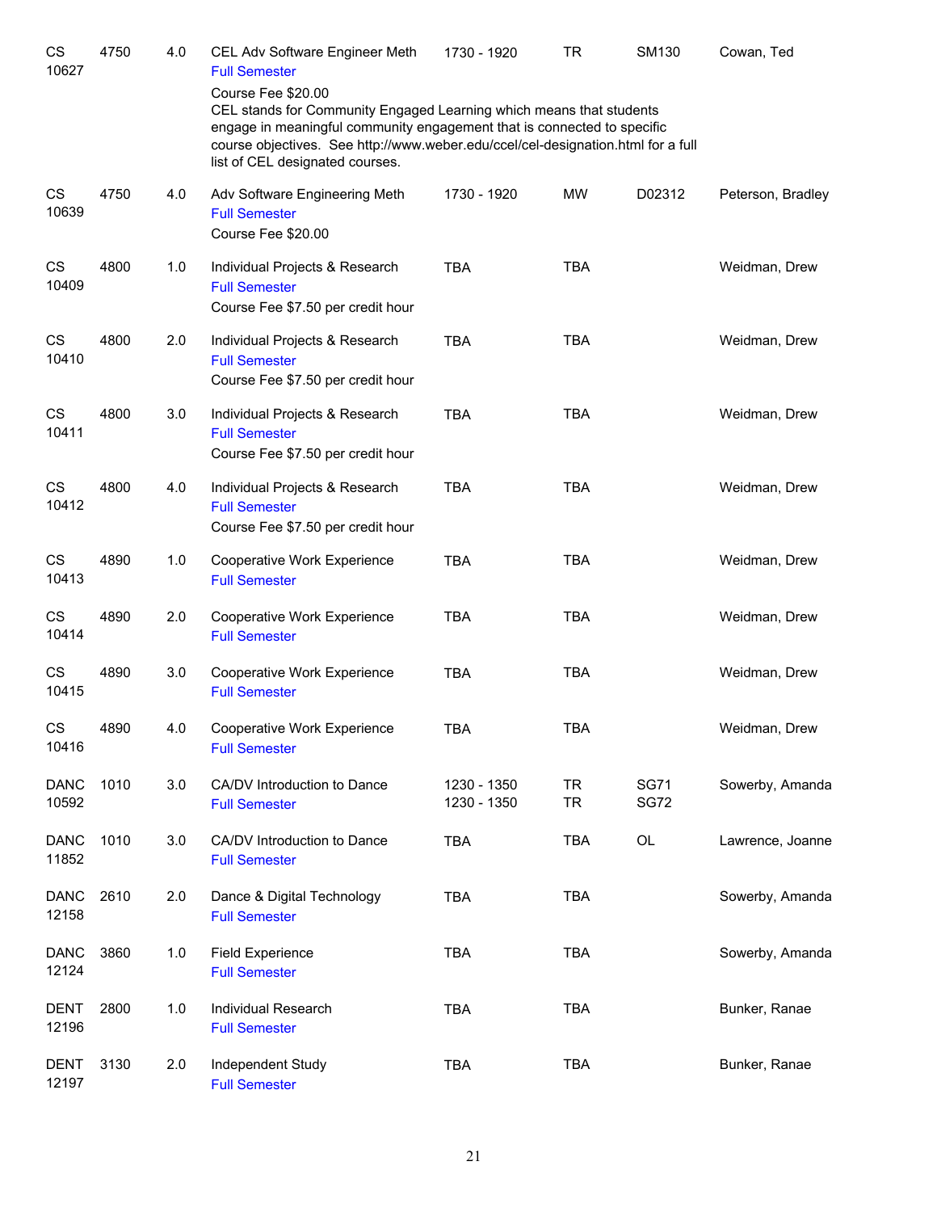| Subject / CRN | Course | Credits | Title | Time | Days | Room | Instructor |
|---|---|---|---|---|---|---|---|
| CS 10627 | 4750 | 4.0 | CEL Adv Software Engineer Meth<br>Full Semester<br>Course Fee $20.00<br>CEL stands for Community Engaged Learning which means that students engage in meaningful community engagement that is connected to specific course objectives. See http://www.weber.edu/ccel/cel-designation.html for a full list of CEL designated courses. | 1730 - 1920 | TR | SM130 | Cowan, Ted |
| CS 10639 | 4750 | 4.0 | Adv Software Engineering Meth<br>Full Semester<br>Course Fee $20.00 | 1730 - 1920 | MW | D02312 | Peterson, Bradley |
| CS 10409 | 4800 | 1.0 | Individual Projects & Research<br>Full Semester<br>Course Fee $7.50 per credit hour | TBA | TBA | | Weidman, Drew |
| CS 10410 | 4800 | 2.0 | Individual Projects & Research<br>Full Semester<br>Course Fee $7.50 per credit hour | TBA | TBA | | Weidman, Drew |
| CS 10411 | 4800 | 3.0 | Individual Projects & Research<br>Full Semester<br>Course Fee $7.50 per credit hour | TBA | TBA | | Weidman, Drew |
| CS 10412 | 4800 | 4.0 | Individual Projects & Research<br>Full Semester<br>Course Fee $7.50 per credit hour | TBA | TBA | | Weidman, Drew |
| CS 10413 | 4890 | 1.0 | Cooperative Work Experience<br>Full Semester | TBA | TBA | | Weidman, Drew |
| CS 10414 | 4890 | 2.0 | Cooperative Work Experience<br>Full Semester | TBA | TBA | | Weidman, Drew |
| CS 10415 | 4890 | 3.0 | Cooperative Work Experience<br>Full Semester | TBA | TBA | | Weidman, Drew |
| CS 10416 | 4890 | 4.0 | Cooperative Work Experience<br>Full Semester | TBA | TBA | | Weidman, Drew |
| DANC 10592 | 1010 | 3.0 | CA/DV Introduction to Dance<br>Full Semester | 1230 - 1350<br>1230 - 1350 | TR<br>TR | SG71<br>SG72 | Sowerby, Amanda |
| DANC 11852 | 1010 | 3.0 | CA/DV Introduction to Dance<br>Full Semester | TBA | TBA | OL | Lawrence, Joanne |
| DANC 12158 | 2610 | 2.0 | Dance & Digital Technology<br>Full Semester | TBA | TBA | | Sowerby, Amanda |
| DANC 12124 | 3860 | 1.0 | Field Experience<br>Full Semester | TBA | TBA | | Sowerby, Amanda |
| DENT 12196 | 2800 | 1.0 | Individual Research<br>Full Semester | TBA | TBA | | Bunker, Ranae |
| DENT 12197 | 3130 | 2.0 | Independent Study<br>Full Semester | TBA | TBA | | Bunker, Ranae |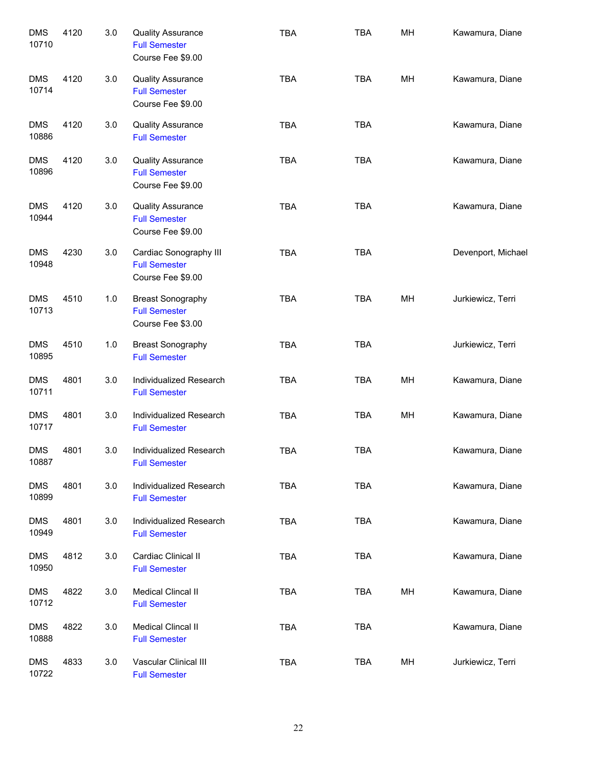| | | | | | | | |
|---|---|---|---|---|---|---|---|
| DMS 10710 | 4120 | 3.0 | Quality Assurance<br>Full Semester<br>Course Fee $9.00 | TBA | TBA | MH | Kawamura, Diane |
| DMS 10714 | 4120 | 3.0 | Quality Assurance<br>Full Semester<br>Course Fee $9.00 | TBA | TBA | MH | Kawamura, Diane |
| DMS 10886 | 4120 | 3.0 | Quality Assurance<br>Full Semester | TBA | TBA | | Kawamura, Diane |
| DMS 10896 | 4120 | 3.0 | Quality Assurance<br>Full Semester<br>Course Fee $9.00 | TBA | TBA | | Kawamura, Diane |
| DMS 10944 | 4120 | 3.0 | Quality Assurance<br>Full Semester<br>Course Fee $9.00 | TBA | TBA | | Kawamura, Diane |
| DMS 10948 | 4230 | 3.0 | Cardiac Sonography III<br>Full Semester<br>Course Fee $9.00 | TBA | TBA | | Devenport, Michael |
| DMS 10713 | 4510 | 1.0 | Breast Sonography<br>Full Semester<br>Course Fee $3.00 | TBA | TBA | MH | Jurkiewicz, Terri |
| DMS 10895 | 4510 | 1.0 | Breast Sonography<br>Full Semester | TBA | TBA | | Jurkiewicz, Terri |
| DMS 10711 | 4801 | 3.0 | Individualized Research<br>Full Semester | TBA | TBA | MH | Kawamura, Diane |
| DMS 10717 | 4801 | 3.0 | Individualized Research<br>Full Semester | TBA | TBA | MH | Kawamura, Diane |
| DMS 10887 | 4801 | 3.0 | Individualized Research<br>Full Semester | TBA | TBA | | Kawamura, Diane |
| DMS 10899 | 4801 | 3.0 | Individualized Research<br>Full Semester | TBA | TBA | | Kawamura, Diane |
| DMS 10949 | 4801 | 3.0 | Individualized Research<br>Full Semester | TBA | TBA | | Kawamura, Diane |
| DMS 10950 | 4812 | 3.0 | Cardiac Clinical II<br>Full Semester | TBA | TBA | | Kawamura, Diane |
| DMS 10712 | 4822 | 3.0 | Medical Clincal II<br>Full Semester | TBA | TBA | MH | Kawamura, Diane |
| DMS 10888 | 4822 | 3.0 | Medical Clincal II<br>Full Semester | TBA | TBA | | Kawamura, Diane |
| DMS 10722 | 4833 | 3.0 | Vascular Clinical III<br>Full Semester | TBA | TBA | MH | Jurkiewicz, Terri |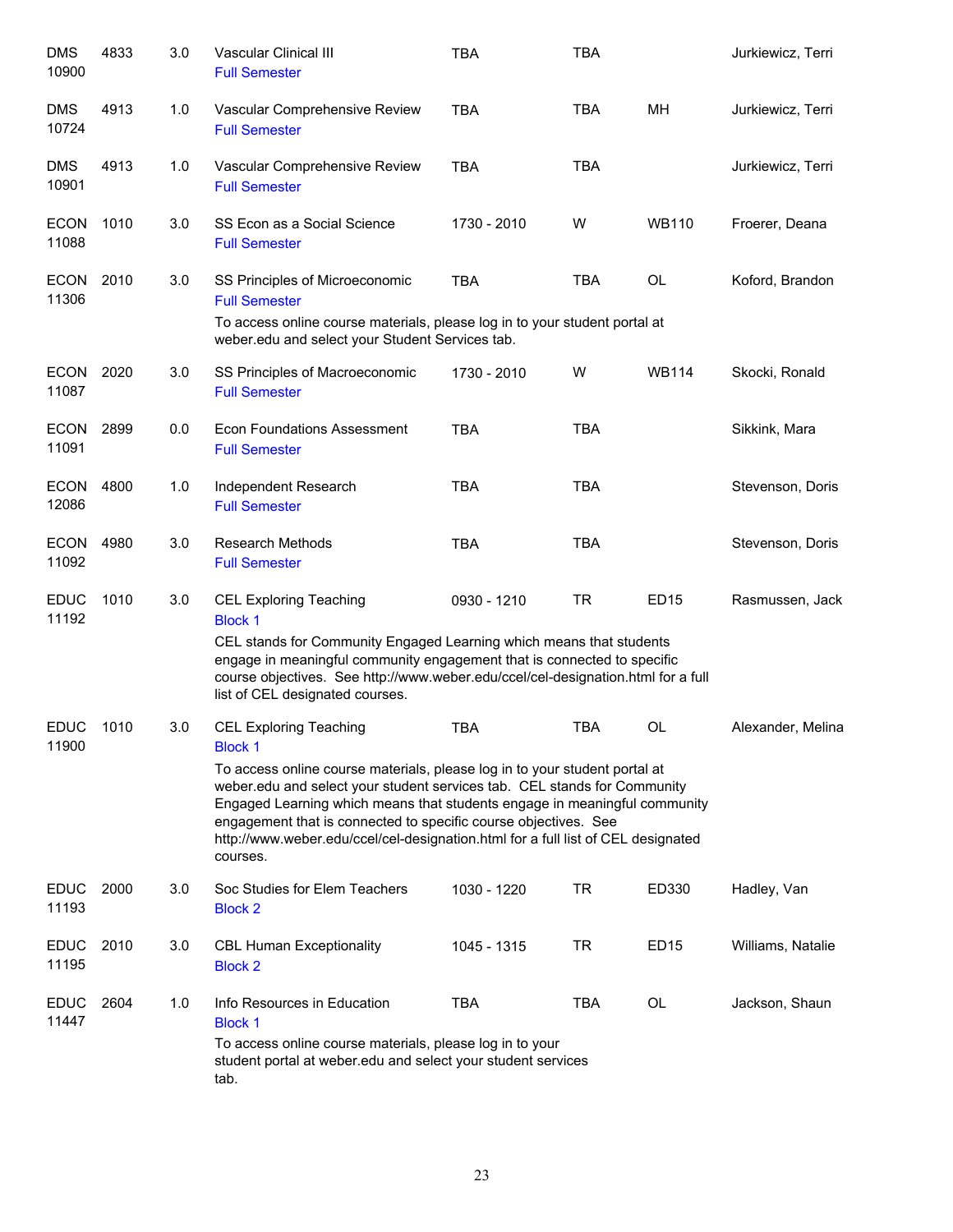| Subject / CRN | Course | Credits | Title | Time | Days | Room | Instructor |
|---|---|---|---|---|---|---|---|
| DMS 10900 | 4833 | 3.0 | Vascular Clinical III<br>Full Semester | TBA | TBA | | Jurkiewicz, Terri |
| DMS 10724 | 4913 | 1.0 | Vascular Comprehensive Review<br>Full Semester | TBA | TBA | MH | Jurkiewicz, Terri |
| DMS 10901 | 4913 | 1.0 | Vascular Comprehensive Review<br>Full Semester | TBA | TBA | | Jurkiewicz, Terri |
| ECON 11088 | 1010 | 3.0 | SS Econ as a Social Science<br>Full Semester | 1730 - 2010 | W | WB110 | Froerer, Deana |
| ECON 11306 | 2010 | 3.0 | SS Principles of Microeconomic<br>Full Semester<br>To access online course materials, please log in to your student portal at weber.edu and select your Student Services tab. | TBA | TBA | OL | Koford, Brandon |
| ECON 11087 | 2020 | 3.0 | SS Principles of Macroeconomic<br>Full Semester | 1730 - 2010 | W | WB114 | Skocki, Ronald |
| ECON 11091 | 2899 | 0.0 | Econ Foundations Assessment<br>Full Semester | TBA | TBA | | Sikkink, Mara |
| ECON 12086 | 4800 | 1.0 | Independent Research<br>Full Semester | TBA | TBA | | Stevenson, Doris |
| ECON 11092 | 4980 | 3.0 | Research Methods<br>Full Semester | TBA | TBA | | Stevenson, Doris |
| EDUC 11192 | 1010 | 3.0 | CEL Exploring Teaching<br>Block 1<br>CEL stands for Community Engaged Learning which means that students engage in meaningful community engagement that is connected to specific course objectives. See http://www.weber.edu/ccel/cel-designation.html for a full list of CEL designated courses. | 0930 - 1210 | TR | ED15 | Rasmussen, Jack |
| EDUC 11900 | 1010 | 3.0 | CEL Exploring Teaching<br>Block 1<br>To access online course materials, please log in to your student portal at weber.edu and select your student services tab. CEL stands for Community Engaged Learning which means that students engage in meaningful community engagement that is connected to specific course objectives. See http://www.weber.edu/ccel/cel-designation.html for a full list of CEL designated courses. | TBA | TBA | OL | Alexander, Melina |
| EDUC 11193 | 2000 | 3.0 | Soc Studies for Elem Teachers<br>Block 2 | 1030 - 1220 | TR | ED330 | Hadley, Van |
| EDUC 11195 | 2010 | 3.0 | CBL Human Exceptionality<br>Block 2 | 1045 - 1315 | TR | ED15 | Williams, Natalie |
| EDUC 11447 | 2604 | 1.0 | Info Resources in Education<br>Block 1<br>To access online course materials, please log in to your student portal at weber.edu and select your student services tab. | TBA | TBA | OL | Jackson, Shaun |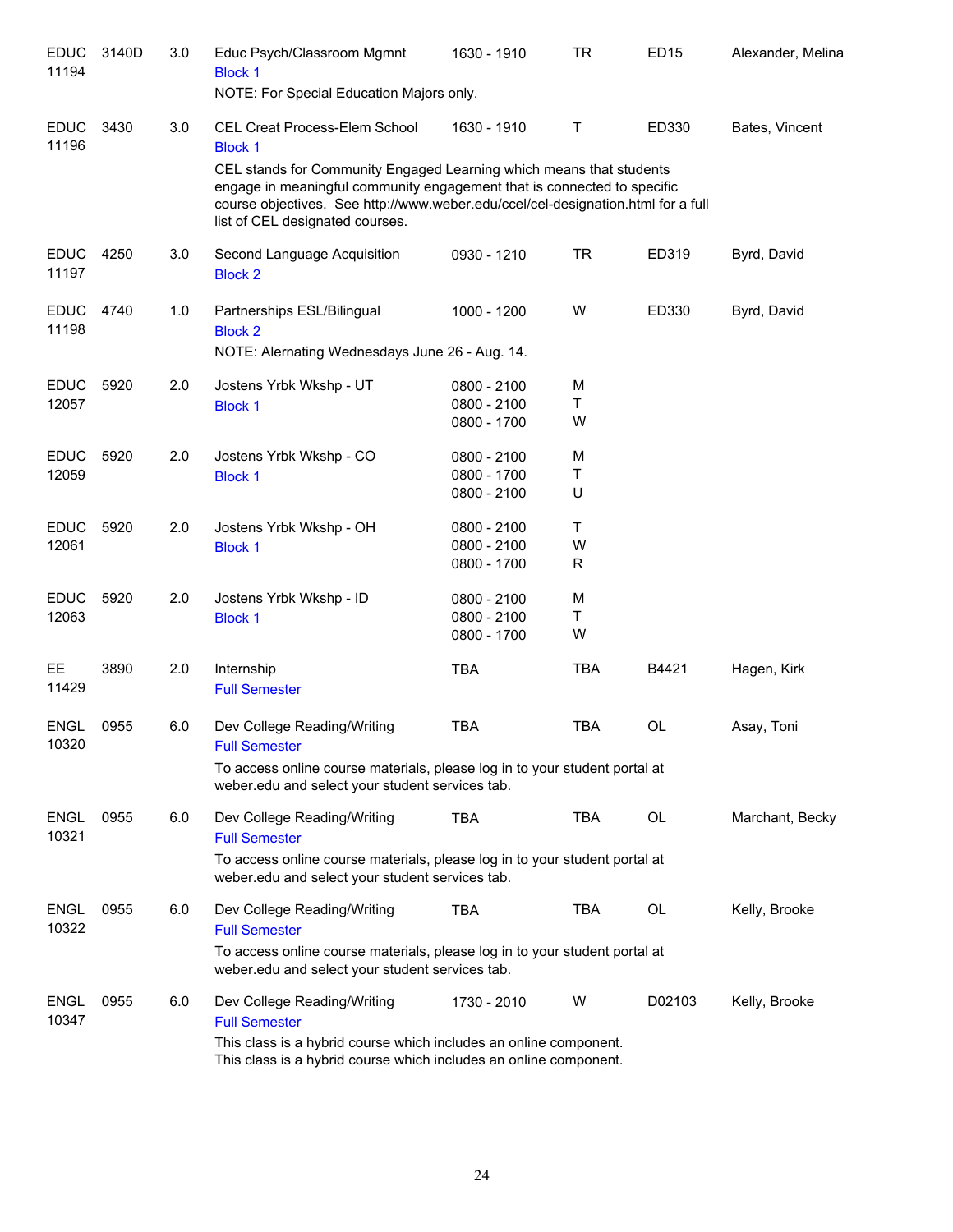| Subject / CRN | Course | Credits | Title | Time | Days | Room | Instructor |
|---|---|---|---|---|---|---|---|
| EDUC 11194 | 3140D | 3.0 | Educ Psych/Classroom Mgmnt<br>Block 1<br>NOTE: For Special Education Majors only. | 1630 - 1910 | TR | ED15 | Alexander, Melina |
| EDUC 11196 | 3430 | 3.0 | CEL Creat Process-Elem School<br>Block 1<br>CEL stands for Community Engaged Learning which means that students engage in meaningful community engagement that is connected to specific course objectives. See http://www.weber.edu/ccel/cel-designation.html for a full list of CEL designated courses. | 1630 - 1910 | T | ED330 | Bates, Vincent |
| EDUC 11197 | 4250 | 3.0 | Second Language Acquisition<br>Block 2 | 0930 - 1210 | TR | ED319 | Byrd, David |
| EDUC 11198 | 4740 | 1.0 | Partnerships ESL/Bilingual<br>Block 2<br>NOTE: Alternating Wednesdays June 26 - Aug. 14. | 1000 - 1200 | W | ED330 | Byrd, David |
| EDUC 12057 | 5920 | 2.0 | Jostens Yrbk Wkshp - UT<br>Block 1 | 0800 - 2100<br>0800 - 2100<br>0800 - 1700 | M<br>T<br>W | | |
| EDUC 12059 | 5920 | 2.0 | Jostens Yrbk Wkshp - CO<br>Block 1 | 0800 - 2100<br>0800 - 1700<br>0800 - 2100 | M<br>T<br>U | | |
| EDUC 12061 | 5920 | 2.0 | Jostens Yrbk Wkshp - OH<br>Block 1 | 0800 - 2100<br>0800 - 2100<br>0800 - 1700 | T<br>W<br>R | | |
| EDUC 12063 | 5920 | 2.0 | Jostens Yrbk Wkshp - ID<br>Block 1 | 0800 - 2100<br>0800 - 2100<br>0800 - 1700 | M<br>T<br>W | | |
| EE 11429 | 3890 | 2.0 | Internship<br>Full Semester | TBA | TBA | B4421 | Hagen, Kirk |
| ENGL 10320 | 0955 | 6.0 | Dev College Reading/Writing<br>Full Semester<br>To access online course materials, please log in to your student portal at weber.edu and select your student services tab. | TBA | TBA | OL | Asay, Toni |
| ENGL 10321 | 0955 | 6.0 | Dev College Reading/Writing<br>Full Semester<br>To access online course materials, please log in to your student portal at weber.edu and select your student services tab. | TBA | TBA | OL | Marchant, Becky |
| ENGL 10322 | 0955 | 6.0 | Dev College Reading/Writing<br>Full Semester<br>To access online course materials, please log in to your student portal at weber.edu and select your student services tab. | TBA | TBA | OL | Kelly, Brooke |
| ENGL 10347 | 0955 | 6.0 | Dev College Reading/Writing<br>Full Semester<br>This class is a hybrid course which includes an online component.<br>This class is a hybrid course which includes an online component. | 1730 - 2010 | W | D02103 | Kelly, Brooke |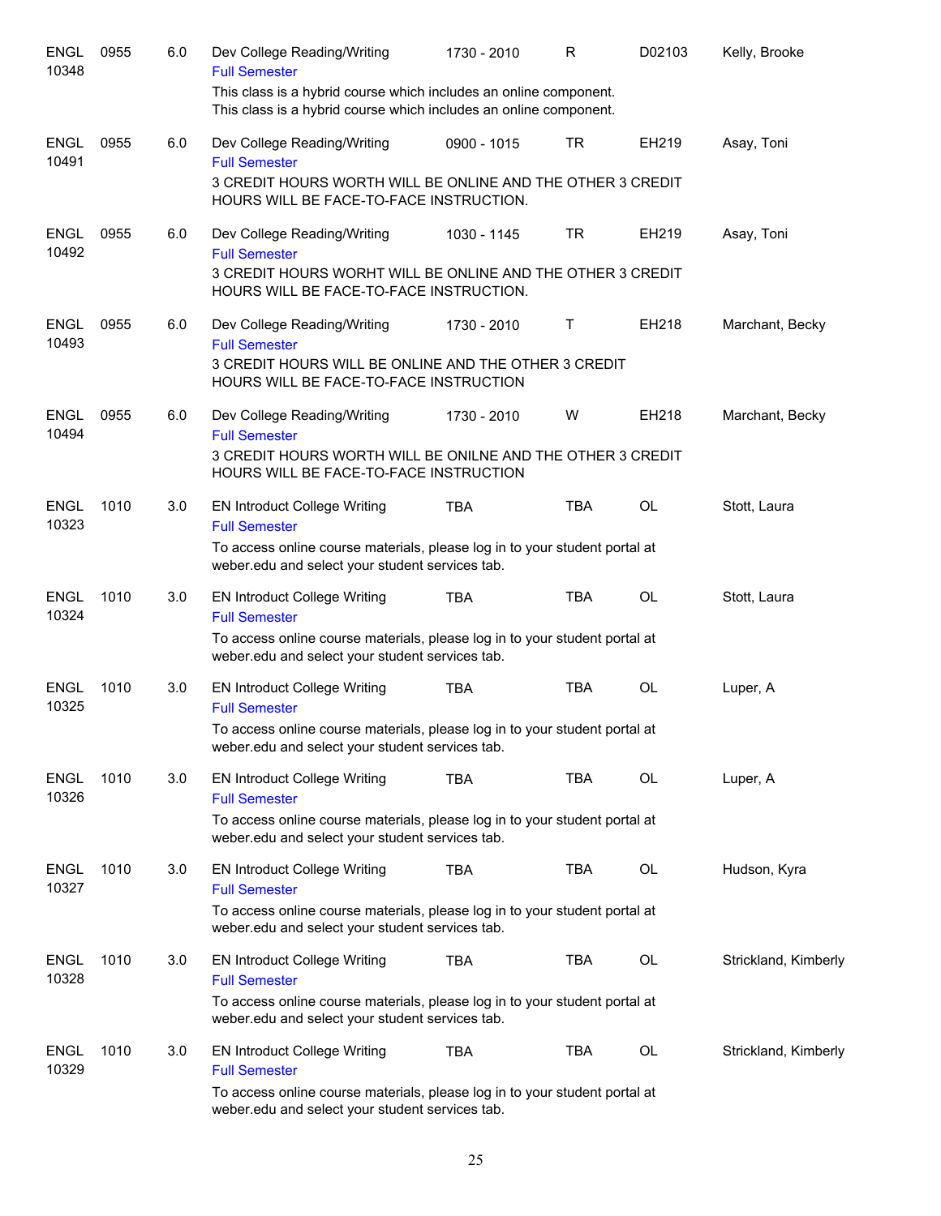| Subject / CRN | Course | Credits | Title / Notes | Time | Days | Room | Instructor |
|---|---|---|---|---|---|---|---|
| ENGL 10348 | 0955 | 6.0 | Dev College Reading/Writing<br>Full Semester<br>This class is a hybrid course which includes an online component.<br>This class is a hybrid course which includes an online component. | 1730 - 2010 | R | D02103 | Kelly, Brooke |
| ENGL 10491 | 0955 | 6.0 | Dev College Reading/Writing<br>Full Semester<br>3 CREDIT HOURS WORTH WILL BE ONLINE AND THE OTHER 3 CREDIT HOURS WILL BE FACE-TO-FACE INSTRUCTION. | 0900 - 1015 | TR | EH219 | Asay, Toni |
| ENGL 10492 | 0955 | 6.0 | Dev College Reading/Writing<br>Full Semester<br>3 CREDIT HOURS WORHT WILL BE ONLINE AND THE OTHER 3 CREDIT HOURS WILL BE FACE-TO-FACE INSTRUCTION. | 1030 - 1145 | TR | EH219 | Asay, Toni |
| ENGL 10493 | 0955 | 6.0 | Dev College Reading/Writing<br>Full Semester<br>3 CREDIT HOURS WILL BE ONLINE AND THE OTHER 3 CREDIT HOURS WILL BE FACE-TO-FACE INSTRUCTION | 1730 - 2010 | T | EH218 | Marchant, Becky |
| ENGL 10494 | 0955 | 6.0 | Dev College Reading/Writing<br>Full Semester<br>3 CREDIT HOURS WORTH WILL BE ONILNE AND THE OTHER 3 CREDIT HOURS WILL BE FACE-TO-FACE INSTRUCTION | 1730 - 2010 | W | EH218 | Marchant, Becky |
| ENGL 10323 | 1010 | 3.0 | EN Introduct College Writing<br>Full Semester<br>To access online course materials, please log in to your student portal at weber.edu and select your student services tab. | TBA | TBA | OL | Stott, Laura |
| ENGL 10324 | 1010 | 3.0 | EN Introduct College Writing<br>Full Semester<br>To access online course materials, please log in to your student portal at weber.edu and select your student services tab. | TBA | TBA | OL | Stott, Laura |
| ENGL 10325 | 1010 | 3.0 | EN Introduct College Writing<br>Full Semester<br>To access online course materials, please log in to your student portal at weber.edu and select your student services tab. | TBA | TBA | OL | Luper, A |
| ENGL 10326 | 1010 | 3.0 | EN Introduct College Writing<br>Full Semester<br>To access online course materials, please log in to your student portal at weber.edu and select your student services tab. | TBA | TBA | OL | Luper, A |
| ENGL 10327 | 1010 | 3.0 | EN Introduct College Writing<br>Full Semester<br>To access online course materials, please log in to your student portal at weber.edu and select your student services tab. | TBA | TBA | OL | Hudson, Kyra |
| ENGL 10328 | 1010 | 3.0 | EN Introduct College Writing<br>Full Semester<br>To access online course materials, please log in to your student portal at weber.edu and select your student services tab. | TBA | TBA | OL | Strickland, Kimberly |
| ENGL 10329 | 1010 | 3.0 | EN Introduct College Writing<br>Full Semester<br>To access online course materials, please log in to your student portal at weber.edu and select your student services tab. | TBA | TBA | OL | Strickland, Kimberly |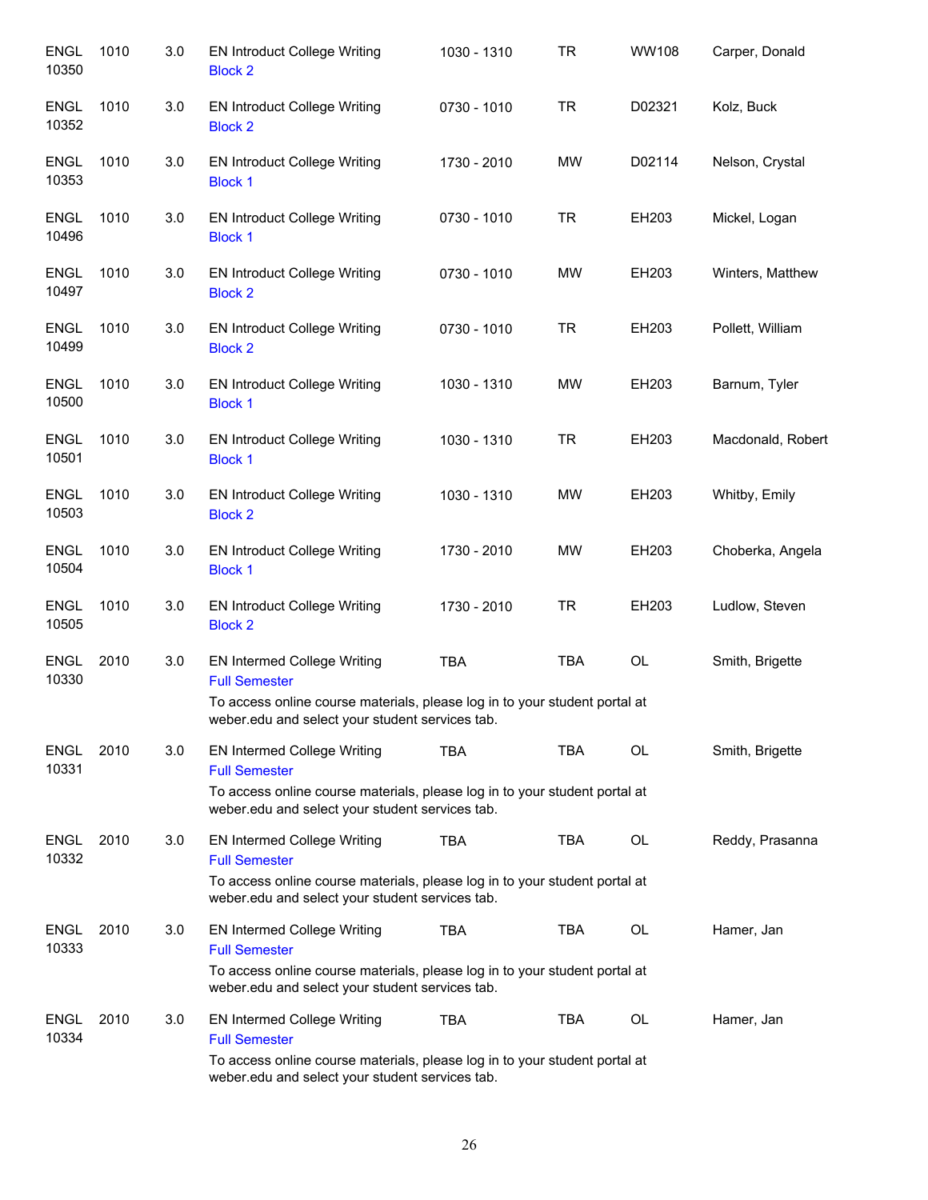| | | | | | | | |
|---|---|---|---|---|---|---|---|
| ENGL 10350 | 1010 | 3.0 | EN Introduct College Writing<br>Block 2 | 1030 - 1310 | TR | WW108 | Carper, Donald |
| ENGL 10352 | 1010 | 3.0 | EN Introduct College Writing<br>Block 2 | 0730 - 1010 | TR | D02321 | Kolz, Buck |
| ENGL 10353 | 1010 | 3.0 | EN Introduct College Writing<br>Block 1 | 1730 - 2010 | MW | D02114 | Nelson, Crystal |
| ENGL 10496 | 1010 | 3.0 | EN Introduct College Writing<br>Block 1 | 0730 - 1010 | TR | EH203 | Mickel, Logan |
| ENGL 10497 | 1010 | 3.0 | EN Introduct College Writing<br>Block 2 | 0730 - 1010 | MW | EH203 | Winters, Matthew |
| ENGL 10499 | 1010 | 3.0 | EN Introduct College Writing<br>Block 2 | 0730 - 1010 | TR | EH203 | Pollett, William |
| ENGL 10500 | 1010 | 3.0 | EN Introduct College Writing<br>Block 1 | 1030 - 1310 | MW | EH203 | Barnum, Tyler |
| ENGL 10501 | 1010 | 3.0 | EN Introduct College Writing<br>Block 1 | 1030 - 1310 | TR | EH203 | Macdonald, Robert |
| ENGL 10503 | 1010 | 3.0 | EN Introduct College Writing<br>Block 2 | 1030 - 1310 | MW | EH203 | Whitby, Emily |
| ENGL 10504 | 1010 | 3.0 | EN Introduct College Writing<br>Block 1 | 1730 - 2010 | MW | EH203 | Choberka, Angela |
| ENGL 10505 | 1010 | 3.0 | EN Introduct College Writing<br>Block 2 | 1730 - 2010 | TR | EH203 | Ludlow, Steven |
| ENGL 10330 | 2010 | 3.0 | EN Intermed College Writing<br>Full Semester<br>To access online course materials, please log in to your student portal at weber.edu and select your student services tab. | TBA | TBA | OL | Smith, Brigette |
| ENGL 10331 | 2010 | 3.0 | EN Intermed College Writing<br>Full Semester<br>To access online course materials, please log in to your student portal at weber.edu and select your student services tab. | TBA | TBA | OL | Smith, Brigette |
| ENGL 10332 | 2010 | 3.0 | EN Intermed College Writing<br>Full Semester<br>To access online course materials, please log in to your student portal at weber.edu and select your student services tab. | TBA | TBA | OL | Reddy, Prasanna |
| ENGL 10333 | 2010 | 3.0 | EN Intermed College Writing<br>Full Semester<br>To access online course materials, please log in to your student portal at weber.edu and select your student services tab. | TBA | TBA | OL | Hamer, Jan |
| ENGL 10334 | 2010 | 3.0 | EN Intermed College Writing<br>Full Semester<br>To access online course materials, please log in to your student portal at weber.edu and select your student services tab. | TBA | TBA | OL | Hamer, Jan |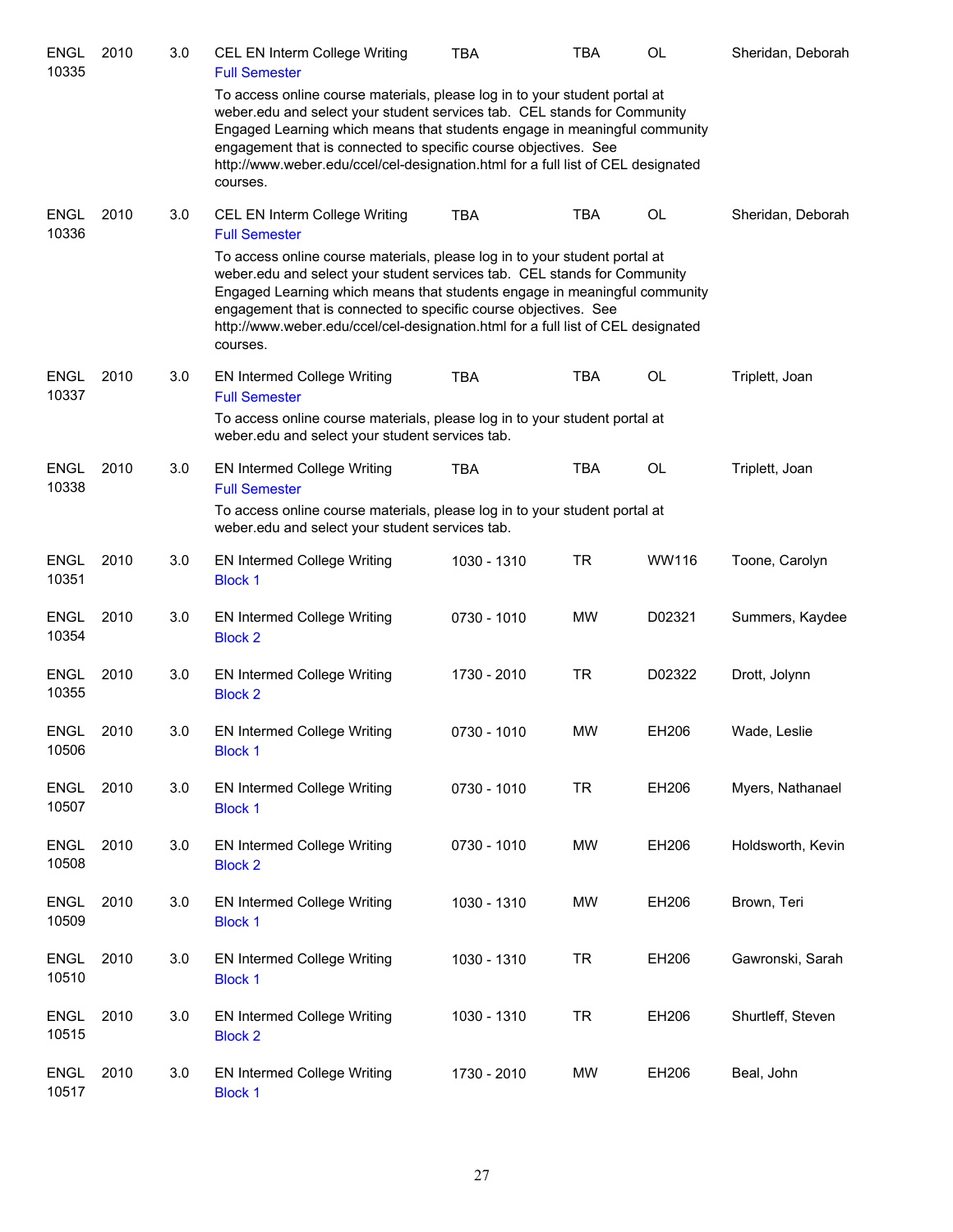| | | | | | | | |
|---|---|---|---|---|---|---|---|
| ENGL 10335 | 2010 | 3.0 | CEL EN Interm College Writing<br>Full Semester | TBA | TBA | OL | Sheridan, Deborah |
| | | | To access online course materials, please log in to your student portal at weber.edu and select your student services tab. CEL stands for Community Engaged Learning which means that students engage in meaningful community engagement that is connected to specific course objectives. See http://www.weber.edu/ccel/cel-designation.html for a full list of CEL designated courses. | | | | |
| ENGL 10336 | 2010 | 3.0 | CEL EN Interm College Writing<br>Full Semester | TBA | TBA | OL | Sheridan, Deborah |
| | | | To access online course materials, please log in to your student portal at weber.edu and select your student services tab. CEL stands for Community Engaged Learning which means that students engage in meaningful community engagement that is connected to specific course objectives. See http://www.weber.edu/ccel/cel-designation.html for a full list of CEL designated courses. | | | | |
| ENGL 10337 | 2010 | 3.0 | EN Intermed College Writing<br>Full Semester | TBA | TBA | OL | Triplett, Joan |
| | | | To access online course materials, please log in to your student portal at weber.edu and select your student services tab. | | | | |
| ENGL 10338 | 2010 | 3.0 | EN Intermed College Writing<br>Full Semester | TBA | TBA | OL | Triplett, Joan |
| | | | To access online course materials, please log in to your student portal at weber.edu and select your student services tab. | | | | |
| ENGL 10351 | 2010 | 3.0 | EN Intermed College Writing<br>Block 1 | 1030 - 1310 | TR | WW116 | Toone, Carolyn |
| ENGL 10354 | 2010 | 3.0 | EN Intermed College Writing<br>Block 2 | 0730 - 1010 | MW | D02321 | Summers, Kaydee |
| ENGL 10355 | 2010 | 3.0 | EN Intermed College Writing<br>Block 2 | 1730 - 2010 | TR | D02322 | Drott, Jolynn |
| ENGL 10506 | 2010 | 3.0 | EN Intermed College Writing<br>Block 1 | 0730 - 1010 | MW | EH206 | Wade, Leslie |
| ENGL 10507 | 2010 | 3.0 | EN Intermed College Writing<br>Block 1 | 0730 - 1010 | TR | EH206 | Myers, Nathanael |
| ENGL 10508 | 2010 | 3.0 | EN Intermed College Writing<br>Block 2 | 0730 - 1010 | MW | EH206 | Holdsworth, Kevin |
| ENGL 10509 | 2010 | 3.0 | EN Intermed College Writing<br>Block 1 | 1030 - 1310 | MW | EH206 | Brown, Teri |
| ENGL 10510 | 2010 | 3.0 | EN Intermed College Writing<br>Block 1 | 1030 - 1310 | TR | EH206 | Gawronski, Sarah |
| ENGL 10515 | 2010 | 3.0 | EN Intermed College Writing<br>Block 2 | 1030 - 1310 | TR | EH206 | Shurtleff, Steven |
| ENGL 10517 | 2010 | 3.0 | EN Intermed College Writing<br>Block 1 | 1730 - 2010 | MW | EH206 | Beal, John |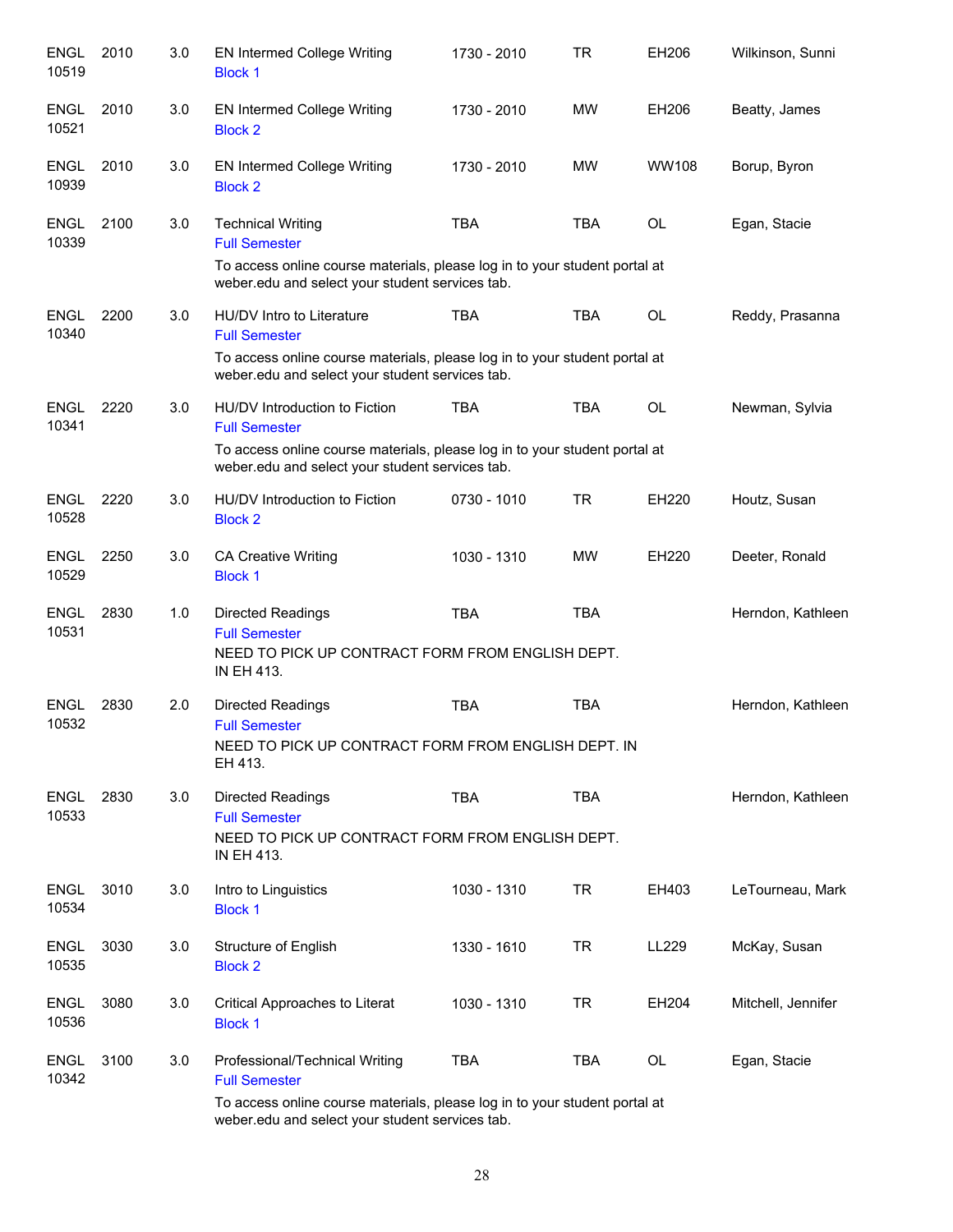| Subject/CRN | Course | Credits | Title | Time | Days | Room | Instructor |
|---|---|---|---|---|---|---|---|
| ENGL 10519 | 2010 | 3.0 | EN Intermed College Writing<br>Block 1 | 1730 - 2010 | TR | EH206 | Wilkinson, Sunni |
| ENGL 10521 | 2010 | 3.0 | EN Intermed College Writing<br>Block 2 | 1730 - 2010 | MW | EH206 | Beatty, James |
| ENGL 10939 | 2010 | 3.0 | EN Intermed College Writing<br>Block 2 | 1730 - 2010 | MW | WW108 | Borup, Byron |
| ENGL 10339 | 2100 | 3.0 | Technical Writing<br>Full Semester<br>To access online course materials, please log in to your student portal at weber.edu and select your student services tab. | TBA | TBA | OL | Egan, Stacie |
| ENGL 10340 | 2200 | 3.0 | HU/DV Intro to Literature<br>Full Semester<br>To access online course materials, please log in to your student portal at weber.edu and select your student services tab. | TBA | TBA | OL | Reddy, Prasanna |
| ENGL 10341 | 2220 | 3.0 | HU/DV Introduction to Fiction<br>Full Semester<br>To access online course materials, please log in to your student portal at weber.edu and select your student services tab. | TBA | TBA | OL | Newman, Sylvia |
| ENGL 10528 | 2220 | 3.0 | HU/DV Introduction to Fiction<br>Block 2 | 0730 - 1010 | TR | EH220 | Houtz, Susan |
| ENGL 10529 | 2250 | 3.0 | CA Creative Writing<br>Block 1 | 1030 - 1310 | MW | EH220 | Deeter, Ronald |
| ENGL 10531 | 2830 | 1.0 | Directed Readings<br>Full Semester<br>NEED TO PICK UP CONTRACT FORM FROM ENGLISH DEPT. IN EH 413. | TBA | TBA | | Herndon, Kathleen |
| ENGL 10532 | 2830 | 2.0 | Directed Readings<br>Full Semester<br>NEED TO PICK UP CONTRACT FORM FROM ENGLISH DEPT. IN EH 413. | TBA | TBA | | Herndon, Kathleen |
| ENGL 10533 | 2830 | 3.0 | Directed Readings<br>Full Semester<br>NEED TO PICK UP CONTRACT FORM FROM ENGLISH DEPT. IN EH 413. | TBA | TBA | | Herndon, Kathleen |
| ENGL 10534 | 3010 | 3.0 | Intro to Linguistics<br>Block 1 | 1030 - 1310 | TR | EH403 | LeTourneau, Mark |
| ENGL 10535 | 3030 | 3.0 | Structure of English<br>Block 2 | 1330 - 1610 | TR | LL229 | McKay, Susan |
| ENGL 10536 | 3080 | 3.0 | Critical Approaches to Literat<br>Block 1 | 1030 - 1310 | TR | EH204 | Mitchell, Jennifer |
| ENGL 10342 | 3100 | 3.0 | Professional/Technical Writing<br>Full Semester<br>To access online course materials, please log in to your student portal at weber.edu and select your student services tab. | TBA | TBA | OL | Egan, Stacie |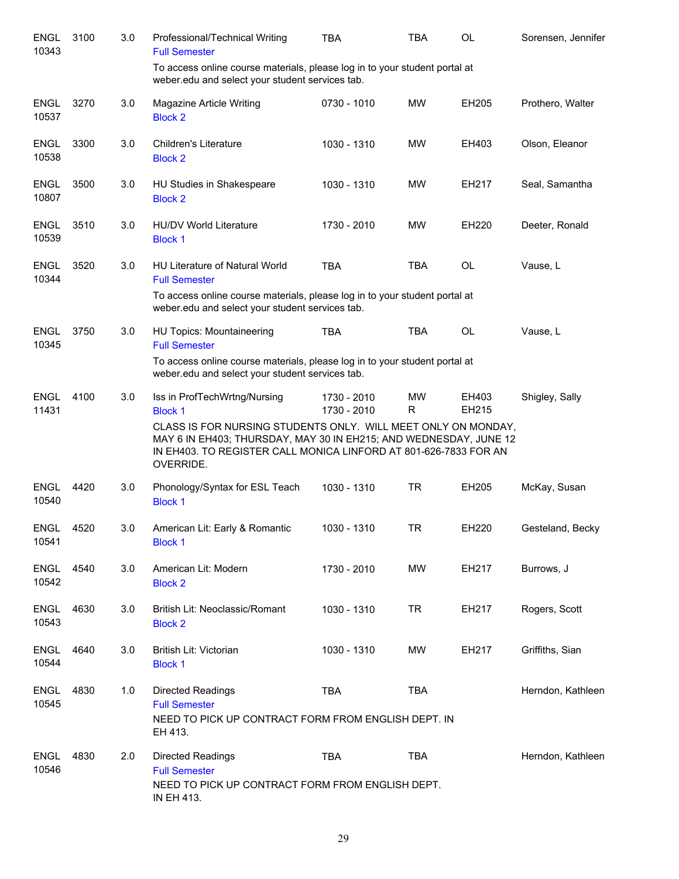| Subject/CRN | Course | Credits | Title | Time | Days | Room | Instructor |
|---|---|---|---|---|---|---|---|
| ENGL 10343 | 3100 | 3.0 | Professional/Technical Writing<br>Full Semester<br>To access online course materials, please log in to your student portal at weber.edu and select your student services tab. | TBA | TBA | OL | Sorensen, Jennifer |
| ENGL 10537 | 3270 | 3.0 | Magazine Article Writing<br>Block 2 | 0730 - 1010 | MW | EH205 | Prothero, Walter |
| ENGL 10538 | 3300 | 3.0 | Children's Literature<br>Block 2 | 1030 - 1310 | MW | EH403 | Olson, Eleanor |
| ENGL 10807 | 3500 | 3.0 | HU Studies in Shakespeare<br>Block 2 | 1030 - 1310 | MW | EH217 | Seal, Samantha |
| ENGL 10539 | 3510 | 3.0 | HU/DV World Literature<br>Block 1 | 1730 - 2010 | MW | EH220 | Deeter, Ronald |
| ENGL 10344 | 3520 | 3.0 | HU Literature of Natural World<br>Full Semester<br>To access online course materials, please log in to your student portal at weber.edu and select your student services tab. | TBA | TBA | OL | Vause, L |
| ENGL 10345 | 3750 | 3.0 | HU Topics: Mountaineering<br>Full Semester<br>To access online course materials, please log in to your student portal at weber.edu and select your student services tab. | TBA | TBA | OL | Vause, L |
| ENGL 11431 | 4100 | 3.0 | Iss in ProfTechWrtng/Nursing<br>Block 1<br>CLASS IS FOR NURSING STUDENTS ONLY. WILL MEET ONLY ON MONDAY, MAY 6 IN EH403; THURSDAY, MAY 30 IN EH215; AND WEDNESDAY, JUNE 12 IN EH403. TO REGISTER CALL MONICA LINFORD AT 801-626-7833 FOR AN OVERRIDE. | 1730 - 2010<br>1730 - 2010 | MW<br>R | EH403<br>EH215 | Shigley, Sally |
| ENGL 10540 | 4420 | 3.0 | Phonology/Syntax for ESL Teach<br>Block 1 | 1030 - 1310 | TR | EH205 | McKay, Susan |
| ENGL 10541 | 4520 | 3.0 | American Lit: Early & Romantic<br>Block 1 | 1030 - 1310 | TR | EH220 | Gesteland, Becky |
| ENGL 10542 | 4540 | 3.0 | American Lit: Modern<br>Block 2 | 1730 - 2010 | MW | EH217 | Burrows, J |
| ENGL 10543 | 4630 | 3.0 | British Lit: Neoclassic/Romant<br>Block 2 | 1030 - 1310 | TR | EH217 | Rogers, Scott |
| ENGL 10544 | 4640 | 3.0 | British Lit: Victorian<br>Block 1 | 1030 - 1310 | MW | EH217 | Griffiths, Sian |
| ENGL 10545 | 4830 | 1.0 | Directed Readings<br>Full Semester<br>NEED TO PICK UP CONTRACT FORM FROM ENGLISH DEPT. IN EH 413. | TBA | TBA | | Herndon, Kathleen |
| ENGL 10546 | 4830 | 2.0 | Directed Readings<br>Full Semester<br>NEED TO PICK UP CONTRACT FORM FROM ENGLISH DEPT. IN EH 413. | TBA | TBA | | Herndon, Kathleen |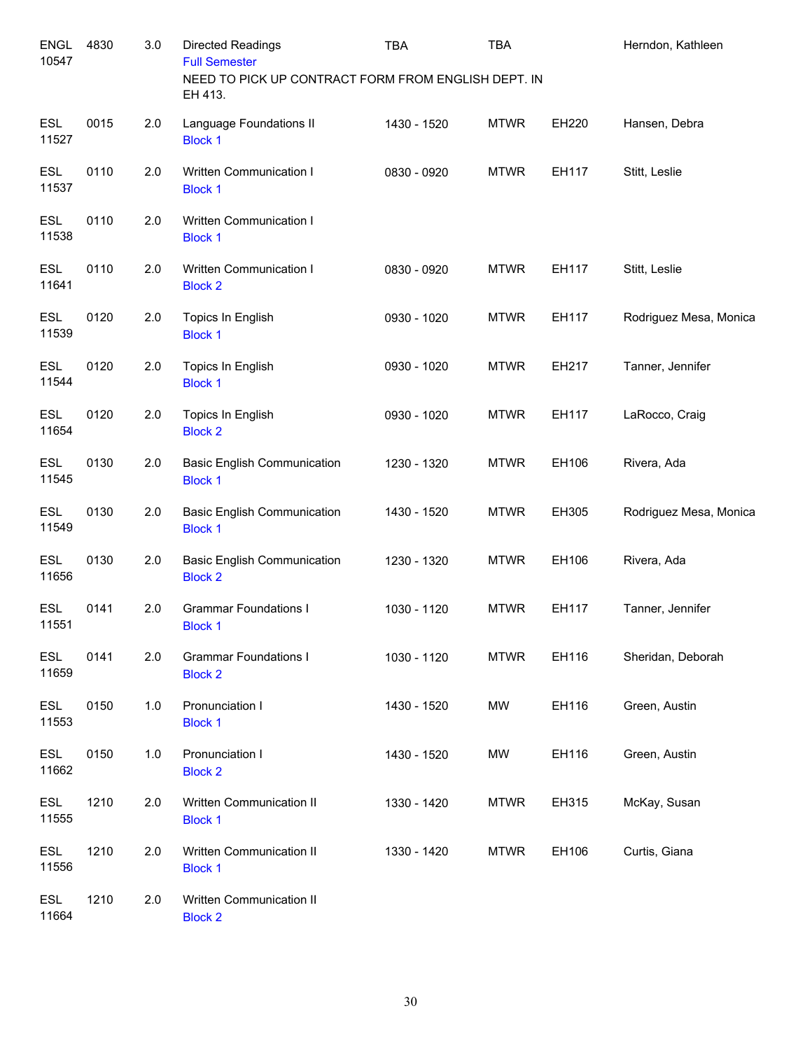| | | | | | | | |
|---|---|---|---|---|---|---|---|
| ENGL 10547 | 4830 | 3.0 | Directed Readings<br>Full Semester<br>NEED TO PICK UP CONTRACT FORM FROM ENGLISH DEPT. IN EH 413. | TBA | TBA | | Herndon, Kathleen |
| ESL 11527 | 0015 | 2.0 | Language Foundations II<br>Block 1 | 1430 - 1520 | MTWR | EH220 | Hansen, Debra |
| ESL 11537 | 0110 | 2.0 | Written Communication I<br>Block 1 | 0830 - 0920 | MTWR | EH117 | Stitt, Leslie |
| ESL 11538 | 0110 | 2.0 | Written Communication I<br>Block 1 | | | | |
| ESL 11641 | 0110 | 2.0 | Written Communication I<br>Block 2 | 0830 - 0920 | MTWR | EH117 | Stitt, Leslie |
| ESL 11539 | 0120 | 2.0 | Topics In English<br>Block 1 | 0930 - 1020 | MTWR | EH117 | Rodriguez Mesa, Monica |
| ESL 11544 | 0120 | 2.0 | Topics In English<br>Block 1 | 0930 - 1020 | MTWR | EH217 | Tanner, Jennifer |
| ESL 11654 | 0120 | 2.0 | Topics In English<br>Block 2 | 0930 - 1020 | MTWR | EH117 | LaRocco, Craig |
| ESL 11545 | 0130 | 2.0 | Basic English Communication<br>Block 1 | 1230 - 1320 | MTWR | EH106 | Rivera, Ada |
| ESL 11549 | 0130 | 2.0 | Basic English Communication<br>Block 1 | 1430 - 1520 | MTWR | EH305 | Rodriguez Mesa, Monica |
| ESL 11656 | 0130 | 2.0 | Basic English Communication<br>Block 2 | 1230 - 1320 | MTWR | EH106 | Rivera, Ada |
| ESL 11551 | 0141 | 2.0 | Grammar Foundations I<br>Block 1 | 1030 - 1120 | MTWR | EH117 | Tanner, Jennifer |
| ESL 11659 | 0141 | 2.0 | Grammar Foundations I<br>Block 2 | 1030 - 1120 | MTWR | EH116 | Sheridan, Deborah |
| ESL 11553 | 0150 | 1.0 | Pronunciation I<br>Block 1 | 1430 - 1520 | MW | EH116 | Green, Austin |
| ESL 11662 | 0150 | 1.0 | Pronunciation I<br>Block 2 | 1430 - 1520 | MW | EH116 | Green, Austin |
| ESL 11555 | 1210 | 2.0 | Written Communication II<br>Block 1 | 1330 - 1420 | MTWR | EH315 | McKay, Susan |
| ESL 11556 | 1210 | 2.0 | Written Communication II<br>Block 1 | 1330 - 1420 | MTWR | EH106 | Curtis, Giana |
| ESL 11664 | 1210 | 2.0 | Written Communication II<br>Block 2 | | | | |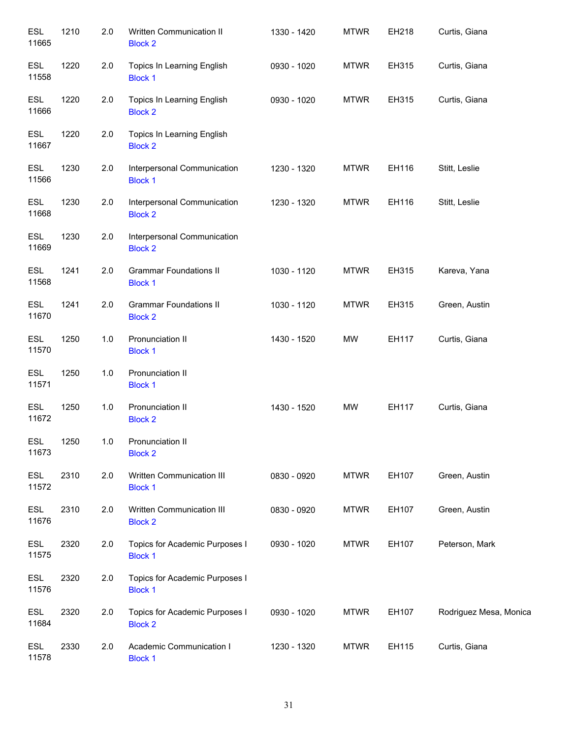| | | | | | | | |
|---|---|---|---|---|---|---|---|
| ESL 11665 | 1210 | 2.0 | Written Communication II Block 2 | 1330 - 1420 | MTWR | EH218 | Curtis, Giana |
| ESL 11558 | 1220 | 2.0 | Topics In Learning English Block 1 | 0930 - 1020 | MTWR | EH315 | Curtis, Giana |
| ESL 11666 | 1220 | 2.0 | Topics In Learning English Block 2 | 0930 - 1020 | MTWR | EH315 | Curtis, Giana |
| ESL 11667 | 1220 | 2.0 | Topics In Learning English Block 2 | | | | |
| ESL 11566 | 1230 | 2.0 | Interpersonal Communication Block 1 | 1230 - 1320 | MTWR | EH116 | Stitt, Leslie |
| ESL 11668 | 1230 | 2.0 | Interpersonal Communication Block 2 | 1230 - 1320 | MTWR | EH116 | Stitt, Leslie |
| ESL 11669 | 1230 | 2.0 | Interpersonal Communication Block 2 | | | | |
| ESL 11568 | 1241 | 2.0 | Grammar Foundations II Block 1 | 1030 - 1120 | MTWR | EH315 | Kareva, Yana |
| ESL 11670 | 1241 | 2.0 | Grammar Foundations II Block 2 | 1030 - 1120 | MTWR | EH315 | Green, Austin |
| ESL 11570 | 1250 | 1.0 | Pronunciation II Block 1 | 1430 - 1520 | MW | EH117 | Curtis, Giana |
| ESL 11571 | 1250 | 1.0 | Pronunciation II Block 1 | | | | |
| ESL 11672 | 1250 | 1.0 | Pronunciation II Block 2 | 1430 - 1520 | MW | EH117 | Curtis, Giana |
| ESL 11673 | 1250 | 1.0 | Pronunciation II Block 2 | | | | |
| ESL 11572 | 2310 | 2.0 | Written Communication III Block 1 | 0830 - 0920 | MTWR | EH107 | Green, Austin |
| ESL 11676 | 2310 | 2.0 | Written Communication III Block 2 | 0830 - 0920 | MTWR | EH107 | Green, Austin |
| ESL 11575 | 2320 | 2.0 | Topics for Academic Purposes I Block 1 | 0930 - 1020 | MTWR | EH107 | Peterson, Mark |
| ESL 11576 | 2320 | 2.0 | Topics for Academic Purposes I Block 1 | | | | |
| ESL 11684 | 2320 | 2.0 | Topics for Academic Purposes I Block 2 | 0930 - 1020 | MTWR | EH107 | Rodriguez Mesa, Monica |
| ESL 11578 | 2330 | 2.0 | Academic Communication I Block 1 | 1230 - 1320 | MTWR | EH115 | Curtis, Giana |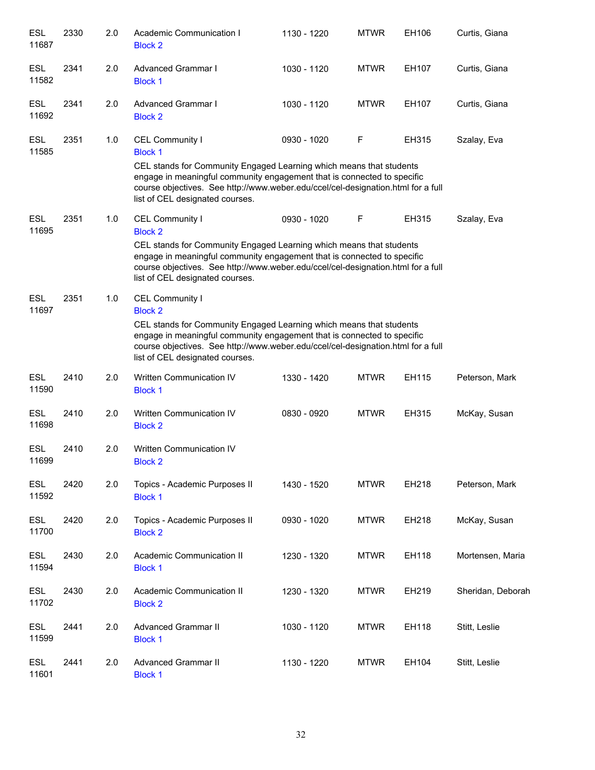| | | | | | | | |
|---|---|---|---|---|---|---|---|
| ESL 11687 | 2330 | 2.0 | Academic Communication I<br>Block 2 | 1130 - 1220 | MTWR | EH106 | Curtis, Giana |
| ESL 11582 | 2341 | 2.0 | Advanced Grammar I<br>Block 1 | 1030 - 1120 | MTWR | EH107 | Curtis, Giana |
| ESL 11692 | 2341 | 2.0 | Advanced Grammar I<br>Block 2 | 1030 - 1120 | MTWR | EH107 | Curtis, Giana |
| ESL 11585 | 2351 | 1.0 | CEL Community I<br>Block 1<br>CEL stands for Community Engaged Learning which means that students engage in meaningful community engagement that is connected to specific course objectives. See http://www.weber.edu/ccel/cel-designation.html for a full list of CEL designated courses. | 0930 - 1020 | F | EH315 | Szalay, Eva |
| ESL 11695 | 2351 | 1.0 | CEL Community I<br>Block 2<br>CEL stands for Community Engaged Learning which means that students engage in meaningful community engagement that is connected to specific course objectives. See http://www.weber.edu/ccel/cel-designation.html for a full list of CEL designated courses. | 0930 - 1020 | F | EH315 | Szalay, Eva |
| ESL 11697 | 2351 | 1.0 | CEL Community I<br>Block 2<br>CEL stands for Community Engaged Learning which means that students engage in meaningful community engagement that is connected to specific course objectives. See http://www.weber.edu/ccel/cel-designation.html for a full list of CEL designated courses. | | | | |
| ESL 11590 | 2410 | 2.0 | Written Communication IV<br>Block 1 | 1330 - 1420 | MTWR | EH115 | Peterson, Mark |
| ESL 11698 | 2410 | 2.0 | Written Communication IV<br>Block 2 | 0830 - 0920 | MTWR | EH315 | McKay, Susan |
| ESL 11699 | 2410 | 2.0 | Written Communication IV<br>Block 2 | | | | |
| ESL 11592 | 2420 | 2.0 | Topics - Academic Purposes II<br>Block 1 | 1430 - 1520 | MTWR | EH218 | Peterson, Mark |
| ESL 11700 | 2420 | 2.0 | Topics - Academic Purposes II<br>Block 2 | 0930 - 1020 | MTWR | EH218 | McKay, Susan |
| ESL 11594 | 2430 | 2.0 | Academic Communication II<br>Block 1 | 1230 - 1320 | MTWR | EH118 | Mortensen, Maria |
| ESL 11702 | 2430 | 2.0 | Academic Communication II<br>Block 2 | 1230 - 1320 | MTWR | EH219 | Sheridan, Deborah |
| ESL 11599 | 2441 | 2.0 | Advanced Grammar II<br>Block 1 | 1030 - 1120 | MTWR | EH118 | Stitt, Leslie |
| ESL 11601 | 2441 | 2.0 | Advanced Grammar II<br>Block 1 | 1130 - 1220 | MTWR | EH104 | Stitt, Leslie |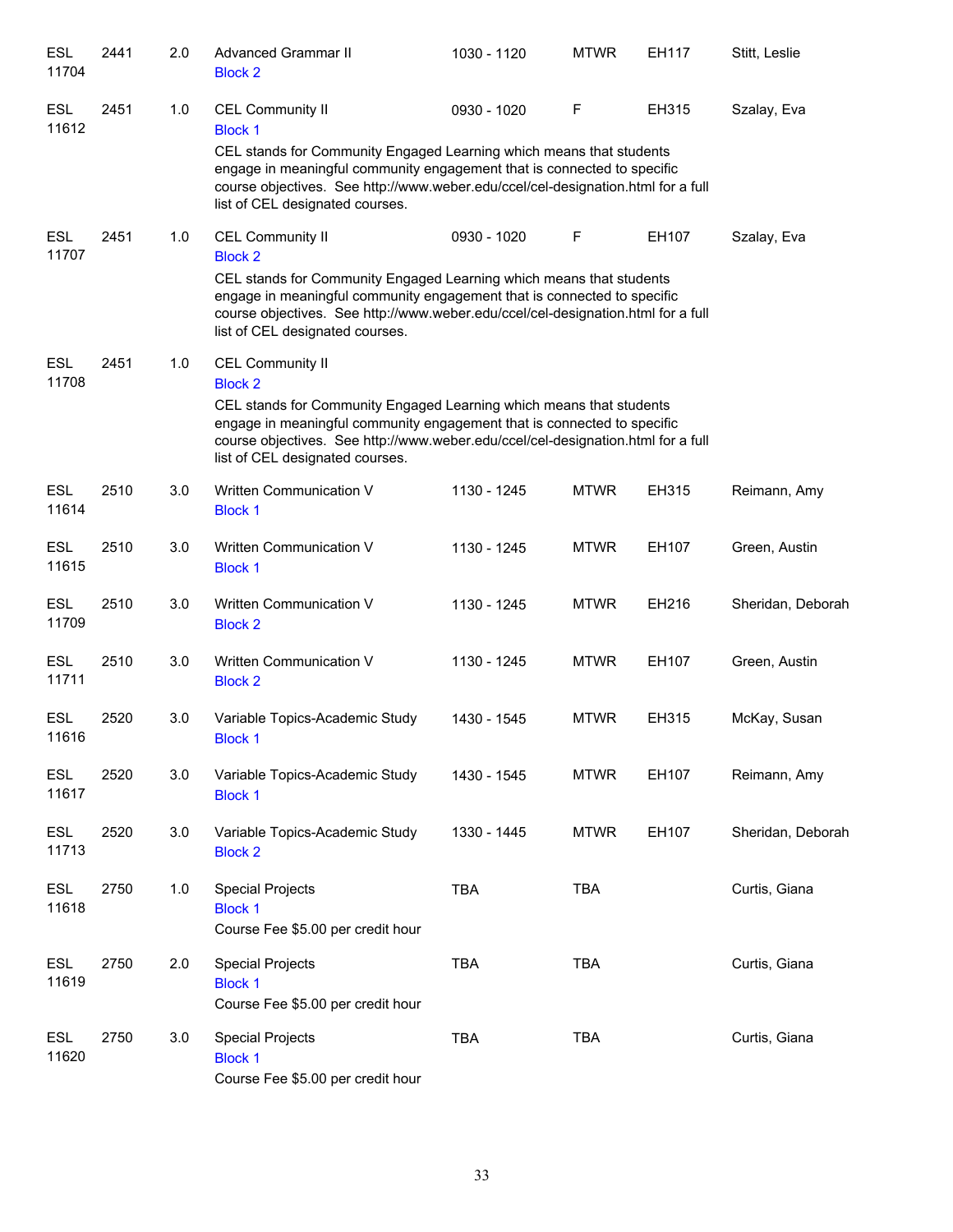| | | | | | | | |
|---|---|---|---|---|---|---|---|
| ESL 11704 | 2441 | 2.0 | Advanced Grammar II<br>Block 2 | 1030 - 1120 | MTWR | EH117 | Stitt, Leslie |
| ESL 11612 | 2451 | 1.0 | CEL Community II<br>Block 1<br>CEL stands for Community Engaged Learning which means that students engage in meaningful community engagement that is connected to specific course objectives. See http://www.weber.edu/ccel/cel-designation.html for a full list of CEL designated courses. | 0930 - 1020 | F | EH315 | Szalay, Eva |
| ESL 11707 | 2451 | 1.0 | CEL Community II<br>Block 2<br>CEL stands for Community Engaged Learning which means that students engage in meaningful community engagement that is connected to specific course objectives. See http://www.weber.edu/ccel/cel-designation.html for a full list of CEL designated courses. | 0930 - 1020 | F | EH107 | Szalay, Eva |
| ESL 11708 | 2451 | 1.0 | CEL Community II<br>Block 2<br>CEL stands for Community Engaged Learning which means that students engage in meaningful community engagement that is connected to specific course objectives. See http://www.weber.edu/ccel/cel-designation.html for a full list of CEL designated courses. | | | | |
| ESL 11614 | 2510 | 3.0 | Written Communication V<br>Block 1 | 1130 - 1245 | MTWR | EH315 | Reimann, Amy |
| ESL 11615 | 2510 | 3.0 | Written Communication V<br>Block 1 | 1130 - 1245 | MTWR | EH107 | Green, Austin |
| ESL 11709 | 2510 | 3.0 | Written Communication V<br>Block 2 | 1130 - 1245 | MTWR | EH216 | Sheridan, Deborah |
| ESL 11711 | 2510 | 3.0 | Written Communication V<br>Block 2 | 1130 - 1245 | MTWR | EH107 | Green, Austin |
| ESL 11616 | 2520 | 3.0 | Variable Topics-Academic Study<br>Block 1 | 1430 - 1545 | MTWR | EH315 | McKay, Susan |
| ESL 11617 | 2520 | 3.0 | Variable Topics-Academic Study<br>Block 1 | 1430 - 1545 | MTWR | EH107 | Reimann, Amy |
| ESL 11713 | 2520 | 3.0 | Variable Topics-Academic Study<br>Block 2 | 1330 - 1445 | MTWR | EH107 | Sheridan, Deborah |
| ESL 11618 | 2750 | 1.0 | Special Projects<br>Block 1<br>Course Fee $5.00 per credit hour | TBA | TBA | | Curtis, Giana |
| ESL 11619 | 2750 | 2.0 | Special Projects<br>Block 1<br>Course Fee $5.00 per credit hour | TBA | TBA | | Curtis, Giana |
| ESL 11620 | 2750 | 3.0 | Special Projects<br>Block 1<br>Course Fee $5.00 per credit hour | TBA | TBA | | Curtis, Giana |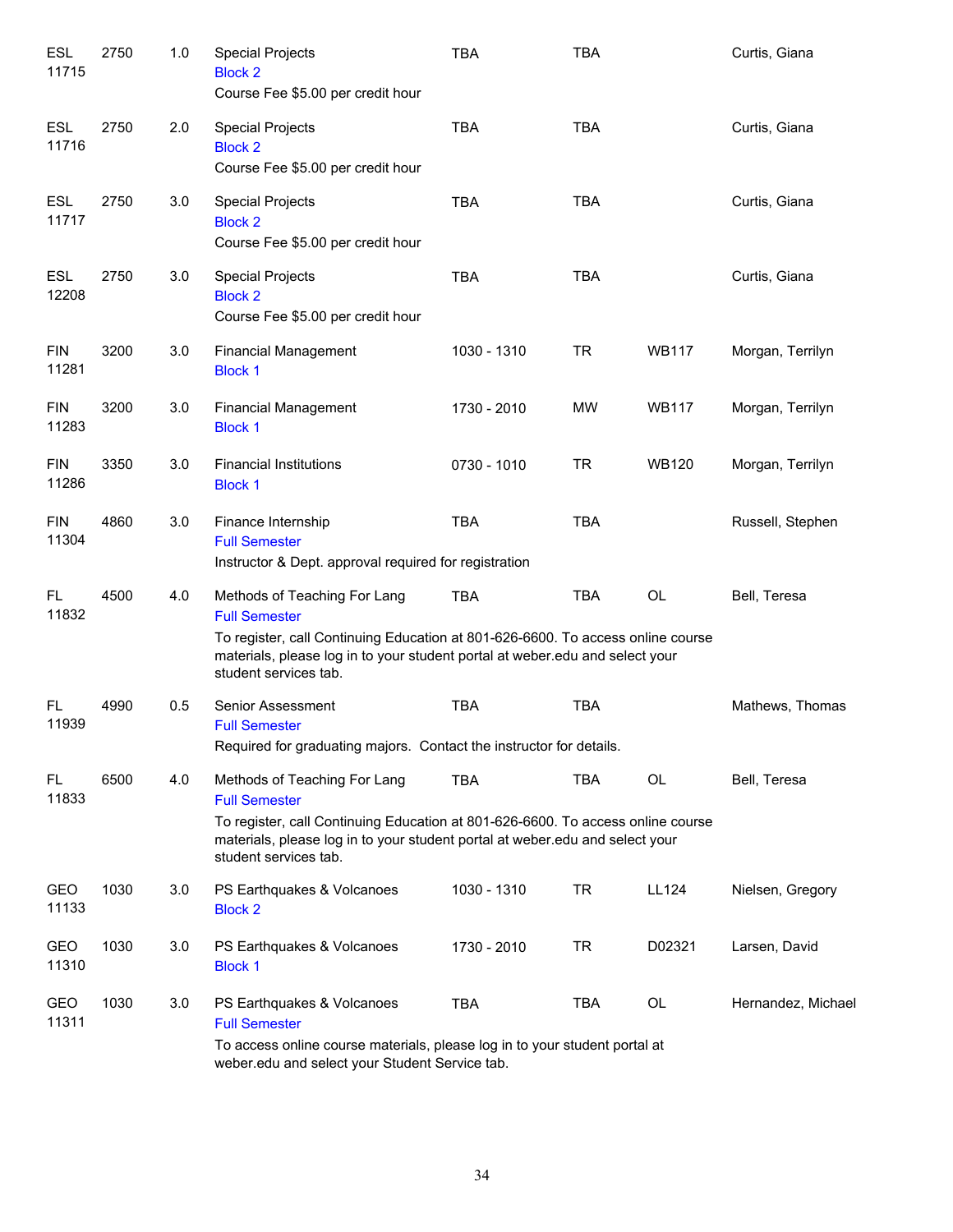| Subject / CRN | Course | Credits | Title | Time | Days | Room | Instructor |
|---|---|---|---|---|---|---|---|
| ESL 11715 | 2750 | 1.0 | Special Projects<br>Block 2<br>Course Fee $5.00 per credit hour | TBA | TBA | | Curtis, Giana |
| ESL 11716 | 2750 | 2.0 | Special Projects<br>Block 2<br>Course Fee $5.00 per credit hour | TBA | TBA | | Curtis, Giana |
| ESL 11717 | 2750 | 3.0 | Special Projects<br>Block 2<br>Course Fee $5.00 per credit hour | TBA | TBA | | Curtis, Giana |
| ESL 12208 | 2750 | 3.0 | Special Projects<br>Block 2<br>Course Fee $5.00 per credit hour | TBA | TBA | | Curtis, Giana |
| FIN 11281 | 3200 | 3.0 | Financial Management<br>Block 1 | 1030 - 1310 | TR | WB117 | Morgan, Terrilyn |
| FIN 11283 | 3200 | 3.0 | Financial Management<br>Block 1 | 1730 - 2010 | MW | WB117 | Morgan, Terrilyn |
| FIN 11286 | 3350 | 3.0 | Financial Institutions<br>Block 1 | 0730 - 1010 | TR | WB120 | Morgan, Terrilyn |
| FIN 11304 | 4860 | 3.0 | Finance Internship<br>Full Semester<br>Instructor & Dept. approval required for registration | TBA | TBA | | Russell, Stephen |
| FL 11832 | 4500 | 4.0 | Methods of Teaching For Lang<br>Full Semester<br>To register, call Continuing Education at 801-626-6600. To access online course materials, please log in to your student portal at weber.edu and select your student services tab. | TBA | TBA | OL | Bell, Teresa |
| FL 11939 | 4990 | 0.5 | Senior Assessment<br>Full Semester<br>Required for graduating majors. Contact the instructor for details. | TBA | TBA | | Mathews, Thomas |
| FL 11833 | 6500 | 4.0 | Methods of Teaching For Lang<br>Full Semester<br>To register, call Continuing Education at 801-626-6600. To access online course materials, please log in to your student portal at weber.edu and select your student services tab. | TBA | TBA | OL | Bell, Teresa |
| GEO 11133 | 1030 | 3.0 | PS Earthquakes & Volcanoes<br>Block 2 | 1030 - 1310 | TR | LL124 | Nielsen, Gregory |
| GEO 11310 | 1030 | 3.0 | PS Earthquakes & Volcanoes<br>Block 1 | 1730 - 2010 | TR | D02321 | Larsen, David |
| GEO 11311 | 1030 | 3.0 | PS Earthquakes & Volcanoes<br>Full Semester<br>To access online course materials, please log in to your student portal at weber.edu and select your Student Service tab. | TBA | TBA | OL | Hernandez, Michael |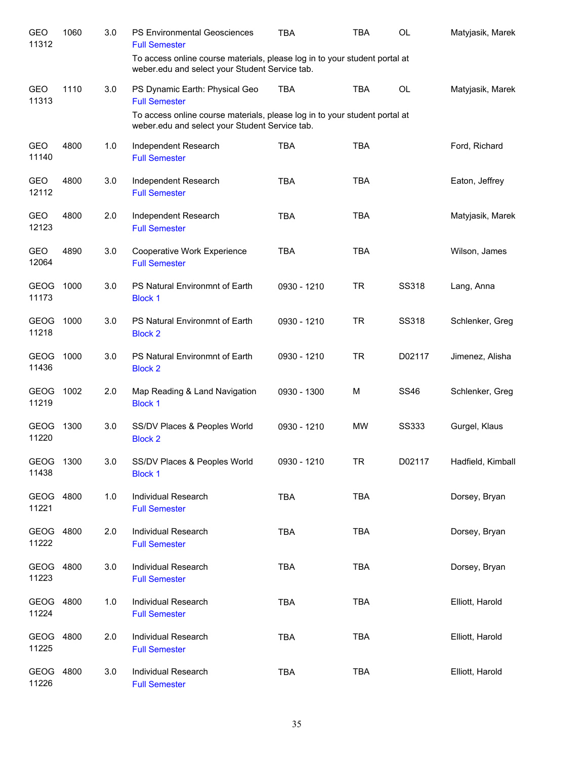| Subject / CRN | Course | Credits | Title | Time | Days | Room | Instructor |
|---|---|---|---|---|---|---|---|
| GEO 11312 | 1060 | 3.0 | PS Environmental Geosciences<br>Full Semester<br>To access online course materials, please log in to your student portal at weber.edu and select your Student Service tab. | TBA | TBA | OL | Matyjasik, Marek |
| GEO 11313 | 1110 | 3.0 | PS Dynamic Earth: Physical Geo<br>Full Semester<br>To access online course materials, please log in to your student portal at weber.edu and select your Student Service tab. | TBA | TBA | OL | Matyjasik, Marek |
| GEO 11140 | 4800 | 1.0 | Independent Research<br>Full Semester | TBA | TBA | | Ford, Richard |
| GEO 12112 | 4800 | 3.0 | Independent Research<br>Full Semester | TBA | TBA | | Eaton, Jeffrey |
| GEO 12123 | 4800 | 2.0 | Independent Research<br>Full Semester | TBA | TBA | | Matyjasik, Marek |
| GEO 12064 | 4890 | 3.0 | Cooperative Work Experience<br>Full Semester | TBA | TBA | | Wilson, James |
| GEOG 11173 | 1000 | 3.0 | PS Natural Environmnt of Earth<br>Block 1 | 0930 - 1210 | TR | SS318 | Lang, Anna |
| GEOG 11218 | 1000 | 3.0 | PS Natural Environmnt of Earth<br>Block 2 | 0930 - 1210 | TR | SS318 | Schlenker, Greg |
| GEOG 11436 | 1000 | 3.0 | PS Natural Environmnt of Earth<br>Block 2 | 0930 - 1210 | TR | D02117 | Jimenez, Alisha |
| GEOG 11219 | 1002 | 2.0 | Map Reading & Land Navigation<br>Block 1 | 0930 - 1300 | M | SS46 | Schlenker, Greg |
| GEOG 11220 | 1300 | 3.0 | SS/DV Places & Peoples World<br>Block 2 | 0930 - 1210 | MW | SS333 | Gurgel, Klaus |
| GEOG 11438 | 1300 | 3.0 | SS/DV Places & Peoples World<br>Block 1 | 0930 - 1210 | TR | D02117 | Hadfield, Kimball |
| GEOG 11221 | 4800 | 1.0 | Individual Research<br>Full Semester | TBA | TBA | | Dorsey, Bryan |
| GEOG 11222 | 4800 | 2.0 | Individual Research<br>Full Semester | TBA | TBA | | Dorsey, Bryan |
| GEOG 11223 | 4800 | 3.0 | Individual Research<br>Full Semester | TBA | TBA | | Dorsey, Bryan |
| GEOG 11224 | 4800 | 1.0 | Individual Research<br>Full Semester | TBA | TBA | | Elliott, Harold |
| GEOG 11225 | 4800 | 2.0 | Individual Research<br>Full Semester | TBA | TBA | | Elliott, Harold |
| GEOG 11226 | 4800 | 3.0 | Individual Research<br>Full Semester | TBA | TBA | | Elliott, Harold |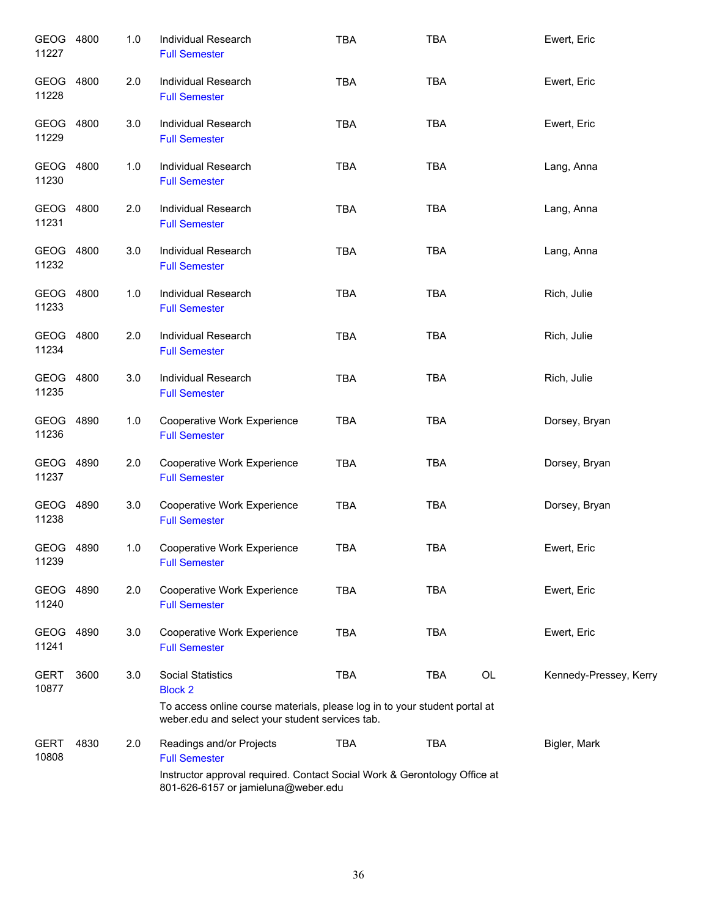| Course | | Credits | Title | Days | Time | Location | Instructor |
|---|---|---|---|---|---|---|---|
| GEOG 11227 | 4800 | 1.0 | Individual Research<br>Full Semester | TBA | TBA | | Ewert, Eric |
| GEOG 11228 | 4800 | 2.0 | Individual Research<br>Full Semester | TBA | TBA | | Ewert, Eric |
| GEOG 11229 | 4800 | 3.0 | Individual Research<br>Full Semester | TBA | TBA | | Ewert, Eric |
| GEOG 11230 | 4800 | 1.0 | Individual Research<br>Full Semester | TBA | TBA | | Lang, Anna |
| GEOG 11231 | 4800 | 2.0 | Individual Research<br>Full Semester | TBA | TBA | | Lang, Anna |
| GEOG 11232 | 4800 | 3.0 | Individual Research<br>Full Semester | TBA | TBA | | Lang, Anna |
| GEOG 11233 | 4800 | 1.0 | Individual Research<br>Full Semester | TBA | TBA | | Rich, Julie |
| GEOG 11234 | 4800 | 2.0 | Individual Research<br>Full Semester | TBA | TBA | | Rich, Julie |
| GEOG 11235 | 4800 | 3.0 | Individual Research<br>Full Semester | TBA | TBA | | Rich, Julie |
| GEOG 11236 | 4890 | 1.0 | Cooperative Work Experience<br>Full Semester | TBA | TBA | | Dorsey, Bryan |
| GEOG 11237 | 4890 | 2.0 | Cooperative Work Experience<br>Full Semester | TBA | TBA | | Dorsey, Bryan |
| GEOG 11238 | 4890 | 3.0 | Cooperative Work Experience<br>Full Semester | TBA | TBA | | Dorsey, Bryan |
| GEOG 11239 | 4890 | 1.0 | Cooperative Work Experience<br>Full Semester | TBA | TBA | | Ewert, Eric |
| GEOG 11240 | 4890 | 2.0 | Cooperative Work Experience<br>Full Semester | TBA | TBA | | Ewert, Eric |
| GEOG 11241 | 4890 | 3.0 | Cooperative Work Experience<br>Full Semester | TBA | TBA | | Ewert, Eric |
| GERT 10877 | 3600 | 3.0 | Social Statistics<br>Block 2<br>To access online course materials, please log in to your student portal at weber.edu and select your student services tab. | TBA | TBA | OL | Kennedy-Pressey, Kerry |
| GERT 10808 | 4830 | 2.0 | Readings and/or Projects<br>Full Semester<br>Instructor approval required. Contact Social Work & Gerontology Office at 801-626-6157 or jamieluna@weber.edu | TBA | TBA | | Bigler, Mark |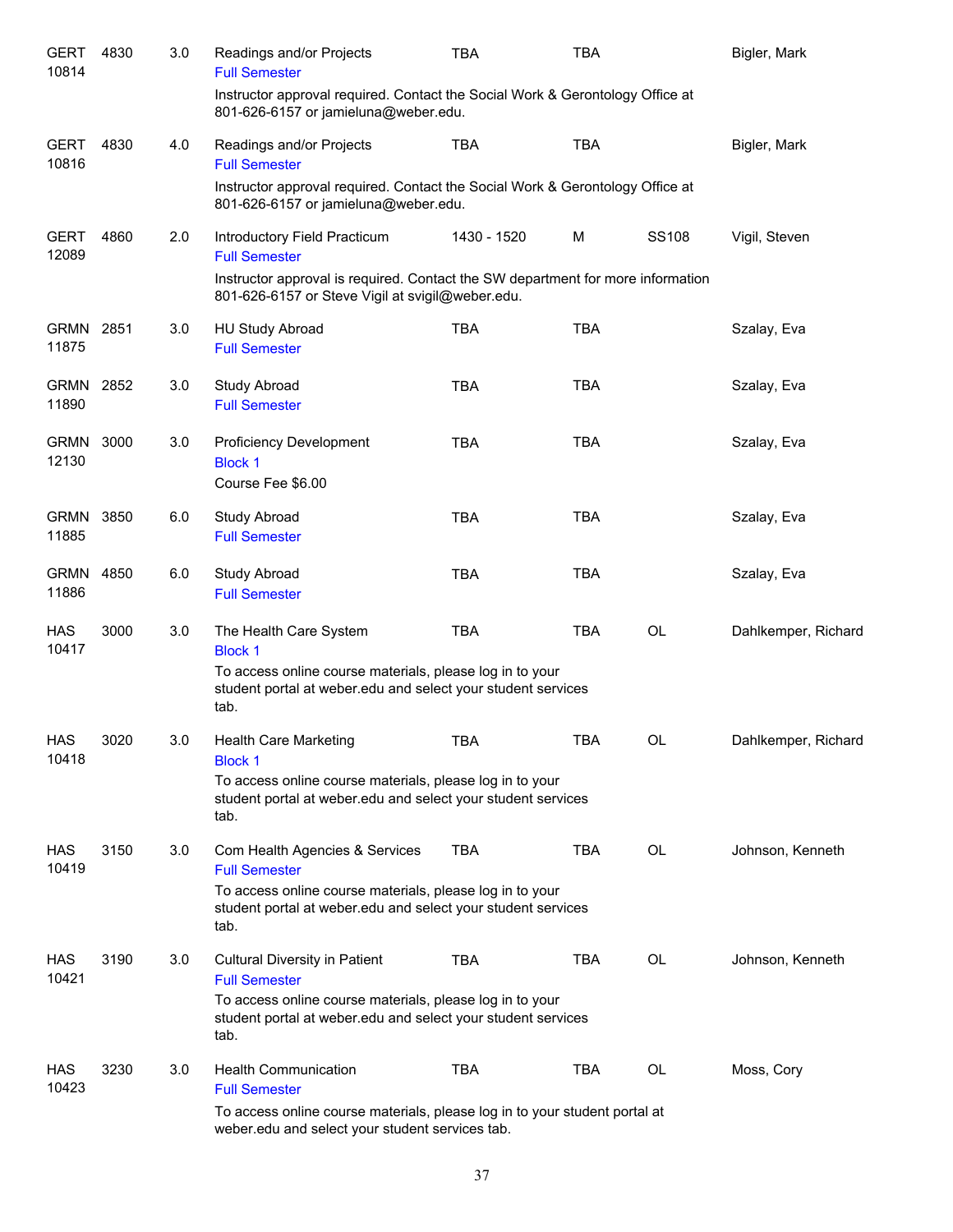| Course | Number | Credits | Title | Time | Days | Room | Instructor |
|---|---|---|---|---|---|---|---|
| GERT 10814 | 4830 | 3.0 | Readings and/or Projects<br>Full Semester<br>Instructor approval required. Contact the Social Work & Gerontology Office at 801-626-6157 or jamieluna@weber.edu. | TBA | TBA | | Bigler, Mark |
| GERT 10816 | 4830 | 4.0 | Readings and/or Projects<br>Full Semester<br>Instructor approval required. Contact the Social Work & Gerontology Office at 801-626-6157 or jamieluna@weber.edu. | TBA | TBA | | Bigler, Mark |
| GERT 12089 | 4860 | 2.0 | Introductory Field Practicum<br>Full Semester<br>Instructor approval is required. Contact the SW department for more information 801-626-6157 or Steve Vigil at svigil@weber.edu. | 1430 - 1520 | M | SS108 | Vigil, Steven |
| GRMN 11875 | 2851 | 3.0 | HU Study Abroad<br>Full Semester | TBA | TBA | | Szalay, Eva |
| GRMN 11890 | 2852 | 3.0 | Study Abroad<br>Full Semester | TBA | TBA | | Szalay, Eva |
| GRMN 12130 | 3000 | 3.0 | Proficiency Development<br>Block 1<br>Course Fee $6.00 | TBA | TBA | | Szalay, Eva |
| GRMN 11885 | 3850 | 6.0 | Study Abroad<br>Full Semester | TBA | TBA | | Szalay, Eva |
| GRMN 11886 | 4850 | 6.0 | Study Abroad<br>Full Semester | TBA | TBA | | Szalay, Eva |
| HAS 10417 | 3000 | 3.0 | The Health Care System<br>Block 1<br>To access online course materials, please log in to your student portal at weber.edu and select your student services tab. | TBA | TBA | OL | Dahlkemper, Richard |
| HAS 10418 | 3020 | 3.0 | Health Care Marketing<br>Block 1<br>To access online course materials, please log in to your student portal at weber.edu and select your student services tab. | TBA | TBA | OL | Dahlkemper, Richard |
| HAS 10419 | 3150 | 3.0 | Com Health Agencies & Services<br>Full Semester<br>To access online course materials, please log in to your student portal at weber.edu and select your student services tab. | TBA | TBA | OL | Johnson, Kenneth |
| HAS 10421 | 3190 | 3.0 | Cultural Diversity in Patient<br>Full Semester<br>To access online course materials, please log in to your student portal at weber.edu and select your student services tab. | TBA | TBA | OL | Johnson, Kenneth |
| HAS 10423 | 3230 | 3.0 | Health Communication<br>Full Semester<br>To access online course materials, please log in to your student portal at weber.edu and select your student services tab. | TBA | TBA | OL | Moss, Cory |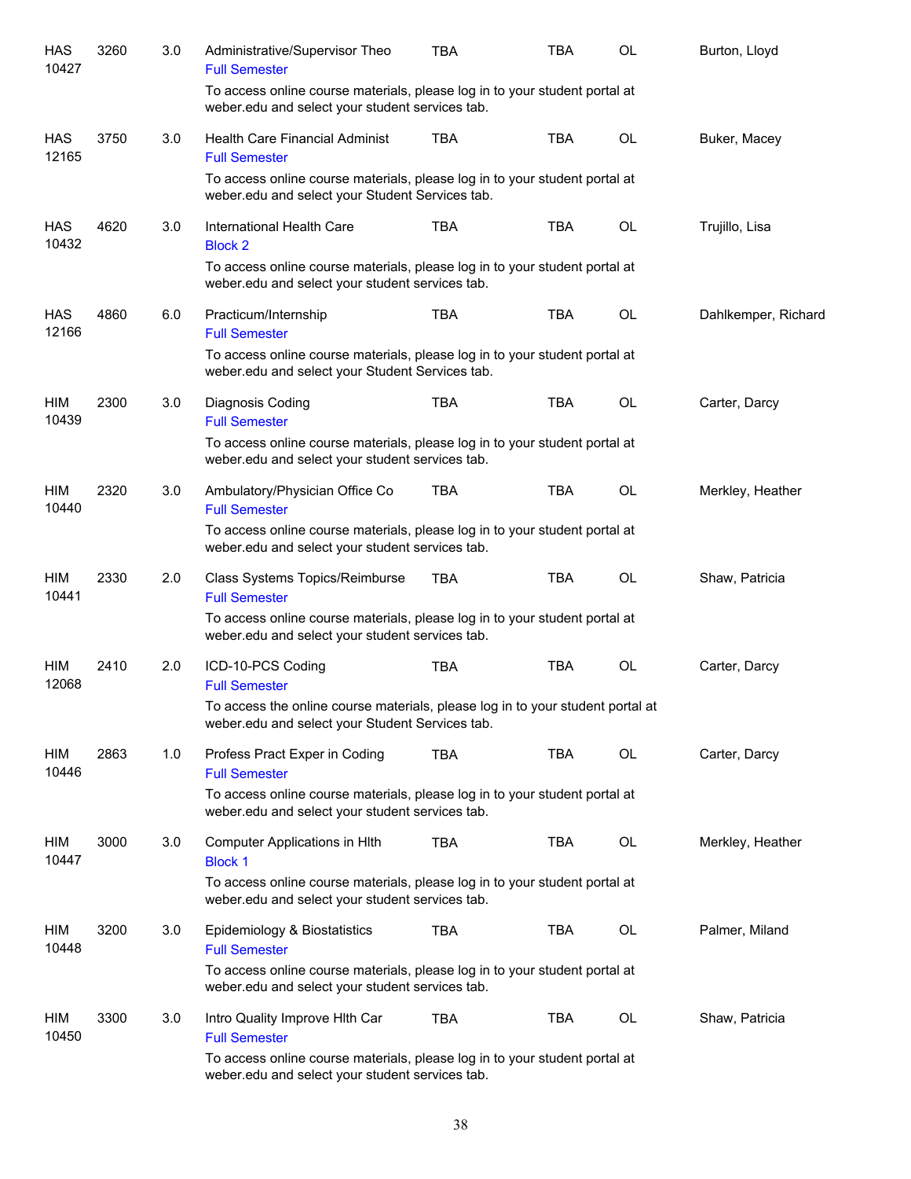| | | | | | | | |
|---|---|---|---|---|---|---|---|
| HAS<br>10427 | 3260 | 3.0 | Administrative/Supervisor Theo<br>Full Semester | TBA | TBA | OL | Burton, Lloyd |
| | | | To access online course materials, please log in to your student portal at weber.edu and select your student services tab. | | | | |
| HAS<br>12165 | 3750 | 3.0 | Health Care Financial Administ<br>Full Semester | TBA | TBA | OL | Buker, Macey |
| | | | To access online course materials, please log in to your student portal at weber.edu and select your Student Services tab. | | | | |
| HAS<br>10432 | 4620 | 3.0 | International Health Care<br>Block 2 | TBA | TBA | OL | Trujillo, Lisa |
| | | | To access online course materials, please log in to your student portal at weber.edu and select your student services tab. | | | | |
| HAS<br>12166 | 4860 | 6.0 | Practicum/Internship<br>Full Semester | TBA | TBA | OL | Dahlkemper, Richard |
| | | | To access online course materials, please log in to your student portal at weber.edu and select your Student Services tab. | | | | |
| HIM<br>10439 | 2300 | 3.0 | Diagnosis Coding<br>Full Semester | TBA | TBA | OL | Carter, Darcy |
| | | | To access online course materials, please log in to your student portal at weber.edu and select your student services tab. | | | | |
| HIM<br>10440 | 2320 | 3.0 | Ambulatory/Physician Office Co<br>Full Semester | TBA | TBA | OL | Merkley, Heather |
| | | | To access online course materials, please log in to your student portal at weber.edu and select your student services tab. | | | | |
| HIM<br>10441 | 2330 | 2.0 | Class Systems Topics/Reimburse<br>Full Semester | TBA | TBA | OL | Shaw, Patricia |
| | | | To access online course materials, please log in to your student portal at weber.edu and select your student services tab. | | | | |
| HIM<br>12068 | 2410 | 2.0 | ICD-10-PCS Coding<br>Full Semester | TBA | TBA | OL | Carter, Darcy |
| | | | To access the online course materials, please log in to your student portal at weber.edu and select your Student Services tab. | | | | |
| HIM<br>10446 | 2863 | 1.0 | Profess Pract Exper in Coding<br>Full Semester | TBA | TBA | OL | Carter, Darcy |
| | | | To access online course materials, please log in to your student portal at weber.edu and select your student services tab. | | | | |
| HIM<br>10447 | 3000 | 3.0 | Computer Applications in Hlth<br>Block 1 | TBA | TBA | OL | Merkley, Heather |
| | | | To access online course materials, please log in to your student portal at weber.edu and select your student services tab. | | | | |
| HIM<br>10448 | 3200 | 3.0 | Epidemiology & Biostatistics<br>Full Semester | TBA | TBA | OL | Palmer, Miland |
| | | | To access online course materials, please log in to your student portal at weber.edu and select your student services tab. | | | | |
| HIM<br>10450 | 3300 | 3.0 | Intro Quality Improve Hlth Car<br>Full Semester | TBA | TBA | OL | Shaw, Patricia |
| | | | To access online course materials, please log in to your student portal at weber.edu and select your student services tab. | | | | |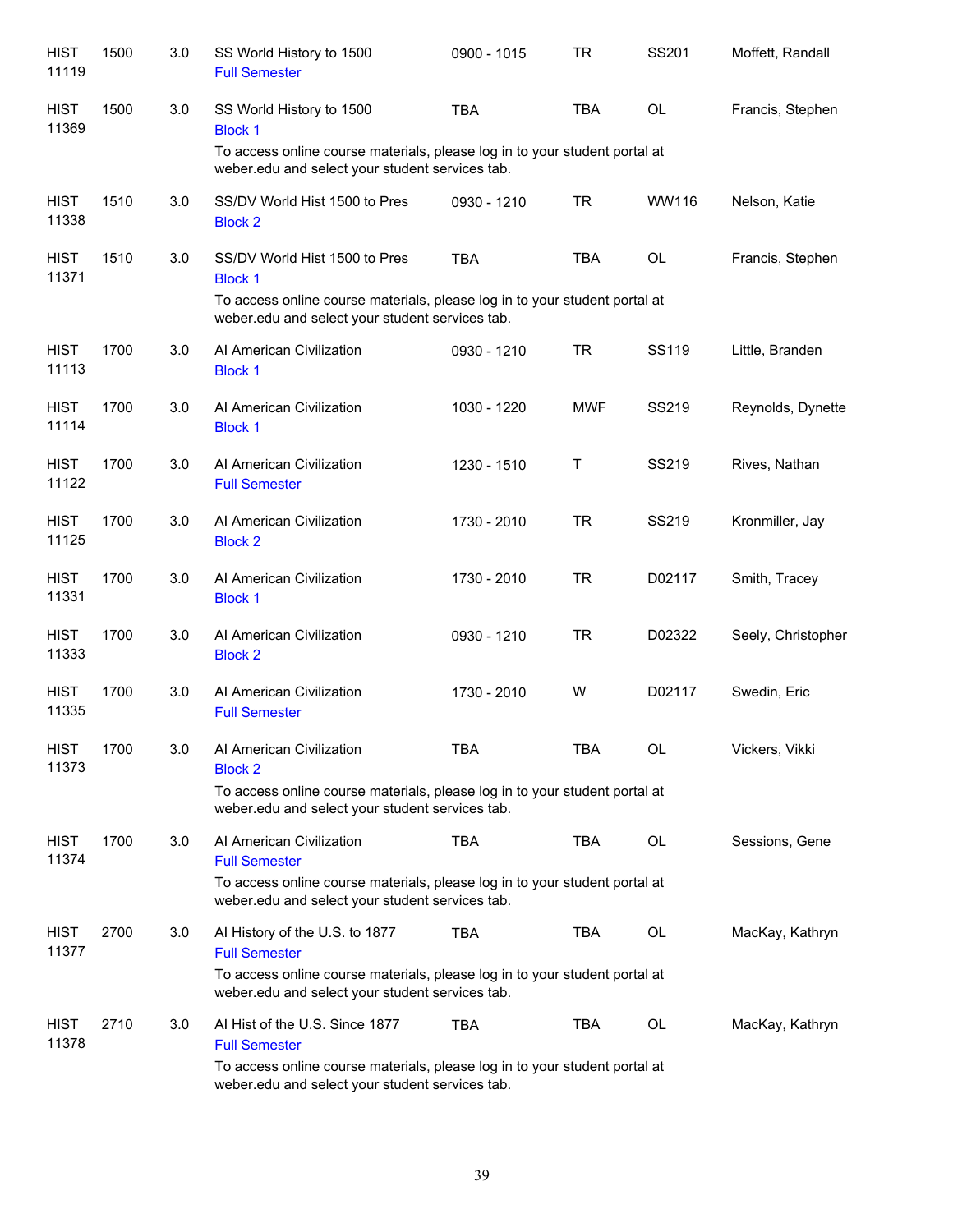| | | | | | | | |
|---|---|---|---|---|---|---|---|
| HIST 11119 | 1500 | 3.0 | SS World History to 1500<br>Full Semester | 0900 - 1015 | TR | SS201 | Moffett, Randall |
| HIST 11369 | 1500 | 3.0 | SS World History to 1500<br>Block 1<br>To access online course materials, please log in to your student portal at weber.edu and select your student services tab. | TBA | TBA | OL | Francis, Stephen |
| HIST 11338 | 1510 | 3.0 | SS/DV World Hist 1500 to Pres<br>Block 2 | 0930 - 1210 | TR | WW116 | Nelson, Katie |
| HIST 11371 | 1510 | 3.0 | SS/DV World Hist 1500 to Pres<br>Block 1<br>To access online course materials, please log in to your student portal at weber.edu and select your student services tab. | TBA | TBA | OL | Francis, Stephen |
| HIST 11113 | 1700 | 3.0 | AI American Civilization<br>Block 1 | 0930 - 1210 | TR | SS119 | Little, Branden |
| HIST 11114 | 1700 | 3.0 | AI American Civilization<br>Block 1 | 1030 - 1220 | MWF | SS219 | Reynolds, Dynette |
| HIST 11122 | 1700 | 3.0 | AI American Civilization<br>Full Semester | 1230 - 1510 | T | SS219 | Rives, Nathan |
| HIST 11125 | 1700 | 3.0 | AI American Civilization<br>Block 2 | 1730 - 2010 | TR | SS219 | Kronmiller, Jay |
| HIST 11331 | 1700 | 3.0 | AI American Civilization<br>Block 1 | 1730 - 2010 | TR | D02117 | Smith, Tracey |
| HIST 11333 | 1700 | 3.0 | AI American Civilization<br>Block 2 | 0930 - 1210 | TR | D02322 | Seely, Christopher |
| HIST 11335 | 1700 | 3.0 | AI American Civilization<br>Full Semester | 1730 - 2010 | W | D02117 | Swedin, Eric |
| HIST 11373 | 1700 | 3.0 | AI American Civilization<br>Block 2<br>To access online course materials, please log in to your student portal at weber.edu and select your student services tab. | TBA | TBA | OL | Vickers, Vikki |
| HIST 11374 | 1700 | 3.0 | AI American Civilization<br>Full Semester<br>To access online course materials, please log in to your student portal at weber.edu and select your student services tab. | TBA | TBA | OL | Sessions, Gene |
| HIST 11377 | 2700 | 3.0 | AI History of the U.S. to 1877<br>Full Semester<br>To access online course materials, please log in to your student portal at weber.edu and select your student services tab. | TBA | TBA | OL | MacKay, Kathryn |
| HIST 11378 | 2710 | 3.0 | AI Hist of the U.S. Since 1877<br>Full Semester<br>To access online course materials, please log in to your student portal at weber.edu and select your student services tab. | TBA | TBA | OL | MacKay, Kathryn |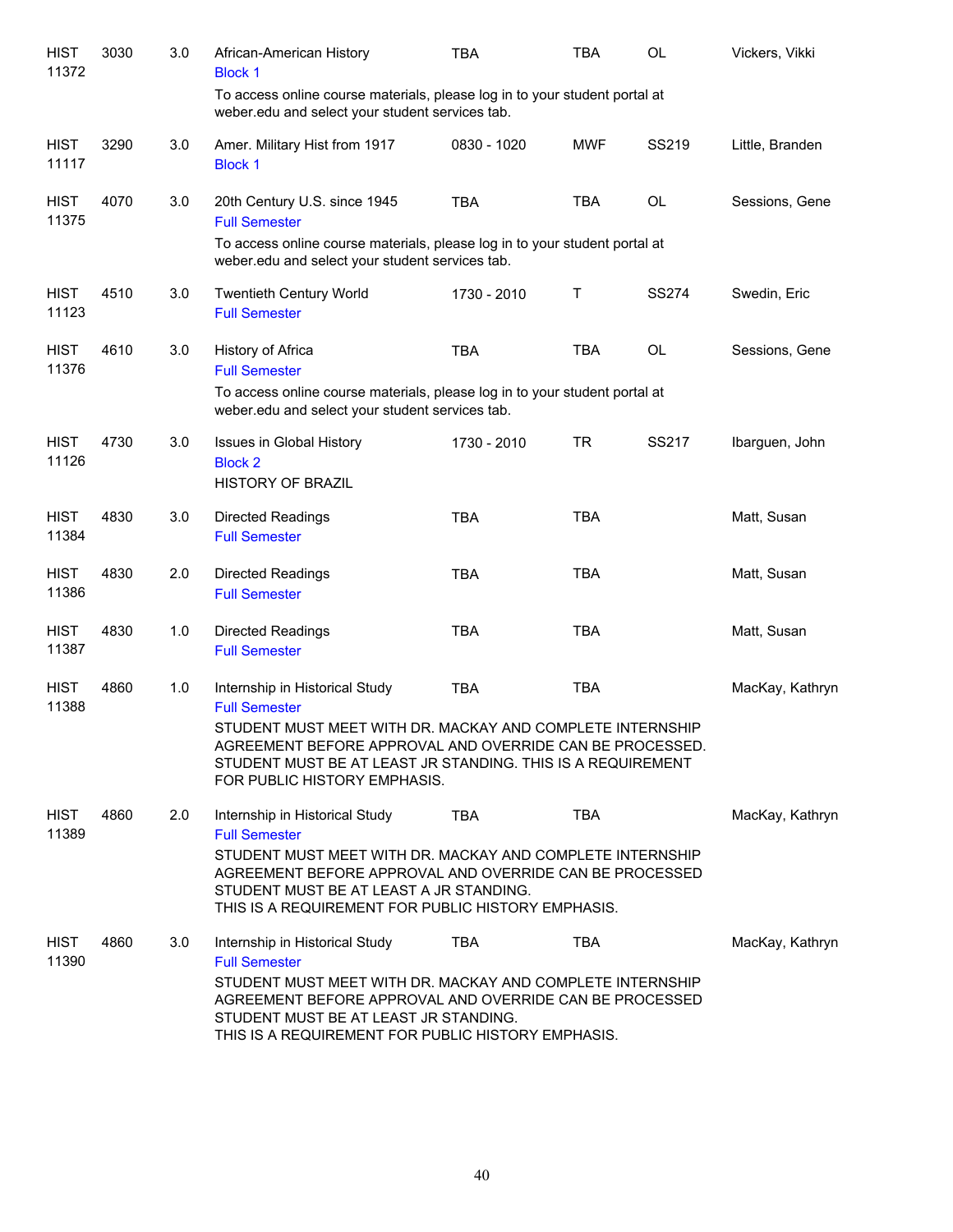| | | | | | | | |
|---|---|---|---|---|---|---|---|
| HIST 11372 | 3030 | 3.0 | African-American History<br>Block 1<br>To access online course materials, please log in to your student portal at weber.edu and select your student services tab. | TBA | TBA | OL | Vickers, Vikki |
| HIST 11117 | 3290 | 3.0 | Amer. Military Hist from 1917<br>Block 1 | 0830 - 1020 | MWF | SS219 | Little, Branden |
| HIST 11375 | 4070 | 3.0 | 20th Century U.S. since 1945<br>Full Semester<br>To access online course materials, please log in to your student portal at weber.edu and select your student services tab. | TBA | TBA | OL | Sessions, Gene |
| HIST 11123 | 4510 | 3.0 | Twentieth Century World<br>Full Semester | 1730 - 2010 | T | SS274 | Swedin, Eric |
| HIST 11376 | 4610 | 3.0 | History of Africa<br>Full Semester<br>To access online course materials, please log in to your student portal at weber.edu and select your student services tab. | TBA | TBA | OL | Sessions, Gene |
| HIST 11126 | 4730 | 3.0 | Issues in Global History<br>Block 2<br>HISTORY OF BRAZIL | 1730 - 2010 | TR | SS217 | Ibarguen, John |
| HIST 11384 | 4830 | 3.0 | Directed Readings<br>Full Semester | TBA | TBA | | Matt, Susan |
| HIST 11386 | 4830 | 2.0 | Directed Readings<br>Full Semester | TBA | TBA | | Matt, Susan |
| HIST 11387 | 4830 | 1.0 | Directed Readings<br>Full Semester | TBA | TBA | | Matt, Susan |
| HIST 11388 | 4860 | 1.0 | Internship in Historical Study<br>Full Semester<br>STUDENT MUST MEET WITH DR. MACKAY AND COMPLETE INTERNSHIP AGREEMENT BEFORE APPROVAL AND OVERRIDE CAN BE PROCESSED. STUDENT MUST BE AT LEAST JR STANDING. THIS IS A REQUIREMENT FOR PUBLIC HISTORY EMPHASIS. | TBA | TBA | | MacKay, Kathryn |
| HIST 11389 | 4860 | 2.0 | Internship in Historical Study<br>Full Semester<br>STUDENT MUST MEET WITH DR. MACKAY AND COMPLETE INTERNSHIP AGREEMENT BEFORE APPROVAL AND OVERRIDE CAN BE PROCESSED STUDENT MUST BE AT LEAST A JR STANDING.<br>THIS IS A REQUIREMENT FOR PUBLIC HISTORY EMPHASIS. | TBA | TBA | | MacKay, Kathryn |
| HIST 11390 | 4860 | 3.0 | Internship in Historical Study<br>Full Semester<br>STUDENT MUST MEET WITH DR. MACKAY AND COMPLETE INTERNSHIP AGREEMENT BEFORE APPROVAL AND OVERRIDE CAN BE PROCESSED STUDENT MUST BE AT LEAST JR STANDING.<br>THIS IS A REQUIREMENT FOR PUBLIC HISTORY EMPHASIS. | TBA | TBA | | MacKay, Kathryn |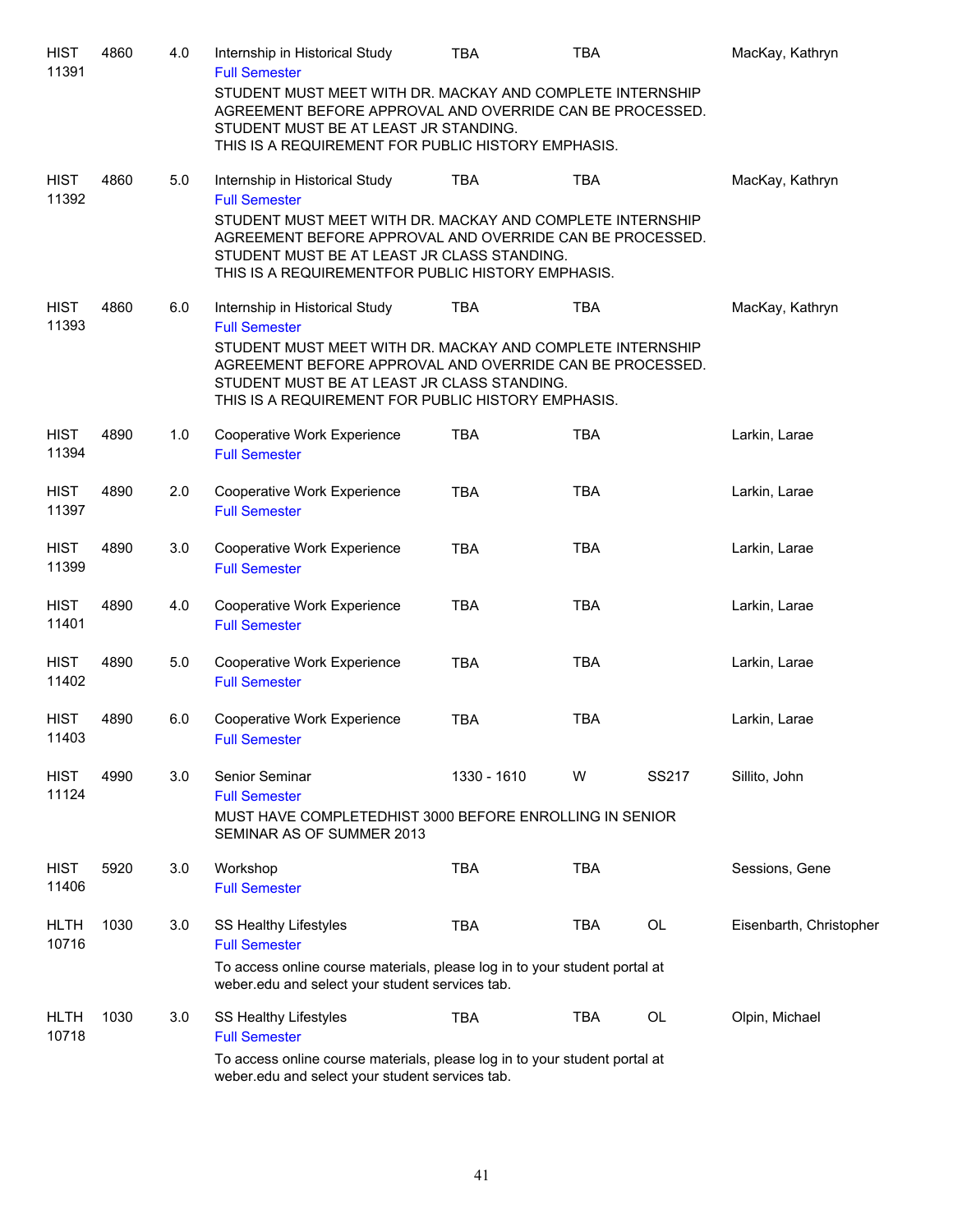| Subject / CRN | Course | Credits | Title | Time | Days | Room | Instructor |
|---|---|---|---|---|---|---|---|
| HIST 11391 | 4860 | 4.0 | Internship in Historical Study<br>Full Semester<br>STUDENT MUST MEET WITH DR. MACKAY AND COMPLETE INTERNSHIP AGREEMENT BEFORE APPROVAL AND OVERRIDE CAN BE PROCESSED. STUDENT MUST BE AT LEAST JR STANDING. THIS IS A REQUIREMENT FOR PUBLIC HISTORY EMPHASIS. | TBA | TBA | | MacKay, Kathryn |
| HIST 11392 | 4860 | 5.0 | Internship in Historical Study<br>Full Semester<br>STUDENT MUST MEET WITH DR. MACKAY AND COMPLETE INTERNSHIP AGREEMENT BEFORE APPROVAL AND OVERRIDE CAN BE PROCESSED. STUDENT MUST BE AT LEAST JR CLASS STANDING. THIS IS A REQUIREMENTFOR PUBLIC HISTORY EMPHASIS. | TBA | TBA | | MacKay, Kathryn |
| HIST 11393 | 4860 | 6.0 | Internship in Historical Study<br>Full Semester<br>STUDENT MUST MEET WITH DR. MACKAY AND COMPLETE INTERNSHIP AGREEMENT BEFORE APPROVAL AND OVERRIDE CAN BE PROCESSED. STUDENT MUST BE AT LEAST JR CLASS STANDING. THIS IS A REQUIREMENT FOR PUBLIC HISTORY EMPHASIS. | TBA | TBA | | MacKay, Kathryn |
| HIST 11394 | 4890 | 1.0 | Cooperative Work Experience<br>Full Semester | TBA | TBA | | Larkin, Larae |
| HIST 11397 | 4890 | 2.0 | Cooperative Work Experience<br>Full Semester | TBA | TBA | | Larkin, Larae |
| HIST 11399 | 4890 | 3.0 | Cooperative Work Experience<br>Full Semester | TBA | TBA | | Larkin, Larae |
| HIST 11401 | 4890 | 4.0 | Cooperative Work Experience<br>Full Semester | TBA | TBA | | Larkin, Larae |
| HIST 11402 | 4890 | 5.0 | Cooperative Work Experience<br>Full Semester | TBA | TBA | | Larkin, Larae |
| HIST 11403 | 4890 | 6.0 | Cooperative Work Experience<br>Full Semester | TBA | TBA | | Larkin, Larae |
| HIST 11124 | 4990 | 3.0 | Senior Seminar<br>Full Semester<br>MUST HAVE COMPLETEDHIST 3000 BEFORE ENROLLING IN SENIOR SEMINAR AS OF SUMMER 2013 | 1330 - 1610 | W | SS217 | Sillito, John |
| HIST 11406 | 5920 | 3.0 | Workshop<br>Full Semester | TBA | TBA | | Sessions, Gene |
| HLTH 10716 | 1030 | 3.0 | SS Healthy Lifestyles<br>Full Semester<br>To access online course materials, please log in to your student portal at weber.edu and select your student services tab. | TBA | TBA | OL | Eisenbarth, Christopher |
| HLTH 10718 | 1030 | 3.0 | SS Healthy Lifestyles<br>Full Semester<br>To access online course materials, please log in to your student portal at weber.edu and select your student services tab. | TBA | TBA | OL | Olpin, Michael |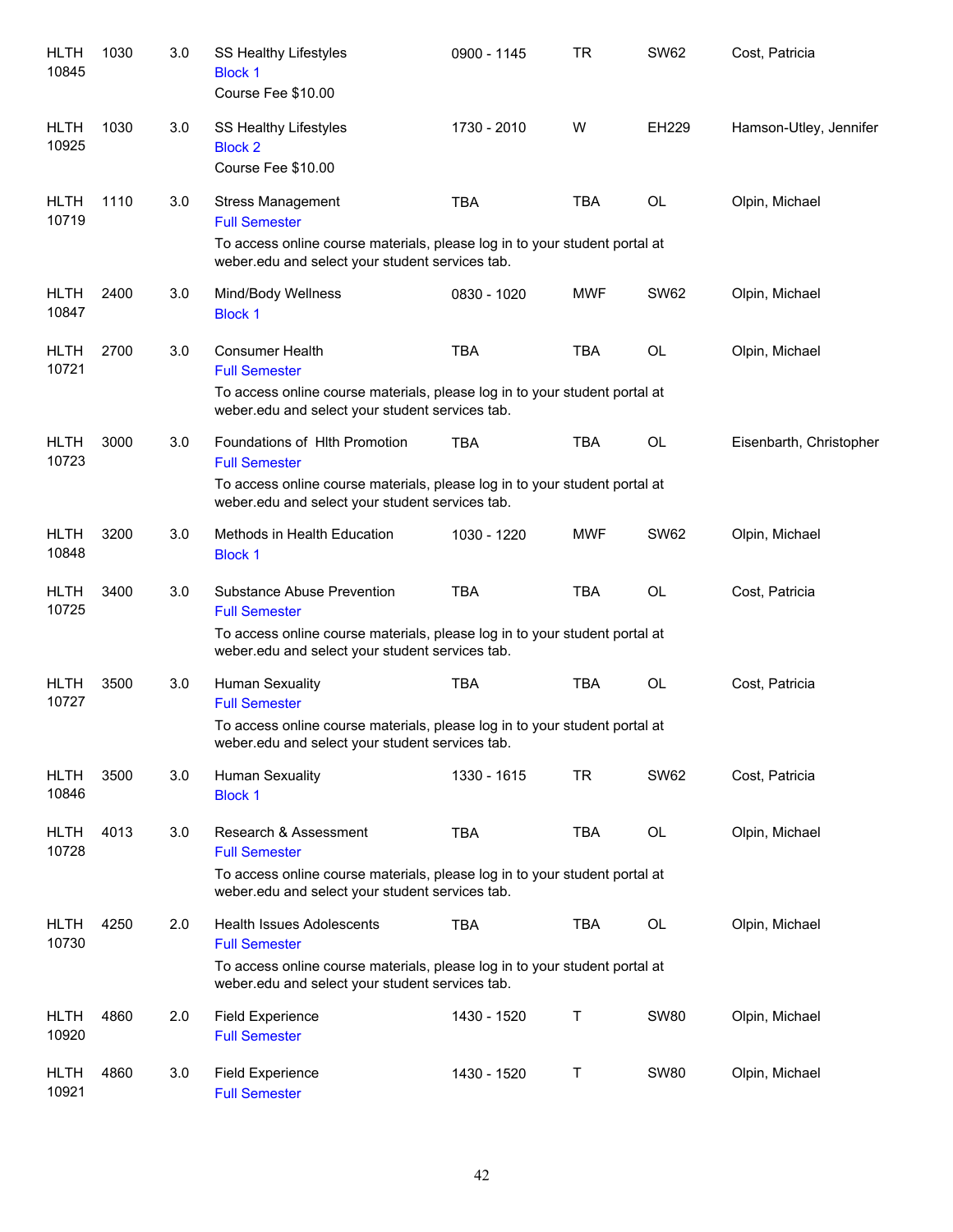| Course | Number | Credits | Title | Time | Days | Room | Instructor |
|---|---|---|---|---|---|---|---|
| HLTH 10845 | 1030 | 3.0 | SS Healthy Lifestyles<br>Block 1<br>Course Fee $10.00 | 0900 - 1145 | TR | SW62 | Cost, Patricia |
| HLTH 10925 | 1030 | 3.0 | SS Healthy Lifestyles<br>Block 2<br>Course Fee $10.00 | 1730 - 2010 | W | EH229 | Hamson-Utley, Jennifer |
| HLTH 10719 | 1110 | 3.0 | Stress Management<br>Full Semester<br>To access online course materials, please log in to your student portal at weber.edu and select your student services tab. | TBA | TBA | OL | Olpin, Michael |
| HLTH 10847 | 2400 | 3.0 | Mind/Body Wellness<br>Block 1 | 0830 - 1020 | MWF | SW62 | Olpin, Michael |
| HLTH 10721 | 2700 | 3.0 | Consumer Health<br>Full Semester<br>To access online course materials, please log in to your student portal at weber.edu and select your student services tab. | TBA | TBA | OL | Olpin, Michael |
| HLTH 10723 | 3000 | 3.0 | Foundations of Hlth Promotion<br>Full Semester<br>To access online course materials, please log in to your student portal at weber.edu and select your student services tab. | TBA | TBA | OL | Eisenbarth, Christopher |
| HLTH 10848 | 3200 | 3.0 | Methods in Health Education<br>Block 1 | 1030 - 1220 | MWF | SW62 | Olpin, Michael |
| HLTH 10725 | 3400 | 3.0 | Substance Abuse Prevention<br>Full Semester<br>To access online course materials, please log in to your student portal at weber.edu and select your student services tab. | TBA | TBA | OL | Cost, Patricia |
| HLTH 10727 | 3500 | 3.0 | Human Sexuality<br>Full Semester<br>To access online course materials, please log in to your student portal at weber.edu and select your student services tab. | TBA | TBA | OL | Cost, Patricia |
| HLTH 10846 | 3500 | 3.0 | Human Sexuality<br>Block 1 | 1330 - 1615 | TR | SW62 | Cost, Patricia |
| HLTH 10728 | 4013 | 3.0 | Research & Assessment<br>Full Semester<br>To access online course materials, please log in to your student portal at weber.edu and select your student services tab. | TBA | TBA | OL | Olpin, Michael |
| HLTH 10730 | 4250 | 2.0 | Health Issues Adolescents<br>Full Semester<br>To access online course materials, please log in to your student portal at weber.edu and select your student services tab. | TBA | TBA | OL | Olpin, Michael |
| HLTH 10920 | 4860 | 2.0 | Field Experience<br>Full Semester | 1430 - 1520 | T | SW80 | Olpin, Michael |
| HLTH 10921 | 4860 | 3.0 | Field Experience<br>Full Semester | 1430 - 1520 | T | SW80 | Olpin, Michael |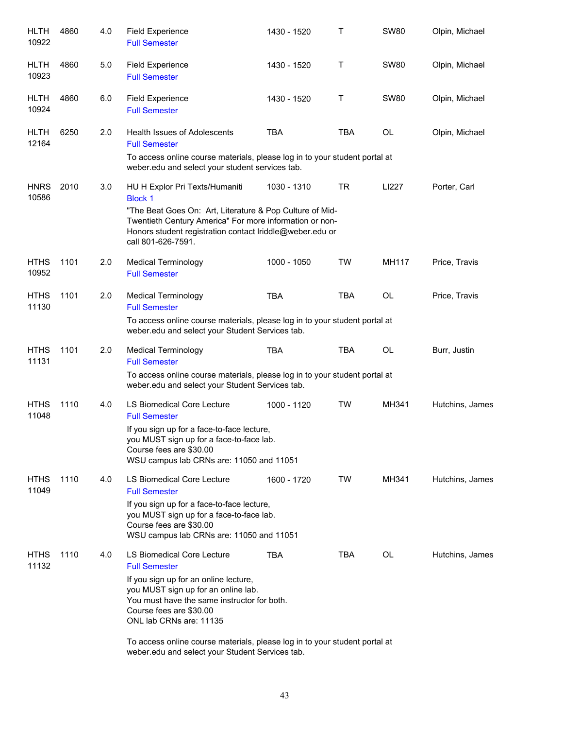| Subject / CRN | Course | Credits | Title | Time | Days | Room | Instructor |
|---|---|---|---|---|---|---|---|
| HLTH 10922 | 4860 | 4.0 | Field Experience<br>Full Semester | 1430 - 1520 | T | SW80 | Olpin, Michael |
| HLTH 10923 | 4860 | 5.0 | Field Experience<br>Full Semester | 1430 - 1520 | T | SW80 | Olpin, Michael |
| HLTH 10924 | 4860 | 6.0 | Field Experience<br>Full Semester | 1430 - 1520 | T | SW80 | Olpin, Michael |
| HLTH 12164 | 6250 | 2.0 | Health Issues of Adolescents<br>Full Semester<br>To access online course materials, please log in to your student portal at weber.edu and select your student services tab. | TBA | TBA | OL | Olpin, Michael |
| HNRS 10586 | 2010 | 3.0 | HU H Explor Pri Texts/Humaniti<br>Block 1<br>"The Beat Goes On: Art, Literature & Pop Culture of Mid-Twentieth Century America" For more information or non-Honors student registration contact lriddle@weber.edu or call 801-626-7591. | 1030 - 1310 | TR | LI227 | Porter, Carl |
| HTHS 10952 | 1101 | 2.0 | Medical Terminology<br>Full Semester | 1000 - 1050 | TW | MH117 | Price, Travis |
| HTHS 11130 | 1101 | 2.0 | Medical Terminology<br>Full Semester<br>To access online course materials, please log in to your student portal at weber.edu and select your Student Services tab. | TBA | TBA | OL | Price, Travis |
| HTHS 11131 | 1101 | 2.0 | Medical Terminology<br>Full Semester<br>To access online course materials, please log in to your student portal at weber.edu and select your Student Services tab. | TBA | TBA | OL | Burr, Justin |
| HTHS 11048 | 1110 | 4.0 | LS Biomedical Core Lecture<br>Full Semester<br>If you sign up for a face-to-face lecture, you MUST sign up for a face-to-face lab. Course fees are $30.00 WSU campus lab CRNs are: 11050 and 11051 | 1000 - 1120 | TW | MH341 | Hutchins, James |
| HTHS 11049 | 1110 | 4.0 | LS Biomedical Core Lecture<br>Full Semester<br>If you sign up for a face-to-face lecture, you MUST sign up for a face-to-face lab. Course fees are $30.00 WSU campus lab CRNs are: 11050 and 11051 | 1600 - 1720 | TW | MH341 | Hutchins, James |
| HTHS 11132 | 1110 | 4.0 | LS Biomedical Core Lecture<br>Full Semester<br>If you sign up for an online lecture, you MUST sign up for an online lab. You must have the same instructor for both. Course fees are $30.00 ONL lab CRNs are: 11135<br>To access online course materials, please log in to your student portal at weber.edu and select your Student Services tab. | TBA | TBA | OL | Hutchins, James |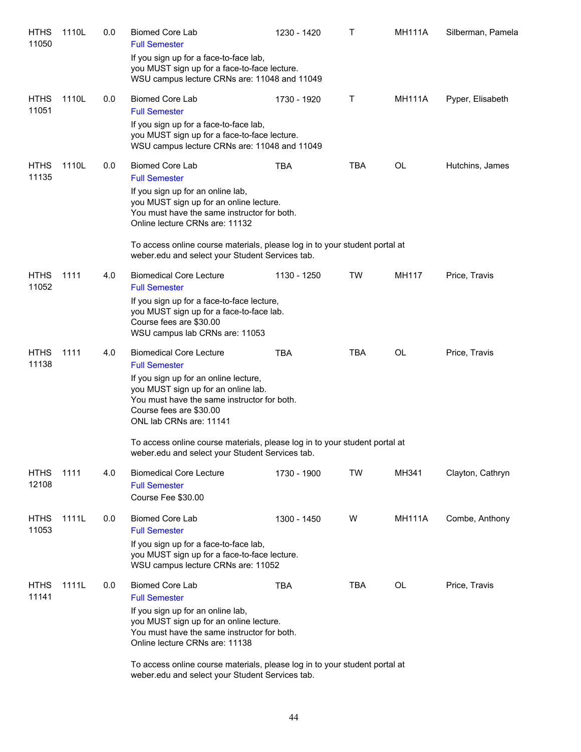| Subject / CRN | Course | Credits | Title / Notes | Time | Days | Room | Instructor |
|---|---|---|---|---|---|---|---|
| HTHS 11050 | 1110L | 0.0 | Biomed Core Lab<br>Full Semester<br>If you sign up for a face-to-face lab, you MUST sign up for a face-to-face lecture. WSU campus lecture CRNs are: 11048 and 11049 | 1230 - 1420 | T | MH111A | Silberman, Pamela |
| HTHS 11051 | 1110L | 0.0 | Biomed Core Lab<br>Full Semester<br>If you sign up for a face-to-face lab, you MUST sign up for a face-to-face lecture. WSU campus lecture CRNs are: 11048 and 11049 | 1730 - 1920 | T | MH111A | Pyper, Elisabeth |
| HTHS 11135 | 1110L | 0.0 | Biomed Core Lab<br>Full Semester<br>If you sign up for an online lab, you MUST sign up for an online lecture. You must have the same instructor for both. Online lecture CRNs are: 11132<br>To access online course materials, please log in to your student portal at weber.edu and select your Student Services tab. | TBA | TBA | OL | Hutchins, James |
| HTHS 11052 | 1111 | 4.0 | Biomedical Core Lecture<br>Full Semester<br>If you sign up for a face-to-face lecture, you MUST sign up for a face-to-face lab. Course fees are $30.00 WSU campus lab CRNs are: 11053 | 1130 - 1250 | TW | MH117 | Price, Travis |
| HTHS 11138 | 1111 | 4.0 | Biomedical Core Lecture<br>Full Semester<br>If you sign up for an online lecture, you MUST sign up for an online lab. You must have the same instructor for both. Course fees are $30.00 ONL lab CRNs are: 11141<br>To access online course materials, please log in to your student portal at weber.edu and select your Student Services tab. | TBA | TBA | OL | Price, Travis |
| HTHS 12108 | 1111 | 4.0 | Biomedical Core Lecture<br>Full Semester<br>Course Fee $30.00 | 1730 - 1900 | TW | MH341 | Clayton, Cathryn |
| HTHS 11053 | 1111L | 0.0 | Biomed Core Lab<br>Full Semester<br>If you sign up for a face-to-face lab, you MUST sign up for a face-to-face lecture. WSU campus lecture CRNs are: 11052 | 1300 - 1450 | W | MH111A | Combe, Anthony |
| HTHS 11141 | 1111L | 0.0 | Biomed Core Lab<br>Full Semester<br>If you sign up for an online lab, you MUST sign up for an online lecture. You must have the same instructor for both. Online lecture CRNs are: 11138<br>To access online course materials, please log in to your student portal at weber.edu and select your Student Services tab. | TBA | TBA | OL | Price, Travis |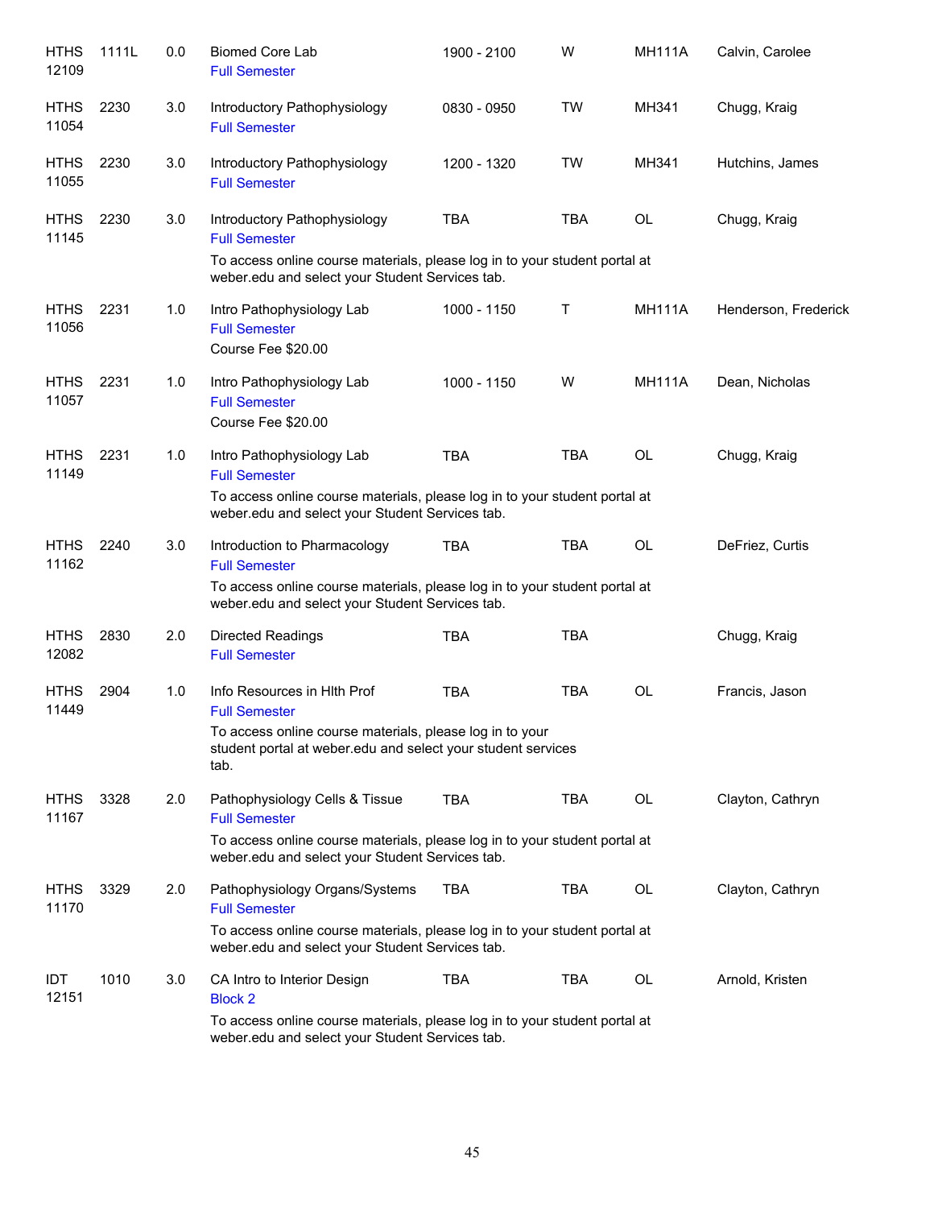| | | | | | | | |
|---|---|---|---|---|---|---|---|
| HTHS 12109 | 1111L | 0.0 | Biomed Core Lab<br>Full Semester | 1900 - 2100 | W | MH111A | Calvin, Carolee |
| HTHS 11054 | 2230 | 3.0 | Introductory Pathophysiology<br>Full Semester | 0830 - 0950 | TW | MH341 | Chugg, Kraig |
| HTHS 11055 | 2230 | 3.0 | Introductory Pathophysiology<br>Full Semester | 1200 - 1320 | TW | MH341 | Hutchins, James |
| HTHS 11145 | 2230 | 3.0 | Introductory Pathophysiology<br>Full Semester<br>To access online course materials, please log in to your student portal at weber.edu and select your Student Services tab. | TBA | TBA | OL | Chugg, Kraig |
| HTHS 11056 | 2231 | 1.0 | Intro Pathophysiology Lab<br>Full Semester<br>Course Fee $20.00 | 1000 - 1150 | T | MH111A | Henderson, Frederick |
| HTHS 11057 | 2231 | 1.0 | Intro Pathophysiology Lab<br>Full Semester<br>Course Fee $20.00 | 1000 - 1150 | W | MH111A | Dean, Nicholas |
| HTHS 11149 | 2231 | 1.0 | Intro Pathophysiology Lab<br>Full Semester<br>To access online course materials, please log in to your student portal at weber.edu and select your Student Services tab. | TBA | TBA | OL | Chugg, Kraig |
| HTHS 11162 | 2240 | 3.0 | Introduction to Pharmacology<br>Full Semester<br>To access online course materials, please log in to your student portal at weber.edu and select your Student Services tab. | TBA | TBA | OL | DeFriez, Curtis |
| HTHS 12082 | 2830 | 2.0 | Directed Readings<br>Full Semester | TBA | TBA | | Chugg, Kraig |
| HTHS 11449 | 2904 | 1.0 | Info Resources in Hlth Prof<br>Full Semester<br>To access online course materials, please log in to your student portal at weber.edu and select your student services tab. | TBA | TBA | OL | Francis, Jason |
| HTHS 11167 | 3328 | 2.0 | Pathophysiology Cells & Tissue<br>Full Semester<br>To access online course materials, please log in to your student portal at weber.edu and select your Student Services tab. | TBA | TBA | OL | Clayton, Cathryn |
| HTHS 11170 | 3329 | 2.0 | Pathophysiology Organs/Systems<br>Full Semester<br>To access online course materials, please log in to your student portal at weber.edu and select your Student Services tab. | TBA | TBA | OL | Clayton, Cathryn |
| IDT 12151 | 1010 | 3.0 | CA Intro to Interior Design<br>Block 2<br>To access online course materials, please log in to your student portal at weber.edu and select your Student Services tab. | TBA | TBA | OL | Arnold, Kristen |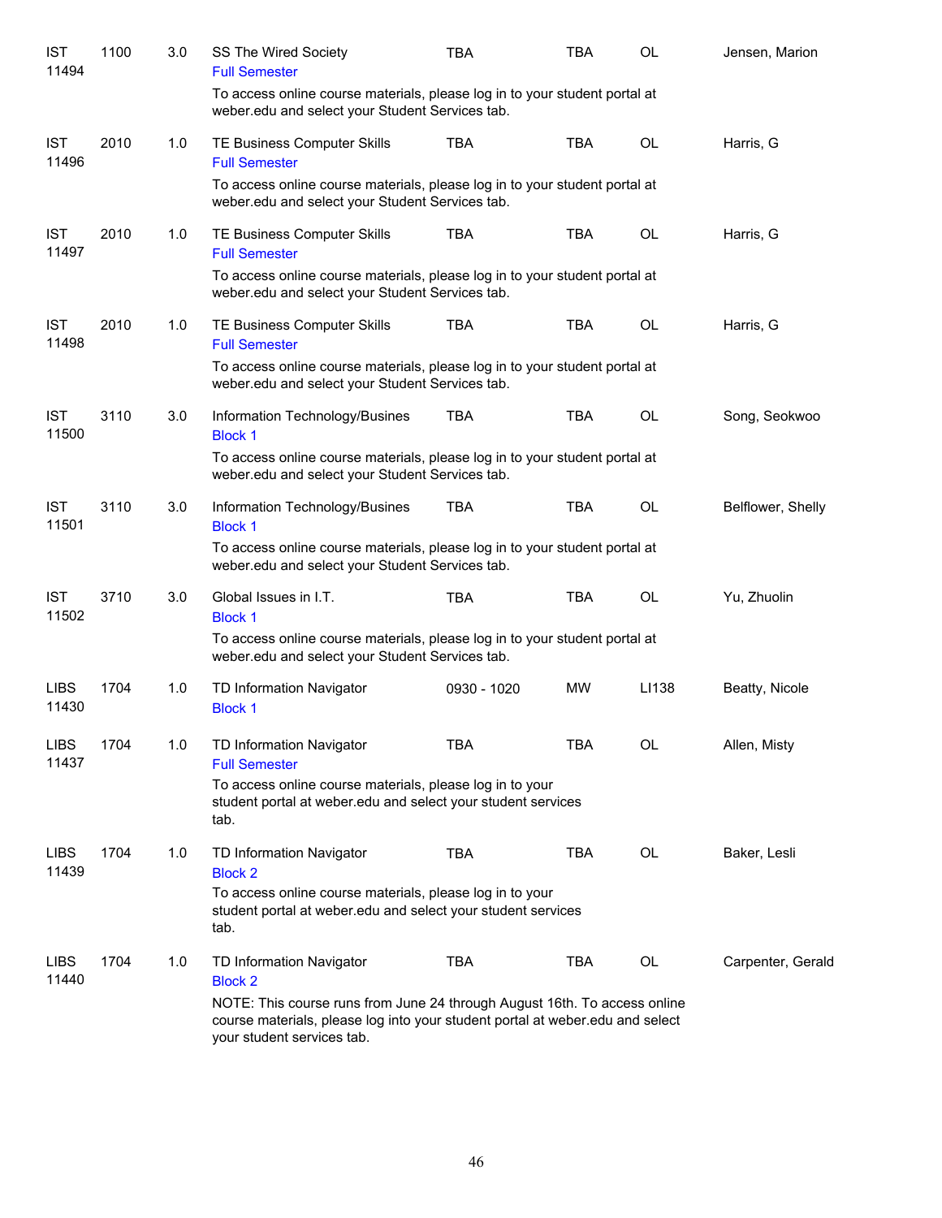| | | | | | | | |
|---|---|---|---|---|---|---|---|
| IST 11494 | 1100 | 3.0 | SS The Wired Society<br>Full Semester<br>To access online course materials, please log in to your student portal at weber.edu and select your Student Services tab. | TBA | TBA | OL | Jensen, Marion |
| IST 11496 | 2010 | 1.0 | TE Business Computer Skills<br>Full Semester<br>To access online course materials, please log in to your student portal at weber.edu and select your Student Services tab. | TBA | TBA | OL | Harris, G |
| IST 11497 | 2010 | 1.0 | TE Business Computer Skills<br>Full Semester<br>To access online course materials, please log in to your student portal at weber.edu and select your Student Services tab. | TBA | TBA | OL | Harris, G |
| IST 11498 | 2010 | 1.0 | TE Business Computer Skills<br>Full Semester<br>To access online course materials, please log in to your student portal at weber.edu and select your Student Services tab. | TBA | TBA | OL | Harris, G |
| IST 11500 | 3110 | 3.0 | Information Technology/Busines<br>Block 1<br>To access online course materials, please log in to your student portal at weber.edu and select your Student Services tab. | TBA | TBA | OL | Song, Seokwoo |
| IST 11501 | 3110 | 3.0 | Information Technology/Busines<br>Block 1<br>To access online course materials, please log in to your student portal at weber.edu and select your Student Services tab. | TBA | TBA | OL | Belflower, Shelly |
| IST 11502 | 3710 | 3.0 | Global Issues in I.T.<br>Block 1<br>To access online course materials, please log in to your student portal at weber.edu and select your Student Services tab. | TBA | TBA | OL | Yu, Zhuolin |
| LIBS 11430 | 1704 | 1.0 | TD Information Navigator<br>Block 1 | 0930 - 1020 | MW | LI138 | Beatty, Nicole |
| LIBS 11437 | 1704 | 1.0 | TD Information Navigator<br>Full Semester<br>To access online course materials, please log in to your student portal at weber.edu and select your student services tab. | TBA | TBA | OL | Allen, Misty |
| LIBS 11439 | 1704 | 1.0 | TD Information Navigator<br>Block 2<br>To access online course materials, please log in to your student portal at weber.edu and select your student services tab. | TBA | TBA | OL | Baker, Lesli |
| LIBS 11440 | 1704 | 1.0 | TD Information Navigator<br>Block 2<br>NOTE: This course runs from June 24 through August 16th. To access online course materials, please log into your student portal at weber.edu and select your student services tab. | TBA | TBA | OL | Carpenter, Gerald |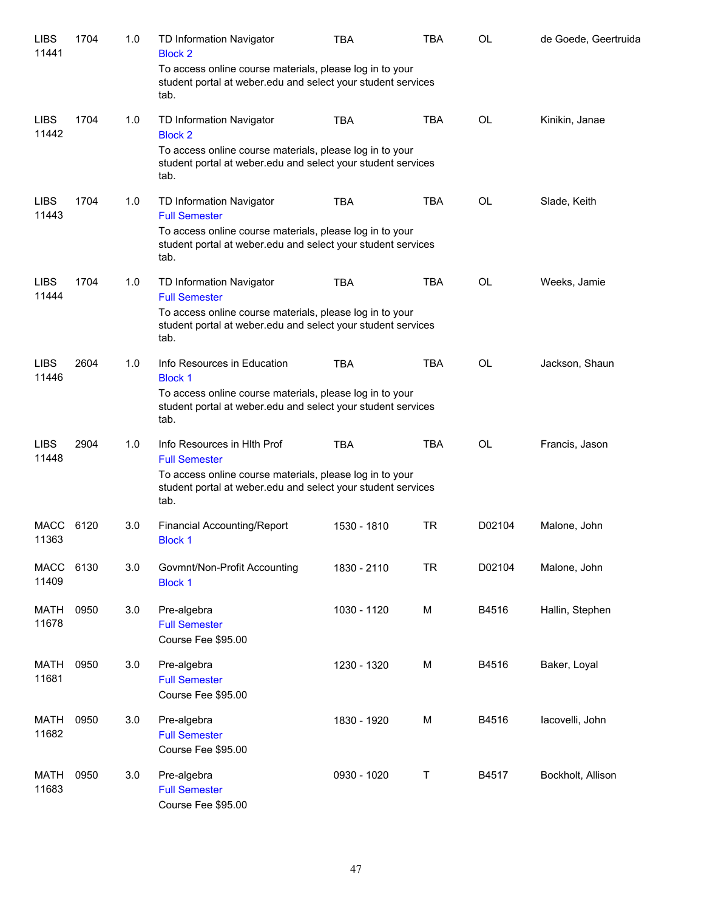| Course | Section | Credits | Title | Time | Days | Room | Instructor |
|---|---|---|---|---|---|---|---|
| LIBS 11441 | 1704 | 1.0 | TD Information Navigator<br>Block 2<br>To access online course materials, please log in to your student portal at weber.edu and select your student services tab. | TBA | TBA | OL | de Goede, Geertruida |
| LIBS 11442 | 1704 | 1.0 | TD Information Navigator<br>Block 2<br>To access online course materials, please log in to your student portal at weber.edu and select your student services tab. | TBA | TBA | OL | Kinikin, Janae |
| LIBS 11443 | 1704 | 1.0 | TD Information Navigator<br>Full Semester<br>To access online course materials, please log in to your student portal at weber.edu and select your student services tab. | TBA | TBA | OL | Slade, Keith |
| LIBS 11444 | 1704 | 1.0 | TD Information Navigator<br>Full Semester<br>To access online course materials, please log in to your student portal at weber.edu and select your student services tab. | TBA | TBA | OL | Weeks, Jamie |
| LIBS 11446 | 2604 | 1.0 | Info Resources in Education<br>Block 1<br>To access online course materials, please log in to your student portal at weber.edu and select your student services tab. | TBA | TBA | OL | Jackson, Shaun |
| LIBS 11448 | 2904 | 1.0 | Info Resources in Hlth Prof<br>Full Semester<br>To access online course materials, please log in to your student portal at weber.edu and select your student services tab. | TBA | TBA | OL | Francis, Jason |
| MACC 11363 | 6120 | 3.0 | Financial Accounting/Report<br>Block 1 | 1530 - 1810 | TR | D02104 | Malone, John |
| MACC 11409 | 6130 | 3.0 | Govmnt/Non-Profit Accounting<br>Block 1 | 1830 - 2110 | TR | D02104 | Malone, John |
| MATH 11678 | 0950 | 3.0 | Pre-algebra<br>Full Semester<br>Course Fee $95.00 | 1030 - 1120 | M | B4516 | Hallin, Stephen |
| MATH 11681 | 0950 | 3.0 | Pre-algebra<br>Full Semester<br>Course Fee $95.00 | 1230 - 1320 | M | B4516 | Baker, Loyal |
| MATH 11682 | 0950 | 3.0 | Pre-algebra<br>Full Semester<br>Course Fee $95.00 | 1830 - 1920 | M | B4516 | Iacovelli, John |
| MATH 11683 | 0950 | 3.0 | Pre-algebra<br>Full Semester<br>Course Fee $95.00 | 0930 - 1020 | T | B4517 | Bockholt, Allison |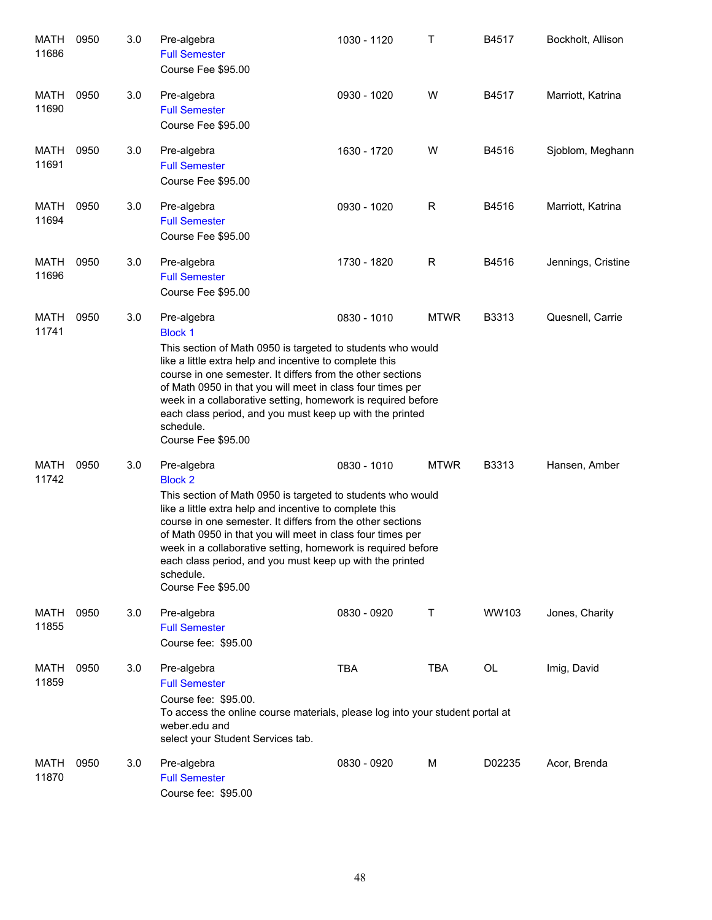| | | | | | | | |
|---|---|---|---|---|---|---|---|
| MATH 11686 | 0950 | 3.0 | Pre-algebra<br>Full Semester<br>Course Fee $95.00 | 1030 - 1120 | T | B4517 | Bockholt, Allison |
| MATH 11690 | 0950 | 3.0 | Pre-algebra<br>Full Semester<br>Course Fee $95.00 | 0930 - 1020 | W | B4517 | Marriott, Katrina |
| MATH 11691 | 0950 | 3.0 | Pre-algebra<br>Full Semester<br>Course Fee $95.00 | 1630 - 1720 | W | B4516 | Sjoblom, Meghann |
| MATH 11694 | 0950 | 3.0 | Pre-algebra<br>Full Semester<br>Course Fee $95.00 | 0930 - 1020 | R | B4516 | Marriott, Katrina |
| MATH 11696 | 0950 | 3.0 | Pre-algebra<br>Full Semester<br>Course Fee $95.00 | 1730 - 1820 | R | B4516 | Jennings, Cristine |
| MATH 11741 | 0950 | 3.0 | Pre-algebra<br>Block 1<br>This section of Math 0950 is targeted to students who would like a little extra help and incentive to complete this course in one semester. It differs from the other sections of Math 0950 in that you will meet in class four times per week in a collaborative setting, homework is required before each class period, and you must keep up with the printed schedule.<br>Course Fee $95.00 | 0830 - 1010 | MTWR | B3313 | Quesnell, Carrie |
| MATH 11742 | 0950 | 3.0 | Pre-algebra<br>Block 2<br>This section of Math 0950 is targeted to students who would like a little extra help and incentive to complete this course in one semester. It differs from the other sections of Math 0950 in that you will meet in class four times per week in a collaborative setting, homework is required before each class period, and you must keep up with the printed schedule.<br>Course Fee $95.00 | 0830 - 1010 | MTWR | B3313 | Hansen, Amber |
| MATH 11855 | 0950 | 3.0 | Pre-algebra<br>Full Semester<br>Course fee: $95.00 | 0830 - 0920 | T | WW103 | Jones, Charity |
| MATH 11859 | 0950 | 3.0 | Pre-algebra<br>Full Semester<br>Course fee: $95.00.<br>To access the online course materials, please log into your student portal at weber.edu and select your Student Services tab. | TBA | TBA | OL | Imig, David |
| MATH 11870 | 0950 | 3.0 | Pre-algebra<br>Full Semester<br>Course fee: $95.00 | 0830 - 0920 | M | D02235 | Acor, Brenda |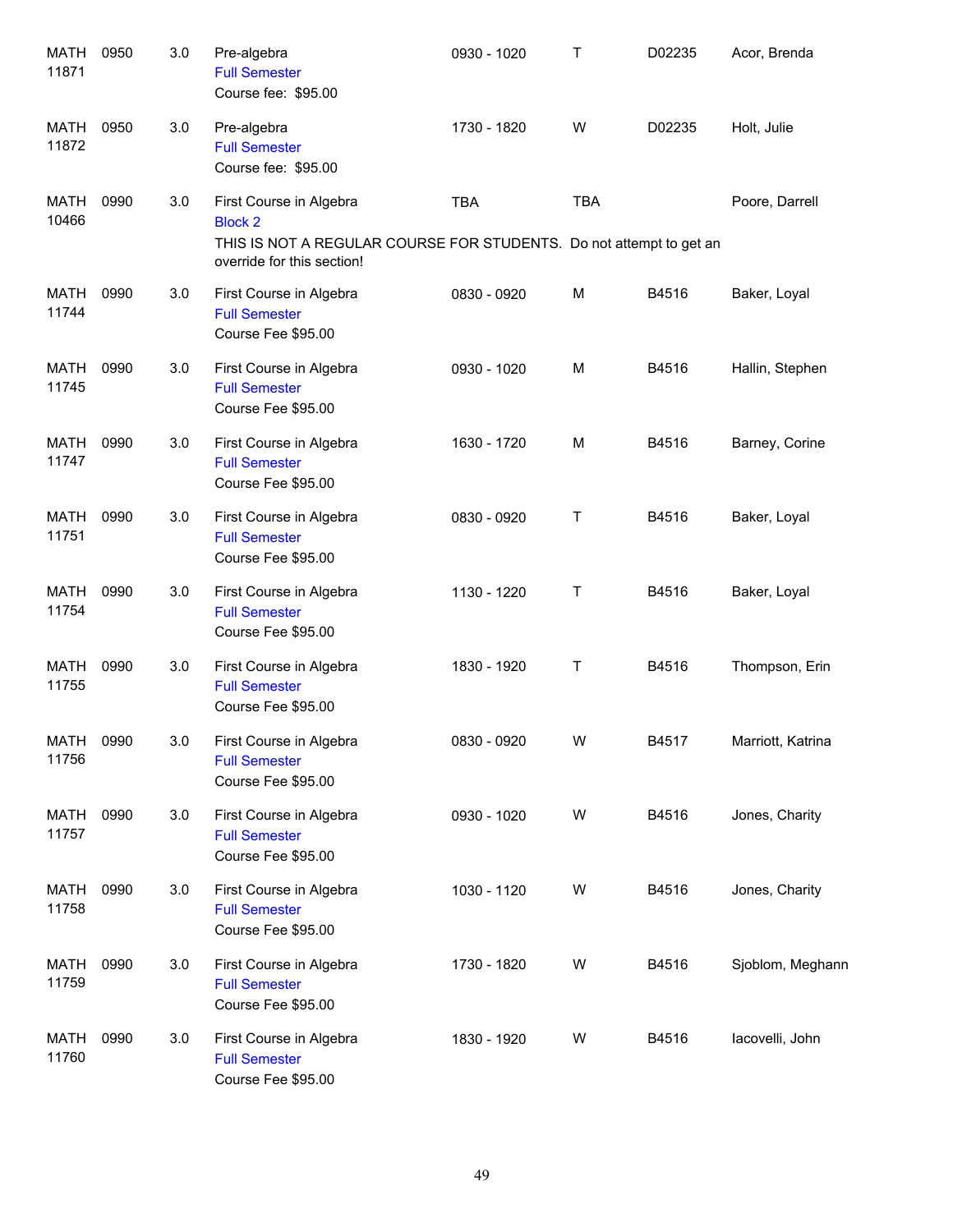| | | | | | | | |
|---|---|---|---|---|---|---|---|
| MATH 11871 | 0950 | 3.0 | Pre-algebra<br>Full Semester<br>Course fee: $95.00 | 0930 - 1020 | T | D02235 | Acor, Brenda |
| MATH 11872 | 0950 | 3.0 | Pre-algebra<br>Full Semester<br>Course fee: $95.00 | 1730 - 1820 | W | D02235 | Holt, Julie |
| MATH 10466 | 0990 | 3.0 | First Course in Algebra<br>Block 2<br>THIS IS NOT A REGULAR COURSE FOR STUDENTS. Do not attempt to get an override for this section! | TBA | TBA | | Poore, Darrell |
| MATH 11744 | 0990 | 3.0 | First Course in Algebra<br>Full Semester<br>Course Fee $95.00 | 0830 - 0920 | M | B4516 | Baker, Loyal |
| MATH 11745 | 0990 | 3.0 | First Course in Algebra<br>Full Semester<br>Course Fee $95.00 | 0930 - 1020 | M | B4516 | Hallin, Stephen |
| MATH 11747 | 0990 | 3.0 | First Course in Algebra<br>Full Semester<br>Course Fee $95.00 | 1630 - 1720 | M | B4516 | Barney, Corine |
| MATH 11751 | 0990 | 3.0 | First Course in Algebra<br>Full Semester<br>Course Fee $95.00 | 0830 - 0920 | T | B4516 | Baker, Loyal |
| MATH 11754 | 0990 | 3.0 | First Course in Algebra<br>Full Semester<br>Course Fee $95.00 | 1130 - 1220 | T | B4516 | Baker, Loyal |
| MATH 11755 | 0990 | 3.0 | First Course in Algebra<br>Full Semester<br>Course Fee $95.00 | 1830 - 1920 | T | B4516 | Thompson, Erin |
| MATH 11756 | 0990 | 3.0 | First Course in Algebra<br>Full Semester<br>Course Fee $95.00 | 0830 - 0920 | W | B4517 | Marriott, Katrina |
| MATH 11757 | 0990 | 3.0 | First Course in Algebra<br>Full Semester<br>Course Fee $95.00 | 0930 - 1020 | W | B4516 | Jones, Charity |
| MATH 11758 | 0990 | 3.0 | First Course in Algebra<br>Full Semester<br>Course Fee $95.00 | 1030 - 1120 | W | B4516 | Jones, Charity |
| MATH 11759 | 0990 | 3.0 | First Course in Algebra<br>Full Semester<br>Course Fee $95.00 | 1730 - 1820 | W | B4516 | Sjoblom, Meghann |
| MATH 11760 | 0990 | 3.0 | First Course in Algebra<br>Full Semester<br>Course Fee $95.00 | 1830 - 1920 | W | B4516 | Iacovelli, John |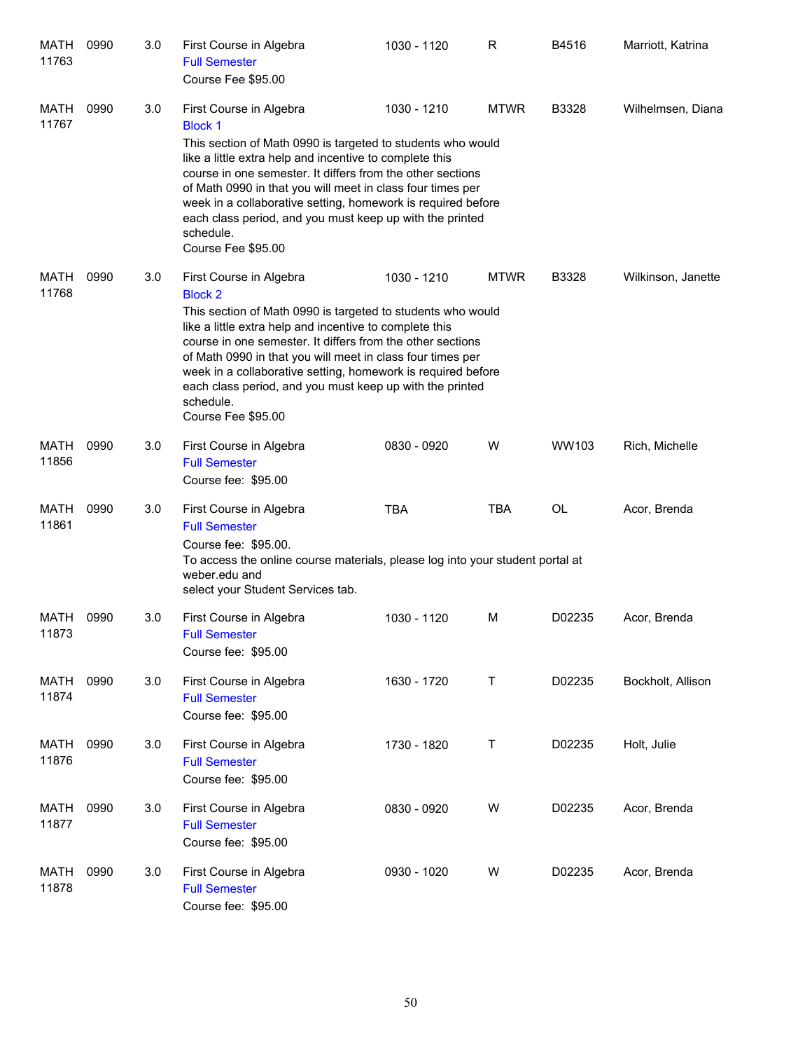| | | | | | | | |
|---|---|---|---|---|---|---|---|
| MATH 11763 | 0990 | 3.0 | First Course in Algebra<br>Full Semester<br>Course Fee $95.00 | 1030 - 1120 | R | B4516 | Marriott, Katrina |
| MATH 11767 | 0990 | 3.0 | First Course in Algebra<br>Block 1<br>This section of Math 0990 is targeted to students who would like a little extra help and incentive to complete this course in one semester. It differs from the other sections of Math 0990 in that you will meet in class four times per week in a collaborative setting, homework is required before each class period, and you must keep up with the printed schedule.<br>Course Fee $95.00 | 1030 - 1210 | MTWR | B3328 | Wilhelmsen, Diana |
| MATH 11768 | 0990 | 3.0 | First Course in Algebra<br>Block 2<br>This section of Math 0990 is targeted to students who would like a little extra help and incentive to complete this course in one semester. It differs from the other sections of Math 0990 in that you will meet in class four times per week in a collaborative setting, homework is required before each class period, and you must keep up with the printed schedule.<br>Course Fee $95.00 | 1030 - 1210 | MTWR | B3328 | Wilkinson, Janette |
| MATH 11856 | 0990 | 3.0 | First Course in Algebra<br>Full Semester<br>Course fee: $95.00 | 0830 - 0920 | W | WW103 | Rich, Michelle |
| MATH 11861 | 0990 | 3.0 | First Course in Algebra<br>Full Semester<br>Course fee: $95.00.<br>To access the online course materials, please log into your student portal at weber.edu and select your Student Services tab. | TBA | TBA | OL | Acor, Brenda |
| MATH 11873 | 0990 | 3.0 | First Course in Algebra<br>Full Semester<br>Course fee: $95.00 | 1030 - 1120 | M | D02235 | Acor, Brenda |
| MATH 11874 | 0990 | 3.0 | First Course in Algebra<br>Full Semester<br>Course fee: $95.00 | 1630 - 1720 | T | D02235 | Bockholt, Allison |
| MATH 11876 | 0990 | 3.0 | First Course in Algebra<br>Full Semester<br>Course fee: $95.00 | 1730 - 1820 | T | D02235 | Holt, Julie |
| MATH 11877 | 0990 | 3.0 | First Course in Algebra<br>Full Semester<br>Course fee: $95.00 | 0830 - 0920 | W | D02235 | Acor, Brenda |
| MATH 11878 | 0990 | 3.0 | First Course in Algebra<br>Full Semester<br>Course fee: $95.00 | 0930 - 1020 | W | D02235 | Acor, Brenda |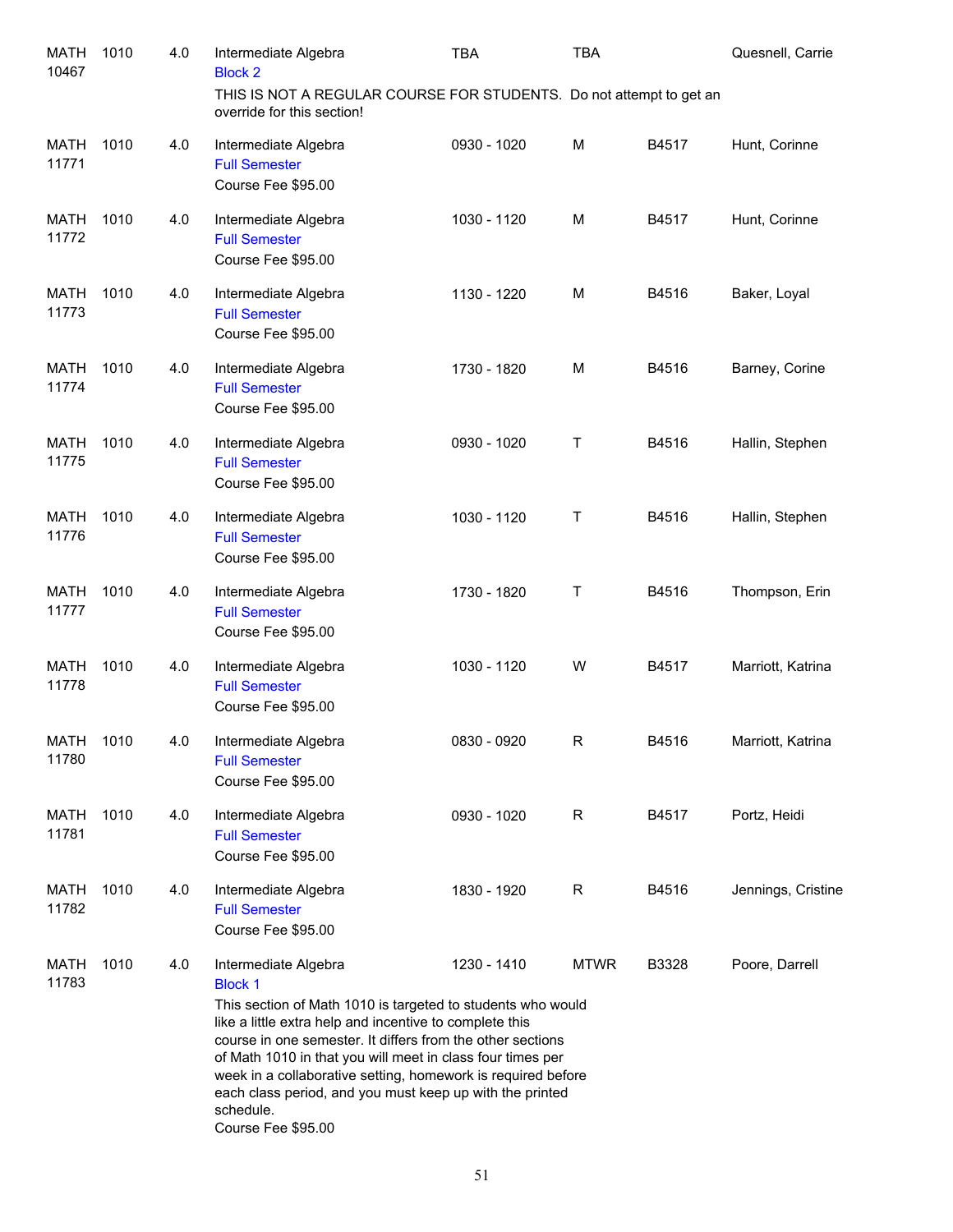| Course | Number | Credits | Title | Time | Days | Room | Instructor |
|---|---|---|---|---|---|---|---|
| MATH 10467 | 1010 | 4.0 | Intermediate Algebra<br>Block 2<br>THIS IS NOT A REGULAR COURSE FOR STUDENTS. Do not attempt to get an override for this section! | TBA | TBA | | Quesnell, Carrie |
| MATH 11771 | 1010 | 4.0 | Intermediate Algebra<br>Full Semester<br>Course Fee $95.00 | 0930 - 1020 | M | B4517 | Hunt, Corinne |
| MATH 11772 | 1010 | 4.0 | Intermediate Algebra<br>Full Semester<br>Course Fee $95.00 | 1030 - 1120 | M | B4517 | Hunt, Corinne |
| MATH 11773 | 1010 | 4.0 | Intermediate Algebra<br>Full Semester<br>Course Fee $95.00 | 1130 - 1220 | M | B4516 | Baker, Loyal |
| MATH 11774 | 1010 | 4.0 | Intermediate Algebra<br>Full Semester<br>Course Fee $95.00 | 1730 - 1820 | M | B4516 | Barney, Corine |
| MATH 11775 | 1010 | 4.0 | Intermediate Algebra<br>Full Semester<br>Course Fee $95.00 | 0930 - 1020 | T | B4516 | Hallin, Stephen |
| MATH 11776 | 1010 | 4.0 | Intermediate Algebra<br>Full Semester<br>Course Fee $95.00 | 1030 - 1120 | T | B4516 | Hallin, Stephen |
| MATH 11777 | 1010 | 4.0 | Intermediate Algebra<br>Full Semester<br>Course Fee $95.00 | 1730 - 1820 | T | B4516 | Thompson, Erin |
| MATH 11778 | 1010 | 4.0 | Intermediate Algebra<br>Full Semester<br>Course Fee $95.00 | 1030 - 1120 | W | B4517 | Marriott, Katrina |
| MATH 11780 | 1010 | 4.0 | Intermediate Algebra<br>Full Semester<br>Course Fee $95.00 | 0830 - 0920 | R | B4516 | Marriott, Katrina |
| MATH 11781 | 1010 | 4.0 | Intermediate Algebra<br>Full Semester<br>Course Fee $95.00 | 0930 - 1020 | R | B4517 | Portz, Heidi |
| MATH 11782 | 1010 | 4.0 | Intermediate Algebra<br>Full Semester<br>Course Fee $95.00 | 1830 - 1920 | R | B4516 | Jennings, Cristine |
| MATH 11783 | 1010 | 4.0 | Intermediate Algebra<br>Block 1<br>This section of Math 1010 is targeted to students who would like a little extra help and incentive to complete this course in one semester. It differs from the other sections of Math 1010 in that you will meet in class four times per week in a collaborative setting, homework is required before each class period, and you must keep up with the printed schedule.<br>Course Fee $95.00 | 1230 - 1410 | MTWR | B3328 | Poore, Darrell |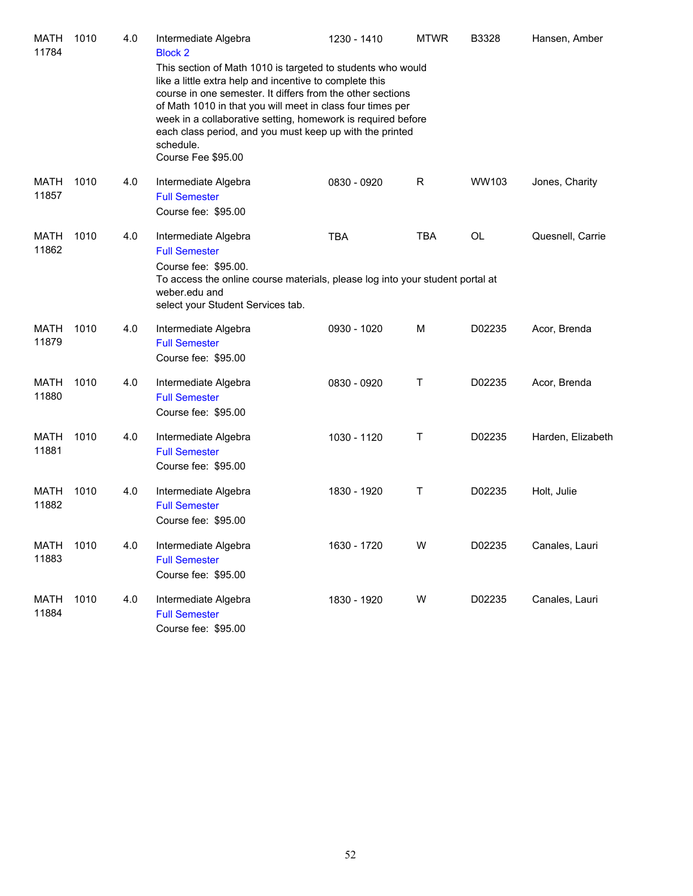| | | | | | | | |
|---|---|---|---|---|---|---|---|
| MATH 11784 | 1010 | 4.0 | Intermediate Algebra<br>Block 2<br>This section of Math 1010 is targeted to students who would like a little extra help and incentive to complete this course in one semester. It differs from the other sections of Math 1010 in that you will meet in class four times per week in a collaborative setting, homework is required before each class period, and you must keep up with the printed schedule.<br>Course Fee $95.00 | 1230 - 1410 | MTWR | B3328 | Hansen, Amber |
| MATH 11857 | 1010 | 4.0 | Intermediate Algebra<br>Full Semester<br>Course fee: $95.00 | 0830 - 0920 | R | WW103 | Jones, Charity |
| MATH 11862 | 1010 | 4.0 | Intermediate Algebra<br>Full Semester<br>Course fee: $95.00.<br>To access the online course materials, please log into your student portal at weber.edu and<br>select your Student Services tab. | TBA | TBA | OL | Quesnell, Carrie |
| MATH 11879 | 1010 | 4.0 | Intermediate Algebra<br>Full Semester<br>Course fee: $95.00 | 0930 - 1020 | M | D02235 | Acor, Brenda |
| MATH 11880 | 1010 | 4.0 | Intermediate Algebra<br>Full Semester<br>Course fee: $95.00 | 0830 - 0920 | T | D02235 | Acor, Brenda |
| MATH 11881 | 1010 | 4.0 | Intermediate Algebra<br>Full Semester<br>Course fee: $95.00 | 1030 - 1120 | T | D02235 | Harden, Elizabeth |
| MATH 11882 | 1010 | 4.0 | Intermediate Algebra<br>Full Semester<br>Course fee: $95.00 | 1830 - 1920 | T | D02235 | Holt, Julie |
| MATH 11883 | 1010 | 4.0 | Intermediate Algebra<br>Full Semester<br>Course fee: $95.00 | 1630 - 1720 | W | D02235 | Canales, Lauri |
| MATH 11884 | 1010 | 4.0 | Intermediate Algebra<br>Full Semester<br>Course fee: $95.00 | 1830 - 1920 | W | D02235 | Canales, Lauri |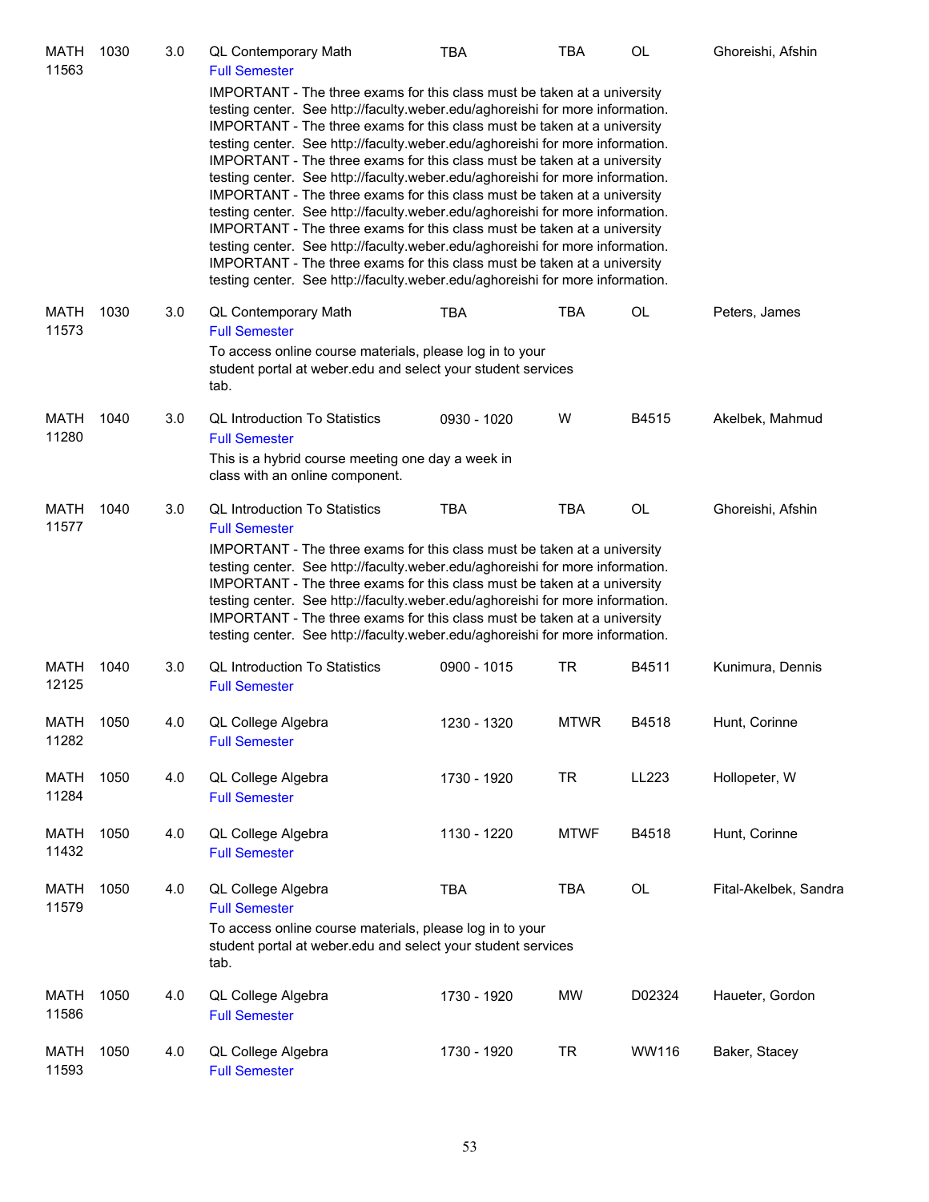| | | | | | | | |
|---|---|---|---|---|---|---|---|
| MATH 11563 | 1030 | 3.0 | QL Contemporary Math<br>Full Semester<br>IMPORTANT - The three exams for this class must be taken at a university testing center. See http://faculty.weber.edu/aghoreishi for more information. IMPORTANT - The three exams for this class must be taken at a university testing center. See http://faculty.weber.edu/aghoreishi for more information. IMPORTANT - The three exams for this class must be taken at a university testing center. See http://faculty.weber.edu/aghoreishi for more information. IMPORTANT - The three exams for this class must be taken at a university testing center. See http://faculty.weber.edu/aghoreishi for more information. IMPORTANT - The three exams for this class must be taken at a university testing center. See http://faculty.weber.edu/aghoreishi for more information. IMPORTANT - The three exams for this class must be taken at a university testing center. See http://faculty.weber.edu/aghoreishi for more information. | TBA | TBA | OL | Ghoreishi, Afshin |
| MATH 11573 | 1030 | 3.0 | QL Contemporary Math<br>Full Semester<br>To access online course materials, please log in to your student portal at weber.edu and select your student services tab. | TBA | TBA | OL | Peters, James |
| MATH 11280 | 1040 | 3.0 | QL Introduction To Statistics<br>Full Semester<br>This is a hybrid course meeting one day a week in class with an online component. | 0930 - 1020 | W | B4515 | Akelbek, Mahmud |
| MATH 11577 | 1040 | 3.0 | QL Introduction To Statistics<br>Full Semester<br>IMPORTANT - The three exams for this class must be taken at a university testing center. See http://faculty.weber.edu/aghoreishi for more information. IMPORTANT - The three exams for this class must be taken at a university testing center. See http://faculty.weber.edu/aghoreishi for more information. IMPORTANT - The three exams for this class must be taken at a university testing center. See http://faculty.weber.edu/aghoreishi for more information. | TBA | TBA | OL | Ghoreishi, Afshin |
| MATH 12125 | 1040 | 3.0 | QL Introduction To Statistics<br>Full Semester | 0900 - 1015 | TR | B4511 | Kunimura, Dennis |
| MATH 11282 | 1050 | 4.0 | QL College Algebra<br>Full Semester | 1230 - 1320 | MTWR | B4518 | Hunt, Corinne |
| MATH 11284 | 1050 | 4.0 | QL College Algebra<br>Full Semester | 1730 - 1920 | TR | LL223 | Hollopeter, W |
| MATH 11432 | 1050 | 4.0 | QL College Algebra<br>Full Semester | 1130 - 1220 | MTWF | B4518 | Hunt, Corinne |
| MATH 11579 | 1050 | 4.0 | QL College Algebra<br>Full Semester<br>To access online course materials, please log in to your student portal at weber.edu and select your student services tab. | TBA | TBA | OL | Fital-Akelbek, Sandra |
| MATH 11586 | 1050 | 4.0 | QL College Algebra<br>Full Semester | 1730 - 1920 | MW | D02324 | Haueter, Gordon |
| MATH 11593 | 1050 | 4.0 | QL College Algebra<br>Full Semester | 1730 - 1920 | TR | WW116 | Baker, Stacey |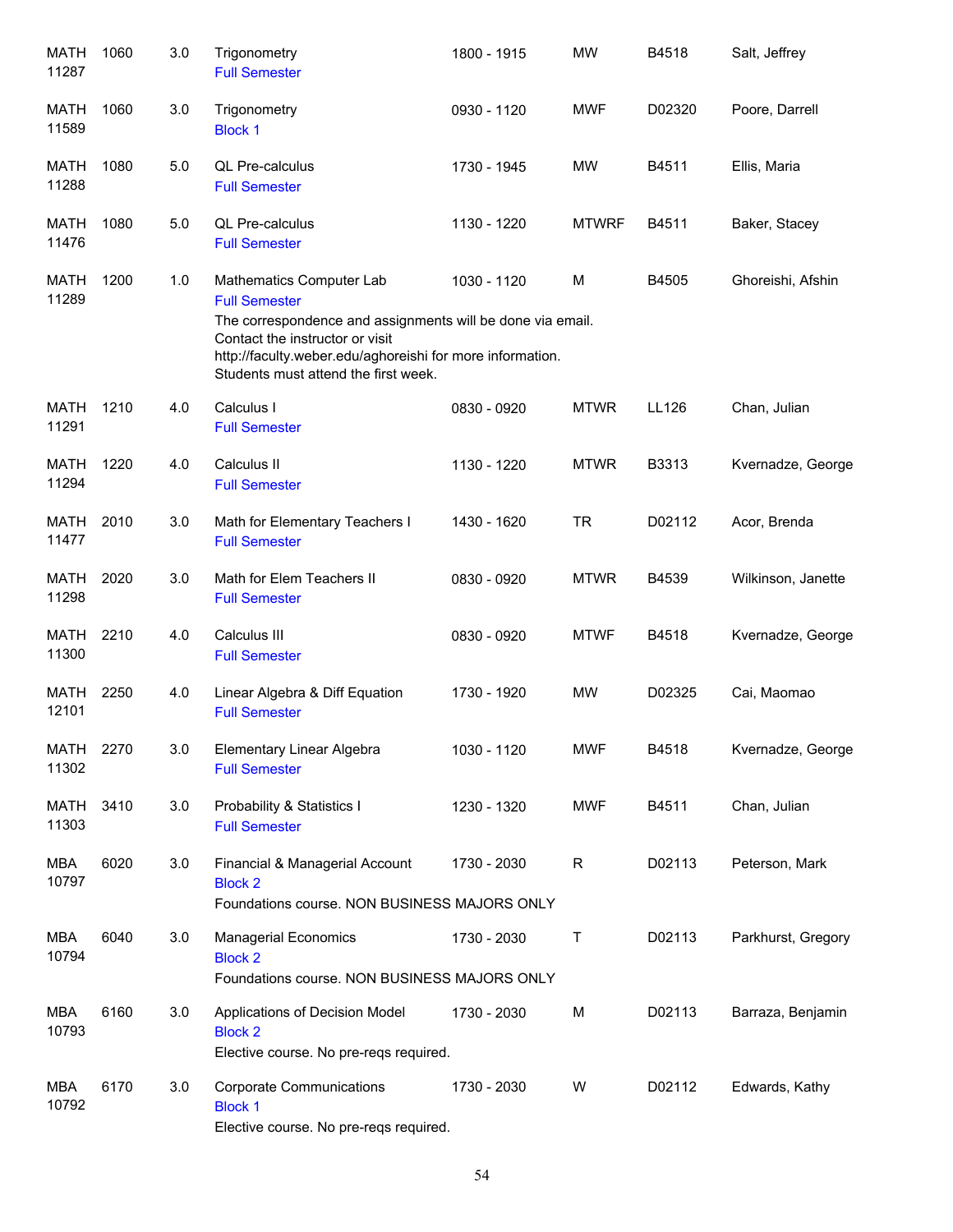| Course | Number | Credits | Title | Time | Days | Room | Instructor |
|---|---|---|---|---|---|---|---|
| MATH 11287 | 1060 | 3.0 | Trigonometry<br>Full Semester | 1800 - 1915 | MW | B4518 | Salt, Jeffrey |
| MATH 11589 | 1060 | 3.0 | Trigonometry<br>Block 1 | 0930 - 1120 | MWF | D02320 | Poore, Darrell |
| MATH 11288 | 1080 | 5.0 | QL Pre-calculus<br>Full Semester | 1730 - 1945 | MW | B4511 | Ellis, Maria |
| MATH 11476 | 1080 | 5.0 | QL Pre-calculus<br>Full Semester | 1130 - 1220 | MTWRF | B4511 | Baker, Stacey |
| MATH 11289 | 1200 | 1.0 | Mathematics Computer Lab<br>Full Semester<br>The correspondence and assignments will be done via email. Contact the instructor or visit http://faculty.weber.edu/aghoreishi for more information. Students must attend the first week. | 1030 - 1120 | M | B4505 | Ghoreishi, Afshin |
| MATH 11291 | 1210 | 4.0 | Calculus I<br>Full Semester | 0830 - 0920 | MTWR | LL126 | Chan, Julian |
| MATH 11294 | 1220 | 4.0 | Calculus II<br>Full Semester | 1130 - 1220 | MTWR | B3313 | Kvernadze, George |
| MATH 11477 | 2010 | 3.0 | Math for Elementary Teachers I<br>Full Semester | 1430 - 1620 | TR | D02112 | Acor, Brenda |
| MATH 11298 | 2020 | 3.0 | Math for Elem Teachers II<br>Full Semester | 0830 - 0920 | MTWR | B4539 | Wilkinson, Janette |
| MATH 11300 | 2210 | 4.0 | Calculus III<br>Full Semester | 0830 - 0920 | MTWF | B4518 | Kvernadze, George |
| MATH 12101 | 2250 | 4.0 | Linear Algebra & Diff Equation<br>Full Semester | 1730 - 1920 | MW | D02325 | Cai, Maomao |
| MATH 11302 | 2270 | 3.0 | Elementary Linear Algebra<br>Full Semester | 1030 - 1120 | MWF | B4518 | Kvernadze, George |
| MATH 11303 | 3410 | 3.0 | Probability & Statistics I<br>Full Semester | 1230 - 1320 | MWF | B4511 | Chan, Julian |
| MBA 10797 | 6020 | 3.0 | Financial & Managerial Account<br>Block 2<br>Foundations course. NON BUSINESS MAJORS ONLY | 1730 - 2030 | R | D02113 | Peterson, Mark |
| MBA 10794 | 6040 | 3.0 | Managerial Economics<br>Block 2<br>Foundations course. NON BUSINESS MAJORS ONLY | 1730 - 2030 | T | D02113 | Parkhurst, Gregory |
| MBA 10793 | 6160 | 3.0 | Applications of Decision Model<br>Block 2<br>Elective course. No pre-reqs required. | 1730 - 2030 | M | D02113 | Barraza, Benjamin |
| MBA 10792 | 6170 | 3.0 | Corporate Communications<br>Block 1<br>Elective course. No pre-reqs required. | 1730 - 2030 | W | D02112 | Edwards, Kathy |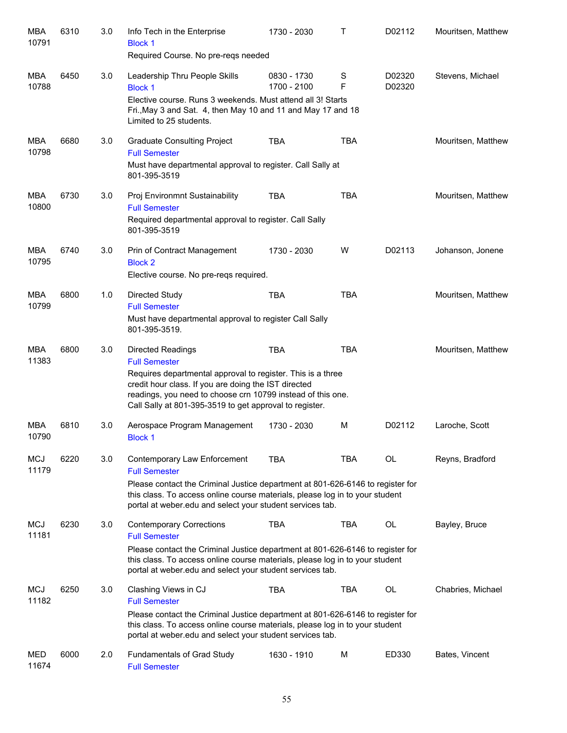| Subject / CRN | Course | Credits | Title | Time | Days | Room | Instructor |
|---|---|---|---|---|---|---|---|
| MBA 10791 | 6310 | 3.0 | Info Tech in the Enterprise<br>Block 1<br>Required Course. No pre-reqs needed | 1730 - 2030 | T | D02112 | Mouritsen, Matthew |
| MBA 10788 | 6450 | 3.0 | Leadership Thru People Skills<br>Block 1<br>Elective course. Runs 3 weekends. Must attend all 3! Starts Fri.,May 3 and Sat. 4, then May 10 and 11 and May 17 and 18 Limited to 25 students. | 0830 - 1730<br>1700 - 2100 | S<br>F | D02320<br>D02320 | Stevens, Michael |
| MBA 10798 | 6680 | 3.0 | Graduate Consulting Project<br>Full Semester<br>Must have departmental approval to register. Call Sally at 801-395-3519 | TBA | TBA | | Mouritsen, Matthew |
| MBA 10800 | 6730 | 3.0 | Proj Environmnt Sustainability<br>Full Semester<br>Required departmental approval to register. Call Sally 801-395-3519 | TBA | TBA | | Mouritsen, Matthew |
| MBA 10795 | 6740 | 3.0 | Prin of Contract Management<br>Block 2<br>Elective course. No pre-reqs required. | 1730 - 2030 | W | D02113 | Johanson, Jonene |
| MBA 10799 | 6800 | 1.0 | Directed Study<br>Full Semester<br>Must have departmental approval to register Call Sally 801-395-3519. | TBA | TBA | | Mouritsen, Matthew |
| MBA 11383 | 6800 | 3.0 | Directed Readings<br>Full Semester<br>Requires departmental approval to register. This is a three credit hour class. If you are doing the IST directed readings, you need to choose crn 10799 instead of this one. Call Sally at 801-395-3519 to get approval to register. | TBA | TBA | | Mouritsen, Matthew |
| MBA 10790 | 6810 | 3.0 | Aerospace Program Management<br>Block 1 | 1730 - 2030 | M | D02112 | Laroche, Scott |
| MCJ 11179 | 6220 | 3.0 | Contemporary Law Enforcement<br>Full Semester<br>Please contact the Criminal Justice department at 801-626-6146 to register for this class. To access online course materials, please log in to your student portal at weber.edu and select your student services tab. | TBA | TBA | OL | Reyns, Bradford |
| MCJ 11181 | 6230 | 3.0 | Contemporary Corrections<br>Full Semester<br>Please contact the Criminal Justice department at 801-626-6146 to register for this class. To access online course materials, please log in to your student portal at weber.edu and select your student services tab. | TBA | TBA | OL | Bayley, Bruce |
| MCJ 11182 | 6250 | 3.0 | Clashing Views in CJ<br>Full Semester<br>Please contact the Criminal Justice department at 801-626-6146 to register for this class. To access online course materials, please log in to your student portal at weber.edu and select your student services tab. | TBA | TBA | OL | Chabries, Michael |
| MED 11674 | 6000 | 2.0 | Fundamentals of Grad Study<br>Full Semester | 1630 - 1910 | M | ED330 | Bates, Vincent |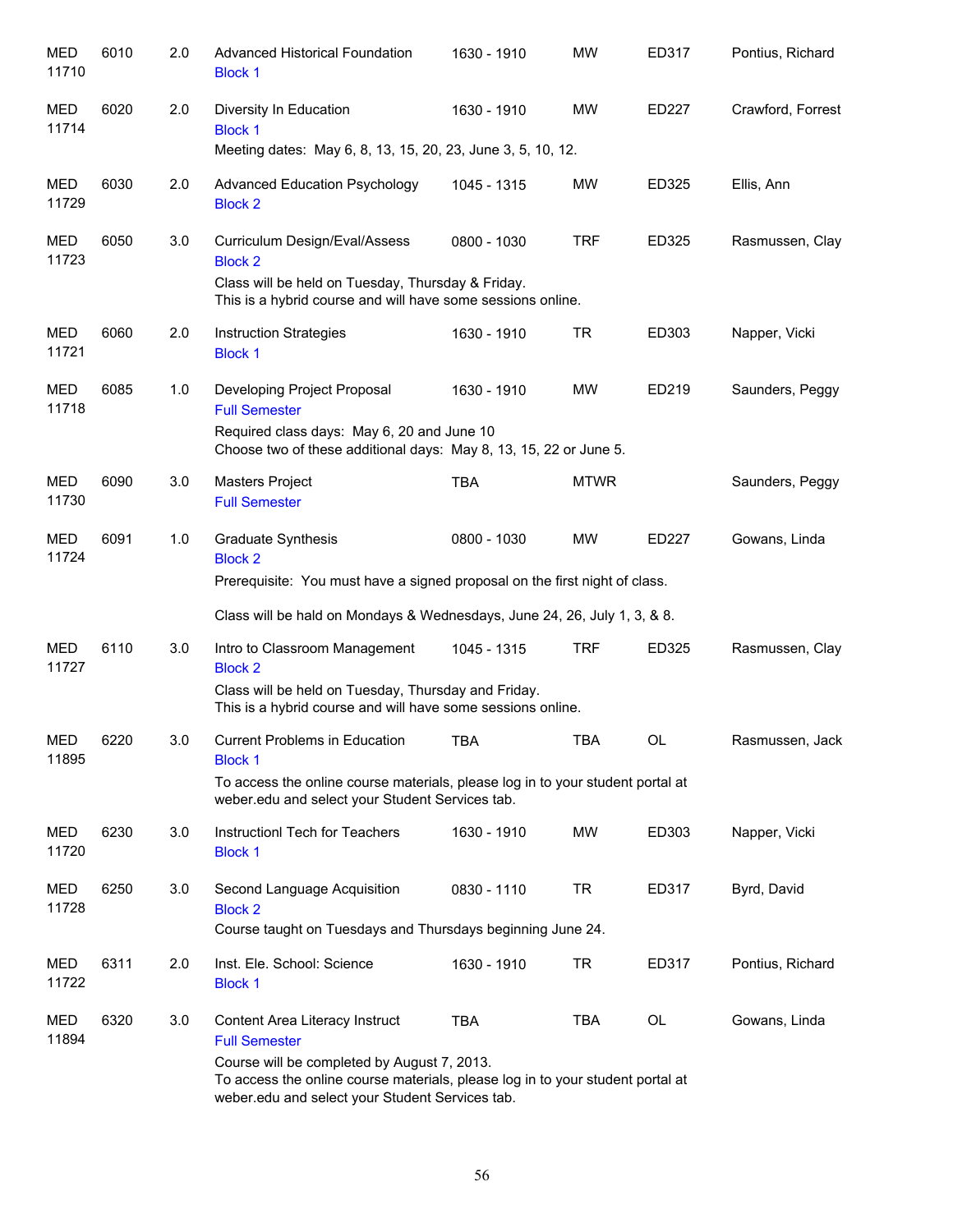| | | | | | | | |
|---|---|---|---|---|---|---|---|
| MED 11710 | 6010 | 2.0 | Advanced Historical Foundation<br>Block 1 | 1630 - 1910 | MW | ED317 | Pontius, Richard |
| MED 11714 | 6020 | 2.0 | Diversity In Education<br>Block 1<br>Meeting dates: May 6, 8, 13, 15, 20, 23, June 3, 5, 10, 12. | 1630 - 1910 | MW | ED227 | Crawford, Forrest |
| MED 11729 | 6030 | 2.0 | Advanced Education Psychology<br>Block 2 | 1045 - 1315 | MW | ED325 | Ellis, Ann |
| MED 11723 | 6050 | 3.0 | Curriculum Design/Eval/Assess<br>Block 2<br>Class will be held on Tuesday, Thursday & Friday.<br>This is a hybrid course and will have some sessions online. | 0800 - 1030 | TRF | ED325 | Rasmussen, Clay |
| MED 11721 | 6060 | 2.0 | Instruction Strategies<br>Block 1 | 1630 - 1910 | TR | ED303 | Napper, Vicki |
| MED 11718 | 6085 | 1.0 | Developing Project Proposal<br>Full Semester<br>Required class days: May 6, 20 and June 10<br>Choose two of these additional days: May 8, 13, 15, 22 or June 5. | 1630 - 1910 | MW | ED219 | Saunders, Peggy |
| MED 11730 | 6090 | 3.0 | Masters Project<br>Full Semester | TBA | MTWR | | Saunders, Peggy |
| MED 11724 | 6091 | 1.0 | Graduate Synthesis<br>Block 2<br>Prerequisite: You must have a signed proposal on the first night of class.<br>Class will be hald on Mondays & Wednesdays, June 24, 26, July 1, 3, & 8. | 0800 - 1030 | MW | ED227 | Gowans, Linda |
| MED 11727 | 6110 | 3.0 | Intro to Classroom Management<br>Block 2<br>Class will be held on Tuesday, Thursday and Friday.<br>This is a hybrid course and will have some sessions online. | 1045 - 1315 | TRF | ED325 | Rasmussen, Clay |
| MED 11895 | 6220 | 3.0 | Current Problems in Education<br>Block 1<br>To access the online course materials, please log in to your student portal at weber.edu and select your Student Services tab. | TBA | TBA | OL | Rasmussen, Jack |
| MED 11720 | 6230 | 3.0 | Instructionl Tech for Teachers<br>Block 1 | 1630 - 1910 | MW | ED303 | Napper, Vicki |
| MED 11728 | 6250 | 3.0 | Second Language Acquisition<br>Block 2<br>Course taught on Tuesdays and Thursdays beginning June 24. | 0830 - 1110 | TR | ED317 | Byrd, David |
| MED 11722 | 6311 | 2.0 | Inst. Ele. School: Science<br>Block 1 | 1630 - 1910 | TR | ED317 | Pontius, Richard |
| MED 11894 | 6320 | 3.0 | Content Area Literacy Instruct<br>Full Semester<br>Course will be completed by August 7, 2013.<br>To access the online course materials, please log in to your student portal at weber.edu and select your Student Services tab. | TBA | TBA | OL | Gowans, Linda |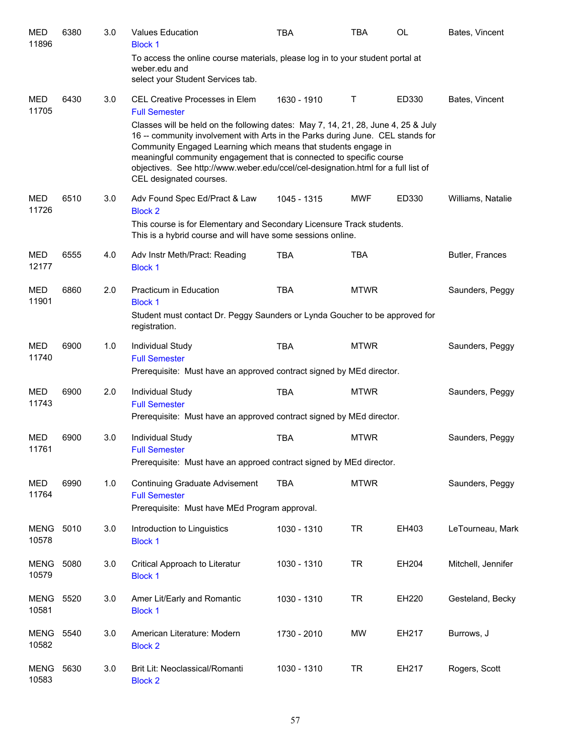| Subject / CRN | Course | Credits | Title | Time | Days | Room | Instructor |
|---|---|---|---|---|---|---|---|
| MED 11896 | 6380 | 3.0 | Values Education<br>Block 1<br>To access the online course materials, please log in to your student portal at weber.edu and select your Student Services tab. | TBA | TBA | OL | Bates, Vincent |
| MED 11705 | 6430 | 3.0 | CEL Creative Processes in Elem<br>Full Semester<br>Classes will be held on the following dates: May 7, 14, 21, 28, June 4, 25 & July 16 -- community involvement with Arts in the Parks during June. CEL stands for Community Engaged Learning which means that students engage in meaningful community engagement that is connected to specific course objectives. See http://www.weber.edu/ccel/cel-designation.html for a full list of CEL designated courses. | 1630 - 1910 | T | ED330 | Bates, Vincent |
| MED 11726 | 6510 | 3.0 | Adv Found Spec Ed/Pract & Law<br>Block 2<br>This course is for Elementary and Secondary Licensure Track students. This is a hybrid course and will have some sessions online. | 1045 - 1315 | MWF | ED330 | Williams, Natalie |
| MED 12177 | 6555 | 4.0 | Adv Instr Meth/Pract: Reading<br>Block 1 | TBA | TBA | | Butler, Frances |
| MED 11901 | 6860 | 2.0 | Practicum in Education<br>Block 1<br>Student must contact Dr. Peggy Saunders or Lynda Goucher to be approved for registration. | TBA | MTWR | | Saunders, Peggy |
| MED 11740 | 6900 | 1.0 | Individual Study<br>Full Semester<br>Prerequisite: Must have an approved contract signed by MEd director. | TBA | MTWR | | Saunders, Peggy |
| MED 11743 | 6900 | 2.0 | Individual Study<br>Full Semester<br>Prerequisite: Must have an approved contract signed by MEd director. | TBA | MTWR | | Saunders, Peggy |
| MED 11761 | 6900 | 3.0 | Individual Study<br>Full Semester<br>Prerequisite: Must have an approed contract signed by MEd director. | TBA | MTWR | | Saunders, Peggy |
| MED 11764 | 6990 | 1.0 | Continuing Graduate Advisement<br>Full Semester<br>Prerequisite: Must have MEd Program approval. | TBA | MTWR | | Saunders, Peggy |
| MENG 10578 | 5010 | 3.0 | Introduction to Linguistics<br>Block 1 | 1030 - 1310 | TR | EH403 | LeTourneau, Mark |
| MENG 10579 | 5080 | 3.0 | Critical Approach to Literatur<br>Block 1 | 1030 - 1310 | TR | EH204 | Mitchell, Jennifer |
| MENG 10581 | 5520 | 3.0 | Amer Lit/Early and Romantic<br>Block 1 | 1030 - 1310 | TR | EH220 | Gesteland, Becky |
| MENG 10582 | 5540 | 3.0 | American Literature: Modern<br>Block 2 | 1730 - 2010 | MW | EH217 | Burrows, J |
| MENG 10583 | 5630 | 3.0 | Brit Lit: Neoclassical/Romanti<br>Block 2 | 1030 - 1310 | TR | EH217 | Rogers, Scott |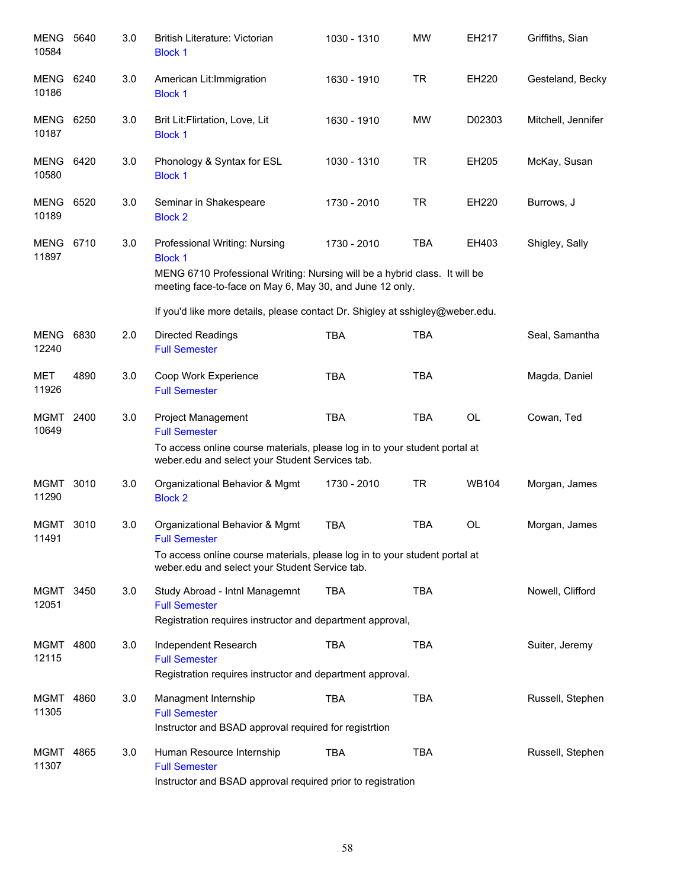| Subject / CRN | Course | Credits | Title / Block | Time | Days | Room | Instructor |
|---|---|---|---|---|---|---|---|
| MENG 10584 | 5640 | 3.0 | British Literature: Victorian<br>Block 1 | 1030 - 1310 | MW | EH217 | Griffiths, Sian |
| MENG 10186 | 6240 | 3.0 | American Lit:Immigration<br>Block 1 | 1630 - 1910 | TR | EH220 | Gesteland, Becky |
| MENG 10187 | 6250 | 3.0 | Brit Lit:Flirtation, Love, Lit<br>Block 1 | 1630 - 1910 | MW | D02303 | Mitchell, Jennifer |
| MENG 10580 | 6420 | 3.0 | Phonology & Syntax for ESL<br>Block 1 | 1030 - 1310 | TR | EH205 | McKay, Susan |
| MENG 10189 | 6520 | 3.0 | Seminar in Shakespeare<br>Block 2 | 1730 - 2010 | TR | EH220 | Burrows, J |
| MENG 11897 | 6710 | 3.0 | Professional Writing: Nursing<br>Block 1<br>MENG 6710 Professional Writing: Nursing will be a hybrid class. It will be meeting face-to-face on May 6, May 30, and June 12 only.<br>If you'd like more details, please contact Dr. Shigley at sshigley@weber.edu. | 1730 - 2010 | TBA | EH403 | Shigley, Sally |
| MENG 12240 | 6830 | 2.0 | Directed Readings<br>Full Semester | TBA | TBA | | Seal, Samantha |
| MET 11926 | 4890 | 3.0 | Coop Work Experience<br>Full Semester | TBA | TBA | | Magda, Daniel |
| MGMT 10649 | 2400 | 3.0 | Project Management<br>Full Semester<br>To access online course materials, please log in to your student portal at weber.edu and select your Student Services tab. | TBA | TBA | OL | Cowan, Ted |
| MGMT 11290 | 3010 | 3.0 | Organizational Behavior & Mgmt<br>Block 2 | 1730 - 2010 | TR | WB104 | Morgan, James |
| MGMT 11491 | 3010 | 3.0 | Organizational Behavior & Mgmt<br>Full Semester<br>To access online course materials, please log in to your student portal at weber.edu and select your Student Service tab. | TBA | TBA | OL | Morgan, James |
| MGMT 12051 | 3450 | 3.0 | Study Abroad - Intnl Managemnt<br>Full Semester<br>Registration requires instructor and department approval, | TBA | TBA | | Nowell, Clifford |
| MGMT 12115 | 4800 | 3.0 | Independent Research<br>Full Semester<br>Registration requires instructor and department approval. | TBA | TBA | | Suiter, Jeremy |
| MGMT 11305 | 4860 | 3.0 | Managment Internship<br>Full Semester<br>Instructor and BSAD approval required for registrtion | TBA | TBA | | Russell, Stephen |
| MGMT 11307 | 4865 | 3.0 | Human Resource Internship<br>Full Semester<br>Instructor and BSAD approval required prior to registration | TBA | TBA | | Russell, Stephen |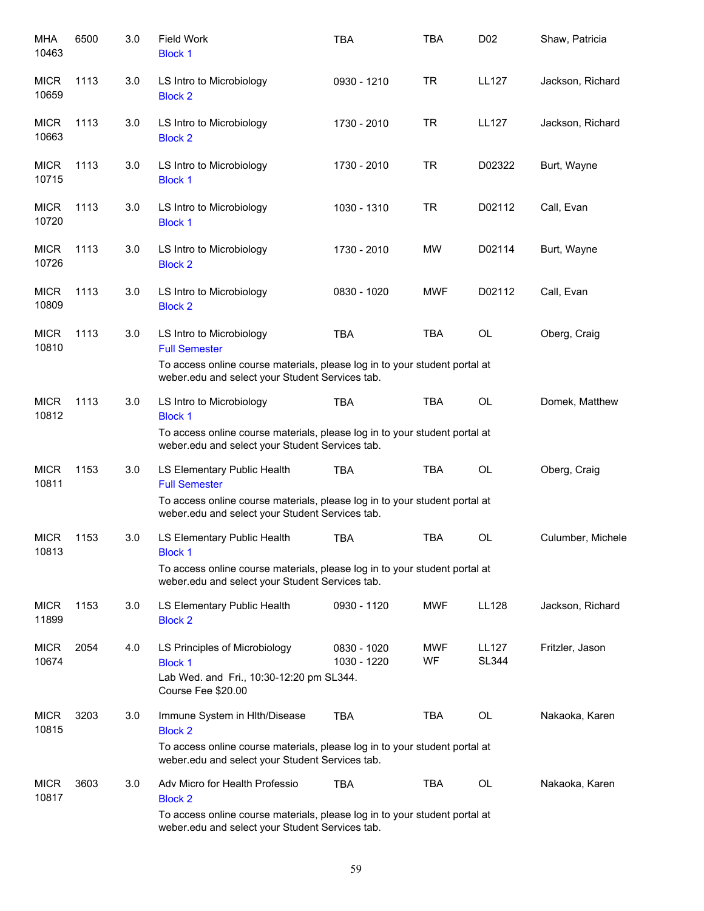| Subject / CRN | Course | Credits | Title | Time | Days | Room | Instructor |
|---|---|---|---|---|---|---|---|
| MHA 10463 | 6500 | 3.0 | Field Work<br>Block 1 | TBA | TBA | D02 | Shaw, Patricia |
| MICR 10659 | 1113 | 3.0 | LS Intro to Microbiology<br>Block 2 | 0930 - 1210 | TR | LL127 | Jackson, Richard |
| MICR 10663 | 1113 | 3.0 | LS Intro to Microbiology<br>Block 2 | 1730 - 2010 | TR | LL127 | Jackson, Richard |
| MICR 10715 | 1113 | 3.0 | LS Intro to Microbiology<br>Block 1 | 1730 - 2010 | TR | D02322 | Burt, Wayne |
| MICR 10720 | 1113 | 3.0 | LS Intro to Microbiology<br>Block 1 | 1030 - 1310 | TR | D02112 | Call, Evan |
| MICR 10726 | 1113 | 3.0 | LS Intro to Microbiology<br>Block 2 | 1730 - 2010 | MW | D02114 | Burt, Wayne |
| MICR 10809 | 1113 | 3.0 | LS Intro to Microbiology<br>Block 2 | 0830 - 1020 | MWF | D02112 | Call, Evan |
| MICR 10810 | 1113 | 3.0 | LS Intro to Microbiology<br>Full Semester<br>To access online course materials, please log in to your student portal at weber.edu and select your Student Services tab. | TBA | TBA | OL | Oberg, Craig |
| MICR 10812 | 1113 | 3.0 | LS Intro to Microbiology<br>Block 1<br>To access online course materials, please log in to your student portal at weber.edu and select your Student Services tab. | TBA | TBA | OL | Domek, Matthew |
| MICR 10811 | 1153 | 3.0 | LS Elementary Public Health<br>Full Semester<br>To access online course materials, please log in to your student portal at weber.edu and select your Student Services tab. | TBA | TBA | OL | Oberg, Craig |
| MICR 10813 | 1153 | 3.0 | LS Elementary Public Health<br>Block 1<br>To access online course materials, please log in to your student portal at weber.edu and select your Student Services tab. | TBA | TBA | OL | Culumber, Michele |
| MICR 11899 | 1153 | 3.0 | LS Elementary Public Health<br>Block 2 | 0930 - 1120 | MWF | LL128 | Jackson, Richard |
| MICR 10674 | 2054 | 4.0 | LS Principles of Microbiology<br>Block 1<br>Lab Wed. and Fri., 10:30-12:20 pm SL344.<br>Course Fee $20.00 | 0830 - 1020<br>1030 - 1220 | MWF<br>WF | LL127<br>SL344 | Fritzler, Jason |
| MICR 10815 | 3203 | 3.0 | Immune System in Hlth/Disease<br>Block 2<br>To access online course materials, please log in to your student portal at weber.edu and select your Student Services tab. | TBA | TBA | OL | Nakaoka, Karen |
| MICR 10817 | 3603 | 3.0 | Adv Micro for Health Professio<br>Block 2<br>To access online course materials, please log in to your student portal at weber.edu and select your Student Services tab. | TBA | TBA | OL | Nakaoka, Karen |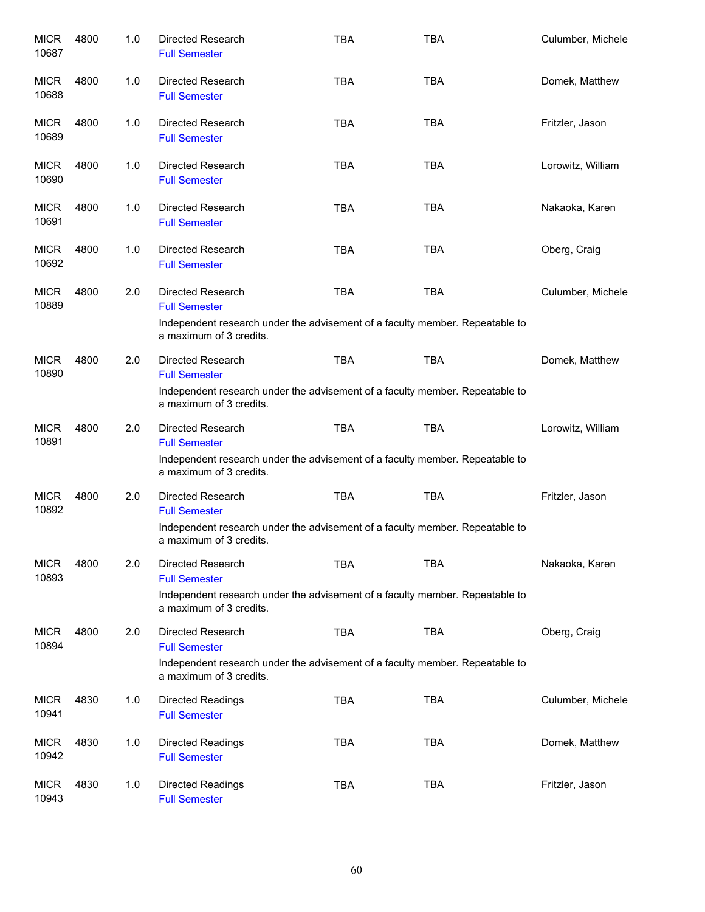| | | | | | | |
|---|---|---|---|---|---|---|
| MICR 10687 | 4800 | 1.0 | Directed Research<br>Full Semester | TBA | TBA | Culumber, Michele |
| MICR 10688 | 4800 | 1.0 | Directed Research<br>Full Semester | TBA | TBA | Domek, Matthew |
| MICR 10689 | 4800 | 1.0 | Directed Research<br>Full Semester | TBA | TBA | Fritzler, Jason |
| MICR 10690 | 4800 | 1.0 | Directed Research<br>Full Semester | TBA | TBA | Lorowitz, William |
| MICR 10691 | 4800 | 1.0 | Directed Research<br>Full Semester | TBA | TBA | Nakaoka, Karen |
| MICR 10692 | 4800 | 1.0 | Directed Research<br>Full Semester | TBA | TBA | Oberg, Craig |
| MICR 10889 | 4800 | 2.0 | Directed Research<br>Full Semester<br>Independent research under the advisement of a faculty member. Repeatable to a maximum of 3 credits. | TBA | TBA | Culumber, Michele |
| MICR 10890 | 4800 | 2.0 | Directed Research<br>Full Semester<br>Independent research under the advisement of a faculty member. Repeatable to a maximum of 3 credits. | TBA | TBA | Domek, Matthew |
| MICR 10891 | 4800 | 2.0 | Directed Research<br>Full Semester<br>Independent research under the advisement of a faculty member. Repeatable to a maximum of 3 credits. | TBA | TBA | Lorowitz, William |
| MICR 10892 | 4800 | 2.0 | Directed Research<br>Full Semester<br>Independent research under the advisement of a faculty member. Repeatable to a maximum of 3 credits. | TBA | TBA | Fritzler, Jason |
| MICR 10893 | 4800 | 2.0 | Directed Research<br>Full Semester<br>Independent research under the advisement of a faculty member. Repeatable to a maximum of 3 credits. | TBA | TBA | Nakaoka, Karen |
| MICR 10894 | 4800 | 2.0 | Directed Research<br>Full Semester<br>Independent research under the advisement of a faculty member. Repeatable to a maximum of 3 credits. | TBA | TBA | Oberg, Craig |
| MICR 10941 | 4830 | 1.0 | Directed Readings<br>Full Semester | TBA | TBA | Culumber, Michele |
| MICR 10942 | 4830 | 1.0 | Directed Readings<br>Full Semester | TBA | TBA | Domek, Matthew |
| MICR 10943 | 4830 | 1.0 | Directed Readings<br>Full Semester | TBA | TBA | Fritzler, Jason |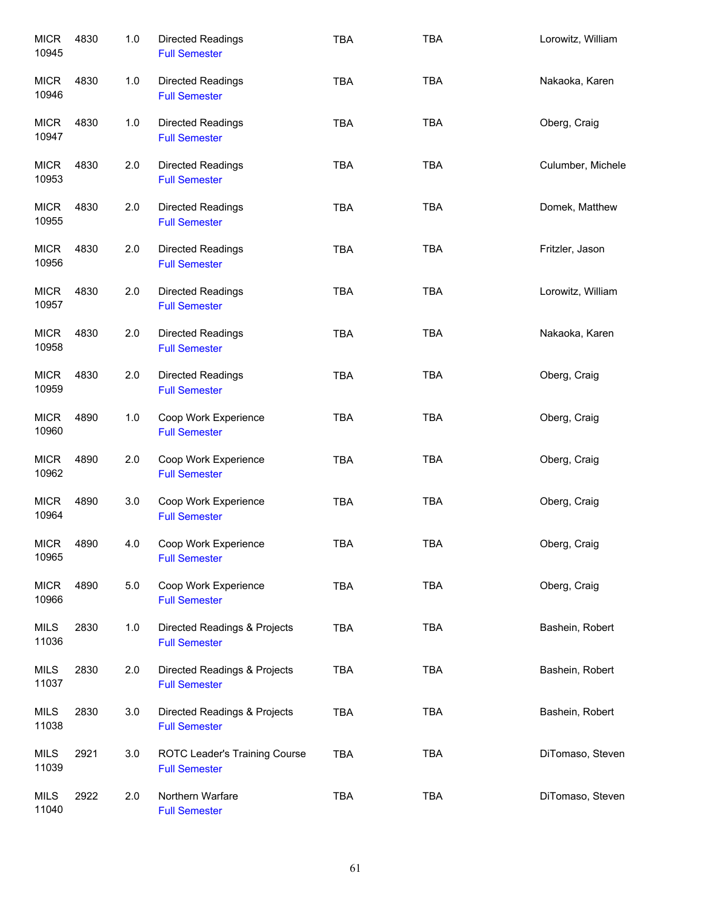| Subject / CRN | Course | Credits | Title / Session | Days | Time | Instructor |
|---|---|---|---|---|---|---|
| MICR 10945 | 4830 | 1.0 | Directed Readings Full Semester | TBA | TBA | Lorowitz, William |
| MICR 10946 | 4830 | 1.0 | Directed Readings Full Semester | TBA | TBA | Nakaoka, Karen |
| MICR 10947 | 4830 | 1.0 | Directed Readings Full Semester | TBA | TBA | Oberg, Craig |
| MICR 10953 | 4830 | 2.0 | Directed Readings Full Semester | TBA | TBA | Culumber, Michele |
| MICR 10955 | 4830 | 2.0 | Directed Readings Full Semester | TBA | TBA | Domek, Matthew |
| MICR 10956 | 4830 | 2.0 | Directed Readings Full Semester | TBA | TBA | Fritzler, Jason |
| MICR 10957 | 4830 | 2.0 | Directed Readings Full Semester | TBA | TBA | Lorowitz, William |
| MICR 10958 | 4830 | 2.0 | Directed Readings Full Semester | TBA | TBA | Nakaoka, Karen |
| MICR 10959 | 4830 | 2.0 | Directed Readings Full Semester | TBA | TBA | Oberg, Craig |
| MICR 10960 | 4890 | 1.0 | Coop Work Experience Full Semester | TBA | TBA | Oberg, Craig |
| MICR 10962 | 4890 | 2.0 | Coop Work Experience Full Semester | TBA | TBA | Oberg, Craig |
| MICR 10964 | 4890 | 3.0 | Coop Work Experience Full Semester | TBA | TBA | Oberg, Craig |
| MICR 10965 | 4890 | 4.0 | Coop Work Experience Full Semester | TBA | TBA | Oberg, Craig |
| MICR 10966 | 4890 | 5.0 | Coop Work Experience Full Semester | TBA | TBA | Oberg, Craig |
| MILS 11036 | 2830 | 1.0 | Directed Readings & Projects Full Semester | TBA | TBA | Bashein, Robert |
| MILS 11037 | 2830 | 2.0 | Directed Readings & Projects Full Semester | TBA | TBA | Bashein, Robert |
| MILS 11038 | 2830 | 3.0 | Directed Readings & Projects Full Semester | TBA | TBA | Bashein, Robert |
| MILS 11039 | 2921 | 3.0 | ROTC Leader's Training Course Full Semester | TBA | TBA | DiTomaso, Steven |
| MILS 11040 | 2922 | 2.0 | Northern Warfare Full Semester | TBA | TBA | DiTomaso, Steven |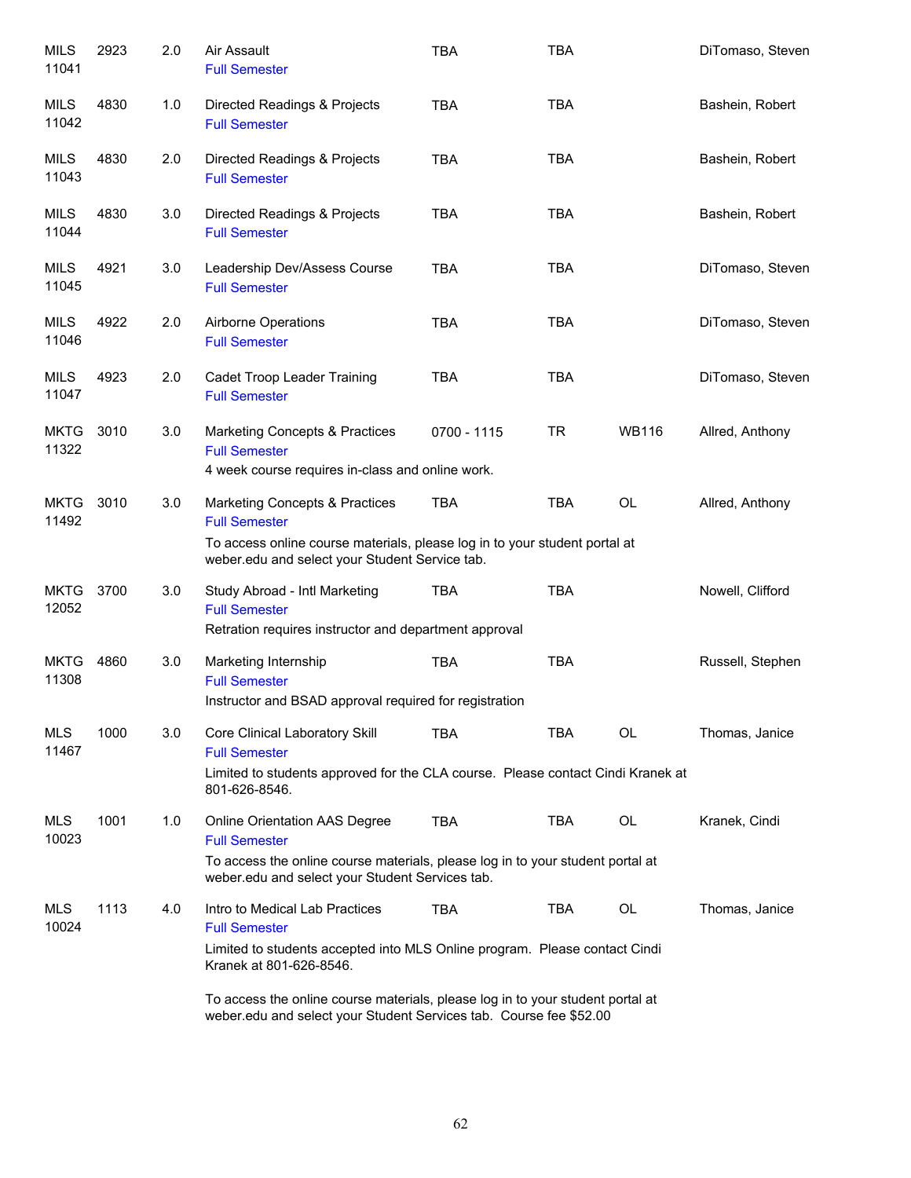| Subject/CRN | Course | Credits | Title | Time | Days | Room | Instructor |
|---|---|---|---|---|---|---|---|
| MILS 11041 | 2923 | 2.0 | Air Assault<br>Full Semester | TBA | TBA | | DiTomaso, Steven |
| MILS 11042 | 4830 | 1.0 | Directed Readings & Projects<br>Full Semester | TBA | TBA | | Bashein, Robert |
| MILS 11043 | 4830 | 2.0 | Directed Readings & Projects<br>Full Semester | TBA | TBA | | Bashein, Robert |
| MILS 11044 | 4830 | 3.0 | Directed Readings & Projects<br>Full Semester | TBA | TBA | | Bashein, Robert |
| MILS 11045 | 4921 | 3.0 | Leadership Dev/Assess Course<br>Full Semester | TBA | TBA | | DiTomaso, Steven |
| MILS 11046 | 4922 | 2.0 | Airborne Operations<br>Full Semester | TBA | TBA | | DiTomaso, Steven |
| MILS 11047 | 4923 | 2.0 | Cadet Troop Leader Training<br>Full Semester | TBA | TBA | | DiTomaso, Steven |
| MKTG 11322 | 3010 | 3.0 | Marketing Concepts & Practices<br>Full Semester<br>4 week course requires in-class and online work. | 0700 - 1115 | TR | WB116 | Allred, Anthony |
| MKTG 11492 | 3010 | 3.0 | Marketing Concepts & Practices<br>Full Semester<br>To access online course materials, please log in to your student portal at weber.edu and select your Student Service tab. | TBA | TBA | OL | Allred, Anthony |
| MKTG 12052 | 3700 | 3.0 | Study Abroad - Intl Marketing<br>Full Semester<br>Retration requires instructor and department approval | TBA | TBA | | Nowell, Clifford |
| MKTG 11308 | 4860 | 3.0 | Marketing Internship<br>Full Semester<br>Instructor and BSAD approval required for registration | TBA | TBA | | Russell, Stephen |
| MLS 11467 | 1000 | 3.0 | Core Clinical Laboratory Skill<br>Full Semester<br>Limited to students approved for the CLA course. Please contact Cindi Kranek at 801-626-8546. | TBA | TBA | OL | Thomas, Janice |
| MLS 10023 | 1001 | 1.0 | Online Orientation AAS Degree<br>Full Semester<br>To access the online course materials, please log in to your student portal at weber.edu and select your Student Services tab. | TBA | TBA | OL | Kranek, Cindi |
| MLS 10024 | 1113 | 4.0 | Intro to Medical Lab Practices<br>Full Semester<br>Limited to students accepted into MLS Online program. Please contact Cindi Kranek at 801-626-8546.<br>To access the online course materials, please log in to your student portal at weber.edu and select your Student Services tab. Course fee $52.00 | TBA | TBA | OL | Thomas, Janice |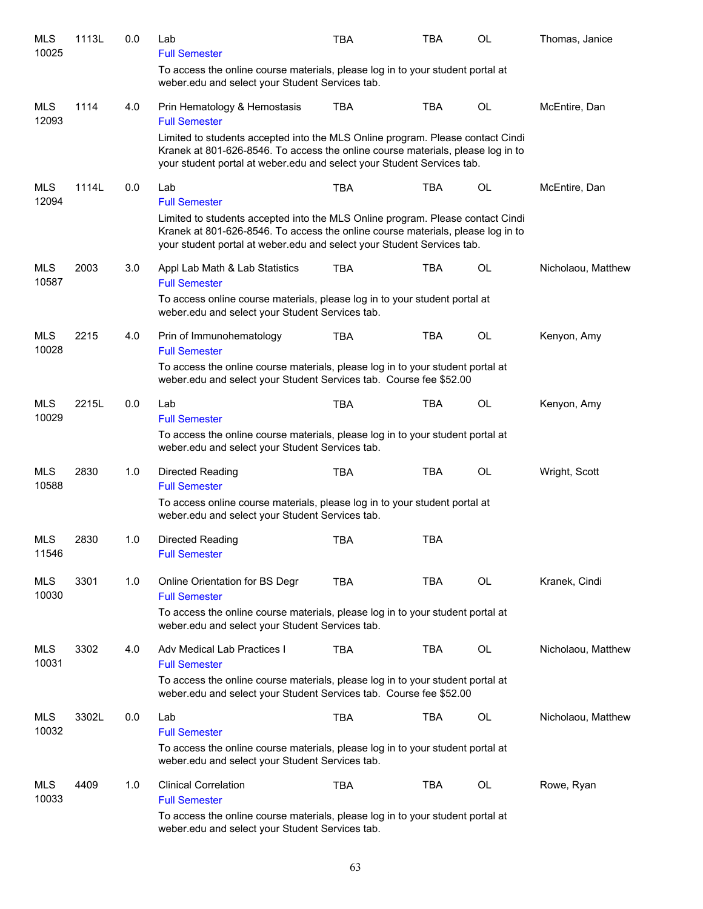| | | | | | | | |
|---|---|---|---|---|---|---|---|
| MLS 10025 | 1113L | 0.0 | Lab<br>Full Semester<br>To access the online course materials, please log in to your student portal at weber.edu and select your Student Services tab. | TBA | TBA | OL | Thomas, Janice |
| MLS 12093 | 1114 | 4.0 | Prin Hematology & Hemostasis<br>Full Semester<br>Limited to students accepted into the MLS Online program. Please contact Cindi Kranek at 801-626-8546. To access the online course materials, please log in to your student portal at weber.edu and select your Student Services tab. | TBA | TBA | OL | McEntire, Dan |
| MLS 12094 | 1114L | 0.0 | Lab<br>Full Semester<br>Limited to students accepted into the MLS Online program. Please contact Cindi Kranek at 801-626-8546. To access the online course materials, please log in to your student portal at weber.edu and select your Student Services tab. | TBA | TBA | OL | McEntire, Dan |
| MLS 10587 | 2003 | 3.0 | Appl Lab Math & Lab Statistics<br>Full Semester<br>To access online course materials, please log in to your student portal at weber.edu and select your Student Services tab. | TBA | TBA | OL | Nicholaou, Matthew |
| MLS 10028 | 2215 | 4.0 | Prin of Immunohematology<br>Full Semester<br>To access the online course materials, please log in to your student portal at weber.edu and select your Student Services tab. Course fee $52.00 | TBA | TBA | OL | Kenyon, Amy |
| MLS 10029 | 2215L | 0.0 | Lab<br>Full Semester<br>To access the online course materials, please log in to your student portal at weber.edu and select your Student Services tab. | TBA | TBA | OL | Kenyon, Amy |
| MLS 10588 | 2830 | 1.0 | Directed Reading<br>Full Semester<br>To access online course materials, please log in to your student portal at weber.edu and select your Student Services tab. | TBA | TBA | OL | Wright, Scott |
| MLS 11546 | 2830 | 1.0 | Directed Reading<br>Full Semester | TBA | TBA | | |
| MLS 10030 | 3301 | 1.0 | Online Orientation for BS Degr<br>Full Semester<br>To access the online course materials, please log in to your student portal at weber.edu and select your Student Services tab. | TBA | TBA | OL | Kranek, Cindi |
| MLS 10031 | 3302 | 4.0 | Adv Medical Lab Practices I<br>Full Semester<br>To access the online course materials, please log in to your student portal at weber.edu and select your Student Services tab. Course fee $52.00 | TBA | TBA | OL | Nicholaou, Matthew |
| MLS 10032 | 3302L | 0.0 | Lab<br>Full Semester<br>To access the online course materials, please log in to your student portal at weber.edu and select your Student Services tab. | TBA | TBA | OL | Nicholaou, Matthew |
| MLS 10033 | 4409 | 1.0 | Clinical Correlation<br>Full Semester<br>To access the online course materials, please log in to your student portal at weber.edu and select your Student Services tab. | TBA | TBA | OL | Rowe, Ryan |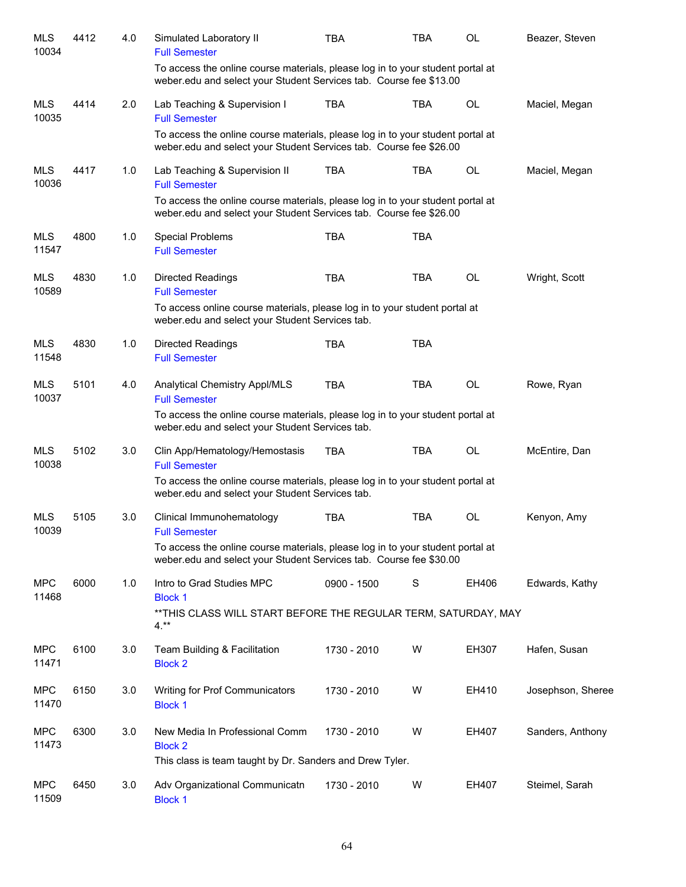| | | | | | | | |
|---|---|---|---|---|---|---|---|
| MLS 10034 | 4412 | 4.0 | Simulated Laboratory II<br>Full Semester<br>To access the online course materials, please log in to your student portal at weber.edu and select your Student Services tab. Course fee $13.00 | TBA | TBA | OL | Beazer, Steven |
| MLS 10035 | 4414 | 2.0 | Lab Teaching & Supervision I<br>Full Semester<br>To access the online course materials, please log in to your student portal at weber.edu and select your Student Services tab. Course fee $26.00 | TBA | TBA | OL | Maciel, Megan |
| MLS 10036 | 4417 | 1.0 | Lab Teaching & Supervision II<br>Full Semester<br>To access the online course materials, please log in to your student portal at weber.edu and select your Student Services tab. Course fee $26.00 | TBA | TBA | OL | Maciel, Megan |
| MLS 11547 | 4800 | 1.0 | Special Problems<br>Full Semester | TBA | TBA | | |
| MLS 10589 | 4830 | 1.0 | Directed Readings<br>Full Semester<br>To access online course materials, please log in to your student portal at weber.edu and select your Student Services tab. | TBA | TBA | OL | Wright, Scott |
| MLS 11548 | 4830 | 1.0 | Directed Readings<br>Full Semester | TBA | TBA | | |
| MLS 10037 | 5101 | 4.0 | Analytical Chemistry Appl/MLS<br>Full Semester<br>To access the online course materials, please log in to your student portal at weber.edu and select your Student Services tab. | TBA | TBA | OL | Rowe, Ryan |
| MLS 10038 | 5102 | 3.0 | Clin App/Hematology/Hemostasis<br>Full Semester<br>To access the online course materials, please log in to your student portal at weber.edu and select your Student Services tab. | TBA | TBA | OL | McEntire, Dan |
| MLS 10039 | 5105 | 3.0 | Clinical Immunohematology<br>Full Semester<br>To access the online course materials, please log in to your student portal at weber.edu and select your Student Services tab. Course fee $30.00 | TBA | TBA | OL | Kenyon, Amy |
| MPC 11468 | 6000 | 1.0 | Intro to Grad Studies MPC<br>Block 1<br>**THIS CLASS WILL START BEFORE THE REGULAR TERM, SATURDAY, MAY 4.** | 0900 - 1500 | S | EH406 | Edwards, Kathy |
| MPC 11471 | 6100 | 3.0 | Team Building & Facilitation<br>Block 2 | 1730 - 2010 | W | EH307 | Hafen, Susan |
| MPC 11470 | 6150 | 3.0 | Writing for Prof Communicators<br>Block 1 | 1730 - 2010 | W | EH410 | Josephson, Sheree |
| MPC 11473 | 6300 | 3.0 | New Media In Professional Comm<br>Block 2<br>This class is team taught by Dr. Sanders and Drew Tyler. | 1730 - 2010 | W | EH407 | Sanders, Anthony |
| MPC 11509 | 6450 | 3.0 | Adv Organizational Communicatn<br>Block 1 | 1730 - 2010 | W | EH407 | Steimel, Sarah |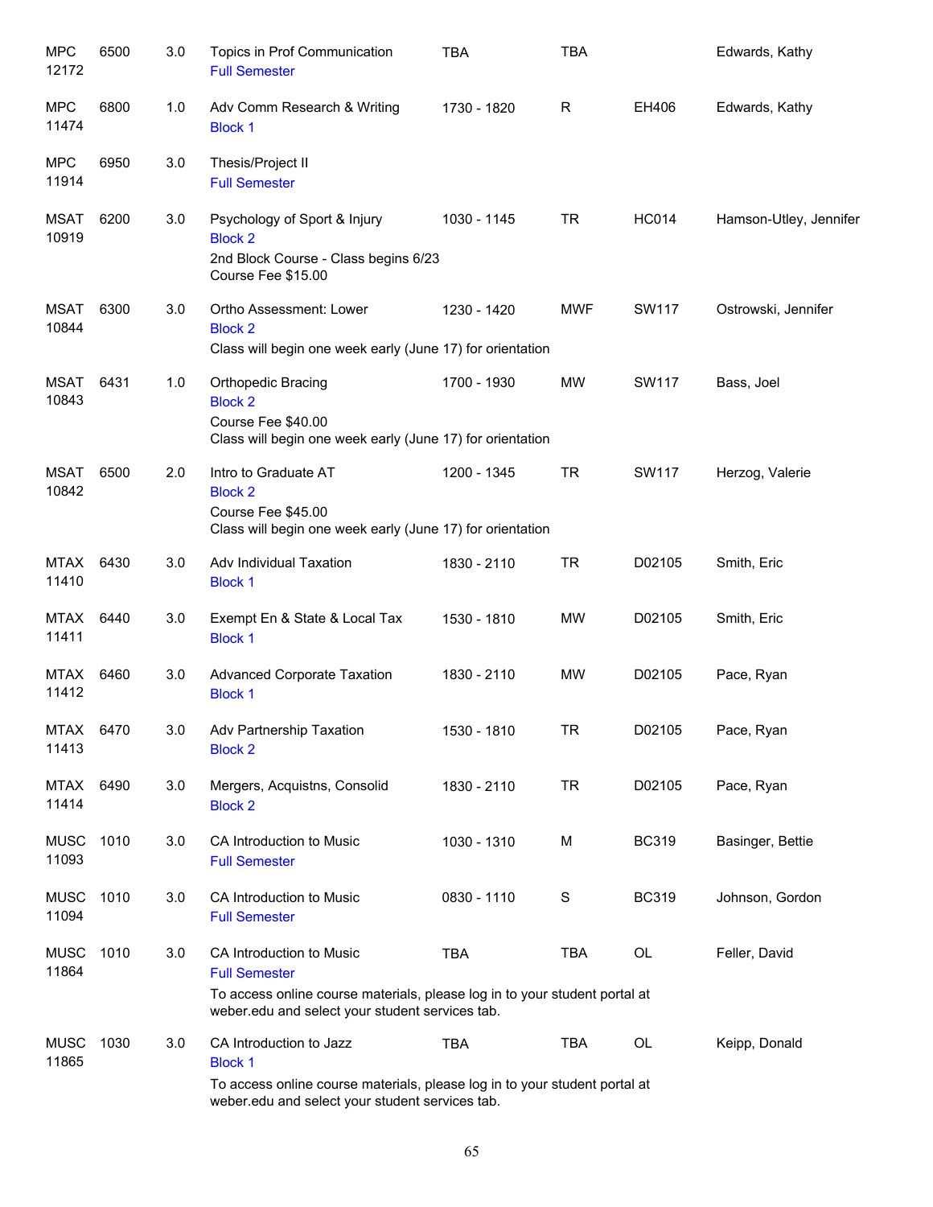| Subject / CRN | Course | Credits | Title | Time | Days | Room | Instructor |
|---|---|---|---|---|---|---|---|
| MPC 12172 | 6500 | 3.0 | Topics in Prof Communication<br>Full Semester | TBA | TBA | | Edwards, Kathy |
| MPC 11474 | 6800 | 1.0 | Adv Comm Research & Writing<br>Block 1 | 1730 - 1820 | R | EH406 | Edwards, Kathy |
| MPC 11914 | 6950 | 3.0 | Thesis/Project II<br>Full Semester | | | | |
| MSAT 10919 | 6200 | 3.0 | Psychology of Sport & Injury<br>Block 2<br>2nd Block Course - Class begins 6/23<br>Course Fee $15.00 | 1030 - 1145 | TR | HC014 | Hamson-Utley, Jennifer |
| MSAT 10844 | 6300 | 3.0 | Ortho Assessment: Lower<br>Block 2<br>Class will begin one week early (June 17) for orientation | 1230 - 1420 | MWF | SW117 | Ostrowski, Jennifer |
| MSAT 10843 | 6431 | 1.0 | Orthopedic Bracing<br>Block 2<br>Course Fee $40.00<br>Class will begin one week early (June 17) for orientation | 1700 - 1930 | MW | SW117 | Bass, Joel |
| MSAT 10842 | 6500 | 2.0 | Intro to Graduate AT<br>Block 2<br>Course Fee $45.00<br>Class will begin one week early (June 17) for orientation | 1200 - 1345 | TR | SW117 | Herzog, Valerie |
| MTAX 11410 | 6430 | 3.0 | Adv Individual Taxation<br>Block 1 | 1830 - 2110 | TR | D02105 | Smith, Eric |
| MTAX 11411 | 6440 | 3.0 | Exempt En & State & Local Tax<br>Block 1 | 1530 - 1810 | MW | D02105 | Smith, Eric |
| MTAX 11412 | 6460 | 3.0 | Advanced Corporate Taxation<br>Block 1 | 1830 - 2110 | MW | D02105 | Pace, Ryan |
| MTAX 11413 | 6470 | 3.0 | Adv Partnership Taxation<br>Block 2 | 1530 - 1810 | TR | D02105 | Pace, Ryan |
| MTAX 11414 | 6490 | 3.0 | Mergers, Acquistns, Consolid<br>Block 2 | 1830 - 2110 | TR | D02105 | Pace, Ryan |
| MUSC 11093 | 1010 | 3.0 | CA Introduction to Music<br>Full Semester | 1030 - 1310 | M | BC319 | Basinger, Bettie |
| MUSC 11094 | 1010 | 3.0 | CA Introduction to Music<br>Full Semester | 0830 - 1110 | S | BC319 | Johnson, Gordon |
| MUSC 11864 | 1010 | 3.0 | CA Introduction to Music<br>Full Semester<br>To access online course materials, please log in to your student portal at weber.edu and select your student services tab. | TBA | TBA | OL | Feller, David |
| MUSC 11865 | 1030 | 3.0 | CA Introduction to Jazz<br>Block 1<br>To access online course materials, please log in to your student portal at weber.edu and select your student services tab. | TBA | TBA | OL | Keipp, Donald |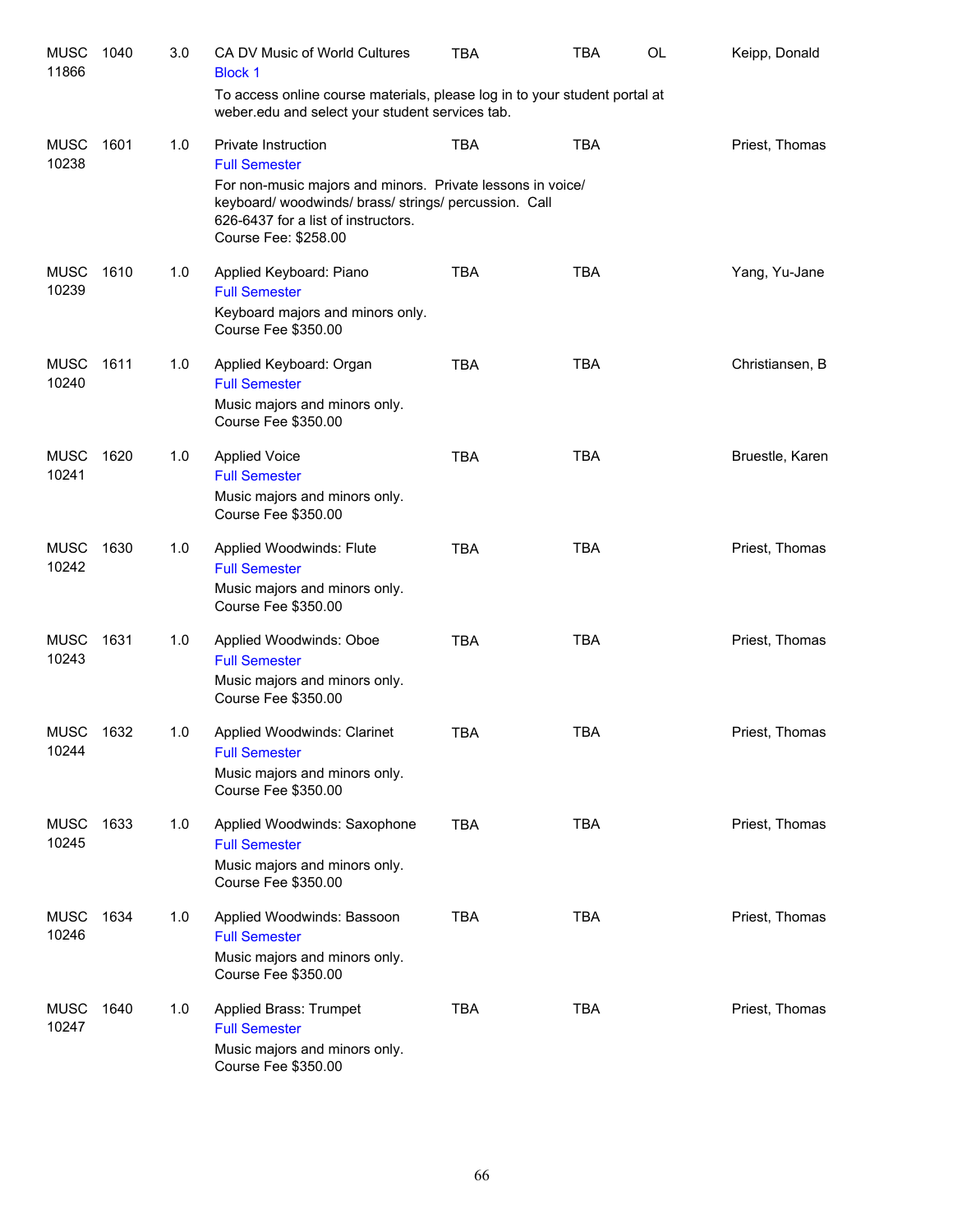| | | | | | | | |
|---|---|---|---|---|---|---|---|
| MUSC 11866 | 1040 | 3.0 | CA DV Music of World Cultures<br>Block 1<br>To access online course materials, please log in to your student portal at weber.edu and select your student services tab. | TBA | TBA | OL | Keipp, Donald |
| MUSC 10238 | 1601 | 1.0 | Private Instruction<br>Full Semester<br>For non-music majors and minors.  Private lessons in voice/ keyboard/ woodwinds/ brass/ strings/ percussion.  Call 626-6437 for a list of instructors.<br>Course Fee: $258.00 | TBA | TBA | | Priest, Thomas |
| MUSC 10239 | 1610 | 1.0 | Applied Keyboard: Piano<br>Full Semester<br>Keyboard majors and minors only.<br>Course Fee $350.00 | TBA | TBA | | Yang, Yu-Jane |
| MUSC 10240 | 1611 | 1.0 | Applied Keyboard: Organ<br>Full Semester<br>Music majors and minors only.<br>Course Fee $350.00 | TBA | TBA | | Christiansen, B |
| MUSC 10241 | 1620 | 1.0 | Applied Voice<br>Full Semester<br>Music majors and minors only.<br>Course Fee $350.00 | TBA | TBA | | Bruestle, Karen |
| MUSC 10242 | 1630 | 1.0 | Applied Woodwinds: Flute<br>Full Semester<br>Music majors and minors only.<br>Course Fee $350.00 | TBA | TBA | | Priest, Thomas |
| MUSC 10243 | 1631 | 1.0 | Applied Woodwinds: Oboe<br>Full Semester<br>Music majors and minors only.<br>Course Fee $350.00 | TBA | TBA | | Priest, Thomas |
| MUSC 10244 | 1632 | 1.0 | Applied Woodwinds: Clarinet<br>Full Semester<br>Music majors and minors only.<br>Course Fee $350.00 | TBA | TBA | | Priest, Thomas |
| MUSC 10245 | 1633 | 1.0 | Applied Woodwinds: Saxophone<br>Full Semester<br>Music majors and minors only.<br>Course Fee $350.00 | TBA | TBA | | Priest, Thomas |
| MUSC 10246 | 1634 | 1.0 | Applied Woodwinds: Bassoon<br>Full Semester<br>Music majors and minors only.<br>Course Fee $350.00 | TBA | TBA | | Priest, Thomas |
| MUSC 10247 | 1640 | 1.0 | Applied Brass: Trumpet<br>Full Semester<br>Music majors and minors only.<br>Course Fee $350.00 | TBA | TBA | | Priest, Thomas |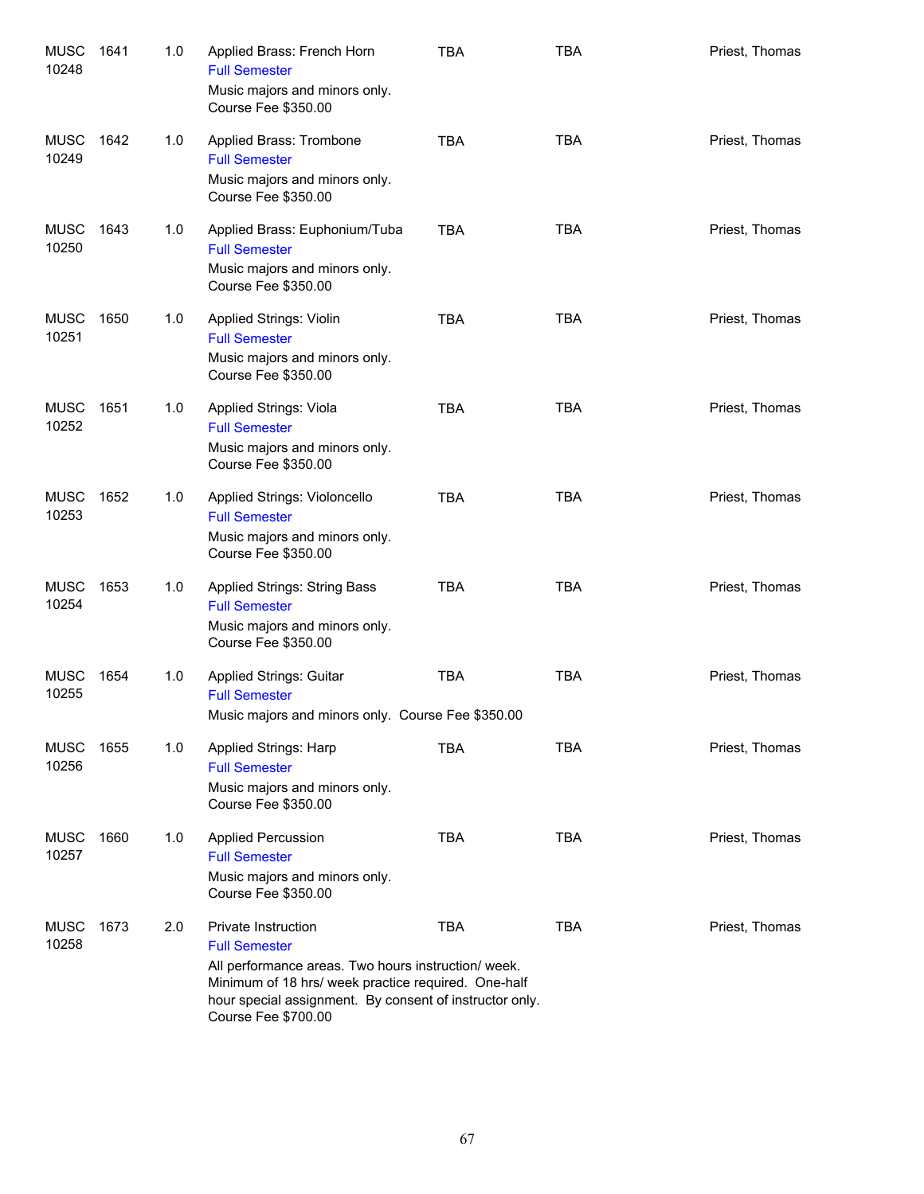| | | | | | | |
|---|---|---|---|---|---|---|
| MUSC 10248 | 1641 | 1.0 | Applied Brass: French Horn<br>Full Semester<br>Music majors and minors only.<br>Course Fee $350.00 | TBA | TBA | Priest, Thomas |
| MUSC 10249 | 1642 | 1.0 | Applied Brass: Trombone<br>Full Semester<br>Music majors and minors only.<br>Course Fee $350.00 | TBA | TBA | Priest, Thomas |
| MUSC 10250 | 1643 | 1.0 | Applied Brass: Euphonium/Tuba<br>Full Semester<br>Music majors and minors only.<br>Course Fee $350.00 | TBA | TBA | Priest, Thomas |
| MUSC 10251 | 1650 | 1.0 | Applied Strings: Violin<br>Full Semester<br>Music majors and minors only.<br>Course Fee $350.00 | TBA | TBA | Priest, Thomas |
| MUSC 10252 | 1651 | 1.0 | Applied Strings: Viola<br>Full Semester<br>Music majors and minors only.<br>Course Fee $350.00 | TBA | TBA | Priest, Thomas |
| MUSC 10253 | 1652 | 1.0 | Applied Strings: Violoncello<br>Full Semester<br>Music majors and minors only.<br>Course Fee $350.00 | TBA | TBA | Priest, Thomas |
| MUSC 10254 | 1653 | 1.0 | Applied Strings: String Bass<br>Full Semester<br>Music majors and minors only.<br>Course Fee $350.00 | TBA | TBA | Priest, Thomas |
| MUSC 10255 | 1654 | 1.0 | Applied Strings: Guitar<br>Full Semester<br>Music majors and minors only. Course Fee $350.00 | TBA | TBA | Priest, Thomas |
| MUSC 10256 | 1655 | 1.0 | Applied Strings: Harp<br>Full Semester<br>Music majors and minors only.<br>Course Fee $350.00 | TBA | TBA | Priest, Thomas |
| MUSC 10257 | 1660 | 1.0 | Applied Percussion<br>Full Semester<br>Music majors and minors only.<br>Course Fee $350.00 | TBA | TBA | Priest, Thomas |
| MUSC 10258 | 1673 | 2.0 | Private Instruction<br>Full Semester<br>All performance areas. Two hours instruction/ week. Minimum of 18 hrs/ week practice required. One-half hour special assignment. By consent of instructor only.<br>Course Fee $700.00 | TBA | TBA | Priest, Thomas |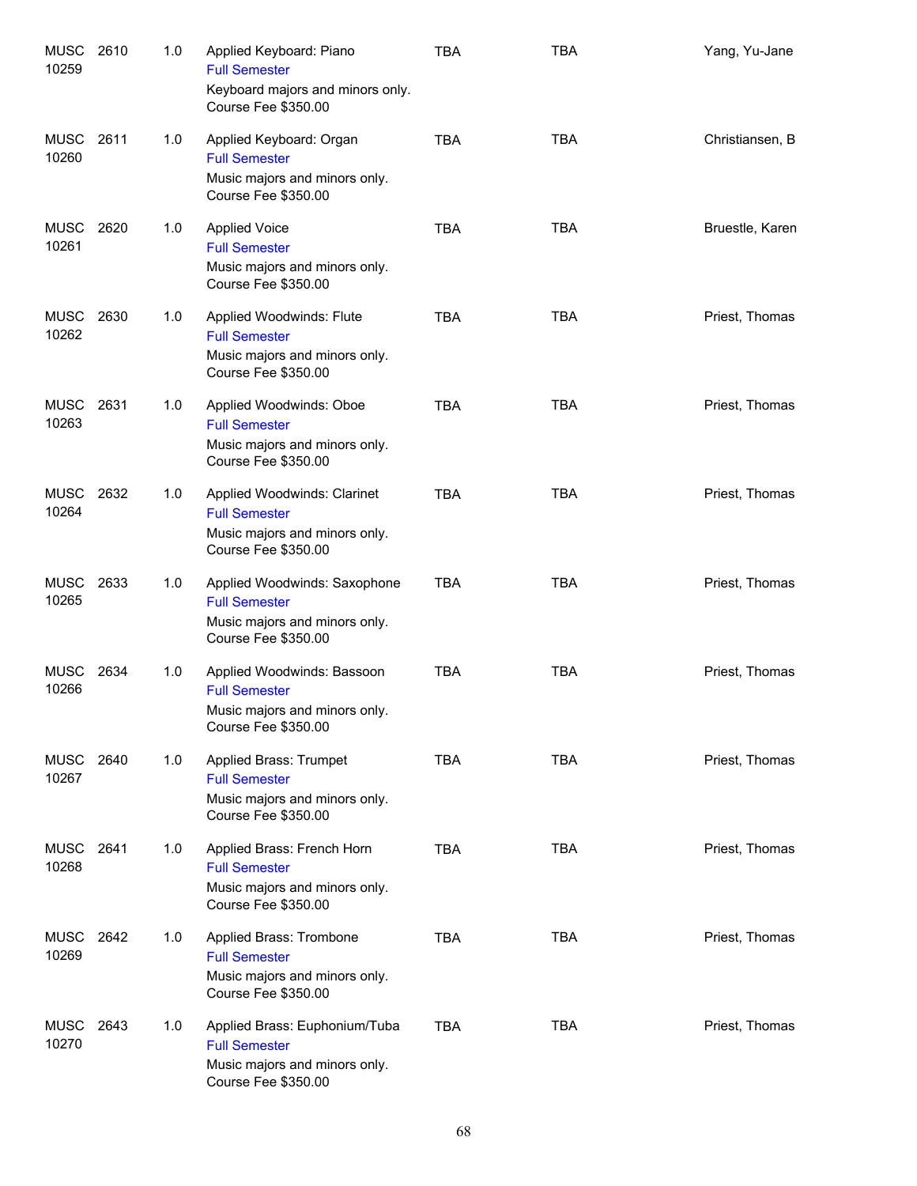| | | | | | | |
|---|---|---|---|---|---|---|
| MUSC 10259 | 2610 | 1.0 | Applied Keyboard: Piano<br>Full Semester<br>Keyboard majors and minors only.<br>Course Fee $350.00 | TBA | TBA | Yang, Yu-Jane |
| MUSC 10260 | 2611 | 1.0 | Applied Keyboard: Organ<br>Full Semester<br>Music majors and minors only.<br>Course Fee $350.00 | TBA | TBA | Christiansen, B |
| MUSC 10261 | 2620 | 1.0 | Applied Voice<br>Full Semester<br>Music majors and minors only.<br>Course Fee $350.00 | TBA | TBA | Bruestle, Karen |
| MUSC 10262 | 2630 | 1.0 | Applied Woodwinds: Flute<br>Full Semester<br>Music majors and minors only.<br>Course Fee $350.00 | TBA | TBA | Priest, Thomas |
| MUSC 10263 | 2631 | 1.0 | Applied Woodwinds: Oboe<br>Full Semester<br>Music majors and minors only.<br>Course Fee $350.00 | TBA | TBA | Priest, Thomas |
| MUSC 10264 | 2632 | 1.0 | Applied Woodwinds: Clarinet<br>Full Semester<br>Music majors and minors only.<br>Course Fee $350.00 | TBA | TBA | Priest, Thomas |
| MUSC 10265 | 2633 | 1.0 | Applied Woodwinds: Saxophone<br>Full Semester<br>Music majors and minors only.<br>Course Fee $350.00 | TBA | TBA | Priest, Thomas |
| MUSC 10266 | 2634 | 1.0 | Applied Woodwinds: Bassoon<br>Full Semester<br>Music majors and minors only.<br>Course Fee $350.00 | TBA | TBA | Priest, Thomas |
| MUSC 10267 | 2640 | 1.0 | Applied Brass: Trumpet<br>Full Semester<br>Music majors and minors only.<br>Course Fee $350.00 | TBA | TBA | Priest, Thomas |
| MUSC 10268 | 2641 | 1.0 | Applied Brass: French Horn<br>Full Semester<br>Music majors and minors only.<br>Course Fee $350.00 | TBA | TBA | Priest, Thomas |
| MUSC 10269 | 2642 | 1.0 | Applied Brass: Trombone<br>Full Semester<br>Music majors and minors only.<br>Course Fee $350.00 | TBA | TBA | Priest, Thomas |
| MUSC 10270 | 2643 | 1.0 | Applied Brass: Euphonium/Tuba<br>Full Semester<br>Music majors and minors only.<br>Course Fee $350.00 | TBA | TBA | Priest, Thomas |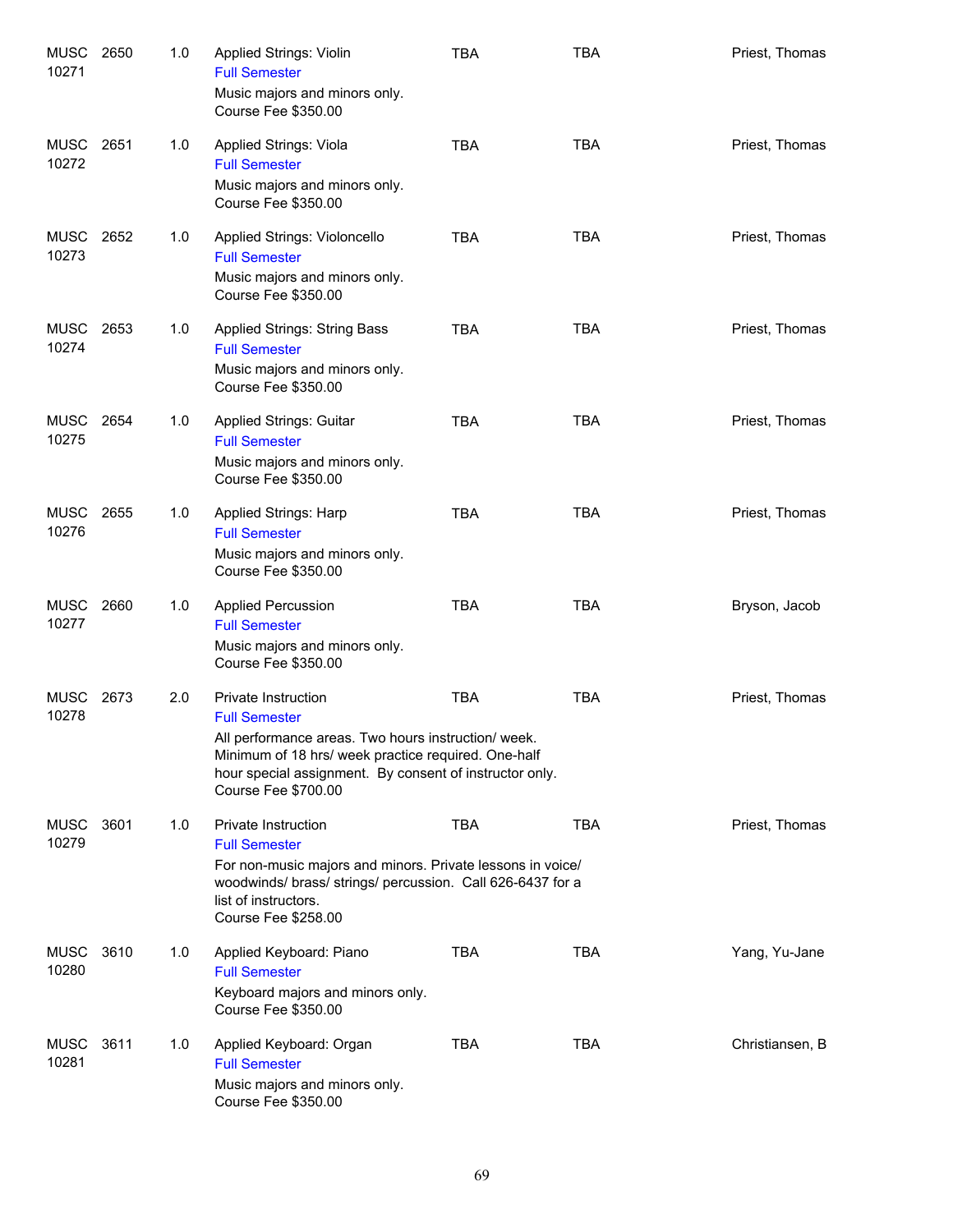| | | | | | | |
|---|---|---|---|---|---|---|
| MUSC 10271 | 2650 | 1.0 | Applied Strings: Violin<br>Full Semester<br>Music majors and minors only.<br>Course Fee $350.00 | TBA | TBA | Priest, Thomas |
| MUSC 10272 | 2651 | 1.0 | Applied Strings: Viola<br>Full Semester<br>Music majors and minors only.<br>Course Fee $350.00 | TBA | TBA | Priest, Thomas |
| MUSC 10273 | 2652 | 1.0 | Applied Strings: Violoncello<br>Full Semester<br>Music majors and minors only.<br>Course Fee $350.00 | TBA | TBA | Priest, Thomas |
| MUSC 10274 | 2653 | 1.0 | Applied Strings: String Bass<br>Full Semester<br>Music majors and minors only.<br>Course Fee $350.00 | TBA | TBA | Priest, Thomas |
| MUSC 10275 | 2654 | 1.0 | Applied Strings: Guitar<br>Full Semester<br>Music majors and minors only.<br>Course Fee $350.00 | TBA | TBA | Priest, Thomas |
| MUSC 10276 | 2655 | 1.0 | Applied Strings: Harp<br>Full Semester<br>Music majors and minors only.<br>Course Fee $350.00 | TBA | TBA | Priest, Thomas |
| MUSC 10277 | 2660 | 1.0 | Applied Percussion<br>Full Semester<br>Music majors and minors only.<br>Course Fee $350.00 | TBA | TBA | Bryson, Jacob |
| MUSC 10278 | 2673 | 2.0 | Private Instruction<br>Full Semester<br>All performance areas. Two hours instruction/ week. Minimum of 18 hrs/ week practice required. One-half hour special assignment. By consent of instructor only.<br>Course Fee $700.00 | TBA | TBA | Priest, Thomas |
| MUSC 10279 | 3601 | 1.0 | Private Instruction<br>Full Semester<br>For non-music majors and minors. Private lessons in voice/ woodwinds/ brass/ strings/ percussion. Call 626-6437 for a list of instructors.<br>Course Fee $258.00 | TBA | TBA | Priest, Thomas |
| MUSC 10280 | 3610 | 1.0 | Applied Keyboard: Piano<br>Full Semester<br>Keyboard majors and minors only.<br>Course Fee $350.00 | TBA | TBA | Yang, Yu-Jane |
| MUSC 10281 | 3611 | 1.0 | Applied Keyboard: Organ<br>Full Semester<br>Music majors and minors only.<br>Course Fee $350.00 | TBA | TBA | Christiansen, B |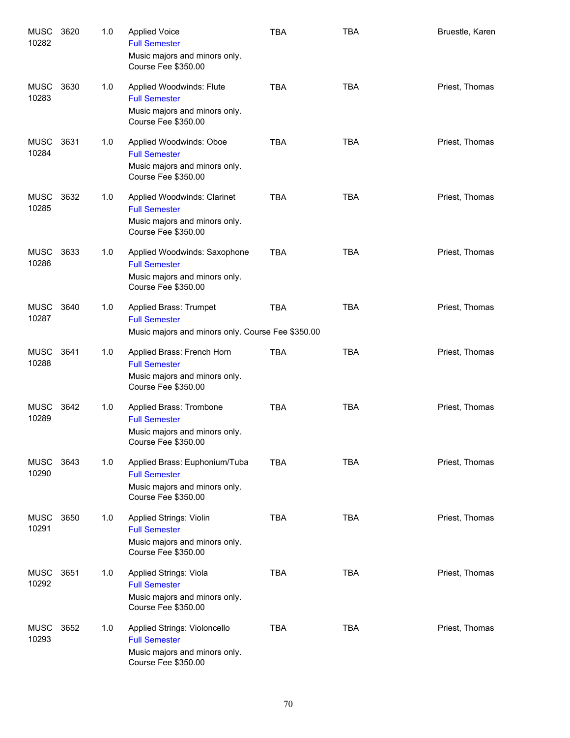| | | | | | | |
|---|---|---|---|---|---|---|
| MUSC 10282 | 3620 | 1.0 | Applied Voice<br>Full Semester<br>Music majors and minors only.<br>Course Fee $350.00 | TBA | TBA | Bruestle, Karen |
| MUSC 10283 | 3630 | 1.0 | Applied Woodwinds: Flute<br>Full Semester<br>Music majors and minors only.<br>Course Fee $350.00 | TBA | TBA | Priest, Thomas |
| MUSC 10284 | 3631 | 1.0 | Applied Woodwinds: Oboe<br>Full Semester<br>Music majors and minors only.<br>Course Fee $350.00 | TBA | TBA | Priest, Thomas |
| MUSC 10285 | 3632 | 1.0 | Applied Woodwinds: Clarinet<br>Full Semester<br>Music majors and minors only.<br>Course Fee $350.00 | TBA | TBA | Priest, Thomas |
| MUSC 10286 | 3633 | 1.0 | Applied Woodwinds: Saxophone<br>Full Semester<br>Music majors and minors only.<br>Course Fee $350.00 | TBA | TBA | Priest, Thomas |
| MUSC 10287 | 3640 | 1.0 | Applied Brass: Trumpet<br>Full Semester<br>Music majors and minors only. Course Fee $350.00 | TBA | TBA | Priest, Thomas |
| MUSC 10288 | 3641 | 1.0 | Applied Brass: French Horn<br>Full Semester<br>Music majors and minors only.<br>Course Fee $350.00 | TBA | TBA | Priest, Thomas |
| MUSC 10289 | 3642 | 1.0 | Applied Brass: Trombone<br>Full Semester<br>Music majors and minors only.<br>Course Fee $350.00 | TBA | TBA | Priest, Thomas |
| MUSC 10290 | 3643 | 1.0 | Applied Brass: Euphonium/Tuba<br>Full Semester<br>Music majors and minors only.<br>Course Fee $350.00 | TBA | TBA | Priest, Thomas |
| MUSC 10291 | 3650 | 1.0 | Applied Strings: Violin<br>Full Semester<br>Music majors and minors only.<br>Course Fee $350.00 | TBA | TBA | Priest, Thomas |
| MUSC 10292 | 3651 | 1.0 | Applied Strings: Viola<br>Full Semester<br>Music majors and minors only.<br>Course Fee $350.00 | TBA | TBA | Priest, Thomas |
| MUSC 10293 | 3652 | 1.0 | Applied Strings: Violoncello<br>Full Semester<br>Music majors and minors only.<br>Course Fee $350.00 | TBA | TBA | Priest, Thomas |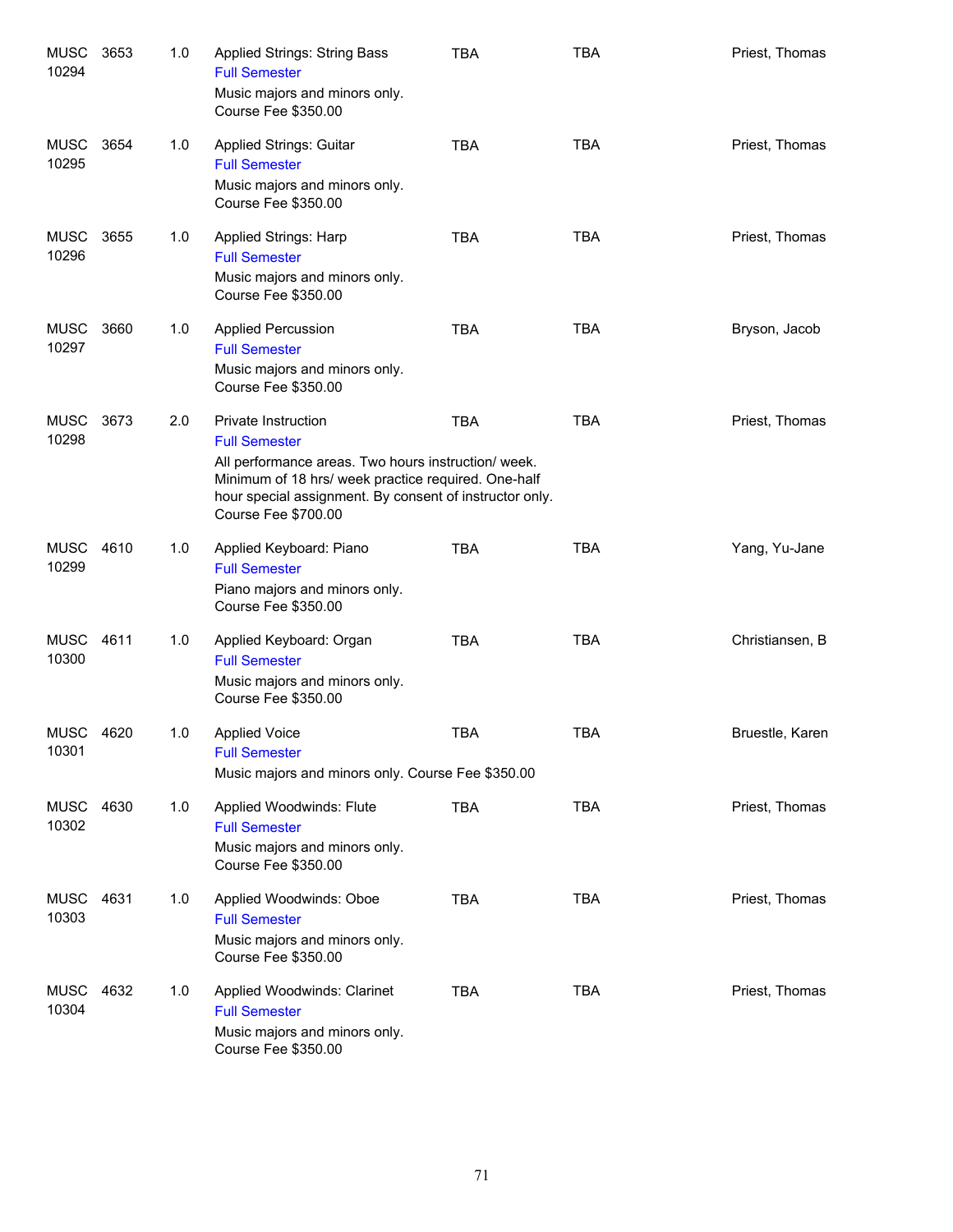| Subject / CRN | Course | Credits | Title / Notes | Days | Time | Instructor |
|---|---|---|---|---|---|---|
| MUSC 10294 | 3653 | 1.0 | Applied Strings: String Bass<br>Full Semester<br>Music majors and minors only.<br>Course Fee $350.00 | TBA | TBA | Priest, Thomas |
| MUSC 10295 | 3654 | 1.0 | Applied Strings: Guitar<br>Full Semester<br>Music majors and minors only.<br>Course Fee $350.00 | TBA | TBA | Priest, Thomas |
| MUSC 10296 | 3655 | 1.0 | Applied Strings: Harp<br>Full Semester<br>Music majors and minors only.<br>Course Fee $350.00 | TBA | TBA | Priest, Thomas |
| MUSC 10297 | 3660 | 1.0 | Applied Percussion<br>Full Semester<br>Music majors and minors only.<br>Course Fee $350.00 | TBA | TBA | Bryson, Jacob |
| MUSC 10298 | 3673 | 2.0 | Private Instruction<br>Full Semester<br>All performance areas. Two hours instruction/ week. Minimum of 18 hrs/ week practice required. One-half hour special assignment. By consent of instructor only.<br>Course Fee $700.00 | TBA | TBA | Priest, Thomas |
| MUSC 10299 | 4610 | 1.0 | Applied Keyboard: Piano<br>Full Semester<br>Piano majors and minors only.<br>Course Fee $350.00 | TBA | TBA | Yang, Yu-Jane |
| MUSC 10300 | 4611 | 1.0 | Applied Keyboard: Organ<br>Full Semester<br>Music majors and minors only.<br>Course Fee $350.00 | TBA | TBA | Christiansen, B |
| MUSC 10301 | 4620 | 1.0 | Applied Voice<br>Full Semester<br>Music majors and minors only. Course Fee $350.00 | TBA | TBA | Bruestle, Karen |
| MUSC 10302 | 4630 | 1.0 | Applied Woodwinds: Flute<br>Full Semester<br>Music majors and minors only.<br>Course Fee $350.00 | TBA | TBA | Priest, Thomas |
| MUSC 10303 | 4631 | 1.0 | Applied Woodwinds: Oboe<br>Full Semester<br>Music majors and minors only.<br>Course Fee $350.00 | TBA | TBA | Priest, Thomas |
| MUSC 10304 | 4632 | 1.0 | Applied Woodwinds: Clarinet<br>Full Semester<br>Music majors and minors only.<br>Course Fee $350.00 | TBA | TBA | Priest, Thomas |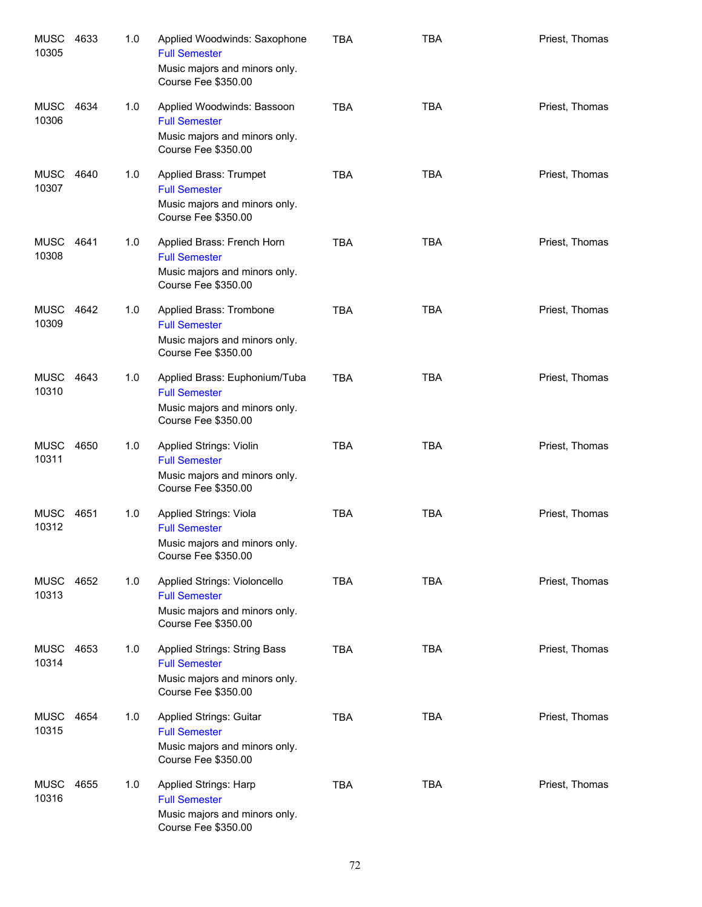| | | | | | | |
|---|---|---|---|---|---|---|
| MUSC 10305 | 4633 | 1.0 | Applied Woodwinds: Saxophone<br>Full Semester<br>Music majors and minors only.<br>Course Fee $350.00 | TBA | TBA | Priest, Thomas |
| MUSC 10306 | 4634 | 1.0 | Applied Woodwinds: Bassoon<br>Full Semester<br>Music majors and minors only.<br>Course Fee $350.00 | TBA | TBA | Priest, Thomas |
| MUSC 10307 | 4640 | 1.0 | Applied Brass: Trumpet<br>Full Semester<br>Music majors and minors only.<br>Course Fee $350.00 | TBA | TBA | Priest, Thomas |
| MUSC 10308 | 4641 | 1.0 | Applied Brass: French Horn<br>Full Semester<br>Music majors and minors only.<br>Course Fee $350.00 | TBA | TBA | Priest, Thomas |
| MUSC 10309 | 4642 | 1.0 | Applied Brass: Trombone<br>Full Semester<br>Music majors and minors only.<br>Course Fee $350.00 | TBA | TBA | Priest, Thomas |
| MUSC 10310 | 4643 | 1.0 | Applied Brass: Euphonium/Tuba<br>Full Semester<br>Music majors and minors only.<br>Course Fee $350.00 | TBA | TBA | Priest, Thomas |
| MUSC 10311 | 4650 | 1.0 | Applied Strings: Violin<br>Full Semester<br>Music majors and minors only.<br>Course Fee $350.00 | TBA | TBA | Priest, Thomas |
| MUSC 10312 | 4651 | 1.0 | Applied Strings: Viola<br>Full Semester<br>Music majors and minors only.<br>Course Fee $350.00 | TBA | TBA | Priest, Thomas |
| MUSC 10313 | 4652 | 1.0 | Applied Strings: Violoncello<br>Full Semester<br>Music majors and minors only.<br>Course Fee $350.00 | TBA | TBA | Priest, Thomas |
| MUSC 10314 | 4653 | 1.0 | Applied Strings: String Bass<br>Full Semester<br>Music majors and minors only.<br>Course Fee $350.00 | TBA | TBA | Priest, Thomas |
| MUSC 10315 | 4654 | 1.0 | Applied Strings: Guitar<br>Full Semester<br>Music majors and minors only.<br>Course Fee $350.00 | TBA | TBA | Priest, Thomas |
| MUSC 10316 | 4655 | 1.0 | Applied Strings: Harp<br>Full Semester<br>Music majors and minors only.<br>Course Fee $350.00 | TBA | TBA | Priest, Thomas |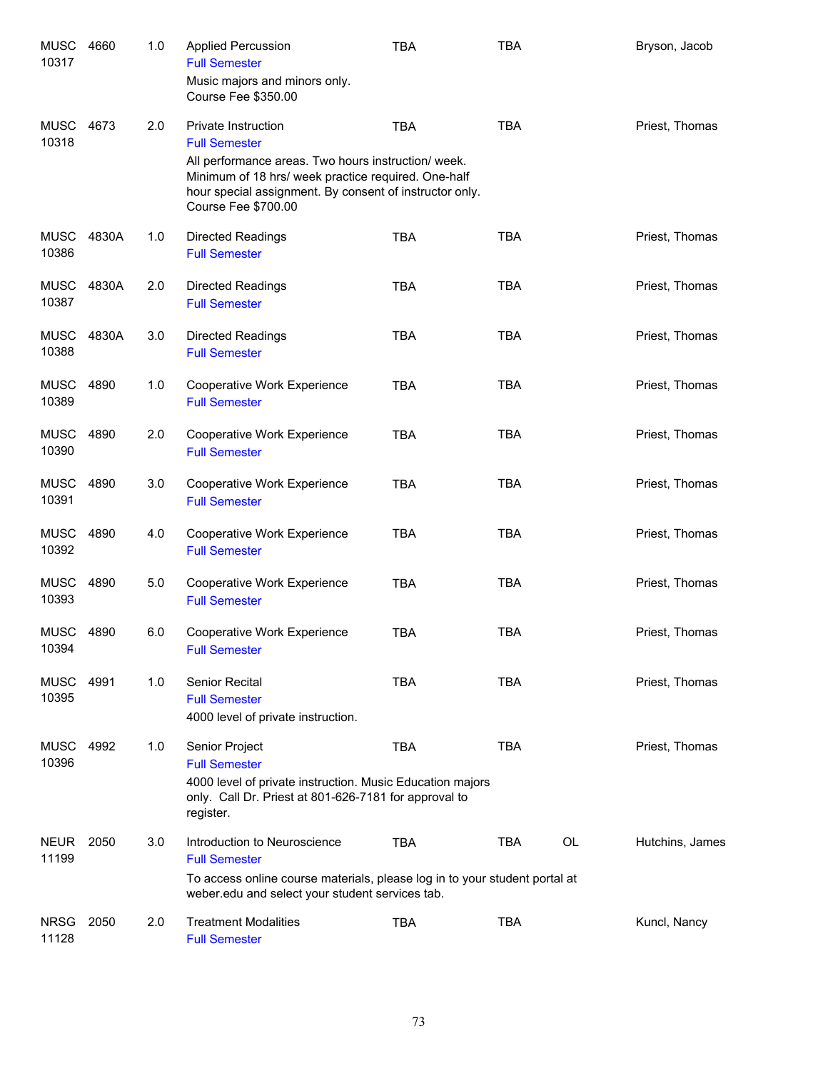| Subject / CRN | Course | Credits | Title | Days | Time | Location | Instructor |
|---|---|---|---|---|---|---|---|
| MUSC 10317 | 4660 | 1.0 | Applied Percussion<br>Full Semester<br>Music majors and minors only.<br>Course Fee $350.00 | TBA | TBA | | Bryson, Jacob |
| MUSC 10318 | 4673 | 2.0 | Private Instruction<br>Full Semester<br>All performance areas. Two hours instruction/ week. Minimum of 18 hrs/ week practice required. One-half hour special assignment. By consent of instructor only.<br>Course Fee $700.00 | TBA | TBA | | Priest, Thomas |
| MUSC 10386 | 4830A | 1.0 | Directed Readings<br>Full Semester | TBA | TBA | | Priest, Thomas |
| MUSC 10387 | 4830A | 2.0 | Directed Readings<br>Full Semester | TBA | TBA | | Priest, Thomas |
| MUSC 10388 | 4830A | 3.0 | Directed Readings<br>Full Semester | TBA | TBA | | Priest, Thomas |
| MUSC 10389 | 4890 | 1.0 | Cooperative Work Experience<br>Full Semester | TBA | TBA | | Priest, Thomas |
| MUSC 10390 | 4890 | 2.0 | Cooperative Work Experience<br>Full Semester | TBA | TBA | | Priest, Thomas |
| MUSC 10391 | 4890 | 3.0 | Cooperative Work Experience<br>Full Semester | TBA | TBA | | Priest, Thomas |
| MUSC 10392 | 4890 | 4.0 | Cooperative Work Experience<br>Full Semester | TBA | TBA | | Priest, Thomas |
| MUSC 10393 | 4890 | 5.0 | Cooperative Work Experience<br>Full Semester | TBA | TBA | | Priest, Thomas |
| MUSC 10394 | 4890 | 6.0 | Cooperative Work Experience<br>Full Semester | TBA | TBA | | Priest, Thomas |
| MUSC 10395 | 4991 | 1.0 | Senior Recital<br>Full Semester<br>4000 level of private instruction. | TBA | TBA | | Priest, Thomas |
| MUSC 10396 | 4992 | 1.0 | Senior Project<br>Full Semester<br>4000 level of private instruction. Music Education majors only. Call Dr. Priest at 801-626-7181 for approval to register. | TBA | TBA | | Priest, Thomas |
| NEUR 11199 | 2050 | 3.0 | Introduction to Neuroscience<br>Full Semester<br>To access online course materials, please log in to your student portal at weber.edu and select your student services tab. | TBA | TBA | OL | Hutchins, James |
| NRSG 11128 | 2050 | 2.0 | Treatment Modalities<br>Full Semester | TBA | TBA | | Kuncl, Nancy |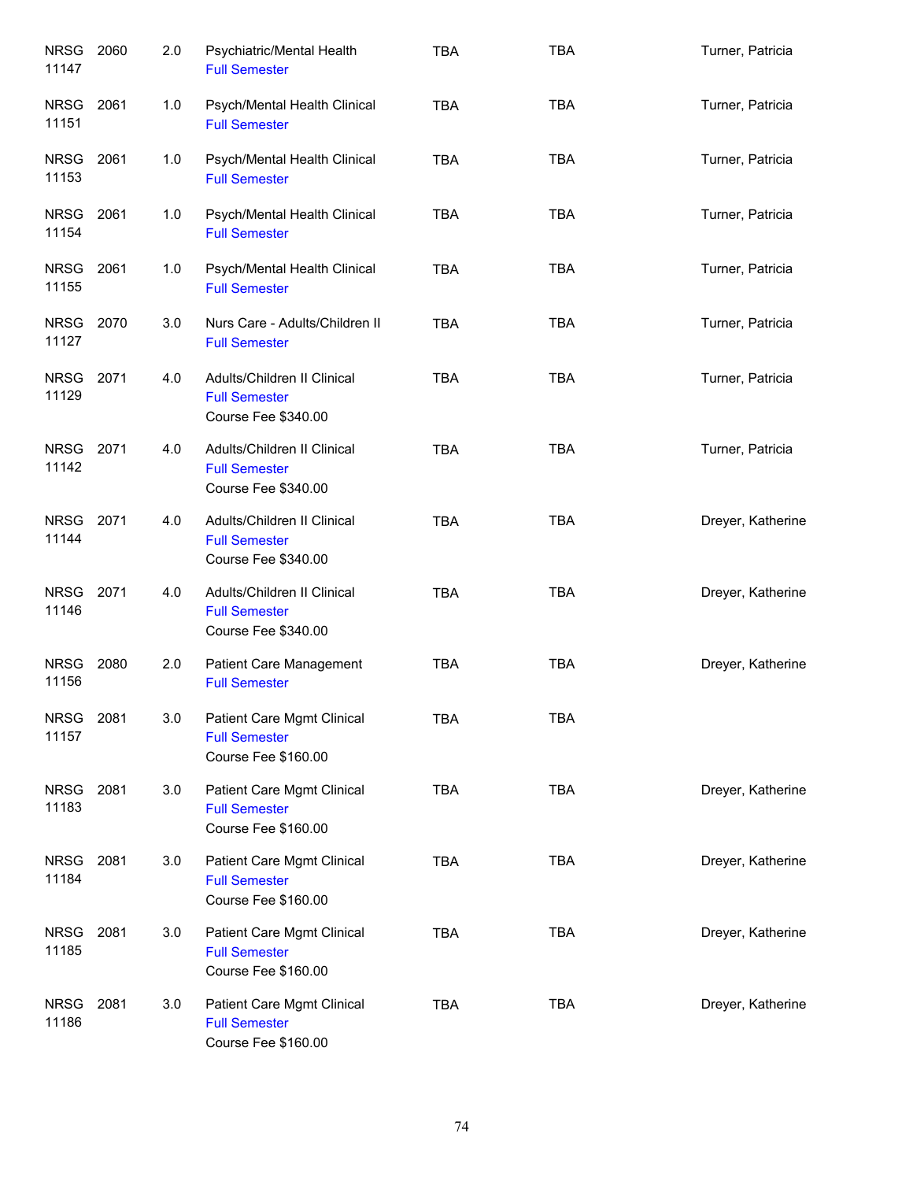| | | | | | | |
|---|---|---|---|---|---|---|
| NRSG 11147 | 2060 | 2.0 | Psychiatric/Mental Health<br>Full Semester | TBA | TBA | Turner, Patricia |
| NRSG 11151 | 2061 | 1.0 | Psych/Mental Health Clinical<br>Full Semester | TBA | TBA | Turner, Patricia |
| NRSG 11153 | 2061 | 1.0 | Psych/Mental Health Clinical<br>Full Semester | TBA | TBA | Turner, Patricia |
| NRSG 11154 | 2061 | 1.0 | Psych/Mental Health Clinical<br>Full Semester | TBA | TBA | Turner, Patricia |
| NRSG 11155 | 2061 | 1.0 | Psych/Mental Health Clinical<br>Full Semester | TBA | TBA | Turner, Patricia |
| NRSG 11127 | 2070 | 3.0 | Nurs Care - Adults/Children II<br>Full Semester | TBA | TBA | Turner, Patricia |
| NRSG 11129 | 2071 | 4.0 | Adults/Children II Clinical<br>Full Semester<br>Course Fee $340.00 | TBA | TBA | Turner, Patricia |
| NRSG 11142 | 2071 | 4.0 | Adults/Children II Clinical<br>Full Semester<br>Course Fee $340.00 | TBA | TBA | Turner, Patricia |
| NRSG 11144 | 2071 | 4.0 | Adults/Children II Clinical<br>Full Semester<br>Course Fee $340.00 | TBA | TBA | Dreyer, Katherine |
| NRSG 11146 | 2071 | 4.0 | Adults/Children II Clinical<br>Full Semester<br>Course Fee $340.00 | TBA | TBA | Dreyer, Katherine |
| NRSG 11156 | 2080 | 2.0 | Patient Care Management<br>Full Semester | TBA | TBA | Dreyer, Katherine |
| NRSG 11157 | 2081 | 3.0 | Patient Care Mgmt Clinical<br>Full Semester<br>Course Fee $160.00 | TBA | TBA | |
| NRSG 11183 | 2081 | 3.0 | Patient Care Mgmt Clinical<br>Full Semester<br>Course Fee $160.00 | TBA | TBA | Dreyer, Katherine |
| NRSG 11184 | 2081 | 3.0 | Patient Care Mgmt Clinical<br>Full Semester<br>Course Fee $160.00 | TBA | TBA | Dreyer, Katherine |
| NRSG 11185 | 2081 | 3.0 | Patient Care Mgmt Clinical<br>Full Semester<br>Course Fee $160.00 | TBA | TBA | Dreyer, Katherine |
| NRSG 11186 | 2081 | 3.0 | Patient Care Mgmt Clinical<br>Full Semester<br>Course Fee $160.00 | TBA | TBA | Dreyer, Katherine |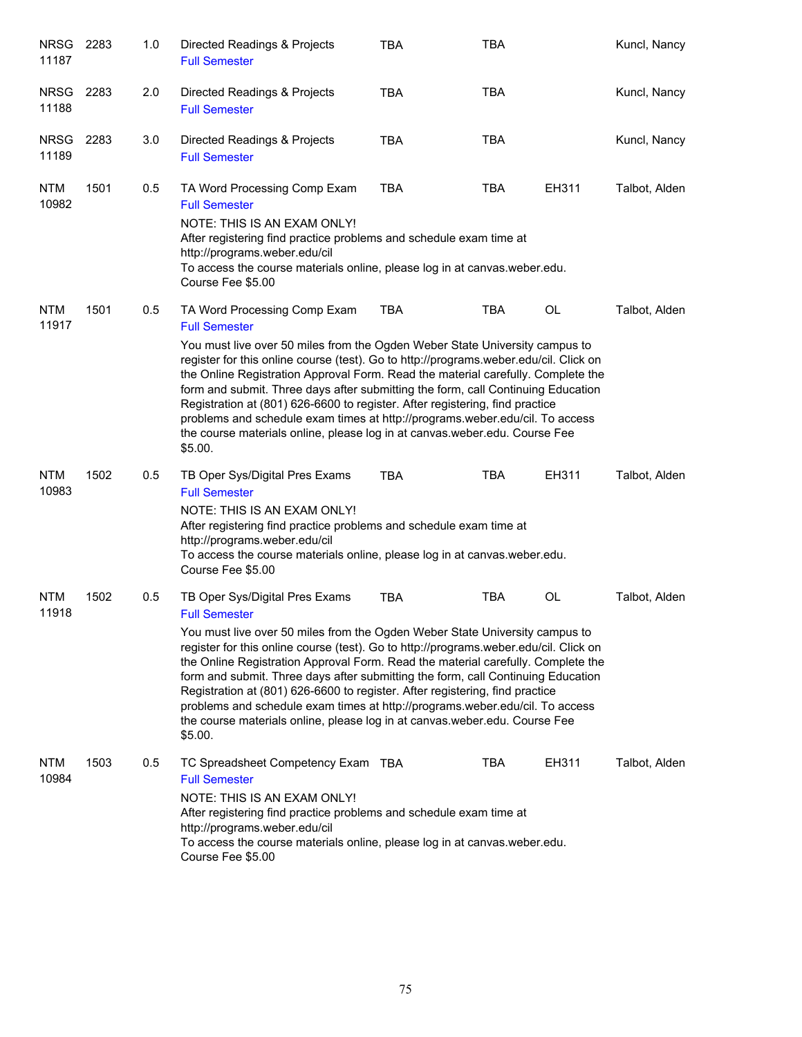| | | | | | | | |
|---|---|---|---|---|---|---|---|
| NRSG 11187 | 2283 | 1.0 | Directed Readings & Projects<br>Full Semester | TBA | TBA | | Kuncl, Nancy |
| NRSG 11188 | 2283 | 2.0 | Directed Readings & Projects<br>Full Semester | TBA | TBA | | Kuncl, Nancy |
| NRSG 11189 | 2283 | 3.0 | Directed Readings & Projects<br>Full Semester | TBA | TBA | | Kuncl, Nancy |
| NTM 10982 | 1501 | 0.5 | TA Word Processing Comp Exam<br>Full Semester<br>NOTE: THIS IS AN EXAM ONLY! After registering find practice problems and schedule exam time at http://programs.weber.edu/cil To access the course materials online, please log in at canvas.weber.edu. Course Fee $5.00 | TBA | TBA | EH311 | Talbot, Alden |
| NTM 11917 | 1501 | 0.5 | TA Word Processing Comp Exam<br>Full Semester<br>You must live over 50 miles from the Ogden Weber State University campus to register for this online course (test). Go to http://programs.weber.edu/cil. Click on the Online Registration Approval Form. Read the material carefully. Complete the form and submit. Three days after submitting the form, call Continuing Education Registration at (801) 626-6600 to register. After registering, find practice problems and schedule exam times at http://programs.weber.edu/cil. To access the course materials online, please log in at canvas.weber.edu. Course Fee $5.00. | TBA | TBA | OL | Talbot, Alden |
| NTM 10983 | 1502 | 0.5 | TB Oper Sys/Digital Pres Exams<br>Full Semester<br>NOTE: THIS IS AN EXAM ONLY! After registering find practice problems and schedule exam time at http://programs.weber.edu/cil To access the course materials online, please log in at canvas.weber.edu. Course Fee $5.00 | TBA | TBA | EH311 | Talbot, Alden |
| NTM 11918 | 1502 | 0.5 | TB Oper Sys/Digital Pres Exams<br>Full Semester<br>You must live over 50 miles from the Ogden Weber State University campus to register for this online course (test). Go to http://programs.weber.edu/cil. Click on the Online Registration Approval Form. Read the material carefully. Complete the form and submit. Three days after submitting the form, call Continuing Education Registration at (801) 626-6600 to register. After registering, find practice problems and schedule exam times at http://programs.weber.edu/cil. To access the course materials online, please log in at canvas.weber.edu. Course Fee $5.00. | TBA | TBA | OL | Talbot, Alden |
| NTM 10984 | 1503 | 0.5 | TC Spreadsheet Competency Exam<br>Full Semester<br>NOTE: THIS IS AN EXAM ONLY! After registering find practice problems and schedule exam time at http://programs.weber.edu/cil To access the course materials online, please log in at canvas.weber.edu. Course Fee $5.00 | TBA | TBA | EH311 | Talbot, Alden |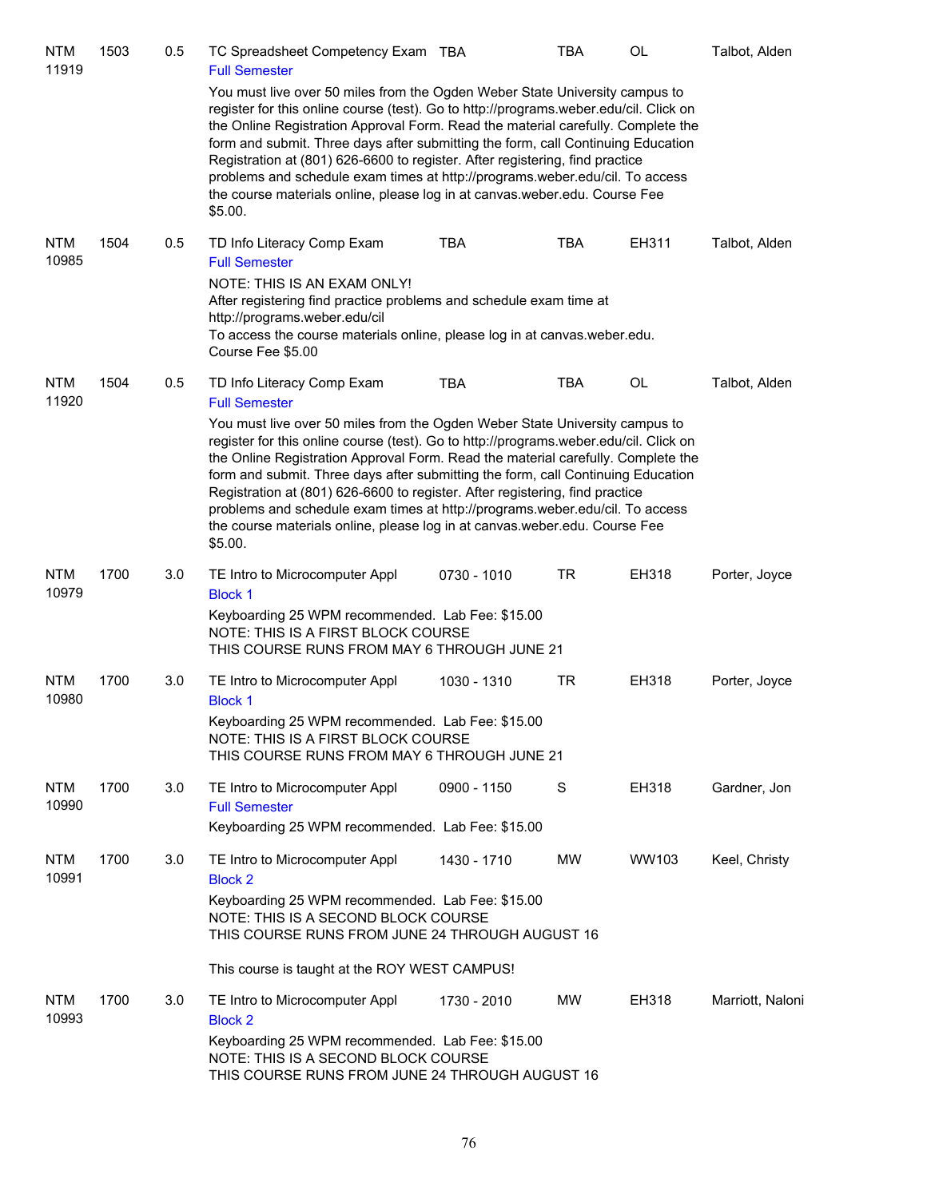| Subject / CRN | Course | Credits | Title | Time | Days | Room | Instructor |
|---|---|---|---|---|---|---|---|
| NTM 11919 | 1503 | 0.5 | TC Spreadsheet Competency Exam | TBA | TBA | OL | Talbot, Alden |

Full Semester

You must live over 50 miles from the Ogden Weber State University campus to register for this online course (test). Go to http://programs.weber.edu/cil. Click on the Online Registration Approval Form. Read the material carefully. Complete the form and submit. Three days after submitting the form, call Continuing Education Registration at (801) 626-6600 to register. After registering, find practice problems and schedule exam times at http://programs.weber.edu/cil. To access the course materials online, please log in at canvas.weber.edu. Course Fee $5.00.

| Subject / CRN | Course | Credits | Title | Time | Days | Room | Instructor |
|---|---|---|---|---|---|---|---|
| NTM 10985 | 1504 | 0.5 | TD Info Literacy Comp Exam | TBA | TBA | EH311 | Talbot, Alden |

Full Semester

NOTE: THIS IS AN EXAM ONLY!
After registering find practice problems and schedule exam time at http://programs.weber.edu/cil
To access the course materials online, please log in at canvas.weber.edu.
Course Fee $5.00

| Subject / CRN | Course | Credits | Title | Time | Days | Room | Instructor |
|---|---|---|---|---|---|---|---|
| NTM 11920 | 1504 | 0.5 | TD Info Literacy Comp Exam | TBA | TBA | OL | Talbot, Alden |

Full Semester

You must live over 50 miles from the Ogden Weber State University campus to register for this online course (test). Go to http://programs.weber.edu/cil. Click on the Online Registration Approval Form. Read the material carefully. Complete the form and submit. Three days after submitting the form, call Continuing Education Registration at (801) 626-6600 to register. After registering, find practice problems and schedule exam times at http://programs.weber.edu/cil. To access the course materials online, please log in at canvas.weber.edu. Course Fee $5.00.

| Subject / CRN | Course | Credits | Title | Time | Days | Room | Instructor |
|---|---|---|---|---|---|---|---|
| NTM 10979 | 1700 | 3.0 | TE Intro to Microcomputer Appl | 0730 - 1010 | TR | EH318 | Porter, Joyce |

Block 1

Keyboarding 25 WPM recommended. Lab Fee: $15.00
NOTE: THIS IS A FIRST BLOCK COURSE
THIS COURSE RUNS FROM MAY 6 THROUGH JUNE 21

| Subject / CRN | Course | Credits | Title | Time | Days | Room | Instructor |
|---|---|---|---|---|---|---|---|
| NTM 10980 | 1700 | 3.0 | TE Intro to Microcomputer Appl | 1030 - 1310 | TR | EH318 | Porter, Joyce |

Block 1

Keyboarding 25 WPM recommended. Lab Fee: $15.00
NOTE: THIS IS A FIRST BLOCK COURSE
THIS COURSE RUNS FROM MAY 6 THROUGH JUNE 21

| Subject / CRN | Course | Credits | Title | Time | Days | Room | Instructor |
|---|---|---|---|---|---|---|---|
| NTM 10990 | 1700 | 3.0 | TE Intro to Microcomputer Appl | 0900 - 1150 | S | EH318 | Gardner, Jon |

Full Semester

Keyboarding 25 WPM recommended. Lab Fee: $15.00

| Subject / CRN | Course | Credits | Title | Time | Days | Room | Instructor |
|---|---|---|---|---|---|---|---|
| NTM 10991 | 1700 | 3.0 | TE Intro to Microcomputer Appl | 1430 - 1710 | MW | WW103 | Keel, Christy |

Block 2

Keyboarding 25 WPM recommended. Lab Fee: $15.00
NOTE: THIS IS A SECOND BLOCK COURSE
THIS COURSE RUNS FROM JUNE 24 THROUGH AUGUST 16

This course is taught at the ROY WEST CAMPUS!

| Subject / CRN | Course | Credits | Title | Time | Days | Room | Instructor |
|---|---|---|---|---|---|---|---|
| NTM 10993 | 1700 | 3.0 | TE Intro to Microcomputer Appl | 1730 - 2010 | MW | EH318 | Marriott, Naloni |

Block 2

Keyboarding 25 WPM recommended. Lab Fee: $15.00
NOTE: THIS IS A SECOND BLOCK COURSE
THIS COURSE RUNS FROM JUNE 24 THROUGH AUGUST 16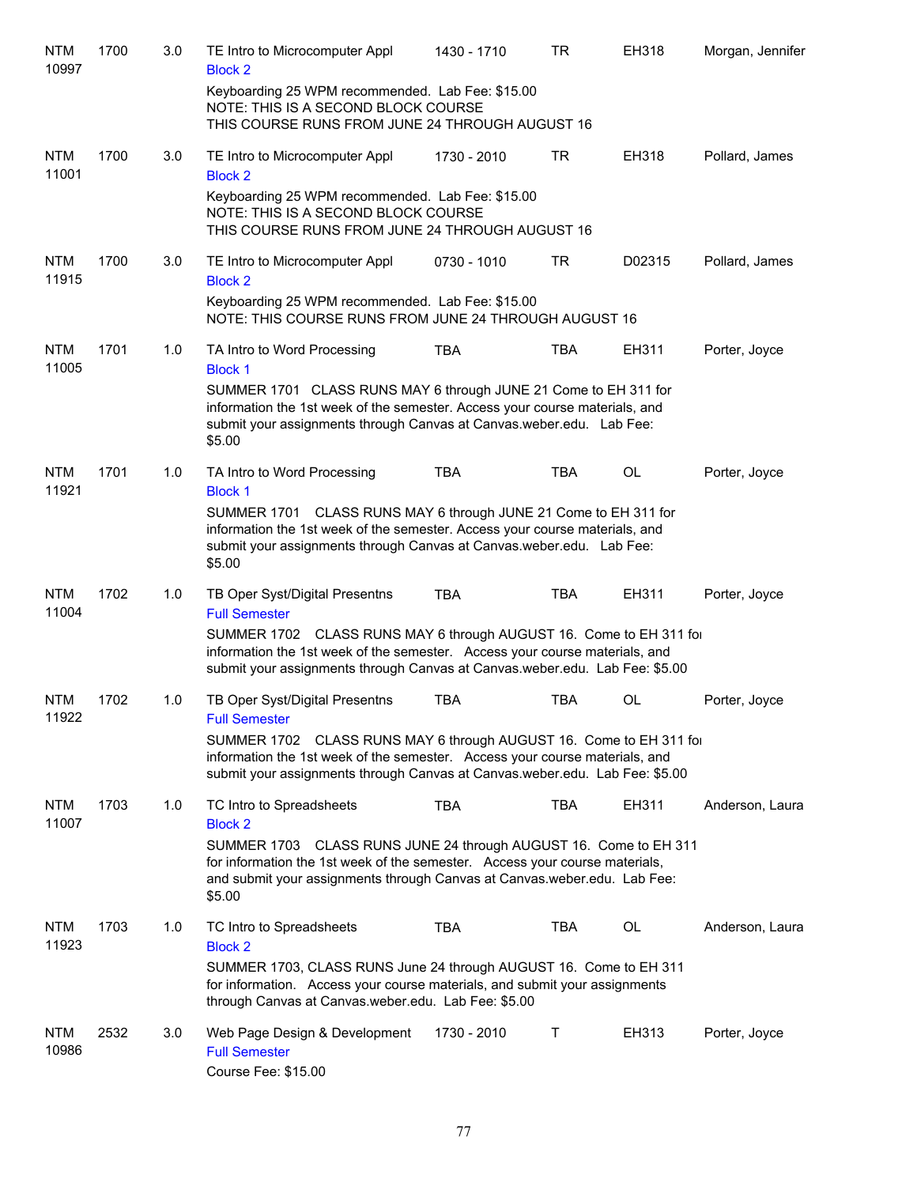| Subject / CRN | Course | Credits | Title | Time | Days | Room | Instructor |
|---|---|---|---|---|---|---|---|
| NTM 10997 | 1700 | 3.0 | TE Intro to Microcomputer Appl<br>Block 2<br>Keyboarding 25 WPM recommended. Lab Fee: $15.00<br>NOTE: THIS IS A SECOND BLOCK COURSE<br>THIS COURSE RUNS FROM JUNE 24 THROUGH AUGUST 16 | 1430 - 1710 | TR | EH318 | Morgan, Jennifer |
| NTM 11001 | 1700 | 3.0 | TE Intro to Microcomputer Appl<br>Block 2<br>Keyboarding 25 WPM recommended. Lab Fee: $15.00<br>NOTE: THIS IS A SECOND BLOCK COURSE<br>THIS COURSE RUNS FROM JUNE 24 THROUGH AUGUST 16 | 1730 - 2010 | TR | EH318 | Pollard, James |
| NTM 11915 | 1700 | 3.0 | TE Intro to Microcomputer Appl<br>Block 2<br>Keyboarding 25 WPM recommended. Lab Fee: $15.00<br>NOTE: THIS COURSE RUNS FROM JUNE 24 THROUGH AUGUST 16 | 0730 - 1010 | TR | D02315 | Pollard, James |
| NTM 11005 | 1701 | 1.0 | TA Intro to Word Processing<br>Block 1<br>SUMMER 1701 CLASS RUNS MAY 6 through JUNE 21 Come to EH 311 for information the 1st week of the semester. Access your course materials, and submit your assignments through Canvas at Canvas.weber.edu. Lab Fee: $5.00 | TBA | TBA | EH311 | Porter, Joyce |
| NTM 11921 | 1701 | 1.0 | TA Intro to Word Processing<br>Block 1<br>SUMMER 1701 CLASS RUNS MAY 6 through JUNE 21 Come to EH 311 for information the 1st week of the semester. Access your course materials, and submit your assignments through Canvas at Canvas.weber.edu. Lab Fee: $5.00 | TBA | TBA | OL | Porter, Joyce |
| NTM 11004 | 1702 | 1.0 | TB Oper Syst/Digital Presentns<br>Full Semester<br>SUMMER 1702 CLASS RUNS MAY 6 through AUGUST 16. Come to EH 311 for information the 1st week of the semester. Access your course materials, and submit your assignments through Canvas at Canvas.weber.edu. Lab Fee: $5.00 | TBA | TBA | EH311 | Porter, Joyce |
| NTM 11922 | 1702 | 1.0 | TB Oper Syst/Digital Presentns<br>Full Semester<br>SUMMER 1702 CLASS RUNS MAY 6 through AUGUST 16. Come to EH 311 for information the 1st week of the semester. Access your course materials, and submit your assignments through Canvas at Canvas.weber.edu. Lab Fee: $5.00 | TBA | TBA | OL | Porter, Joyce |
| NTM 11007 | 1703 | 1.0 | TC Intro to Spreadsheets<br>Block 2<br>SUMMER 1703 CLASS RUNS JUNE 24 through AUGUST 16. Come to EH 311 for information the 1st week of the semester. Access your course materials, and submit your assignments through Canvas at Canvas.weber.edu. Lab Fee: $5.00 | TBA | TBA | EH311 | Anderson, Laura |
| NTM 11923 | 1703 | 1.0 | TC Intro to Spreadsheets<br>Block 2<br>SUMMER 1703, CLASS RUNS June 24 through AUGUST 16. Come to EH 311 for information. Access your course materials, and submit your assignments through Canvas at Canvas.weber.edu. Lab Fee: $5.00 | TBA | TBA | OL | Anderson, Laura |
| NTM 10986 | 2532 | 3.0 | Web Page Design & Development<br>Full Semester<br>Course Fee: $15.00 | 1730 - 2010 | T | EH313 | Porter, Joyce |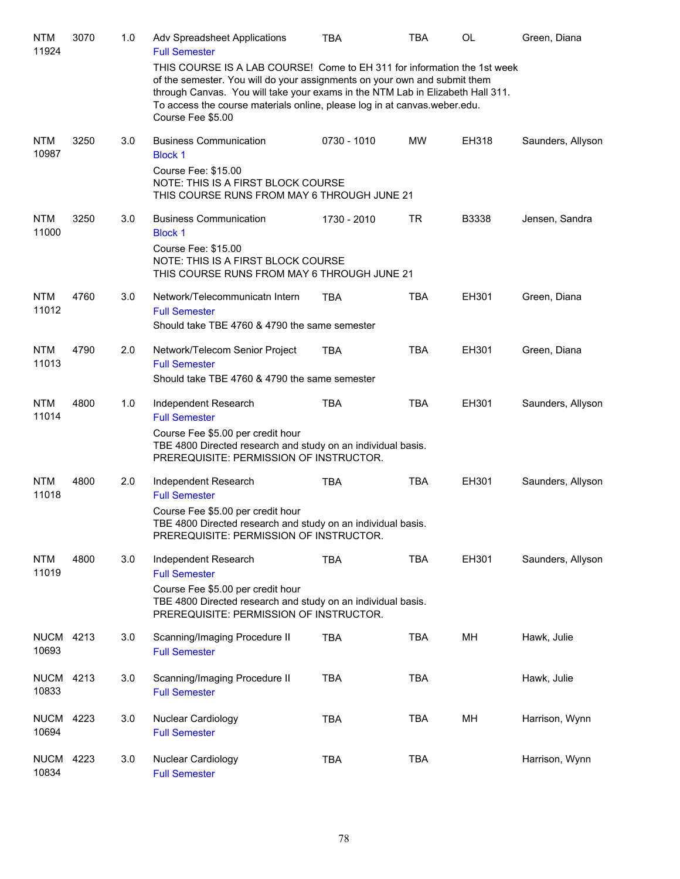| Subject / CRN | Course | Credits | Title | Time | Days | Room | Instructor |
|---|---|---|---|---|---|---|---|
| NTM 11924 | 3070 | 1.0 | Adv Spreadsheet Applications<br>Full Semester<br>THIS COURSE IS A LAB COURSE! Come to EH 311 for information the 1st week of the semester. You will do your assignments on your own and submit them through Canvas. You will take your exams in the NTM Lab in Elizabeth Hall 311. To access the course materials online, please log in at canvas.weber.edu.<br>Course Fee $5.00 | TBA | TBA | OL | Green, Diana |
| NTM 10987 | 3250 | 3.0 | Business Communication<br>Block 1<br>Course Fee: $15.00<br>NOTE: THIS IS A FIRST BLOCK COURSE<br>THIS COURSE RUNS FROM MAY 6 THROUGH JUNE 21 | 0730 - 1010 | MW | EH318 | Saunders, Allyson |
| NTM 11000 | 3250 | 3.0 | Business Communication<br>Block 1<br>Course Fee: $15.00<br>NOTE: THIS IS A FIRST BLOCK COURSE<br>THIS COURSE RUNS FROM MAY 6 THROUGH JUNE 21 | 1730 - 2010 | TR | B3338 | Jensen, Sandra |
| NTM 11012 | 4760 | 3.0 | Network/Telecommunicatn Intern<br>Full Semester<br>Should take TBE 4760 & 4790 the same semester | TBA | TBA | EH301 | Green, Diana |
| NTM 11013 | 4790 | 2.0 | Network/Telecom Senior Project<br>Full Semester<br>Should take TBE 4760 & 4790 the same semester | TBA | TBA | EH301 | Green, Diana |
| NTM 11014 | 4800 | 1.0 | Independent Research<br>Full Semester<br>Course Fee $5.00 per credit hour<br>TBE 4800 Directed research and study on an individual basis.<br>PREREQUISITE: PERMISSION OF INSTRUCTOR. | TBA | TBA | EH301 | Saunders, Allyson |
| NTM 11018 | 4800 | 2.0 | Independent Research<br>Full Semester<br>Course Fee $5.00 per credit hour<br>TBE 4800 Directed research and study on an individual basis.<br>PREREQUISITE: PERMISSION OF INSTRUCTOR. | TBA | TBA | EH301 | Saunders, Allyson |
| NTM 11019 | 4800 | 3.0 | Independent Research<br>Full Semester<br>Course Fee $5.00 per credit hour<br>TBE 4800 Directed research and study on an individual basis.<br>PREREQUISITE: PERMISSION OF INSTRUCTOR. | TBA | TBA | EH301 | Saunders, Allyson |
| NUCM 10693 | 4213 | 3.0 | Scanning/Imaging Procedure II<br>Full Semester | TBA | TBA | MH | Hawk, Julie |
| NUCM 10833 | 4213 | 3.0 | Scanning/Imaging Procedure II<br>Full Semester | TBA | TBA | | Hawk, Julie |
| NUCM 10694 | 4223 | 3.0 | Nuclear Cardiology<br>Full Semester | TBA | TBA | MH | Harrison, Wynn |
| NUCM 10834 | 4223 | 3.0 | Nuclear Cardiology<br>Full Semester | TBA | TBA | | Harrison, Wynn |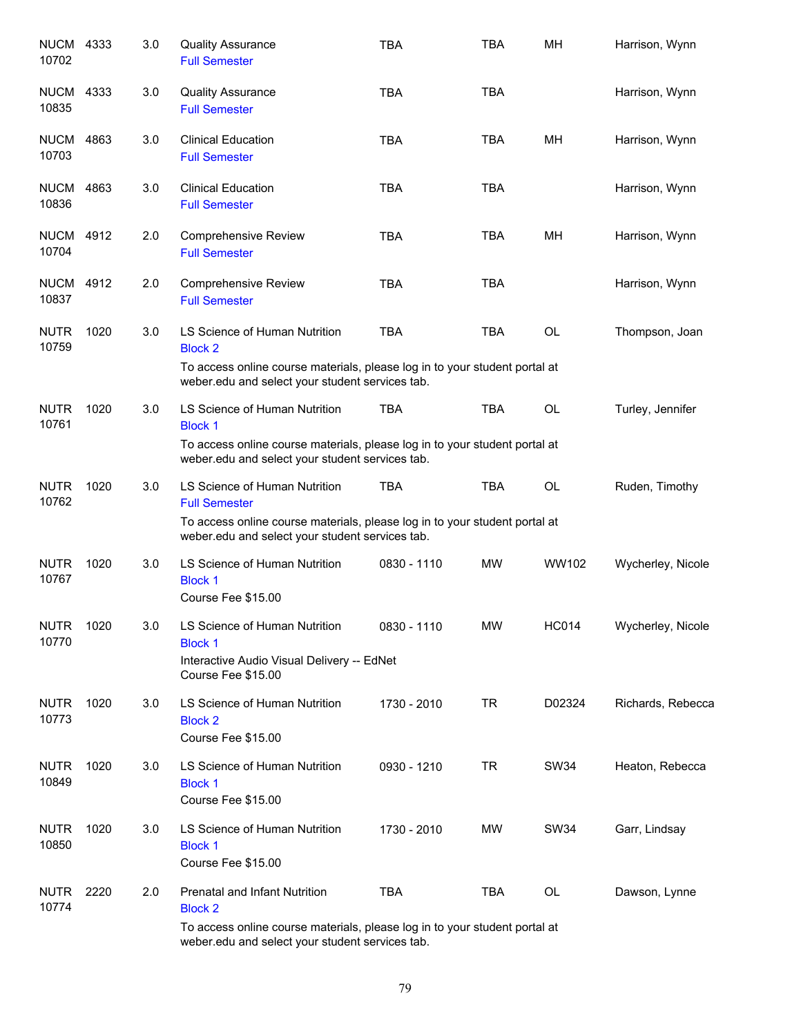| Course | | Cr | Title | Time | Days | Room | Instructor |
|---|---|---|---|---|---|---|---|
| NUCM 10702 | 4333 | 3.0 | Quality Assurance<br>Full Semester | TBA | TBA | MH | Harrison, Wynn |
| NUCM 10835 | 4333 | 3.0 | Quality Assurance<br>Full Semester | TBA | TBA | | Harrison, Wynn |
| NUCM 10703 | 4863 | 3.0 | Clinical Education<br>Full Semester | TBA | TBA | MH | Harrison, Wynn |
| NUCM 10836 | 4863 | 3.0 | Clinical Education<br>Full Semester | TBA | TBA | | Harrison, Wynn |
| NUCM 10704 | 4912 | 2.0 | Comprehensive Review<br>Full Semester | TBA | TBA | MH | Harrison, Wynn |
| NUCM 10837 | 4912 | 2.0 | Comprehensive Review<br>Full Semester | TBA | TBA | | Harrison, Wynn |
| NUTR 10759 | 1020 | 3.0 | LS Science of Human Nutrition<br>Block 2<br>To access online course materials, please log in to your student portal at weber.edu and select your student services tab. | TBA | TBA | OL | Thompson, Joan |
| NUTR 10761 | 1020 | 3.0 | LS Science of Human Nutrition<br>Block 1<br>To access online course materials, please log in to your student portal at weber.edu and select your student services tab. | TBA | TBA | OL | Turley, Jennifer |
| NUTR 10762 | 1020 | 3.0 | LS Science of Human Nutrition<br>Full Semester<br>To access online course materials, please log in to your student portal at weber.edu and select your student services tab. | TBA | TBA | OL | Ruden, Timothy |
| NUTR 10767 | 1020 | 3.0 | LS Science of Human Nutrition<br>Block 1<br>Course Fee $15.00 | 0830 - 1110 | MW | WW102 | Wycherley, Nicole |
| NUTR 10770 | 1020 | 3.0 | LS Science of Human Nutrition<br>Block 1<br>Interactive Audio Visual Delivery -- EdNet<br>Course Fee $15.00 | 0830 - 1110 | MW | HC014 | Wycherley, Nicole |
| NUTR 10773 | 1020 | 3.0 | LS Science of Human Nutrition<br>Block 2<br>Course Fee $15.00 | 1730 - 2010 | TR | D02324 | Richards, Rebecca |
| NUTR 10849 | 1020 | 3.0 | LS Science of Human Nutrition<br>Block 1<br>Course Fee $15.00 | 0930 - 1210 | TR | SW34 | Heaton, Rebecca |
| NUTR 10850 | 1020 | 3.0 | LS Science of Human Nutrition<br>Block 1<br>Course Fee $15.00 | 1730 - 2010 | MW | SW34 | Garr, Lindsay |
| NUTR 10774 | 2220 | 2.0 | Prenatal and Infant Nutrition<br>Block 2<br>To access online course materials, please log in to your student portal at weber.edu and select your student services tab. | TBA | TBA | OL | Dawson, Lynne |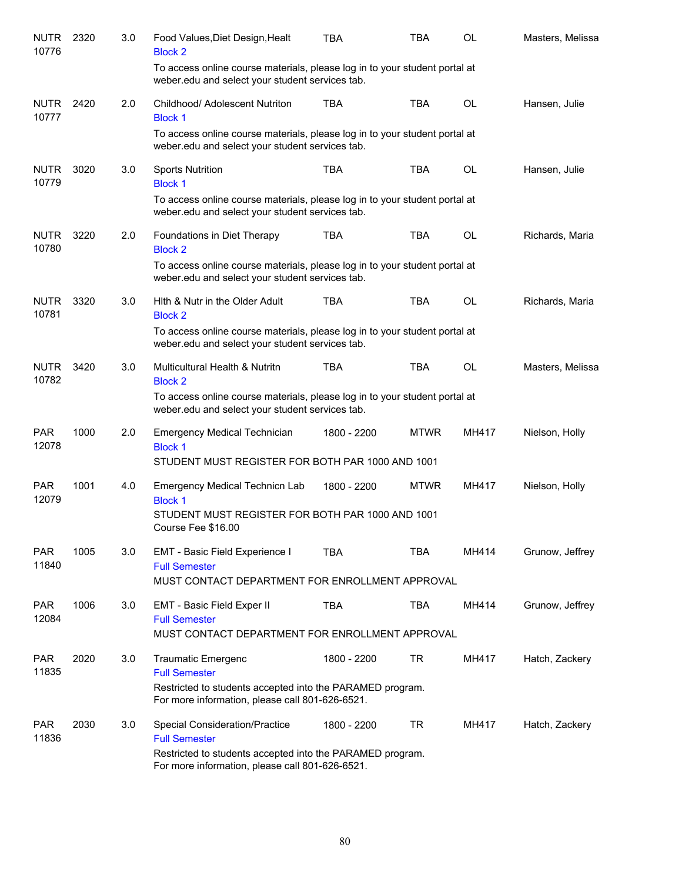| Subject / CRN | Course | Credits | Title | Time | Days | Room | Instructor |
|---|---|---|---|---|---|---|---|
| NUTR 10776 | 2320 | 3.0 | Food Values,Diet Design,Healt<br>Block 2<br>To access online course materials, please log in to your student portal at weber.edu and select your student services tab. | TBA | TBA | OL | Masters, Melissa |
| NUTR 10777 | 2420 | 2.0 | Childhood/ Adolescent Nutriton<br>Block 1<br>To access online course materials, please log in to your student portal at weber.edu and select your student services tab. | TBA | TBA | OL | Hansen, Julie |
| NUTR 10779 | 3020 | 3.0 | Sports Nutrition<br>Block 1<br>To access online course materials, please log in to your student portal at weber.edu and select your student services tab. | TBA | TBA | OL | Hansen, Julie |
| NUTR 10780 | 3220 | 2.0 | Foundations in Diet Therapy<br>Block 2<br>To access online course materials, please log in to your student portal at weber.edu and select your student services tab. | TBA | TBA | OL | Richards, Maria |
| NUTR 10781 | 3320 | 3.0 | Hlth & Nutr in the Older Adult<br>Block 2<br>To access online course materials, please log in to your student portal at weber.edu and select your student services tab. | TBA | TBA | OL | Richards, Maria |
| NUTR 10782 | 3420 | 3.0 | Multicultural Health & Nutritn<br>Block 2<br>To access online course materials, please log in to your student portal at weber.edu and select your student services tab. | TBA | TBA | OL | Masters, Melissa |
| PAR 12078 | 1000 | 2.0 | Emergency Medical Technician<br>Block 1<br>STUDENT MUST REGISTER FOR BOTH PAR 1000 AND 1001 | 1800 - 2200 | MTWR | MH417 | Nielson, Holly |
| PAR 12079 | 1001 | 4.0 | Emergency Medical Technicn Lab<br>Block 1<br>STUDENT MUST REGISTER FOR BOTH PAR 1000 AND 1001<br>Course Fee $16.00 | 1800 - 2200 | MTWR | MH417 | Nielson, Holly |
| PAR 11840 | 1005 | 3.0 | EMT - Basic Field Experience I<br>Full Semester<br>MUST CONTACT DEPARTMENT FOR ENROLLMENT APPROVAL | TBA | TBA | MH414 | Grunow, Jeffrey |
| PAR 12084 | 1006 | 3.0 | EMT - Basic Field Exper II<br>Full Semester<br>MUST CONTACT DEPARTMENT FOR ENROLLMENT APPROVAL | TBA | TBA | MH414 | Grunow, Jeffrey |
| PAR 11835 | 2020 | 3.0 | Traumatic Emergenc<br>Full Semester<br>Restricted to students accepted into the PARAMED program. For more information, please call 801-626-6521. | 1800 - 2200 | TR | MH417 | Hatch, Zackery |
| PAR 11836 | 2030 | 3.0 | Special Consideration/Practice<br>Full Semester<br>Restricted to students accepted into the PARAMED program. For more information, please call 801-626-6521. | 1800 - 2200 | TR | MH417 | Hatch, Zackery |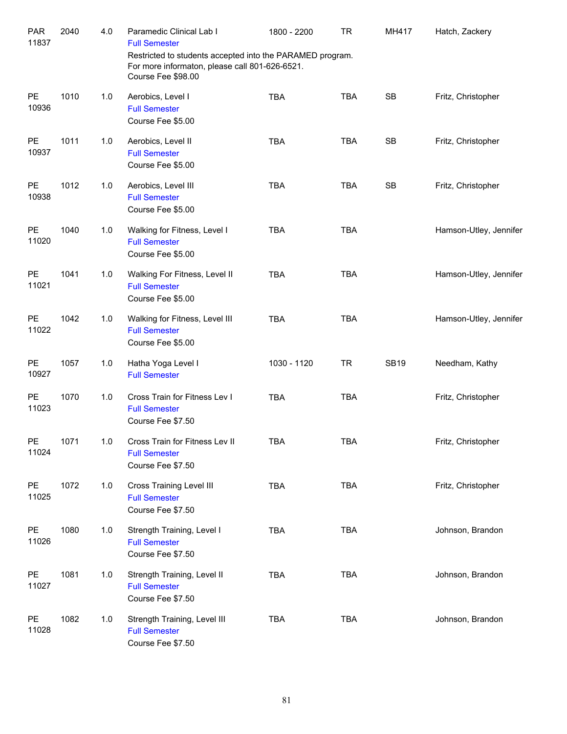| | | | | | | | |
|---|---|---|---|---|---|---|---|
| PAR 11837 | 2040 | 4.0 | Paramedic Clinical Lab I<br>Full Semester<br>Restricted to students accepted into the PARAMED program. For more informaton, please call 801-626-6521.<br>Course Fee $98.00 | 1800 - 2200 | TR | MH417 | Hatch, Zackery |
| PE 10936 | 1010 | 1.0 | Aerobics, Level I<br>Full Semester<br>Course Fee $5.00 | TBA | TBA | SB | Fritz, Christopher |
| PE 10937 | 1011 | 1.0 | Aerobics, Level II<br>Full Semester<br>Course Fee $5.00 | TBA | TBA | SB | Fritz, Christopher |
| PE 10938 | 1012 | 1.0 | Aerobics, Level III<br>Full Semester<br>Course Fee $5.00 | TBA | TBA | SB | Fritz, Christopher |
| PE 11020 | 1040 | 1.0 | Walking for Fitness, Level I<br>Full Semester<br>Course Fee $5.00 | TBA | TBA | | Hamson-Utley, Jennifer |
| PE 11021 | 1041 | 1.0 | Walking For Fitness, Level II<br>Full Semester<br>Course Fee $5.00 | TBA | TBA | | Hamson-Utley, Jennifer |
| PE 11022 | 1042 | 1.0 | Walking for Fitness, Level III<br>Full Semester<br>Course Fee $5.00 | TBA | TBA | | Hamson-Utley, Jennifer |
| PE 10927 | 1057 | 1.0 | Hatha Yoga Level I<br>Full Semester | 1030 - 1120 | TR | SB19 | Needham, Kathy |
| PE 11023 | 1070 | 1.0 | Cross Train for Fitness Lev I<br>Full Semester<br>Course Fee $7.50 | TBA | TBA | | Fritz, Christopher |
| PE 11024 | 1071 | 1.0 | Cross Train for Fitness Lev II<br>Full Semester<br>Course Fee $7.50 | TBA | TBA | | Fritz, Christopher |
| PE 11025 | 1072 | 1.0 | Cross Training Level III<br>Full Semester<br>Course Fee $7.50 | TBA | TBA | | Fritz, Christopher |
| PE 11026 | 1080 | 1.0 | Strength Training, Level I<br>Full Semester<br>Course Fee $7.50 | TBA | TBA | | Johnson, Brandon |
| PE 11027 | 1081 | 1.0 | Strength Training, Level II<br>Full Semester<br>Course Fee $7.50 | TBA | TBA | | Johnson, Brandon |
| PE 11028 | 1082 | 1.0 | Strength Training, Level III<br>Full Semester<br>Course Fee $7.50 | TBA | TBA | | Johnson, Brandon |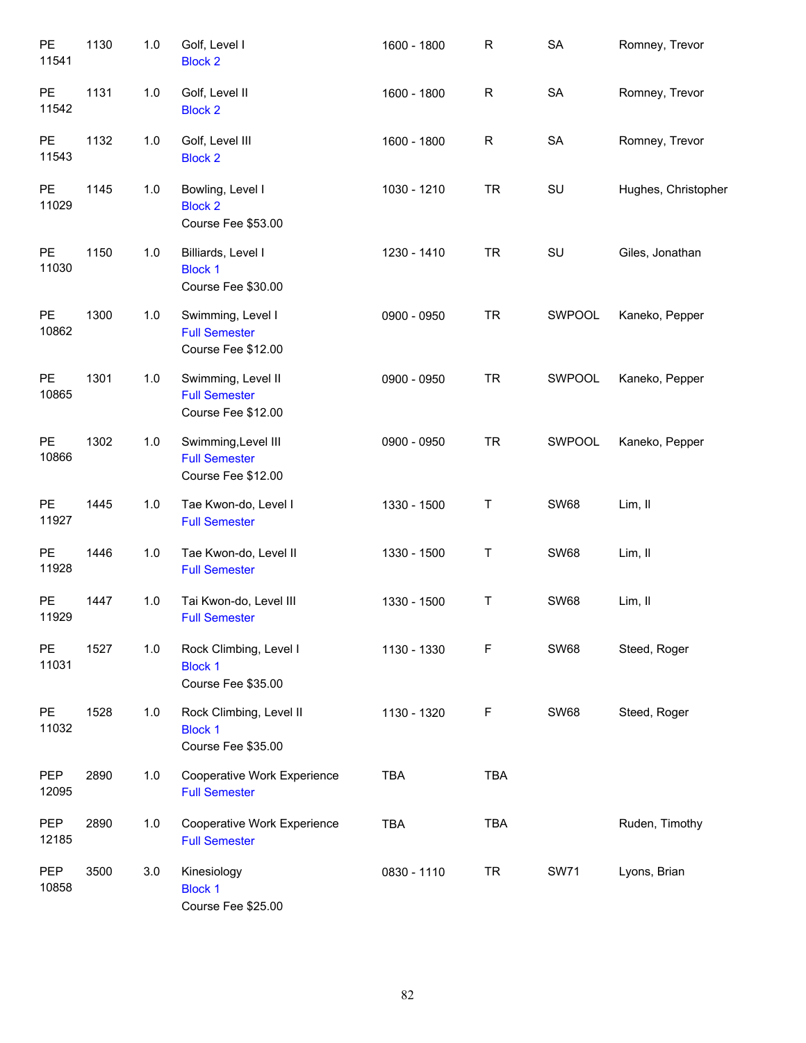| Dept / CRN | Course | Credits | Title | Time | Days | Room | Instructor |
|---|---|---|---|---|---|---|---|
| PE 11541 | 1130 | 1.0 | Golf, Level I<br>Block 2 | 1600 - 1800 | R | SA | Romney, Trevor |
| PE 11542 | 1131 | 1.0 | Golf, Level II<br>Block 2 | 1600 - 1800 | R | SA | Romney, Trevor |
| PE 11543 | 1132 | 1.0 | Golf, Level III<br>Block 2 | 1600 - 1800 | R | SA | Romney, Trevor |
| PE 11029 | 1145 | 1.0 | Bowling, Level I<br>Block 2<br>Course Fee $53.00 | 1030 - 1210 | TR | SU | Hughes, Christopher |
| PE 11030 | 1150 | 1.0 | Billiards, Level I<br>Block 1<br>Course Fee $30.00 | 1230 - 1410 | TR | SU | Giles, Jonathan |
| PE 10862 | 1300 | 1.0 | Swimming, Level I<br>Full Semester<br>Course Fee $12.00 | 0900 - 0950 | TR | SWPOOL | Kaneko, Pepper |
| PE 10865 | 1301 | 1.0 | Swimming, Level II<br>Full Semester<br>Course Fee $12.00 | 0900 - 0950 | TR | SWPOOL | Kaneko, Pepper |
| PE 10866 | 1302 | 1.0 | Swimming,Level III<br>Full Semester<br>Course Fee $12.00 | 0900 - 0950 | TR | SWPOOL | Kaneko, Pepper |
| PE 11927 | 1445 | 1.0 | Tae Kwon-do, Level I<br>Full Semester | 1330 - 1500 | T | SW68 | Lim, Il |
| PE 11928 | 1446 | 1.0 | Tae Kwon-do, Level II<br>Full Semester | 1330 - 1500 | T | SW68 | Lim, Il |
| PE 11929 | 1447 | 1.0 | Tai Kwon-do, Level III<br>Full Semester | 1330 - 1500 | T | SW68 | Lim, Il |
| PE 11031 | 1527 | 1.0 | Rock Climbing, Level I<br>Block 1<br>Course Fee $35.00 | 1130 - 1330 | F | SW68 | Steed, Roger |
| PE 11032 | 1528 | 1.0 | Rock Climbing, Level II<br>Block 1<br>Course Fee $35.00 | 1130 - 1320 | F | SW68 | Steed, Roger |
| PEP 12095 | 2890 | 1.0 | Cooperative Work Experience<br>Full Semester | TBA | TBA | | |
| PEP 12185 | 2890 | 1.0 | Cooperative Work Experience<br>Full Semester | TBA | TBA | | Ruden, Timothy |
| PEP 10858 | 3500 | 3.0 | Kinesiology<br>Block 1<br>Course Fee $25.00 | 0830 - 1110 | TR | SW71 | Lyons, Brian |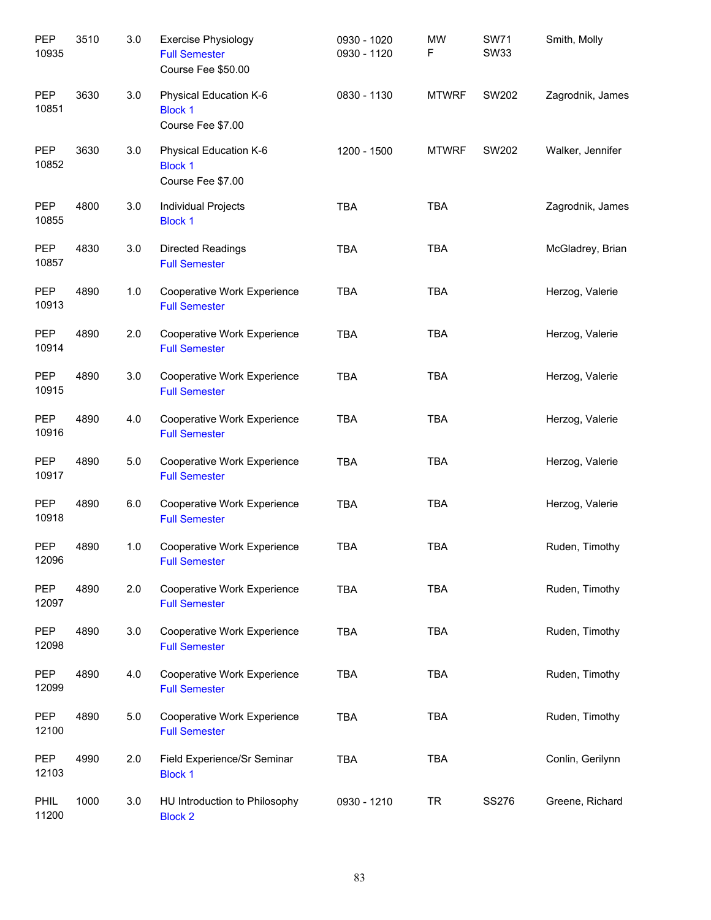| Subject / CRN | Course | Credits | Title / Session / Fee | Time | Days | Room | Instructor |
|---|---|---|---|---|---|---|---|
| PEP 10935 | 3510 | 3.0 | Exercise Physiology<br>Full Semester<br>Course Fee $50.00 | 0930 - 1020<br>0930 - 1120 | MW<br>F | SW71<br>SW33 | Smith, Molly |
| PEP 10851 | 3630 | 3.0 | Physical Education K-6<br>Block 1<br>Course Fee $7.00 | 0830 - 1130 | MTWRF | SW202 | Zagrodnik, James |
| PEP 10852 | 3630 | 3.0 | Physical Education K-6<br>Block 1<br>Course Fee $7.00 | 1200 - 1500 | MTWRF | SW202 | Walker, Jennifer |
| PEP 10855 | 4800 | 3.0 | Individual Projects<br>Block 1 | TBA | TBA | | Zagrodnik, James |
| PEP 10857 | 4830 | 3.0 | Directed Readings<br>Full Semester | TBA | TBA | | McGladrey, Brian |
| PEP 10913 | 4890 | 1.0 | Cooperative Work Experience<br>Full Semester | TBA | TBA | | Herzog, Valerie |
| PEP 10914 | 4890 | 2.0 | Cooperative Work Experience<br>Full Semester | TBA | TBA | | Herzog, Valerie |
| PEP 10915 | 4890 | 3.0 | Cooperative Work Experience<br>Full Semester | TBA | TBA | | Herzog, Valerie |
| PEP 10916 | 4890 | 4.0 | Cooperative Work Experience<br>Full Semester | TBA | TBA | | Herzog, Valerie |
| PEP 10917 | 4890 | 5.0 | Cooperative Work Experience<br>Full Semester | TBA | TBA | | Herzog, Valerie |
| PEP 10918 | 4890 | 6.0 | Cooperative Work Experience<br>Full Semester | TBA | TBA | | Herzog, Valerie |
| PEP 12096 | 4890 | 1.0 | Cooperative Work Experience<br>Full Semester | TBA | TBA | | Ruden, Timothy |
| PEP 12097 | 4890 | 2.0 | Cooperative Work Experience<br>Full Semester | TBA | TBA | | Ruden, Timothy |
| PEP 12098 | 4890 | 3.0 | Cooperative Work Experience<br>Full Semester | TBA | TBA | | Ruden, Timothy |
| PEP 12099 | 4890 | 4.0 | Cooperative Work Experience<br>Full Semester | TBA | TBA | | Ruden, Timothy |
| PEP 12100 | 4890 | 5.0 | Cooperative Work Experience<br>Full Semester | TBA | TBA | | Ruden, Timothy |
| PEP 12103 | 4990 | 2.0 | Field Experience/Sr Seminar<br>Block 1 | TBA | TBA | | Conlin, Gerilynn |
| PHIL 11200 | 1000 | 3.0 | HU Introduction to Philosophy<br>Block 2 | 0930 - 1210 | TR | SS276 | Greene, Richard |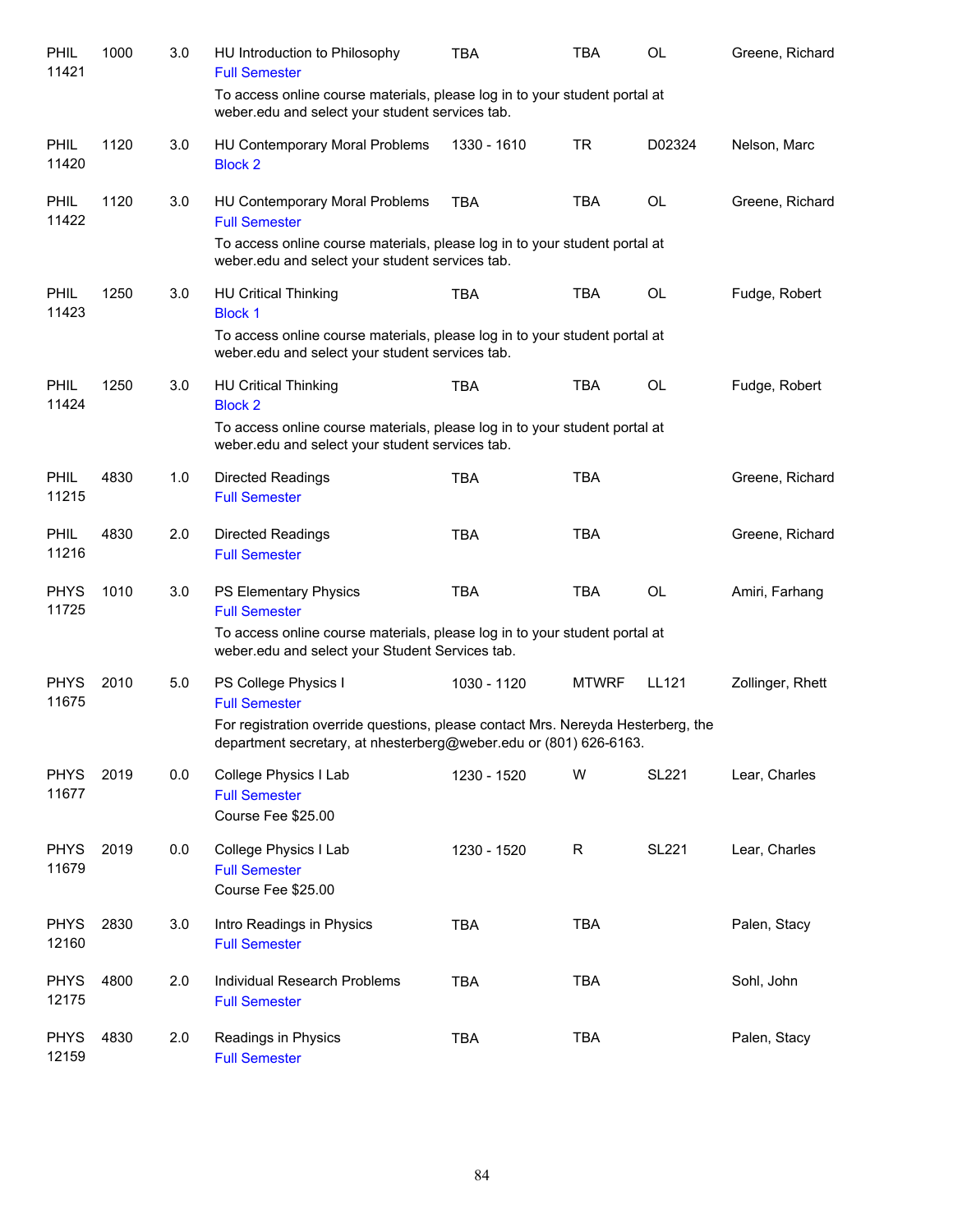| | | | | | | | |
|---|---|---|---|---|---|---|---|
| PHIL 11421 | 1000 | 3.0 | HU Introduction to Philosophy<br>Full Semester<br>To access online course materials, please log in to your student portal at weber.edu and select your student services tab. | TBA | TBA | OL | Greene, Richard |
| PHIL 11420 | 1120 | 3.0 | HU Contemporary Moral Problems<br>Block 2 | 1330 - 1610 | TR | D02324 | Nelson, Marc |
| PHIL 11422 | 1120 | 3.0 | HU Contemporary Moral Problems<br>Full Semester<br>To access online course materials, please log in to your student portal at weber.edu and select your student services tab. | TBA | TBA | OL | Greene, Richard |
| PHIL 11423 | 1250 | 3.0 | HU Critical Thinking<br>Block 1<br>To access online course materials, please log in to your student portal at weber.edu and select your student services tab. | TBA | TBA | OL | Fudge, Robert |
| PHIL 11424 | 1250 | 3.0 | HU Critical Thinking<br>Block 2<br>To access online course materials, please log in to your student portal at weber.edu and select your student services tab. | TBA | TBA | OL | Fudge, Robert |
| PHIL 11215 | 4830 | 1.0 | Directed Readings<br>Full Semester | TBA | TBA | | Greene, Richard |
| PHIL 11216 | 4830 | 2.0 | Directed Readings<br>Full Semester | TBA | TBA | | Greene, Richard |
| PHYS 11725 | 1010 | 3.0 | PS Elementary Physics<br>Full Semester<br>To access online course materials, please log in to your student portal at weber.edu and select your Student Services tab. | TBA | TBA | OL | Amiri, Farhang |
| PHYS 11675 | 2010 | 5.0 | PS College Physics I<br>Full Semester<br>For registration override questions, please contact Mrs. Nereyda Hesterberg, the department secretary, at nhesterberg@weber.edu or (801) 626-6163. | 1030 - 1120 | MTWRF | LL121 | Zollinger, Rhett |
| PHYS 11677 | 2019 | 0.0 | College Physics I Lab<br>Full Semester<br>Course Fee $25.00 | 1230 - 1520 | W | SL221 | Lear, Charles |
| PHYS 11679 | 2019 | 0.0 | College Physics I Lab<br>Full Semester<br>Course Fee $25.00 | 1230 - 1520 | R | SL221 | Lear, Charles |
| PHYS 12160 | 2830 | 3.0 | Intro Readings in Physics<br>Full Semester | TBA | TBA | | Palen, Stacy |
| PHYS 12175 | 4800 | 2.0 | Individual Research Problems<br>Full Semester | TBA | TBA | | Sohl, John |
| PHYS 12159 | 4830 | 2.0 | Readings in Physics<br>Full Semester | TBA | TBA | | Palen, Stacy |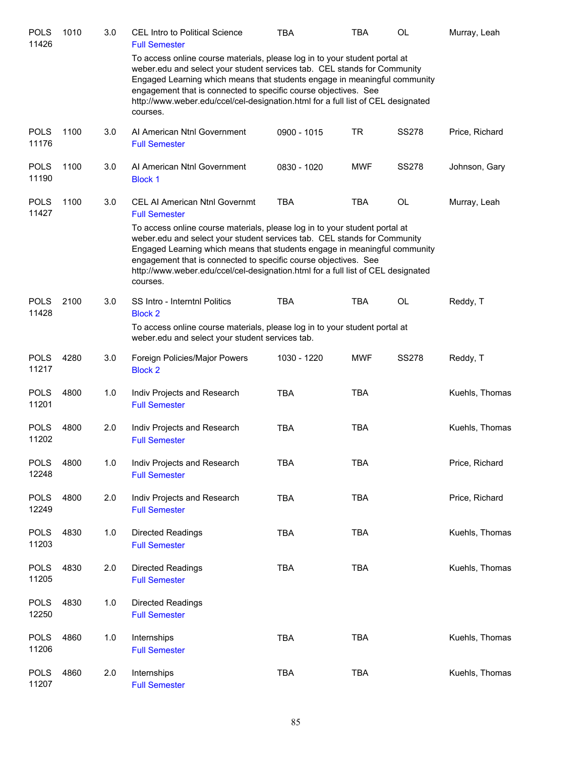| Subject / CRN | Course | Credits | Title | Time | Days | Room | Instructor |
|---|---|---|---|---|---|---|---|
| POLS 11426 | 1010 | 3.0 | CEL Intro to Political Science<br>Full Semester<br>To access online course materials, please log in to your student portal at weber.edu and select your student services tab. CEL stands for Community Engaged Learning which means that students engage in meaningful community engagement that is connected to specific course objectives. See http://www.weber.edu/ccel/cel-designation.html for a full list of CEL designated courses. | TBA | TBA | OL | Murray, Leah |
| POLS 11176 | 1100 | 3.0 | AI American Ntnl Government<br>Full Semester | 0900 - 1015 | TR | SS278 | Price, Richard |
| POLS 11190 | 1100 | 3.0 | AI American Ntnl Government<br>Block 1 | 0830 - 1020 | MWF | SS278 | Johnson, Gary |
| POLS 11427 | 1100 | 3.0 | CEL AI American Ntnl Governmt<br>Full Semester<br>To access online course materials, please log in to your student portal at weber.edu and select your student services tab. CEL stands for Community Engaged Learning which means that students engage in meaningful community engagement that is connected to specific course objectives. See http://www.weber.edu/ccel/cel-designation.html for a full list of CEL designated courses. | TBA | TBA | OL | Murray, Leah |
| POLS 11428 | 2100 | 3.0 | SS Intro - Interntnl Politics<br>Block 2<br>To access online course materials, please log in to your student portal at weber.edu and select your student services tab. | TBA | TBA | OL | Reddy, T |
| POLS 11217 | 4280 | 3.0 | Foreign Policies/Major Powers<br>Block 2 | 1030 - 1220 | MWF | SS278 | Reddy, T |
| POLS 11201 | 4800 | 1.0 | Indiv Projects and Research<br>Full Semester | TBA | TBA | | Kuehls, Thomas |
| POLS 11202 | 4800 | 2.0 | Indiv Projects and Research<br>Full Semester | TBA | TBA | | Kuehls, Thomas |
| POLS 12248 | 4800 | 1.0 | Indiv Projects and Research<br>Full Semester | TBA | TBA | | Price, Richard |
| POLS 12249 | 4800 | 2.0 | Indiv Projects and Research<br>Full Semester | TBA | TBA | | Price, Richard |
| POLS 11203 | 4830 | 1.0 | Directed Readings<br>Full Semester | TBA | TBA | | Kuehls, Thomas |
| POLS 11205 | 4830 | 2.0 | Directed Readings<br>Full Semester | TBA | TBA | | Kuehls, Thomas |
| POLS 12250 | 4830 | 1.0 | Directed Readings<br>Full Semester | | | | |
| POLS 11206 | 4860 | 1.0 | Internships<br>Full Semester | TBA | TBA | | Kuehls, Thomas |
| POLS 11207 | 4860 | 2.0 | Internships<br>Full Semester | TBA | TBA | | Kuehls, Thomas |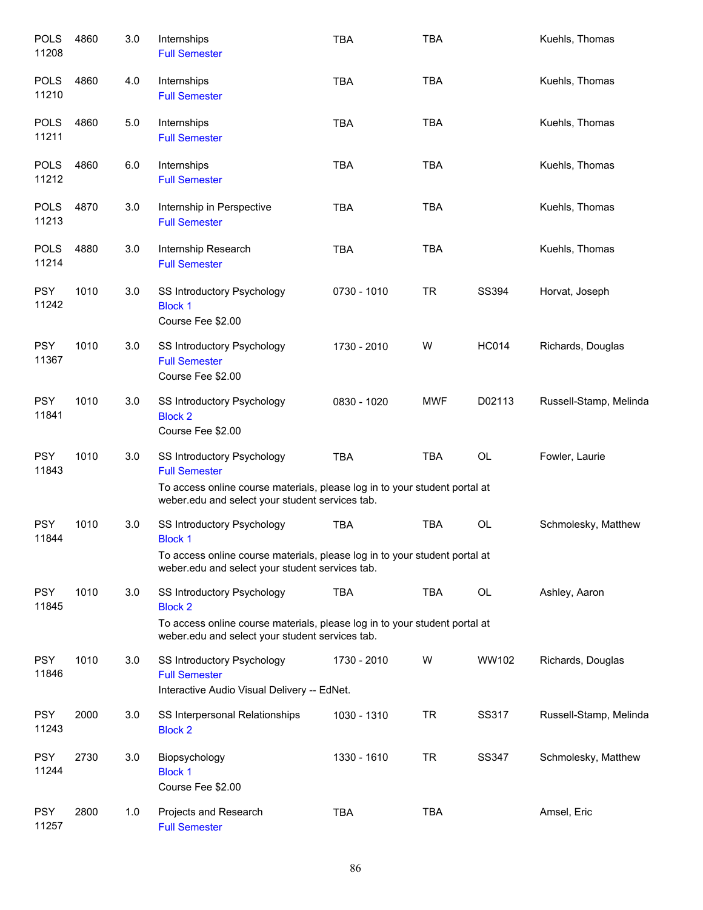| Subject/CRN | Course | Credits | Title | Time | Days | Room | Instructor |
|---|---|---|---|---|---|---|---|
| POLS 11208 | 4860 | 3.0 | Internships<br>Full Semester | TBA | TBA | | Kuehls, Thomas |
| POLS 11210 | 4860 | 4.0 | Internships<br>Full Semester | TBA | TBA | | Kuehls, Thomas |
| POLS 11211 | 4860 | 5.0 | Internships<br>Full Semester | TBA | TBA | | Kuehls, Thomas |
| POLS 11212 | 4860 | 6.0 | Internships<br>Full Semester | TBA | TBA | | Kuehls, Thomas |
| POLS 11213 | 4870 | 3.0 | Internship in Perspective<br>Full Semester | TBA | TBA | | Kuehls, Thomas |
| POLS 11214 | 4880 | 3.0 | Internship Research<br>Full Semester | TBA | TBA | | Kuehls, Thomas |
| PSY 11242 | 1010 | 3.0 | SS Introductory Psychology<br>Block 1<br>Course Fee $2.00 | 0730 - 1010 | TR | SS394 | Horvat, Joseph |
| PSY 11367 | 1010 | 3.0 | SS Introductory Psychology<br>Full Semester<br>Course Fee $2.00 | 1730 - 2010 | W | HC014 | Richards, Douglas |
| PSY 11841 | 1010 | 3.0 | SS Introductory Psychology<br>Block 2<br>Course Fee $2.00 | 0830 - 1020 | MWF | D02113 | Russell-Stamp, Melinda |
| PSY 11843 | 1010 | 3.0 | SS Introductory Psychology<br>Full Semester<br>To access online course materials, please log in to your student portal at weber.edu and select your student services tab. | TBA | TBA | OL | Fowler, Laurie |
| PSY 11844 | 1010 | 3.0 | SS Introductory Psychology<br>Block 1<br>To access online course materials, please log in to your student portal at weber.edu and select your student services tab. | TBA | TBA | OL | Schmolesky, Matthew |
| PSY 11845 | 1010 | 3.0 | SS Introductory Psychology<br>Block 2<br>To access online course materials, please log in to your student portal at weber.edu and select your student services tab. | TBA | TBA | OL | Ashley, Aaron |
| PSY 11846 | 1010 | 3.0 | SS Introductory Psychology<br>Full Semester<br>Interactive Audio Visual Delivery -- EdNet. | 1730 - 2010 | W | WW102 | Richards, Douglas |
| PSY 11243 | 2000 | 3.0 | SS Interpersonal Relationships<br>Block 2 | 1030 - 1310 | TR | SS317 | Russell-Stamp, Melinda |
| PSY 11244 | 2730 | 3.0 | Biopsychology<br>Block 1<br>Course Fee $2.00 | 1330 - 1610 | TR | SS347 | Schmolesky, Matthew |
| PSY 11257 | 2800 | 1.0 | Projects and Research<br>Full Semester | TBA | TBA | | Amsel, Eric |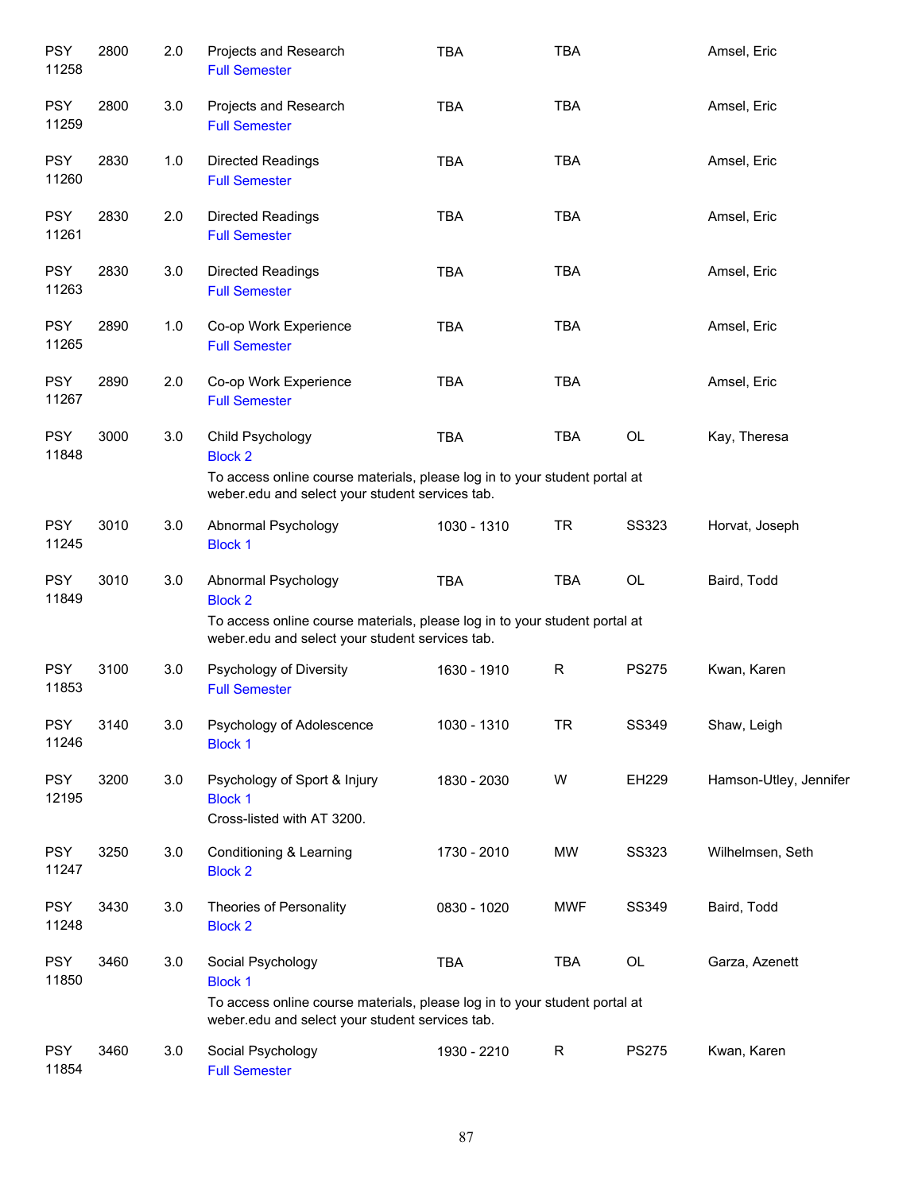| | | | | | | | |
|---|---|---|---|---|---|---|---|
| PSY 11258 | 2800 | 2.0 | Projects and Research<br>Full Semester | TBA | TBA | | Amsel, Eric |
| PSY 11259 | 2800 | 3.0 | Projects and Research<br>Full Semester | TBA | TBA | | Amsel, Eric |
| PSY 11260 | 2830 | 1.0 | Directed Readings<br>Full Semester | TBA | TBA | | Amsel, Eric |
| PSY 11261 | 2830 | 2.0 | Directed Readings<br>Full Semester | TBA | TBA | | Amsel, Eric |
| PSY 11263 | 2830 | 3.0 | Directed Readings<br>Full Semester | TBA | TBA | | Amsel, Eric |
| PSY 11265 | 2890 | 1.0 | Co-op Work Experience<br>Full Semester | TBA | TBA | | Amsel, Eric |
| PSY 11267 | 2890 | 2.0 | Co-op Work Experience<br>Full Semester | TBA | TBA | | Amsel, Eric |
| PSY 11848 | 3000 | 3.0 | Child Psychology<br>Block 2<br>To access online course materials, please log in to your student portal at weber.edu and select your student services tab. | TBA | TBA | OL | Kay, Theresa |
| PSY 11245 | 3010 | 3.0 | Abnormal Psychology<br>Block 1 | 1030 - 1310 | TR | SS323 | Horvat, Joseph |
| PSY 11849 | 3010 | 3.0 | Abnormal Psychology<br>Block 2<br>To access online course materials, please log in to your student portal at weber.edu and select your student services tab. | TBA | TBA | OL | Baird, Todd |
| PSY 11853 | 3100 | 3.0 | Psychology of Diversity<br>Full Semester | 1630 - 1910 | R | PS275 | Kwan, Karen |
| PSY 11246 | 3140 | 3.0 | Psychology of Adolescence<br>Block 1 | 1030 - 1310 | TR | SS349 | Shaw, Leigh |
| PSY 12195 | 3200 | 3.0 | Psychology of Sport & Injury<br>Block 1<br>Cross-listed with AT 3200. | 1830 - 2030 | W | EH229 | Hamson-Utley, Jennifer |
| PSY 11247 | 3250 | 3.0 | Conditioning & Learning<br>Block 2 | 1730 - 2010 | MW | SS323 | Wilhelmsen, Seth |
| PSY 11248 | 3430 | 3.0 | Theories of Personality<br>Block 2 | 0830 - 1020 | MWF | SS349 | Baird, Todd |
| PSY 11850 | 3460 | 3.0 | Social Psychology<br>Block 1<br>To access online course materials, please log in to your student portal at weber.edu and select your student services tab. | TBA | TBA | OL | Garza, Azenett |
| PSY 11854 | 3460 | 3.0 | Social Psychology<br>Full Semester | 1930 - 2210 | R | PS275 | Kwan, Karen |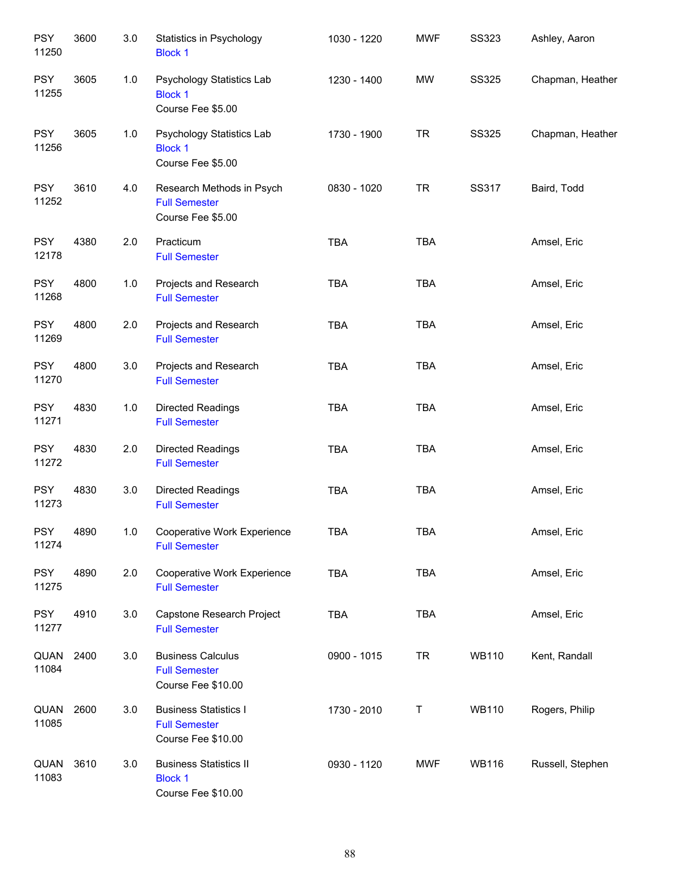| Subject / CRN | Course | Credits | Title | Time | Days | Room | Instructor |
|---|---|---|---|---|---|---|---|
| PSY 11250 | 3600 | 3.0 | Statistics in Psychology<br>Block 1 | 1030 - 1220 | MWF | SS323 | Ashley, Aaron |
| PSY 11255 | 3605 | 1.0 | Psychology Statistics Lab<br>Block 1<br>Course Fee $5.00 | 1230 - 1400 | MW | SS325 | Chapman, Heather |
| PSY 11256 | 3605 | 1.0 | Psychology Statistics Lab<br>Block 1<br>Course Fee $5.00 | 1730 - 1900 | TR | SS325 | Chapman, Heather |
| PSY 11252 | 3610 | 4.0 | Research Methods in Psych<br>Full Semester<br>Course Fee $5.00 | 0830 - 1020 | TR | SS317 | Baird, Todd |
| PSY 12178 | 4380 | 2.0 | Practicum<br>Full Semester | TBA | TBA | | Amsel, Eric |
| PSY 11268 | 4800 | 1.0 | Projects and Research<br>Full Semester | TBA | TBA | | Amsel, Eric |
| PSY 11269 | 4800 | 2.0 | Projects and Research<br>Full Semester | TBA | TBA | | Amsel, Eric |
| PSY 11270 | 4800 | 3.0 | Projects and Research<br>Full Semester | TBA | TBA | | Amsel, Eric |
| PSY 11271 | 4830 | 1.0 | Directed Readings<br>Full Semester | TBA | TBA | | Amsel, Eric |
| PSY 11272 | 4830 | 2.0 | Directed Readings<br>Full Semester | TBA | TBA | | Amsel, Eric |
| PSY 11273 | 4830 | 3.0 | Directed Readings<br>Full Semester | TBA | TBA | | Amsel, Eric |
| PSY 11274 | 4890 | 1.0 | Cooperative Work Experience<br>Full Semester | TBA | TBA | | Amsel, Eric |
| PSY 11275 | 4890 | 2.0 | Cooperative Work Experience<br>Full Semester | TBA | TBA | | Amsel, Eric |
| PSY 11277 | 4910 | 3.0 | Capstone Research Project<br>Full Semester | TBA | TBA | | Amsel, Eric |
| QUAN 11084 | 2400 | 3.0 | Business Calculus<br>Full Semester<br>Course Fee $10.00 | 0900 - 1015 | TR | WB110 | Kent, Randall |
| QUAN 11085 | 2600 | 3.0 | Business Statistics I<br>Full Semester<br>Course Fee $10.00 | 1730 - 2010 | T | WB110 | Rogers, Philip |
| QUAN 11083 | 3610 | 3.0 | Business Statistics II<br>Block 1<br>Course Fee $10.00 | 0930 - 1120 | MWF | WB116 | Russell, Stephen |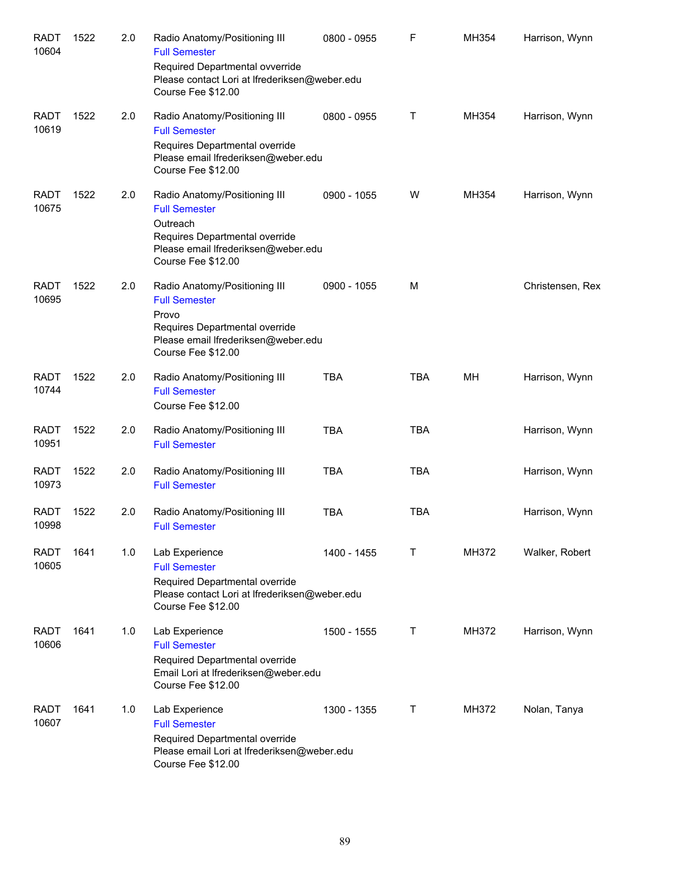| Subject / CRN | Course | Credits | Title / Notes | Time | Days | Room | Instructor |
|---|---|---|---|---|---|---|---|
| RADT 10604 | 1522 | 2.0 | Radio Anatomy/Positioning III<br>Full Semester<br>Required Departmental ovverride<br>Please contact Lori at lfrederiksen@weber.edu<br>Course Fee $12.00 | 0800 - 0955 | F | MH354 | Harrison, Wynn |
| RADT 10619 | 1522 | 2.0 | Radio Anatomy/Positioning III<br>Full Semester<br>Requires Departmental override<br>Please email lfrederiksen@weber.edu<br>Course Fee $12.00 | 0800 - 0955 | T | MH354 | Harrison, Wynn |
| RADT 10675 | 1522 | 2.0 | Radio Anatomy/Positioning III<br>Full Semester<br>Outreach<br>Requires Departmental override<br>Please email lfrederiksen@weber.edu<br>Course Fee $12.00 | 0900 - 1055 | W | MH354 | Harrison, Wynn |
| RADT 10695 | 1522 | 2.0 | Radio Anatomy/Positioning III<br>Full Semester<br>Provo<br>Requires Departmental override<br>Please email lfrederiksen@weber.edu<br>Course Fee $12.00 | 0900 - 1055 | M | | Christensen, Rex |
| RADT 10744 | 1522 | 2.0 | Radio Anatomy/Positioning III<br>Full Semester<br>Course Fee $12.00 | TBA | TBA | MH | Harrison, Wynn |
| RADT 10951 | 1522 | 2.0 | Radio Anatomy/Positioning III<br>Full Semester | TBA | TBA | | Harrison, Wynn |
| RADT 10973 | 1522 | 2.0 | Radio Anatomy/Positioning III<br>Full Semester | TBA | TBA | | Harrison, Wynn |
| RADT 10998 | 1522 | 2.0 | Radio Anatomy/Positioning III<br>Full Semester | TBA | TBA | | Harrison, Wynn |
| RADT 10605 | 1641 | 1.0 | Lab Experience<br>Full Semester<br>Required Departmental override<br>Please contact Lori at lfrederiksen@weber.edu<br>Course Fee $12.00 | 1400 - 1455 | T | MH372 | Walker, Robert |
| RADT 10606 | 1641 | 1.0 | Lab Experience<br>Full Semester<br>Required Departmental override<br>Email Lori at lfrederiksen@weber.edu<br>Course Fee $12.00 | 1500 - 1555 | T | MH372 | Harrison, Wynn |
| RADT 10607 | 1641 | 1.0 | Lab Experience<br>Full Semester<br>Required Departmental override<br>Please email Lori at lfrederiksen@weber.edu<br>Course Fee $12.00 | 1300 - 1355 | T | MH372 | Nolan, Tanya |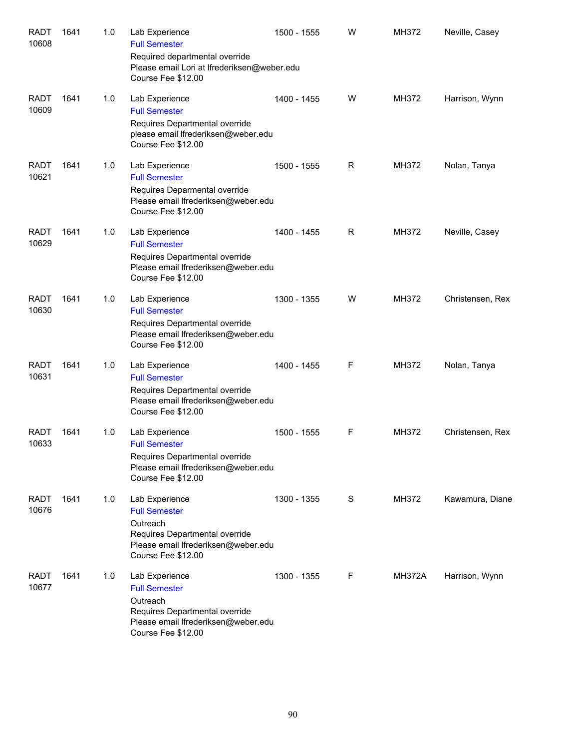| Subject / CRN | Course | Credits | Title / Notes | Time | Days | Room | Instructor |
|---|---|---|---|---|---|---|---|
| RADT 10608 | 1641 | 1.0 | Lab Experience<br>Full Semester<br>Required departmental override<br>Please email Lori at lfrederiksen@weber.edu<br>Course Fee $12.00 | 1500 - 1555 | W | MH372 | Neville, Casey |
| RADT 10609 | 1641 | 1.0 | Lab Experience<br>Full Semester<br>Requires Departmental override<br>please email lfrederiksen@weber.edu<br>Course Fee $12.00 | 1400 - 1455 | W | MH372 | Harrison, Wynn |
| RADT 10621 | 1641 | 1.0 | Lab Experience<br>Full Semester<br>Requires Deparmental override<br>Please email lfrederiksen@weber.edu<br>Course Fee $12.00 | 1500 - 1555 | R | MH372 | Nolan, Tanya |
| RADT 10629 | 1641 | 1.0 | Lab Experience<br>Full Semester<br>Requires Departmental override<br>Please email lfrederiksen@weber.edu<br>Course Fee $12.00 | 1400 - 1455 | R | MH372 | Neville, Casey |
| RADT 10630 | 1641 | 1.0 | Lab Experience<br>Full Semester<br>Requires Departmental override<br>Please email lfrederiksen@weber.edu<br>Course Fee $12.00 | 1300 - 1355 | W | MH372 | Christensen, Rex |
| RADT 10631 | 1641 | 1.0 | Lab Experience<br>Full Semester<br>Requires Departmental override<br>Please email lfrederiksen@weber.edu<br>Course Fee $12.00 | 1400 - 1455 | F | MH372 | Nolan, Tanya |
| RADT 10633 | 1641 | 1.0 | Lab Experience<br>Full Semester<br>Requires Departmental override<br>Please email lfrederiksen@weber.edu<br>Course Fee $12.00 | 1500 - 1555 | F | MH372 | Christensen, Rex |
| RADT 10676 | 1641 | 1.0 | Lab Experience<br>Full Semester<br>Outreach<br>Requires Departmental override<br>Please email lfrederiksen@weber.edu<br>Course Fee $12.00 | 1300 - 1355 | S | MH372 | Kawamura, Diane |
| RADT 10677 | 1641 | 1.0 | Lab Experience<br>Full Semester<br>Outreach<br>Requires Departmental override<br>Please email lfrederiksen@weber.edu<br>Course Fee $12.00 | 1300 - 1355 | F | MH372A | Harrison, Wynn |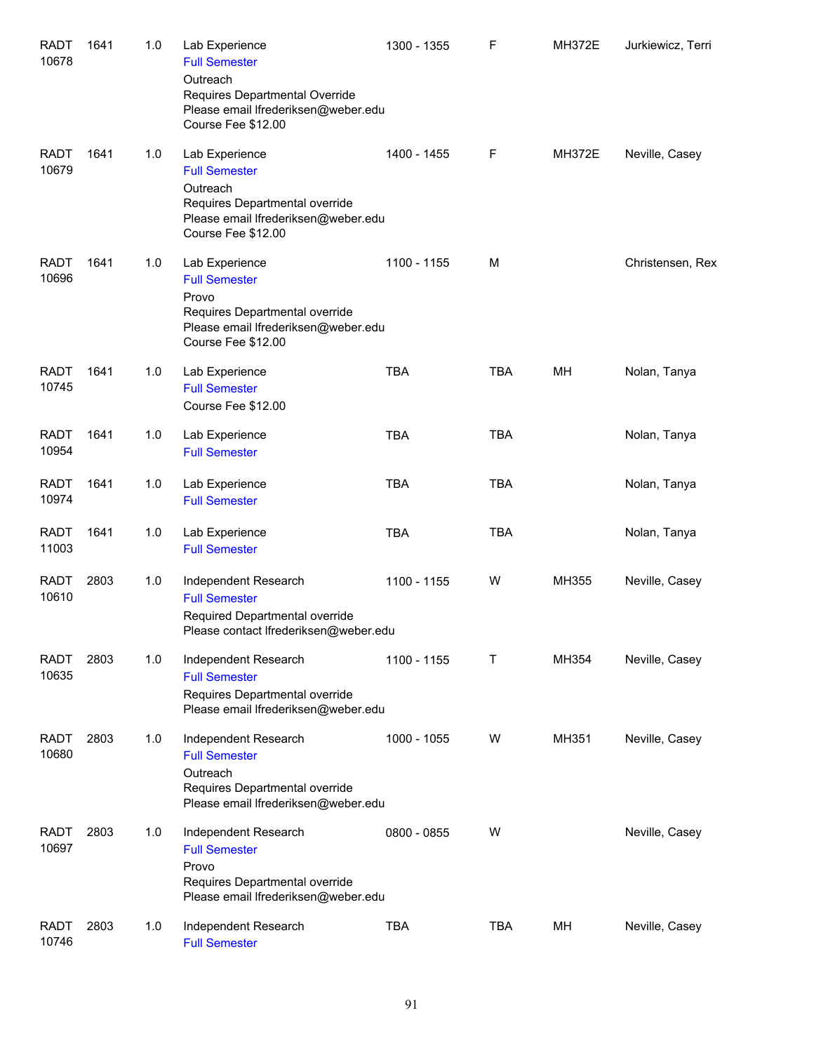| Course | | Credits | Title / Notes | Time | Days | Room | Instructor |
|---|---|---|---|---|---|---|---|
| RADT 10678 | 1641 | 1.0 | Lab Experience<br>Full Semester<br>Outreach<br>Requires Departmental Override<br>Please email lfrederiksen@weber.edu<br>Course Fee $12.00 | 1300 - 1355 | F | MH372E | Jurkiewicz, Terri |
| RADT 10679 | 1641 | 1.0 | Lab Experience<br>Full Semester<br>Outreach<br>Requires Departmental override<br>Please email lfrederiksen@weber.edu<br>Course Fee $12.00 | 1400 - 1455 | F | MH372E | Neville, Casey |
| RADT 10696 | 1641 | 1.0 | Lab Experience<br>Full Semester<br>Provo<br>Requires Departmental override<br>Please email lfrederiksen@weber.edu<br>Course Fee $12.00 | 1100 - 1155 | M | | Christensen, Rex |
| RADT 10745 | 1641 | 1.0 | Lab Experience<br>Full Semester<br>Course Fee $12.00 | TBA | TBA | MH | Nolan, Tanya |
| RADT 10954 | 1641 | 1.0 | Lab Experience<br>Full Semester | TBA | TBA | | Nolan, Tanya |
| RADT 10974 | 1641 | 1.0 | Lab Experience<br>Full Semester | TBA | TBA | | Nolan, Tanya |
| RADT 11003 | 1641 | 1.0 | Lab Experience<br>Full Semester | TBA | TBA | | Nolan, Tanya |
| RADT 10610 | 2803 | 1.0 | Independent Research<br>Full Semester<br>Required Departmental override<br>Please contact lfrederiksen@weber.edu | 1100 - 1155 | W | MH355 | Neville, Casey |
| RADT 10635 | 2803 | 1.0 | Independent Research<br>Full Semester<br>Requires Departmental override<br>Please email lfrederiksen@weber.edu | 1100 - 1155 | T | MH354 | Neville, Casey |
| RADT 10680 | 2803 | 1.0 | Independent Research<br>Full Semester<br>Outreach<br>Requires Departmental override<br>Please email lfrederiksen@weber.edu | 1000 - 1055 | W | MH351 | Neville, Casey |
| RADT 10697 | 2803 | 1.0 | Independent Research<br>Full Semester<br>Provo<br>Requires Departmental override<br>Please email lfrederiksen@weber.edu | 0800 - 0855 | W | | Neville, Casey |
| RADT 10746 | 2803 | 1.0 | Independent Research<br>Full Semester | TBA | TBA | MH | Neville, Casey |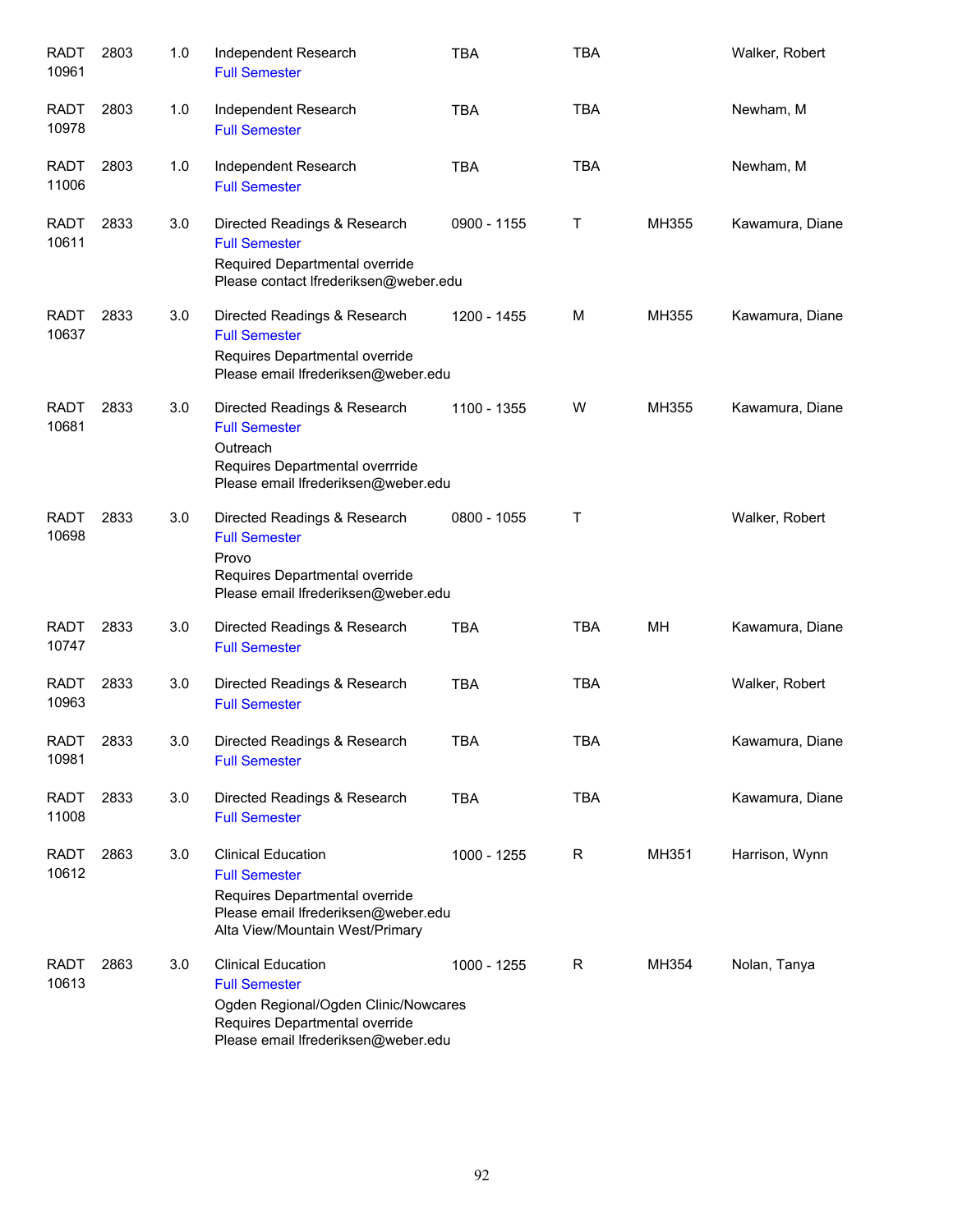| | | | | | | | |
|---|---|---|---|---|---|---|---|
| RADT 10961 | 2803 | 1.0 | Independent Research<br>Full Semester | TBA | TBA | | Walker, Robert |
| RADT 10978 | 2803 | 1.0 | Independent Research<br>Full Semester | TBA | TBA | | Newham, M |
| RADT 11006 | 2803 | 1.0 | Independent Research<br>Full Semester | TBA | TBA | | Newham, M |
| RADT 10611 | 2833 | 3.0 | Directed Readings & Research<br>Full Semester<br>Required Departmental override<br>Please contact lfrederiksen@weber.edu | 0900 - 1155 | T | MH355 | Kawamura, Diane |
| RADT 10637 | 2833 | 3.0 | Directed Readings & Research<br>Full Semester<br>Requires Departmental override<br>Please email lfrederiksen@weber.edu | 1200 - 1455 | M | MH355 | Kawamura, Diane |
| RADT 10681 | 2833 | 3.0 | Directed Readings & Research<br>Full Semester<br>Outreach<br>Requires Departmental overrride<br>Please email lfrederiksen@weber.edu | 1100 - 1355 | W | MH355 | Kawamura, Diane |
| RADT 10698 | 2833 | 3.0 | Directed Readings & Research<br>Full Semester<br>Provo<br>Requires Departmental override<br>Please email lfrederiksen@weber.edu | 0800 - 1055 | T | | Walker, Robert |
| RADT 10747 | 2833 | 3.0 | Directed Readings & Research<br>Full Semester | TBA | TBA | MH | Kawamura, Diane |
| RADT 10963 | 2833 | 3.0 | Directed Readings & Research<br>Full Semester | TBA | TBA | | Walker, Robert |
| RADT 10981 | 2833 | 3.0 | Directed Readings & Research<br>Full Semester | TBA | TBA | | Kawamura, Diane |
| RADT 11008 | 2833 | 3.0 | Directed Readings & Research<br>Full Semester | TBA | TBA | | Kawamura, Diane |
| RADT 10612 | 2863 | 3.0 | Clinical Education<br>Full Semester<br>Requires Departmental override<br>Please email lfrederiksen@weber.edu<br>Alta View/Mountain West/Primary | 1000 - 1255 | R | MH351 | Harrison, Wynn |
| RADT 10613 | 2863 | 3.0 | Clinical Education<br>Full Semester<br>Ogden Regional/Ogden Clinic/Nowcares<br>Requires Departmental override<br>Please email lfrederiksen@weber.edu | 1000 - 1255 | R | MH354 | Nolan, Tanya |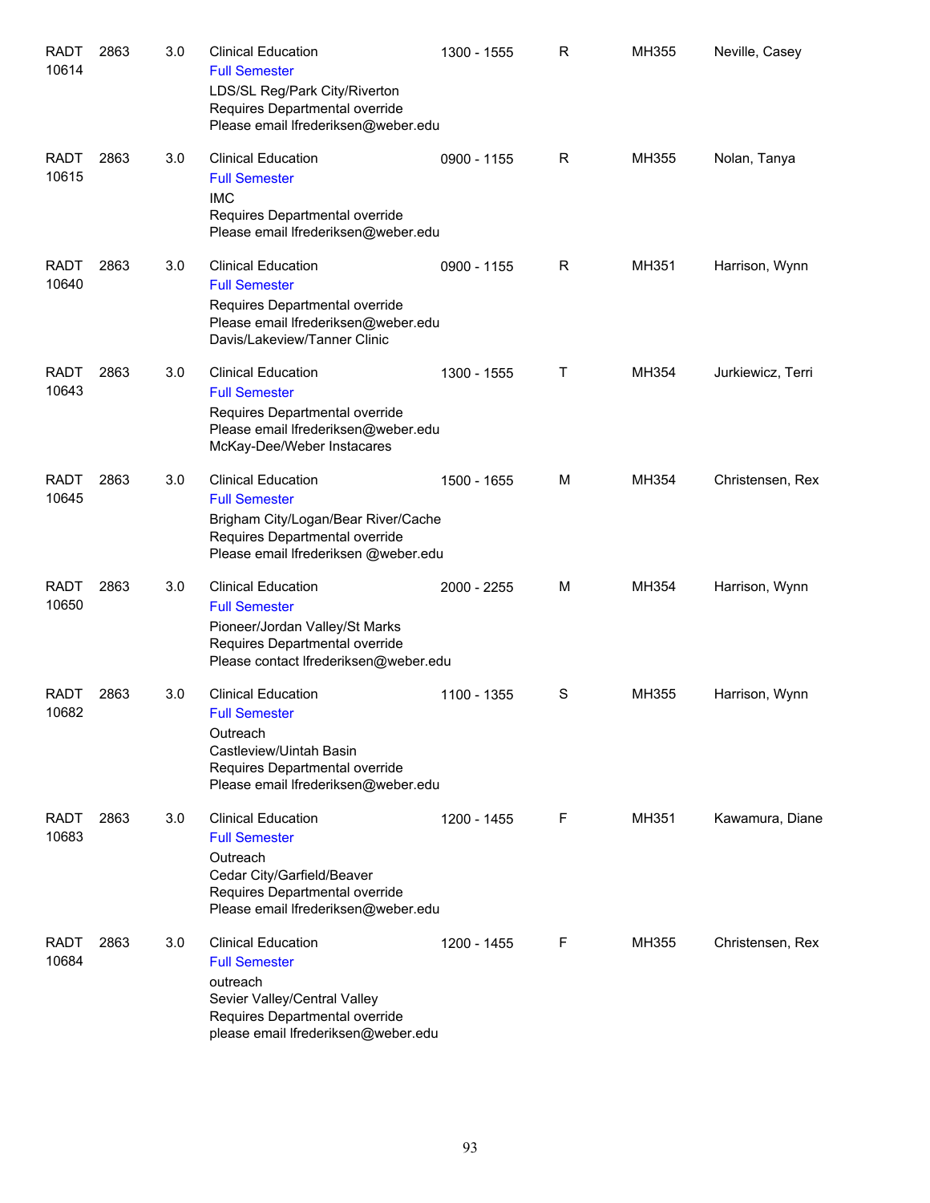| | | | | | | | |
|---|---|---|---|---|---|---|---|
| RADT 10614 | 2863 | 3.0 | Clinical Education<br>Full Semester<br>LDS/SL Reg/Park City/Riverton<br>Requires Departmental override<br>Please email lfrederiksen@weber.edu | 1300 - 1555 | R | MH355 | Neville, Casey |
| RADT 10615 | 2863 | 3.0 | Clinical Education<br>Full Semester<br>IMC<br>Requires Departmental override<br>Please email lfrederiksen@weber.edu | 0900 - 1155 | R | MH355 | Nolan, Tanya |
| RADT 10640 | 2863 | 3.0 | Clinical Education<br>Full Semester<br>Requires Departmental override<br>Please email lfrederiksen@weber.edu<br>Davis/Lakeview/Tanner Clinic | 0900 - 1155 | R | MH351 | Harrison, Wynn |
| RADT 10643 | 2863 | 3.0 | Clinical Education<br>Full Semester<br>Requires Departmental override<br>Please email lfrederiksen@weber.edu<br>McKay-Dee/Weber Instacares | 1300 - 1555 | T | MH354 | Jurkiewicz, Terri |
| RADT 10645 | 2863 | 3.0 | Clinical Education<br>Full Semester<br>Brigham City/Logan/Bear River/Cache<br>Requires Departmental override<br>Please email lfrederiksen @weber.edu | 1500 - 1655 | M | MH354 | Christensen, Rex |
| RADT 10650 | 2863 | 3.0 | Clinical Education<br>Full Semester<br>Pioneer/Jordan Valley/St Marks<br>Requires Departmental override<br>Please contact lfrederiksen@weber.edu | 2000 - 2255 | M | MH354 | Harrison, Wynn |
| RADT 10682 | 2863 | 3.0 | Clinical Education<br>Full Semester<br>Outreach<br>Castleview/Uintah Basin<br>Requires Departmental override<br>Please email lfrederiksen@weber.edu | 1100 - 1355 | S | MH355 | Harrison, Wynn |
| RADT 10683 | 2863 | 3.0 | Clinical Education<br>Full Semester<br>Outreach<br>Cedar City/Garfield/Beaver<br>Requires Departmental override<br>Please email lfrederiksen@weber.edu | 1200 - 1455 | F | MH351 | Kawamura, Diane |
| RADT 10684 | 2863 | 3.0 | Clinical Education<br>Full Semester<br>outreach<br>Sevier Valley/Central Valley<br>Requires Departmental override<br>please email lfrederiksen@weber.edu | 1200 - 1455 | F | MH355 | Christensen, Rex |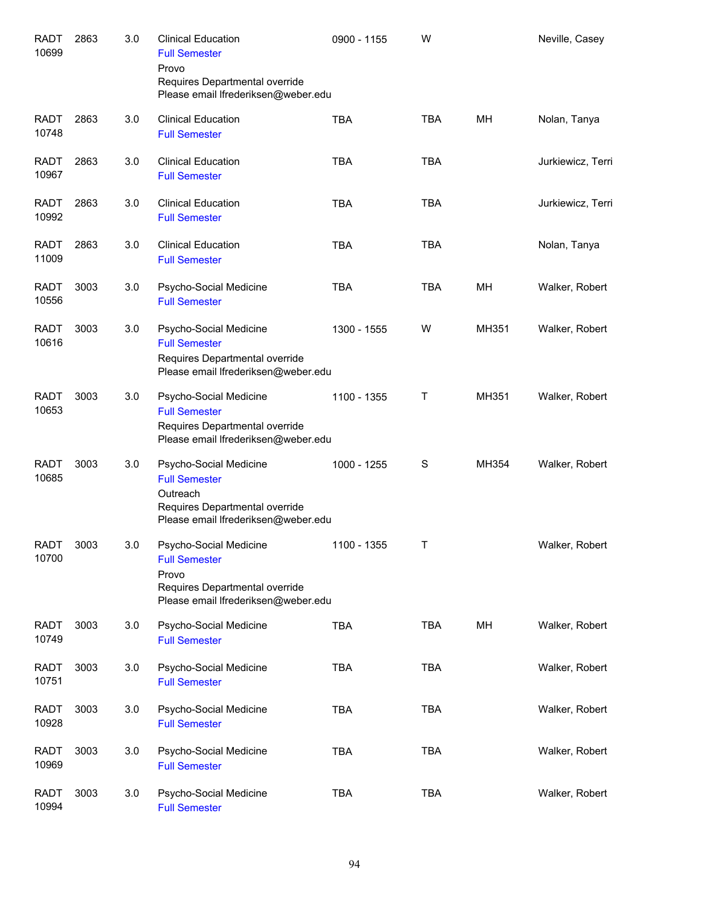| | | | | | | | |
|---|---|---|---|---|---|---|---|
| RADT 10699 | 2863 | 3.0 | Clinical Education<br>Full Semester<br>Provo<br>Requires Departmental override<br>Please email lfrederiksen@weber.edu | 0900 - 1155 | W | | Neville, Casey |
| RADT 10748 | 2863 | 3.0 | Clinical Education<br>Full Semester | TBA | TBA | MH | Nolan, Tanya |
| RADT 10967 | 2863 | 3.0 | Clinical Education<br>Full Semester | TBA | TBA | | Jurkiewicz, Terri |
| RADT 10992 | 2863 | 3.0 | Clinical Education<br>Full Semester | TBA | TBA | | Jurkiewicz, Terri |
| RADT 11009 | 2863 | 3.0 | Clinical Education<br>Full Semester | TBA | TBA | | Nolan, Tanya |
| RADT 10556 | 3003 | 3.0 | Psycho-Social Medicine<br>Full Semester | TBA | TBA | MH | Walker, Robert |
| RADT 10616 | 3003 | 3.0 | Psycho-Social Medicine<br>Full Semester<br>Requires Departmental override<br>Please email lfrederiksen@weber.edu | 1300 - 1555 | W | MH351 | Walker, Robert |
| RADT 10653 | 3003 | 3.0 | Psycho-Social Medicine<br>Full Semester<br>Requires Departmental override<br>Please email lfrederiksen@weber.edu | 1100 - 1355 | T | MH351 | Walker, Robert |
| RADT 10685 | 3003 | 3.0 | Psycho-Social Medicine<br>Full Semester<br>Outreach<br>Requires Departmental override<br>Please email lfrederiksen@weber.edu | 1000 - 1255 | S | MH354 | Walker, Robert |
| RADT 10700 | 3003 | 3.0 | Psycho-Social Medicine<br>Full Semester<br>Provo<br>Requires Departmental override<br>Please email lfrederiksen@weber.edu | 1100 - 1355 | T | | Walker, Robert |
| RADT 10749 | 3003 | 3.0 | Psycho-Social Medicine<br>Full Semester | TBA | TBA | MH | Walker, Robert |
| RADT 10751 | 3003 | 3.0 | Psycho-Social Medicine<br>Full Semester | TBA | TBA | | Walker, Robert |
| RADT 10928 | 3003 | 3.0 | Psycho-Social Medicine<br>Full Semester | TBA | TBA | | Walker, Robert |
| RADT 10969 | 3003 | 3.0 | Psycho-Social Medicine<br>Full Semester | TBA | TBA | | Walker, Robert |
| RADT 10994 | 3003 | 3.0 | Psycho-Social Medicine<br>Full Semester | TBA | TBA | | Walker, Robert |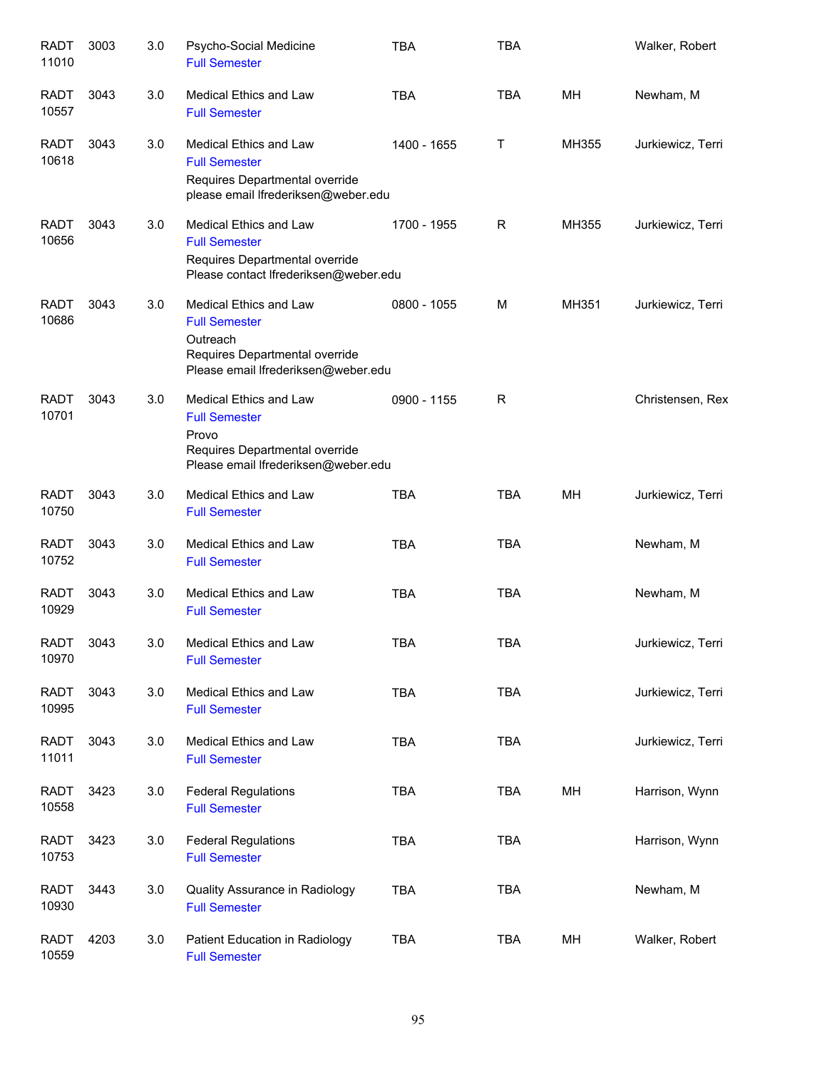| | | | | | | | |
|---|---|---|---|---|---|---|---|
| RADT 11010 | 3003 | 3.0 | Psycho-Social Medicine<br>Full Semester | TBA | TBA | | Walker, Robert |
| RADT 10557 | 3043 | 3.0 | Medical Ethics and Law<br>Full Semester | TBA | TBA | MH | Newham, M |
| RADT 10618 | 3043 | 3.0 | Medical Ethics and Law<br>Full Semester<br>Requires Departmental override<br>please email lfrederiksen@weber.edu | 1400 - 1655 | T | MH355 | Jurkiewicz, Terri |
| RADT 10656 | 3043 | 3.0 | Medical Ethics and Law<br>Full Semester<br>Requires Departmental override<br>Please contact lfrederiksen@weber.edu | 1700 - 1955 | R | MH355 | Jurkiewicz, Terri |
| RADT 10686 | 3043 | 3.0 | Medical Ethics and Law<br>Full Semester<br>Outreach<br>Requires Departmental override<br>Please email lfrederiksen@weber.edu | 0800 - 1055 | M | MH351 | Jurkiewicz, Terri |
| RADT 10701 | 3043 | 3.0 | Medical Ethics and Law<br>Full Semester<br>Provo<br>Requires Departmental override<br>Please email lfrederiksen@weber.edu | 0900 - 1155 | R | | Christensen, Rex |
| RADT 10750 | 3043 | 3.0 | Medical Ethics and Law<br>Full Semester | TBA | TBA | MH | Jurkiewicz, Terri |
| RADT 10752 | 3043 | 3.0 | Medical Ethics and Law<br>Full Semester | TBA | TBA | | Newham, M |
| RADT 10929 | 3043 | 3.0 | Medical Ethics and Law<br>Full Semester | TBA | TBA | | Newham, M |
| RADT 10970 | 3043 | 3.0 | Medical Ethics and Law<br>Full Semester | TBA | TBA | | Jurkiewicz, Terri |
| RADT 10995 | 3043 | 3.0 | Medical Ethics and Law<br>Full Semester | TBA | TBA | | Jurkiewicz, Terri |
| RADT 11011 | 3043 | 3.0 | Medical Ethics and Law<br>Full Semester | TBA | TBA | | Jurkiewicz, Terri |
| RADT 10558 | 3423 | 3.0 | Federal Regulations<br>Full Semester | TBA | TBA | MH | Harrison, Wynn |
| RADT 10753 | 3423 | 3.0 | Federal Regulations<br>Full Semester | TBA | TBA | | Harrison, Wynn |
| RADT 10930 | 3443 | 3.0 | Quality Assurance in Radiology<br>Full Semester | TBA | TBA | | Newham, M |
| RADT 10559 | 4203 | 3.0 | Patient Education in Radiology<br>Full Semester | TBA | TBA | MH | Walker, Robert |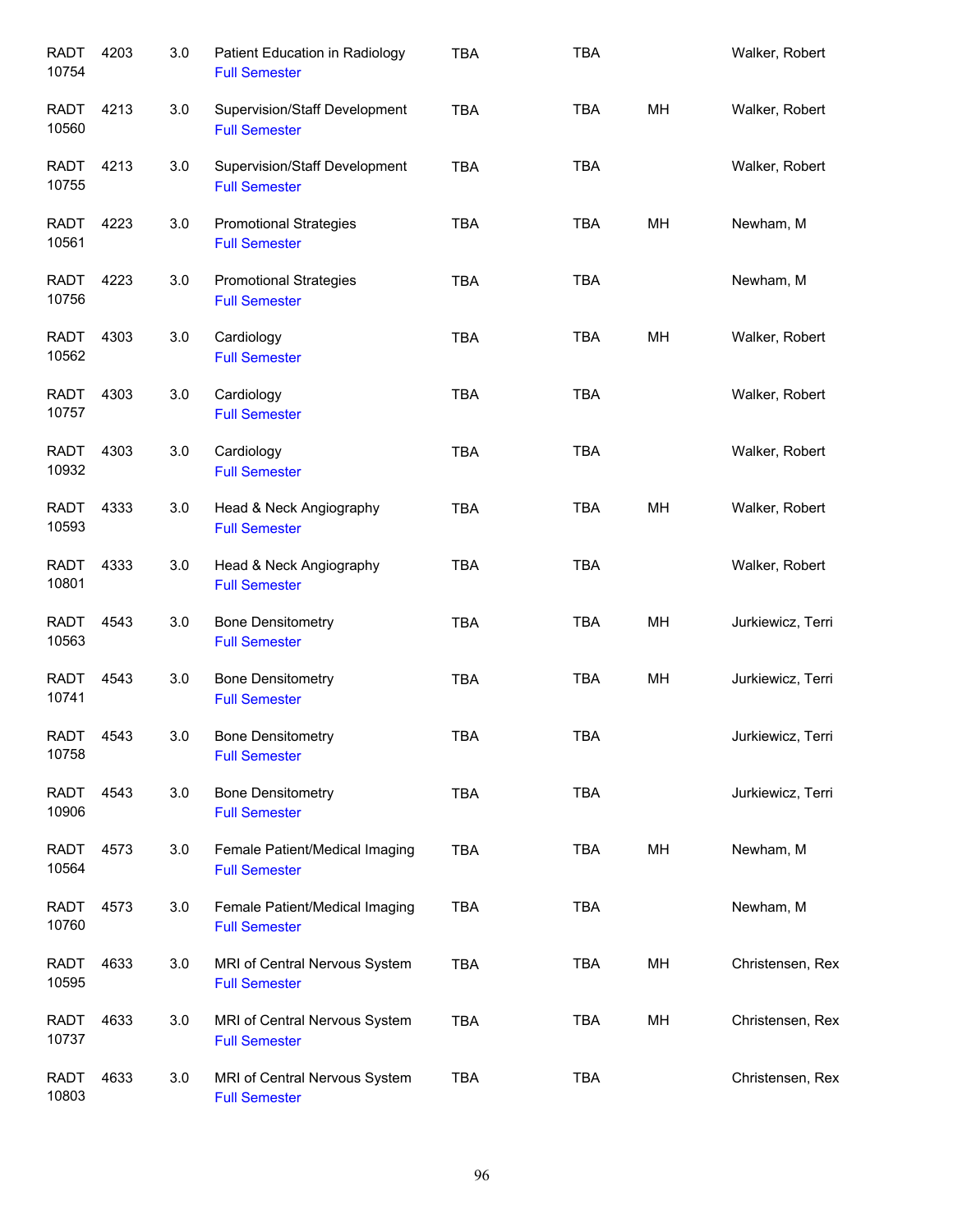| | | | | | | | |
|---|---|---|---|---|---|---|---|
| RADT 10754 | 4203 | 3.0 | Patient Education in Radiology<br>Full Semester | TBA | TBA | | Walker, Robert |
| RADT 10560 | 4213 | 3.0 | Supervision/Staff Development<br>Full Semester | TBA | TBA | MH | Walker, Robert |
| RADT 10755 | 4213 | 3.0 | Supervision/Staff Development<br>Full Semester | TBA | TBA | | Walker, Robert |
| RADT 10561 | 4223 | 3.0 | Promotional Strategies<br>Full Semester | TBA | TBA | MH | Newham, M |
| RADT 10756 | 4223 | 3.0 | Promotional Strategies<br>Full Semester | TBA | TBA | | Newham, M |
| RADT 10562 | 4303 | 3.0 | Cardiology<br>Full Semester | TBA | TBA | MH | Walker, Robert |
| RADT 10757 | 4303 | 3.0 | Cardiology<br>Full Semester | TBA | TBA | | Walker, Robert |
| RADT 10932 | 4303 | 3.0 | Cardiology<br>Full Semester | TBA | TBA | | Walker, Robert |
| RADT 10593 | 4333 | 3.0 | Head & Neck Angiography<br>Full Semester | TBA | TBA | MH | Walker, Robert |
| RADT 10801 | 4333 | 3.0 | Head & Neck Angiography<br>Full Semester | TBA | TBA | | Walker, Robert |
| RADT 10563 | 4543 | 3.0 | Bone Densitometry<br>Full Semester | TBA | TBA | MH | Jurkiewicz, Terri |
| RADT 10741 | 4543 | 3.0 | Bone Densitometry<br>Full Semester | TBA | TBA | MH | Jurkiewicz, Terri |
| RADT 10758 | 4543 | 3.0 | Bone Densitometry<br>Full Semester | TBA | TBA | | Jurkiewicz, Terri |
| RADT 10906 | 4543 | 3.0 | Bone Densitometry<br>Full Semester | TBA | TBA | | Jurkiewicz, Terri |
| RADT 10564 | 4573 | 3.0 | Female Patient/Medical Imaging<br>Full Semester | TBA | TBA | MH | Newham, M |
| RADT 10760 | 4573 | 3.0 | Female Patient/Medical Imaging<br>Full Semester | TBA | TBA | | Newham, M |
| RADT 10595 | 4633 | 3.0 | MRI of Central Nervous System<br>Full Semester | TBA | TBA | MH | Christensen, Rex |
| RADT 10737 | 4633 | 3.0 | MRI of Central Nervous System<br>Full Semester | TBA | TBA | MH | Christensen, Rex |
| RADT 10803 | 4633 | 3.0 | MRI of Central Nervous System<br>Full Semester | TBA | TBA | | Christensen, Rex |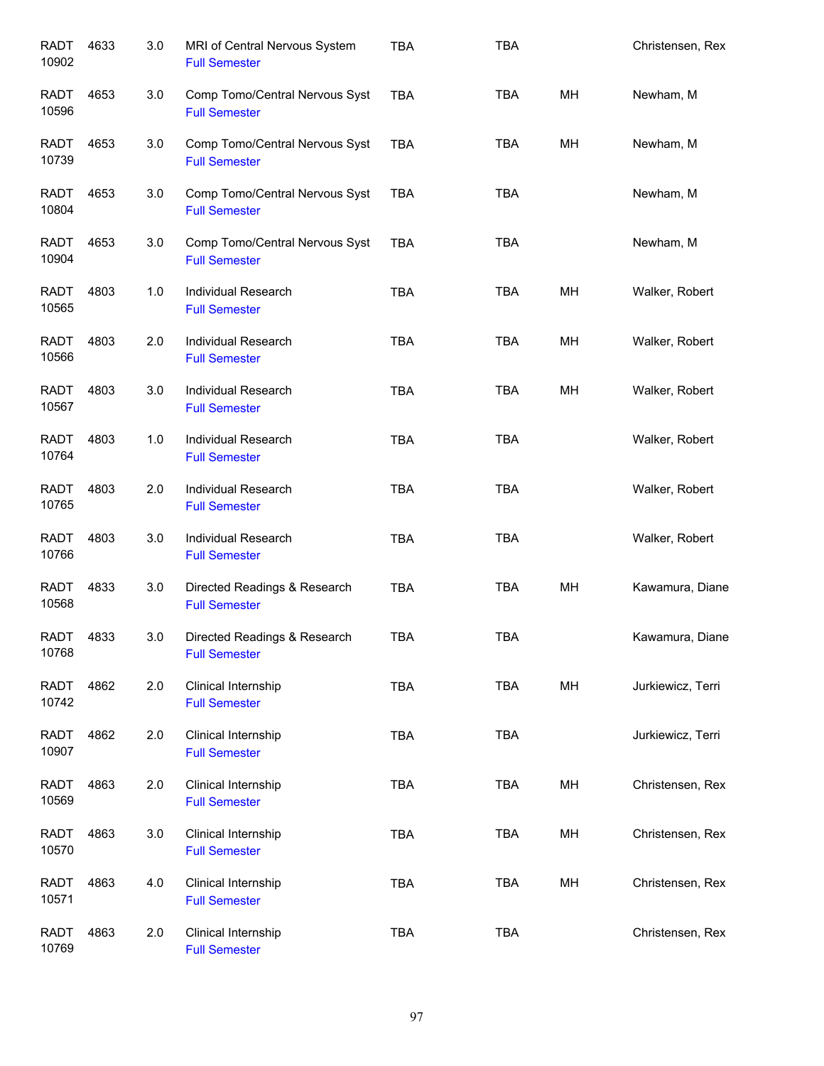| | | | | | | | |
|---|---|---|---|---|---|---|---|
| RADT 10902 | 4633 | 3.0 | MRI of Central Nervous System<br>Full Semester | TBA | TBA | | Christensen, Rex |
| RADT 10596 | 4653 | 3.0 | Comp Tomo/Central Nervous Syst<br>Full Semester | TBA | TBA | MH | Newham, M |
| RADT 10739 | 4653 | 3.0 | Comp Tomo/Central Nervous Syst<br>Full Semester | TBA | TBA | MH | Newham, M |
| RADT 10804 | 4653 | 3.0 | Comp Tomo/Central Nervous Syst<br>Full Semester | TBA | TBA | | Newham, M |
| RADT 10904 | 4653 | 3.0 | Comp Tomo/Central Nervous Syst<br>Full Semester | TBA | TBA | | Newham, M |
| RADT 10565 | 4803 | 1.0 | Individual Research<br>Full Semester | TBA | TBA | MH | Walker, Robert |
| RADT 10566 | 4803 | 2.0 | Individual Research<br>Full Semester | TBA | TBA | MH | Walker, Robert |
| RADT 10567 | 4803 | 3.0 | Individual Research<br>Full Semester | TBA | TBA | MH | Walker, Robert |
| RADT 10764 | 4803 | 1.0 | Individual Research<br>Full Semester | TBA | TBA | | Walker, Robert |
| RADT 10765 | 4803 | 2.0 | Individual Research<br>Full Semester | TBA | TBA | | Walker, Robert |
| RADT 10766 | 4803 | 3.0 | Individual Research<br>Full Semester | TBA | TBA | | Walker, Robert |
| RADT 10568 | 4833 | 3.0 | Directed Readings & Research<br>Full Semester | TBA | TBA | MH | Kawamura, Diane |
| RADT 10768 | 4833 | 3.0 | Directed Readings & Research<br>Full Semester | TBA | TBA | | Kawamura, Diane |
| RADT 10742 | 4862 | 2.0 | Clinical Internship<br>Full Semester | TBA | TBA | MH | Jurkiewicz, Terri |
| RADT 10907 | 4862 | 2.0 | Clinical Internship<br>Full Semester | TBA | TBA | | Jurkiewicz, Terri |
| RADT 10569 | 4863 | 2.0 | Clinical Internship<br>Full Semester | TBA | TBA | MH | Christensen, Rex |
| RADT 10570 | 4863 | 3.0 | Clinical Internship<br>Full Semester | TBA | TBA | MH | Christensen, Rex |
| RADT 10571 | 4863 | 4.0 | Clinical Internship<br>Full Semester | TBA | TBA | MH | Christensen, Rex |
| RADT 10769 | 4863 | 2.0 | Clinical Internship<br>Full Semester | TBA | TBA | | Christensen, Rex |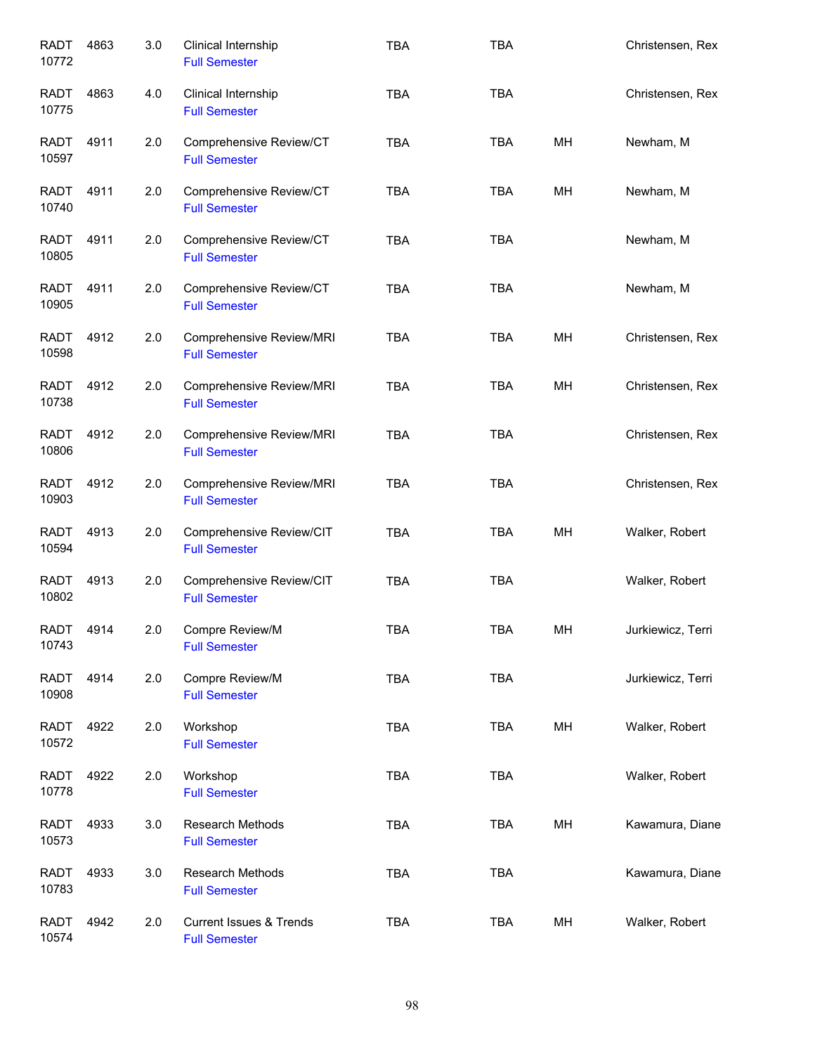| | | | | | | | |
|---|---|---|---|---|---|---|---|
| RADT 10772 | 4863 | 3.0 | Clinical Internship<br>Full Semester | TBA | TBA | | Christensen, Rex |
| RADT 10775 | 4863 | 4.0 | Clinical Internship<br>Full Semester | TBA | TBA | | Christensen, Rex |
| RADT 10597 | 4911 | 2.0 | Comprehensive Review/CT<br>Full Semester | TBA | TBA | MH | Newham, M |
| RADT 10740 | 4911 | 2.0 | Comprehensive Review/CT<br>Full Semester | TBA | TBA | MH | Newham, M |
| RADT 10805 | 4911 | 2.0 | Comprehensive Review/CT<br>Full Semester | TBA | TBA | | Newham, M |
| RADT 10905 | 4911 | 2.0 | Comprehensive Review/CT<br>Full Semester | TBA | TBA | | Newham, M |
| RADT 10598 | 4912 | 2.0 | Comprehensive Review/MRI<br>Full Semester | TBA | TBA | MH | Christensen, Rex |
| RADT 10738 | 4912 | 2.0 | Comprehensive Review/MRI<br>Full Semester | TBA | TBA | MH | Christensen, Rex |
| RADT 10806 | 4912 | 2.0 | Comprehensive Review/MRI<br>Full Semester | TBA | TBA | | Christensen, Rex |
| RADT 10903 | 4912 | 2.0 | Comprehensive Review/MRI<br>Full Semester | TBA | TBA | | Christensen, Rex |
| RADT 10594 | 4913 | 2.0 | Comprehensive Review/CIT<br>Full Semester | TBA | TBA | MH | Walker, Robert |
| RADT 10802 | 4913 | 2.0 | Comprehensive Review/CIT<br>Full Semester | TBA | TBA | | Walker, Robert |
| RADT 10743 | 4914 | 2.0 | Compre Review/M<br>Full Semester | TBA | TBA | MH | Jurkiewicz, Terri |
| RADT 10908 | 4914 | 2.0 | Compre Review/M<br>Full Semester | TBA | TBA | | Jurkiewicz, Terri |
| RADT 10572 | 4922 | 2.0 | Workshop<br>Full Semester | TBA | TBA | MH | Walker, Robert |
| RADT 10778 | 4922 | 2.0 | Workshop<br>Full Semester | TBA | TBA | | Walker, Robert |
| RADT 10573 | 4933 | 3.0 | Research Methods<br>Full Semester | TBA | TBA | MH | Kawamura, Diane |
| RADT 10783 | 4933 | 3.0 | Research Methods<br>Full Semester | TBA | TBA | | Kawamura, Diane |
| RADT 10574 | 4942 | 2.0 | Current Issues & Trends<br>Full Semester | TBA | TBA | MH | Walker, Robert |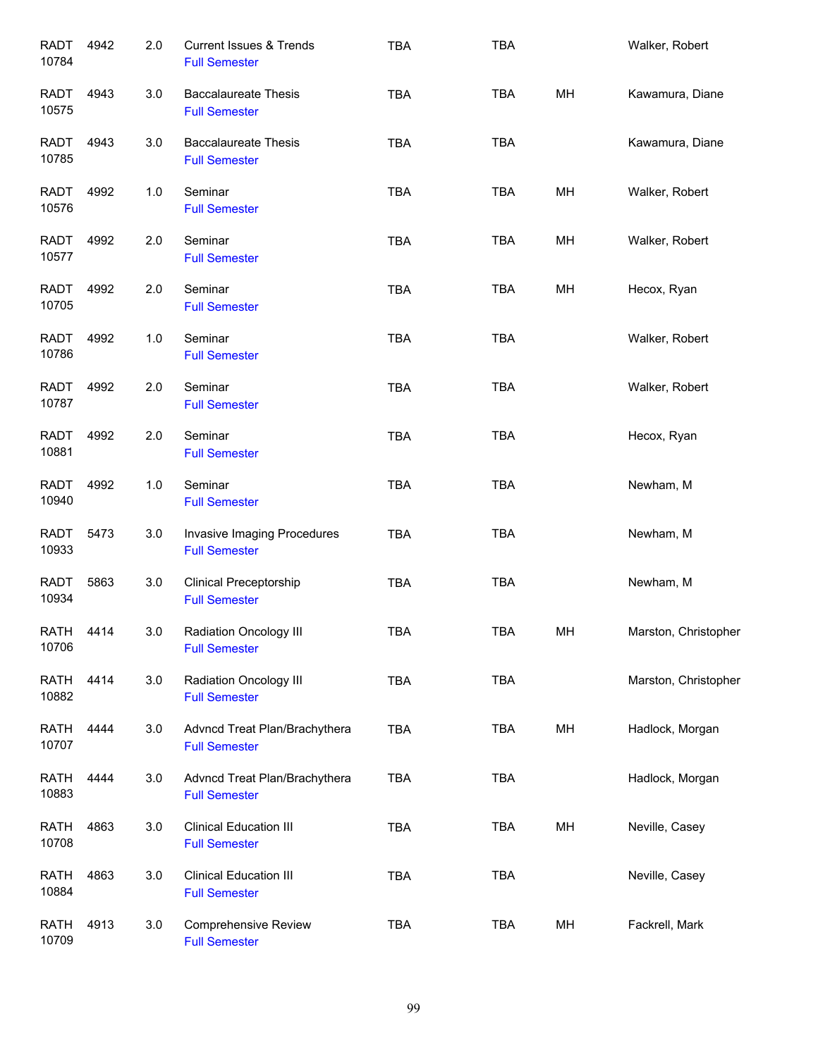| | | | | | | | |
|---|---|---|---|---|---|---|---|
| RADT 10784 | 4942 | 2.0 | Current Issues & Trends<br>Full Semester | TBA | TBA | | Walker, Robert |
| RADT 10575 | 4943 | 3.0 | Baccalaureate Thesis<br>Full Semester | TBA | TBA | MH | Kawamura, Diane |
| RADT 10785 | 4943 | 3.0 | Baccalaureate Thesis<br>Full Semester | TBA | TBA | | Kawamura, Diane |
| RADT 10576 | 4992 | 1.0 | Seminar<br>Full Semester | TBA | TBA | MH | Walker, Robert |
| RADT 10577 | 4992 | 2.0 | Seminar<br>Full Semester | TBA | TBA | MH | Walker, Robert |
| RADT 10705 | 4992 | 2.0 | Seminar<br>Full Semester | TBA | TBA | MH | Hecox, Ryan |
| RADT 10786 | 4992 | 1.0 | Seminar<br>Full Semester | TBA | TBA | | Walker, Robert |
| RADT 10787 | 4992 | 2.0 | Seminar<br>Full Semester | TBA | TBA | | Walker, Robert |
| RADT 10881 | 4992 | 2.0 | Seminar<br>Full Semester | TBA | TBA | | Hecox, Ryan |
| RADT 10940 | 4992 | 1.0 | Seminar<br>Full Semester | TBA | TBA | | Newham, M |
| RADT 10933 | 5473 | 3.0 | Invasive Imaging Procedures<br>Full Semester | TBA | TBA | | Newham, M |
| RADT 10934 | 5863 | 3.0 | Clinical Preceptorship<br>Full Semester | TBA | TBA | | Newham, M |
| RATH 10706 | 4414 | 3.0 | Radiation Oncology III<br>Full Semester | TBA | TBA | MH | Marston, Christopher |
| RATH 10882 | 4414 | 3.0 | Radiation Oncology III<br>Full Semester | TBA | TBA | | Marston, Christopher |
| RATH 10707 | 4444 | 3.0 | Advncd Treat Plan/Brachythera<br>Full Semester | TBA | TBA | MH | Hadlock, Morgan |
| RATH 10883 | 4444 | 3.0 | Advncd Treat Plan/Brachythera<br>Full Semester | TBA | TBA | | Hadlock, Morgan |
| RATH 10708 | 4863 | 3.0 | Clinical Education III<br>Full Semester | TBA | TBA | MH | Neville, Casey |
| RATH 10884 | 4863 | 3.0 | Clinical Education III<br>Full Semester | TBA | TBA | | Neville, Casey |
| RATH 10709 | 4913 | 3.0 | Comprehensive Review<br>Full Semester | TBA | TBA | MH | Fackrell, Mark |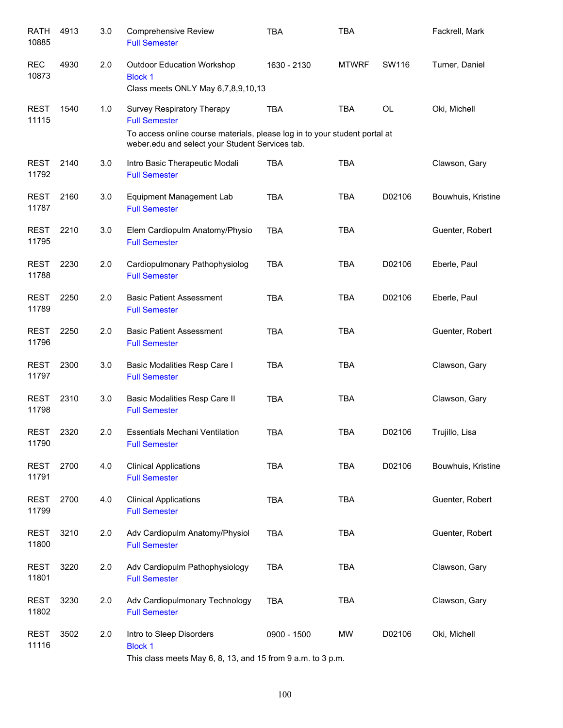| Subject / CRN | Course | Credits | Title | Time | Days | Room | Instructor |
|---|---|---|---|---|---|---|---|
| RATH 10885 | 4913 | 3.0 | Comprehensive Review<br>Full Semester | TBA | TBA | | Fackrell, Mark |
| REC 10873 | 4930 | 2.0 | Outdoor Education Workshop<br>Block 1<br>Class meets ONLY May 6,7,8,9,10,13 | 1630 - 2130 | MTWRF | SW116 | Turner, Daniel |
| REST 11115 | 1540 | 1.0 | Survey Respiratory Therapy<br>Full Semester<br>To access online course materials, please log in to your student portal at weber.edu and select your Student Services tab. | TBA | TBA | OL | Oki, Michell |
| REST 11792 | 2140 | 3.0 | Intro Basic Therapeutic Modali<br>Full Semester | TBA | TBA | | Clawson, Gary |
| REST 11787 | 2160 | 3.0 | Equipment Management Lab<br>Full Semester | TBA | TBA | D02106 | Bouwhuis, Kristine |
| REST 11795 | 2210 | 3.0 | Elem Cardiopulm Anatomy/Physio<br>Full Semester | TBA | TBA | | Guenter, Robert |
| REST 11788 | 2230 | 2.0 | Cardiopulmonary Pathophysiolog<br>Full Semester | TBA | TBA | D02106 | Eberle, Paul |
| REST 11789 | 2250 | 2.0 | Basic Patient Assessment<br>Full Semester | TBA | TBA | D02106 | Eberle, Paul |
| REST 11796 | 2250 | 2.0 | Basic Patient Assessment<br>Full Semester | TBA | TBA | | Guenter, Robert |
| REST 11797 | 2300 | 3.0 | Basic Modalities Resp Care I<br>Full Semester | TBA | TBA | | Clawson, Gary |
| REST 11798 | 2310 | 3.0 | Basic Modalities Resp Care II<br>Full Semester | TBA | TBA | | Clawson, Gary |
| REST 11790 | 2320 | 2.0 | Essentials Mechani Ventilation<br>Full Semester | TBA | TBA | D02106 | Trujillo, Lisa |
| REST 11791 | 2700 | 4.0 | Clinical Applications<br>Full Semester | TBA | TBA | D02106 | Bouwhuis, Kristine |
| REST 11799 | 2700 | 4.0 | Clinical Applications<br>Full Semester | TBA | TBA | | Guenter, Robert |
| REST 11800 | 3210 | 2.0 | Adv Cardiopulm Anatomy/Physiol<br>Full Semester | TBA | TBA | | Guenter, Robert |
| REST 11801 | 3220 | 2.0 | Adv Cardiopulm Pathophysiology<br>Full Semester | TBA | TBA | | Clawson, Gary |
| REST 11802 | 3230 | 2.0 | Adv Cardiopulmonary Technology<br>Full Semester | TBA | TBA | | Clawson, Gary |
| REST 11116 | 3502 | 2.0 | Intro to Sleep Disorders<br>Block 1<br>This class meets May 6, 8, 13, and 15 from 9 a.m. to 3 p.m. | 0900 - 1500 | MW | D02106 | Oki, Michell |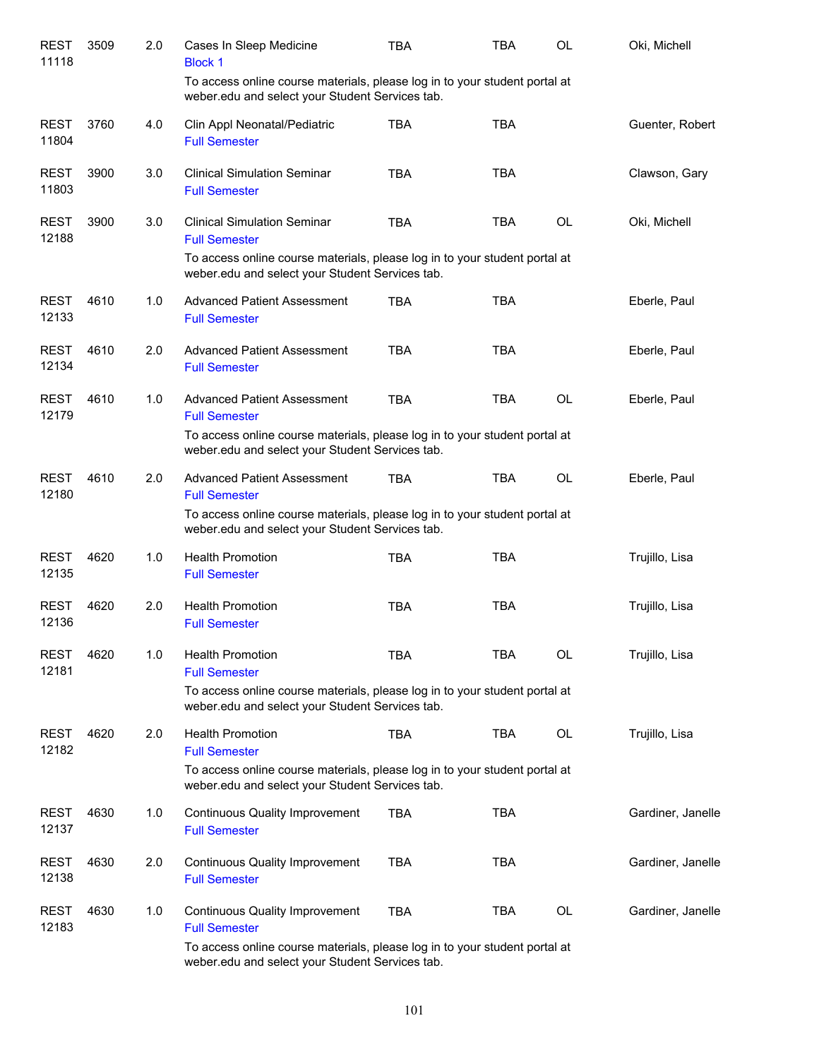| | | | | | | | |
|---|---|---|---|---|---|---|---|
| REST 11118 | 3509 | 2.0 | Cases In Sleep Medicine<br>Block 1<br>To access online course materials, please log in to your student portal at weber.edu and select your Student Services tab. | TBA | TBA | OL | Oki, Michell |
| REST 11804 | 3760 | 4.0 | Clin Appl Neonatal/Pediatric<br>Full Semester | TBA | TBA | | Guenter, Robert |
| REST 11803 | 3900 | 3.0 | Clinical Simulation Seminar<br>Full Semester | TBA | TBA | | Clawson, Gary |
| REST 12188 | 3900 | 3.0 | Clinical Simulation Seminar<br>Full Semester<br>To access online course materials, please log in to your student portal at weber.edu and select your Student Services tab. | TBA | TBA | OL | Oki, Michell |
| REST 12133 | 4610 | 1.0 | Advanced Patient Assessment<br>Full Semester | TBA | TBA | | Eberle, Paul |
| REST 12134 | 4610 | 2.0 | Advanced Patient Assessment<br>Full Semester | TBA | TBA | | Eberle, Paul |
| REST 12179 | 4610 | 1.0 | Advanced Patient Assessment<br>Full Semester<br>To access online course materials, please log in to your student portal at weber.edu and select your Student Services tab. | TBA | TBA | OL | Eberle, Paul |
| REST 12180 | 4610 | 2.0 | Advanced Patient Assessment<br>Full Semester<br>To access online course materials, please log in to your student portal at weber.edu and select your Student Services tab. | TBA | TBA | OL | Eberle, Paul |
| REST 12135 | 4620 | 1.0 | Health Promotion<br>Full Semester | TBA | TBA | | Trujillo, Lisa |
| REST 12136 | 4620 | 2.0 | Health Promotion<br>Full Semester | TBA | TBA | | Trujillo, Lisa |
| REST 12181 | 4620 | 1.0 | Health Promotion<br>Full Semester<br>To access online course materials, please log in to your student portal at weber.edu and select your Student Services tab. | TBA | TBA | OL | Trujillo, Lisa |
| REST 12182 | 4620 | 2.0 | Health Promotion<br>Full Semester<br>To access online course materials, please log in to your student portal at weber.edu and select your Student Services tab. | TBA | TBA | OL | Trujillo, Lisa |
| REST 12137 | 4630 | 1.0 | Continuous Quality Improvement<br>Full Semester | TBA | TBA | | Gardiner, Janelle |
| REST 12138 | 4630 | 2.0 | Continuous Quality Improvement<br>Full Semester | TBA | TBA | | Gardiner, Janelle |
| REST 12183 | 4630 | 1.0 | Continuous Quality Improvement<br>Full Semester<br>To access online course materials, please log in to your student portal at weber.edu and select your Student Services tab. | TBA | TBA | OL | Gardiner, Janelle |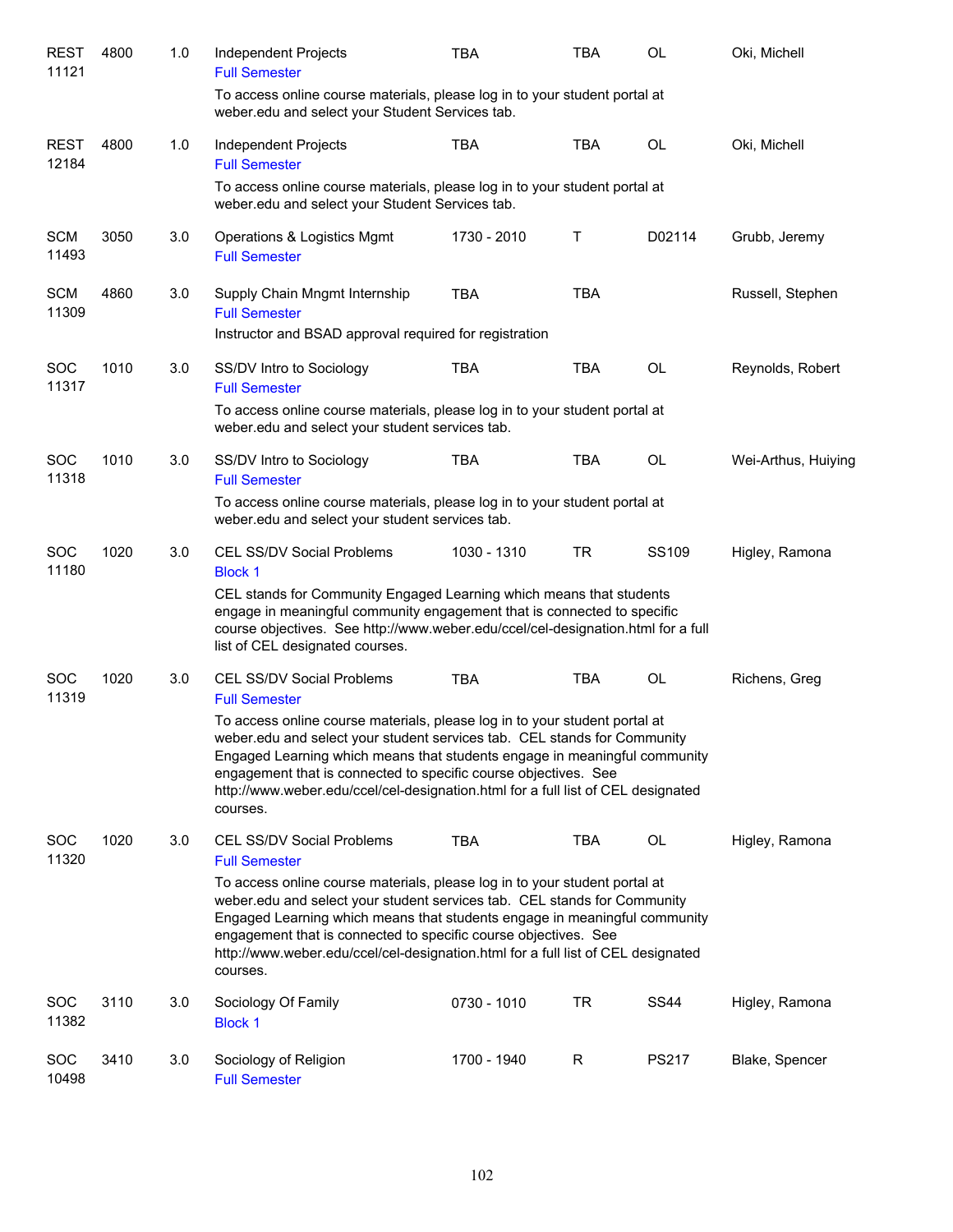| Subject / CRN | Course | Credits | Title | Time | Days | Location | Instructor |
|---|---|---|---|---|---|---|---|
| REST 11121 | 4800 | 1.0 | Independent Projects<br>Full Semester<br>To access online course materials, please log in to your student portal at weber.edu and select your Student Services tab. | TBA | TBA | OL | Oki, Michell |
| REST 12184 | 4800 | 1.0 | Independent Projects<br>Full Semester<br>To access online course materials, please log in to your student portal at weber.edu and select your Student Services tab. | TBA | TBA | OL | Oki, Michell |
| SCM 11493 | 3050 | 3.0 | Operations & Logistics Mgmt<br>Full Semester | 1730 - 2010 | T | D02114 | Grubb, Jeremy |
| SCM 11309 | 4860 | 3.0 | Supply Chain Mngmt Internship<br>Full Semester<br>Instructor and BSAD approval required for registration | TBA | TBA | | Russell, Stephen |
| SOC 11317 | 1010 | 3.0 | SS/DV Intro to Sociology<br>Full Semester<br>To access online course materials, please log in to your student portal at weber.edu and select your student services tab. | TBA | TBA | OL | Reynolds, Robert |
| SOC 11318 | 1010 | 3.0 | SS/DV Intro to Sociology<br>Full Semester<br>To access online course materials, please log in to your student portal at weber.edu and select your student services tab. | TBA | TBA | OL | Wei-Arthus, Huiying |
| SOC 11180 | 1020 | 3.0 | CEL SS/DV Social Problems<br>Block 1<br>CEL stands for Community Engaged Learning which means that students engage in meaningful community engagement that is connected to specific course objectives. See http://www.weber.edu/ccel/cel-designation.html for a full list of CEL designated courses. | 1030 - 1310 | TR | SS109 | Higley, Ramona |
| SOC 11319 | 1020 | 3.0 | CEL SS/DV Social Problems<br>Full Semester<br>To access online course materials, please log in to your student portal at weber.edu and select your student services tab. CEL stands for Community Engaged Learning which means that students engage in meaningful community engagement that is connected to specific course objectives. See http://www.weber.edu/ccel/cel-designation.html for a full list of CEL designated courses. | TBA | TBA | OL | Richens, Greg |
| SOC 11320 | 1020 | 3.0 | CEL SS/DV Social Problems<br>Full Semester<br>To access online course materials, please log in to your student portal at weber.edu and select your student services tab. CEL stands for Community Engaged Learning which means that students engage in meaningful community engagement that is connected to specific course objectives. See http://www.weber.edu/ccel/cel-designation.html for a full list of CEL designated courses. | TBA | TBA | OL | Higley, Ramona |
| SOC 11382 | 3110 | 3.0 | Sociology Of Family<br>Block 1 | 0730 - 1010 | TR | SS44 | Higley, Ramona |
| SOC 10498 | 3410 | 3.0 | Sociology of Religion<br>Full Semester | 1700 - 1940 | R | PS217 | Blake, Spencer |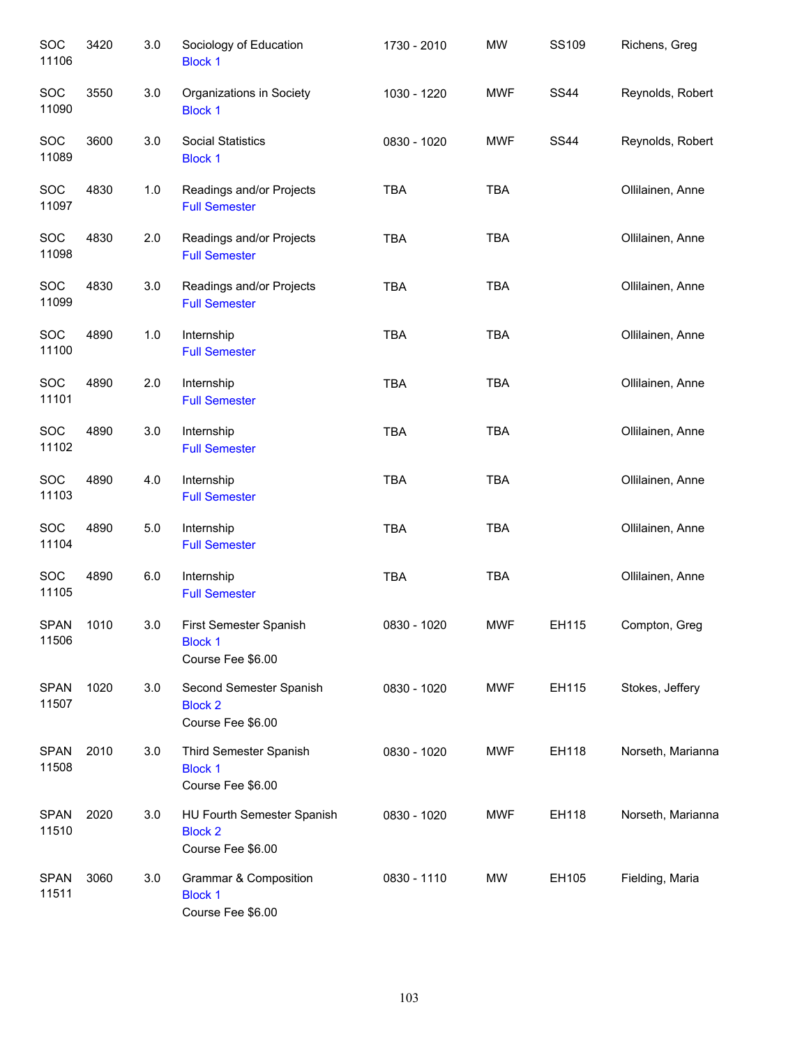| Subject / CRN | Course | Credits | Title | Time | Days | Room | Instructor |
|---|---|---|---|---|---|---|---|
| SOC 11106 | 3420 | 3.0 | Sociology of Education<br>Block 1 | 1730 - 2010 | MW | SS109 | Richens, Greg |
| SOC 11090 | 3550 | 3.0 | Organizations in Society<br>Block 1 | 1030 - 1220 | MWF | SS44 | Reynolds, Robert |
| SOC 11089 | 3600 | 3.0 | Social Statistics<br>Block 1 | 0830 - 1020 | MWF | SS44 | Reynolds, Robert |
| SOC 11097 | 4830 | 1.0 | Readings and/or Projects<br>Full Semester | TBA | TBA | | Ollilainen, Anne |
| SOC 11098 | 4830 | 2.0 | Readings and/or Projects<br>Full Semester | TBA | TBA | | Ollilainen, Anne |
| SOC 11099 | 4830 | 3.0 | Readings and/or Projects<br>Full Semester | TBA | TBA | | Ollilainen, Anne |
| SOC 11100 | 4890 | 1.0 | Internship<br>Full Semester | TBA | TBA | | Ollilainen, Anne |
| SOC 11101 | 4890 | 2.0 | Internship<br>Full Semester | TBA | TBA | | Ollilainen, Anne |
| SOC 11102 | 4890 | 3.0 | Internship<br>Full Semester | TBA | TBA | | Ollilainen, Anne |
| SOC 11103 | 4890 | 4.0 | Internship<br>Full Semester | TBA | TBA | | Ollilainen, Anne |
| SOC 11104 | 4890 | 5.0 | Internship<br>Full Semester | TBA | TBA | | Ollilainen, Anne |
| SOC 11105 | 4890 | 6.0 | Internship<br>Full Semester | TBA | TBA | | Ollilainen, Anne |
| SPAN 11506 | 1010 | 3.0 | First Semester Spanish<br>Block 1<br>Course Fee $6.00 | 0830 - 1020 | MWF | EH115 | Compton, Greg |
| SPAN 11507 | 1020 | 3.0 | Second Semester Spanish<br>Block 2<br>Course Fee $6.00 | 0830 - 1020 | MWF | EH115 | Stokes, Jeffery |
| SPAN 11508 | 2010 | 3.0 | Third Semester Spanish<br>Block 1<br>Course Fee $6.00 | 0830 - 1020 | MWF | EH118 | Norseth, Marianna |
| SPAN 11510 | 2020 | 3.0 | HU Fourth Semester Spanish<br>Block 2<br>Course Fee $6.00 | 0830 - 1020 | MWF | EH118 | Norseth, Marianna |
| SPAN 11511 | 3060 | 3.0 | Grammar & Composition<br>Block 1<br>Course Fee $6.00 | 0830 - 1110 | MW | EH105 | Fielding, Maria |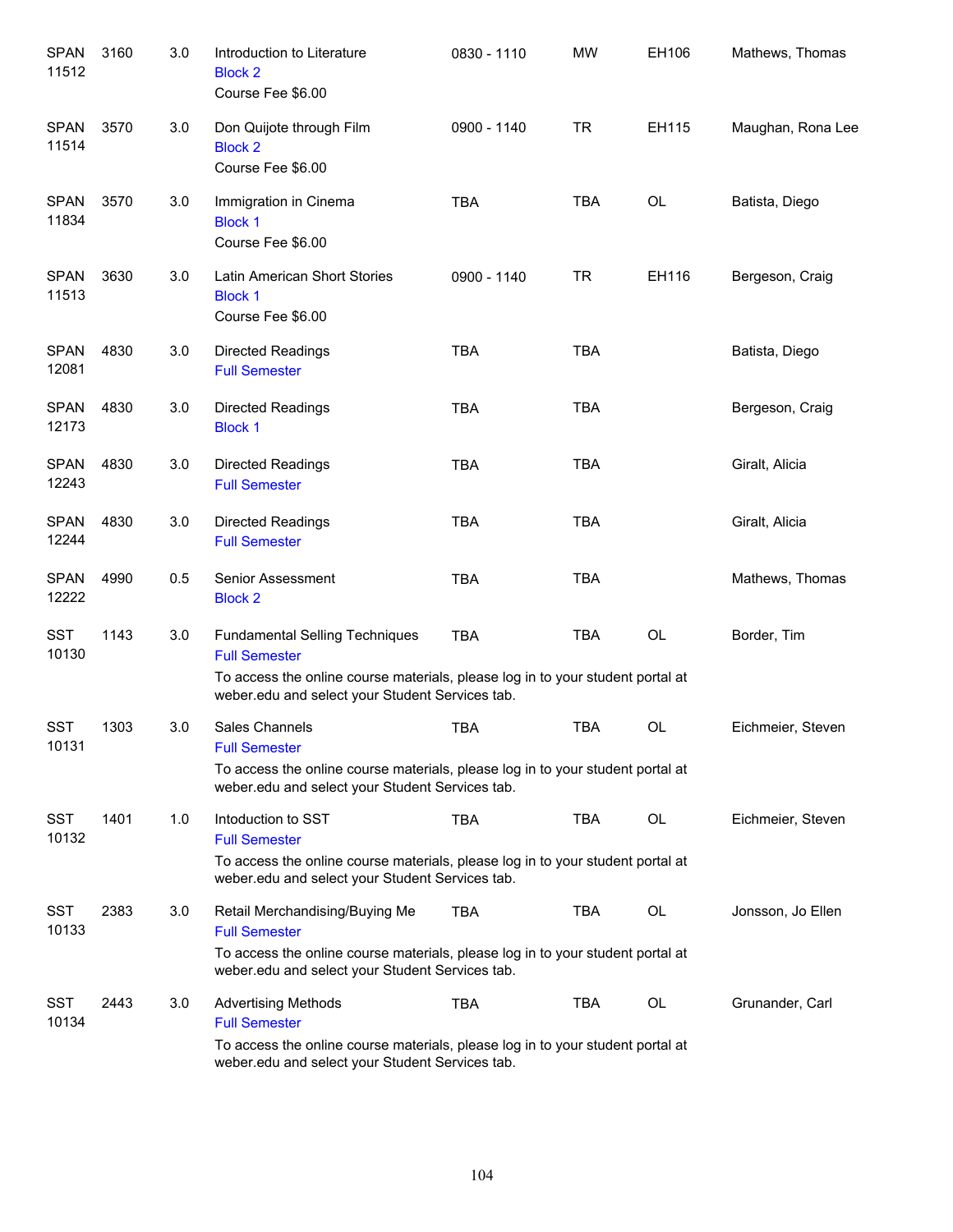| Course | Number | Credits | Title | Time | Days | Room | Instructor |
|---|---|---|---|---|---|---|---|
| SPAN 11512 | 3160 | 3.0 | Introduction to Literature<br>Block 2<br>Course Fee $6.00 | 0830 - 1110 | MW | EH106 | Mathews, Thomas |
| SPAN 11514 | 3570 | 3.0 | Don Quijote through Film<br>Block 2<br>Course Fee $6.00 | 0900 - 1140 | TR | EH115 | Maughan, Rona Lee |
| SPAN 11834 | 3570 | 3.0 | Immigration in Cinema<br>Block 1<br>Course Fee $6.00 | TBA | TBA | OL | Batista, Diego |
| SPAN 11513 | 3630 | 3.0 | Latin American Short Stories<br>Block 1<br>Course Fee $6.00 | 0900 - 1140 | TR | EH116 | Bergeson, Craig |
| SPAN 12081 | 4830 | 3.0 | Directed Readings<br>Full Semester | TBA | TBA | | Batista, Diego |
| SPAN 12173 | 4830 | 3.0 | Directed Readings<br>Block 1 | TBA | TBA | | Bergeson, Craig |
| SPAN 12243 | 4830 | 3.0 | Directed Readings<br>Full Semester | TBA | TBA | | Giralt, Alicia |
| SPAN 12244 | 4830 | 3.0 | Directed Readings<br>Full Semester | TBA | TBA | | Giralt, Alicia |
| SPAN 12222 | 4990 | 0.5 | Senior Assessment<br>Block 2 | TBA | TBA | | Mathews, Thomas |
| SST 10130 | 1143 | 3.0 | Fundamental Selling Techniques<br>Full Semester<br>To access the online course materials, please log in to your student portal at weber.edu and select your Student Services tab. | TBA | TBA | OL | Border, Tim |
| SST 10131 | 1303 | 3.0 | Sales Channels<br>Full Semester<br>To access the online course materials, please log in to your student portal at weber.edu and select your Student Services tab. | TBA | TBA | OL | Eichmeier, Steven |
| SST 10132 | 1401 | 1.0 | Intoduction to SST<br>Full Semester<br>To access the online course materials, please log in to your student portal at weber.edu and select your Student Services tab. | TBA | TBA | OL | Eichmeier, Steven |
| SST 10133 | 2383 | 3.0 | Retail Merchandising/Buying Me<br>Full Semester<br>To access the online course materials, please log in to your student portal at weber.edu and select your Student Services tab. | TBA | TBA | OL | Jonsson, Jo Ellen |
| SST 10134 | 2443 | 3.0 | Advertising Methods<br>Full Semester<br>To access the online course materials, please log in to your student portal at weber.edu and select your Student Services tab. | TBA | TBA | OL | Grunander, Carl |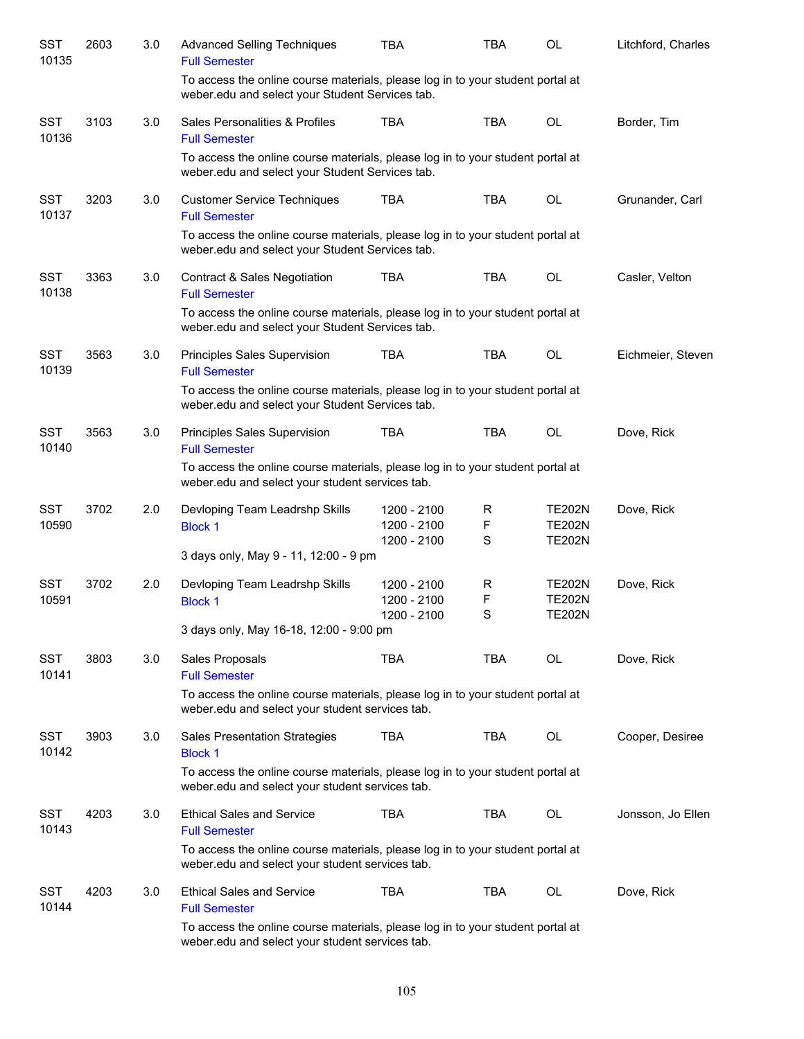| | | | | | | | |
|---|---|---|---|---|---|---|---|
| SST 10135 | 2603 | 3.0 | Advanced Selling Techniques<br>Full Semester | TBA | TBA | OL | Litchford, Charles |
| | | | To access the online course materials, please log in to your student portal at weber.edu and select your Student Services tab. | | | | |
| SST 10136 | 3103 | 3.0 | Sales Personalities & Profiles<br>Full Semester | TBA | TBA | OL | Border, Tim |
| | | | To access the online course materials, please log in to your student portal at weber.edu and select your Student Services tab. | | | | |
| SST 10137 | 3203 | 3.0 | Customer Service Techniques<br>Full Semester | TBA | TBA | OL | Grunander, Carl |
| | | | To access the online course materials, please log in to your student portal at weber.edu and select your Student Services tab. | | | | |
| SST 10138 | 3363 | 3.0 | Contract & Sales Negotiation<br>Full Semester | TBA | TBA | OL | Casler, Velton |
| | | | To access the online course materials, please log in to your student portal at weber.edu and select your Student Services tab. | | | | |
| SST 10139 | 3563 | 3.0 | Principles Sales Supervision<br>Full Semester | TBA | TBA | OL | Eichmeier, Steven |
| | | | To access the online course materials, please log in to your student portal at weber.edu and select your Student Services tab. | | | | |
| SST 10140 | 3563 | 3.0 | Principles Sales Supervision<br>Full Semester | TBA | TBA | OL | Dove, Rick |
| | | | To access the online course materials, please log in to your student portal at weber.edu and select your student services tab. | | | | |
| SST 10590 | 3702 | 2.0 | Devloping Team Leadrshp Skills<br>Block 1 | 1200 - 2100<br>1200 - 2100<br>1200 - 2100 | R<br>F<br>S | TE202N<br>TE202N<br>TE202N | Dove, Rick |
| | | | 3 days only, May 9 - 11, 12:00 - 9 pm | | | | |
| SST 10591 | 3702 | 2.0 | Devloping Team Leadrshp Skills<br>Block 1 | 1200 - 2100<br>1200 - 2100<br>1200 - 2100 | R<br>F<br>S | TE202N<br>TE202N<br>TE202N | Dove, Rick |
| | | | 3 days only, May 16-18, 12:00 - 9:00 pm | | | | |
| SST 10141 | 3803 | 3.0 | Sales Proposals<br>Full Semester | TBA | TBA | OL | Dove, Rick |
| | | | To access the online course materials, please log in to your student portal at weber.edu and select your student services tab. | | | | |
| SST 10142 | 3903 | 3.0 | Sales Presentation Strategies<br>Block 1 | TBA | TBA | OL | Cooper, Desiree |
| | | | To access the online course materials, please log in to your student portal at weber.edu and select your student services tab. | | | | |
| SST 10143 | 4203 | 3.0 | Ethical Sales and Service<br>Full Semester | TBA | TBA | OL | Jonsson, Jo Ellen |
| | | | To access the online course materials, please log in to your student portal at weber.edu and select your student services tab. | | | | |
| SST 10144 | 4203 | 3.0 | Ethical Sales and Service<br>Full Semester | TBA | TBA | OL | Dove, Rick |
| | | | To access the online course materials, please log in to your student portal at weber.edu and select your student services tab. | | | | |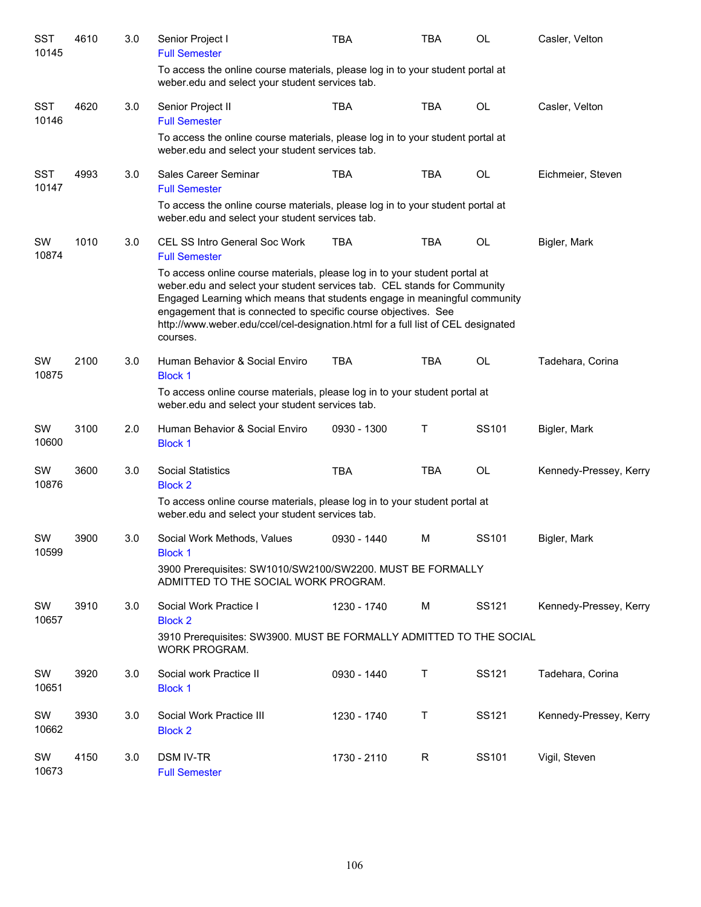| Subject / CRN | Course | Credits | Title | Time | Days | Room | Instructor |
|---|---|---|---|---|---|---|---|
| SST 10145 | 4610 | 3.0 | Senior Project I<br>Full Semester<br>To access the online course materials, please log in to your student portal at weber.edu and select your student services tab. | TBA | TBA | OL | Casler, Velton |
| SST 10146 | 4620 | 3.0 | Senior Project II<br>Full Semester<br>To access the online course materials, please log in to your student portal at weber.edu and select your student services tab. | TBA | TBA | OL | Casler, Velton |
| SST 10147 | 4993 | 3.0 | Sales Career Seminar<br>Full Semester<br>To access the online course materials, please log in to your student portal at weber.edu and select your student services tab. | TBA | TBA | OL | Eichmeier, Steven |
| SW 10874 | 1010 | 3.0 | CEL SS Intro General Soc Work<br>Full Semester<br>To access online course materials, please log in to your student portal at weber.edu and select your student services tab. CEL stands for Community Engaged Learning which means that students engage in meaningful community engagement that is connected to specific course objectives. See http://www.weber.edu/ccel/cel-designation.html for a full list of CEL designated courses. | TBA | TBA | OL | Bigler, Mark |
| SW 10875 | 2100 | 3.0 | Human Behavior & Social Enviro<br>Block 1<br>To access online course materials, please log in to your student portal at weber.edu and select your student services tab. | TBA | TBA | OL | Tadehara, Corina |
| SW 10600 | 3100 | 2.0 | Human Behavior & Social Enviro<br>Block 1 | 0930 - 1300 | T | SS101 | Bigler, Mark |
| SW 10876 | 3600 | 3.0 | Social Statistics<br>Block 2<br>To access online course materials, please log in to your student portal at weber.edu and select your student services tab. | TBA | TBA | OL | Kennedy-Pressey, Kerry |
| SW 10599 | 3900 | 3.0 | Social Work Methods, Values<br>Block 1<br>3900 Prerequisites: SW1010/SW2100/SW2200. MUST BE FORMALLY ADMITTED TO THE SOCIAL WORK PROGRAM. | 0930 - 1440 | M | SS101 | Bigler, Mark |
| SW 10657 | 3910 | 3.0 | Social Work Practice I<br>Block 2<br>3910 Prerequisites: SW3900. MUST BE FORMALLY ADMITTED TO THE SOCIAL WORK PROGRAM. | 1230 - 1740 | M | SS121 | Kennedy-Pressey, Kerry |
| SW 10651 | 3920 | 3.0 | Social work Practice II<br>Block 1 | 0930 - 1440 | T | SS121 | Tadehara, Corina |
| SW 10662 | 3930 | 3.0 | Social Work Practice III<br>Block 2 | 1230 - 1740 | T | SS121 | Kennedy-Pressey, Kerry |
| SW 10673 | 4150 | 3.0 | DSM IV-TR<br>Full Semester | 1730 - 2110 | R | SS101 | Vigil, Steven |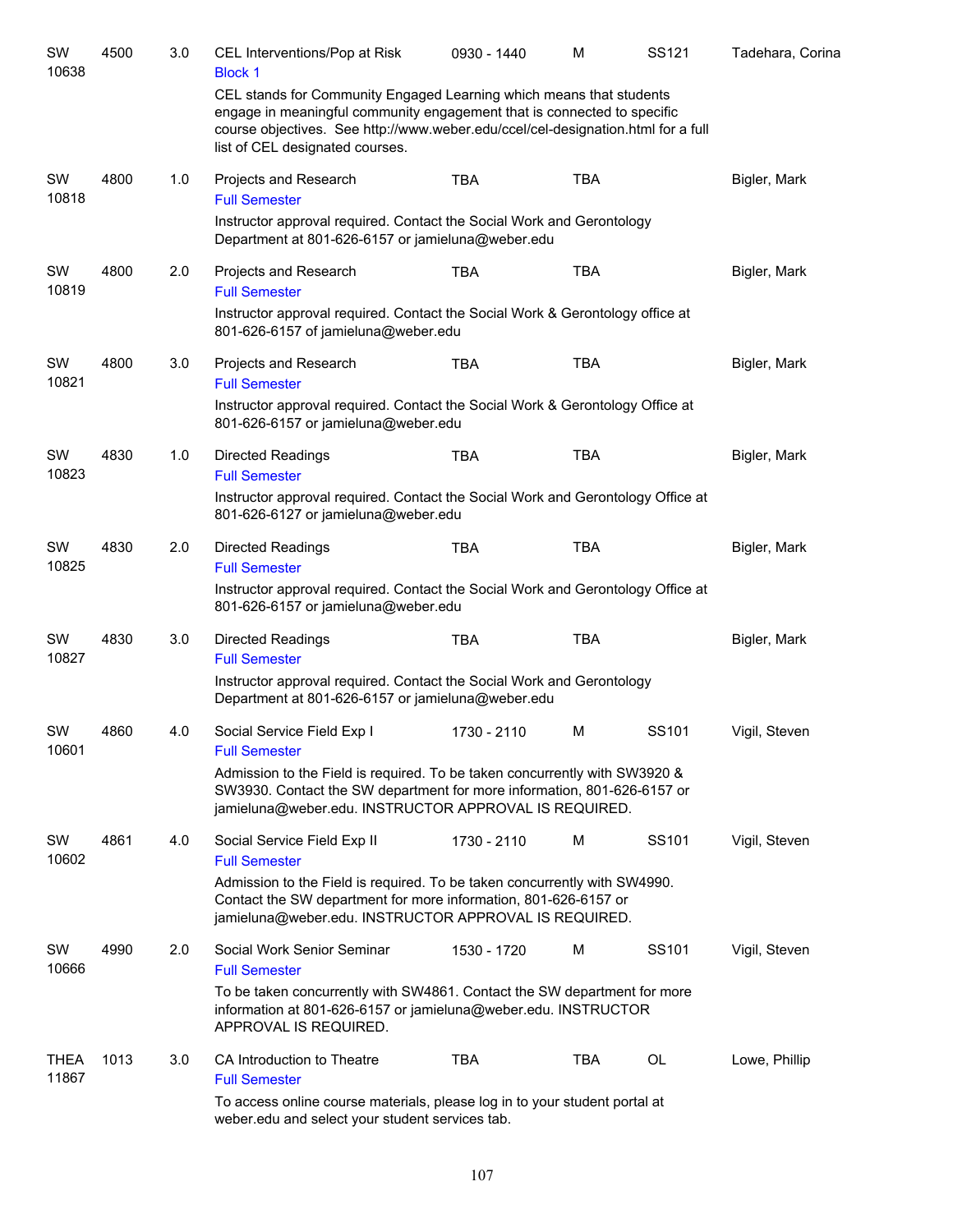| | | | | | | | |
|---|---|---|---|---|---|---|---|
| SW 10638 | 4500 | 3.0 | CEL Interventions/Pop at Risk<br>Block 1<br>CEL stands for Community Engaged Learning which means that students engage in meaningful community engagement that is connected to specific course objectives. See http://www.weber.edu/ccel/cel-designation.html for a full list of CEL designated courses. | 0930 - 1440 | M | SS121 | Tadehara, Corina |
| SW 10818 | 4800 | 1.0 | Projects and Research<br>Full Semester<br>Instructor approval required. Contact the Social Work and Gerontology Department at 801-626-6157 or jamieluna@weber.edu | TBA | TBA | | Bigler, Mark |
| SW 10819 | 4800 | 2.0 | Projects and Research<br>Full Semester<br>Instructor approval required. Contact the Social Work & Gerontology office at 801-626-6157 of jamieluna@weber.edu | TBA | TBA | | Bigler, Mark |
| SW 10821 | 4800 | 3.0 | Projects and Research<br>Full Semester<br>Instructor approval required. Contact the Social Work & Gerontology Office at 801-626-6157 or jamieluna@weber.edu | TBA | TBA | | Bigler, Mark |
| SW 10823 | 4830 | 1.0 | Directed Readings<br>Full Semester<br>Instructor approval required. Contact the Social Work and Gerontology Office at 801-626-6127 or jamieluna@weber.edu | TBA | TBA | | Bigler, Mark |
| SW 10825 | 4830 | 2.0 | Directed Readings<br>Full Semester<br>Instructor approval required. Contact the Social Work and Gerontology Office at 801-626-6157 or jamieluna@weber.edu | TBA | TBA | | Bigler, Mark |
| SW 10827 | 4830 | 3.0 | Directed Readings<br>Full Semester<br>Instructor approval required. Contact the Social Work and Gerontology Department at 801-626-6157 or jamieluna@weber.edu | TBA | TBA | | Bigler, Mark |
| SW 10601 | 4860 | 4.0 | Social Service Field Exp I<br>Full Semester<br>Admission to the Field is required. To be taken concurrently with SW3920 & SW3930. Contact the SW department for more information, 801-626-6157 or jamieluna@weber.edu. INSTRUCTOR APPROVAL IS REQUIRED. | 1730 - 2110 | M | SS101 | Vigil, Steven |
| SW 10602 | 4861 | 4.0 | Social Service Field Exp II<br>Full Semester<br>Admission to the Field is required. To be taken concurrently with SW4990. Contact the SW department for more information, 801-626-6157 or jamieluna@weber.edu. INSTRUCTOR APPROVAL IS REQUIRED. | 1730 - 2110 | M | SS101 | Vigil, Steven |
| SW 10666 | 4990 | 2.0 | Social Work Senior Seminar<br>Full Semester<br>To be taken concurrently with SW4861. Contact the SW department for more information at 801-626-6157 or jamieluna@weber.edu. INSTRUCTOR APPROVAL IS REQUIRED. | 1530 - 1720 | M | SS101 | Vigil, Steven |
| THEA 11867 | 1013 | 3.0 | CA Introduction to Theatre<br>Full Semester<br>To access online course materials, please log in to your student portal at weber.edu and select your student services tab. | TBA | TBA | OL | Lowe, Phillip |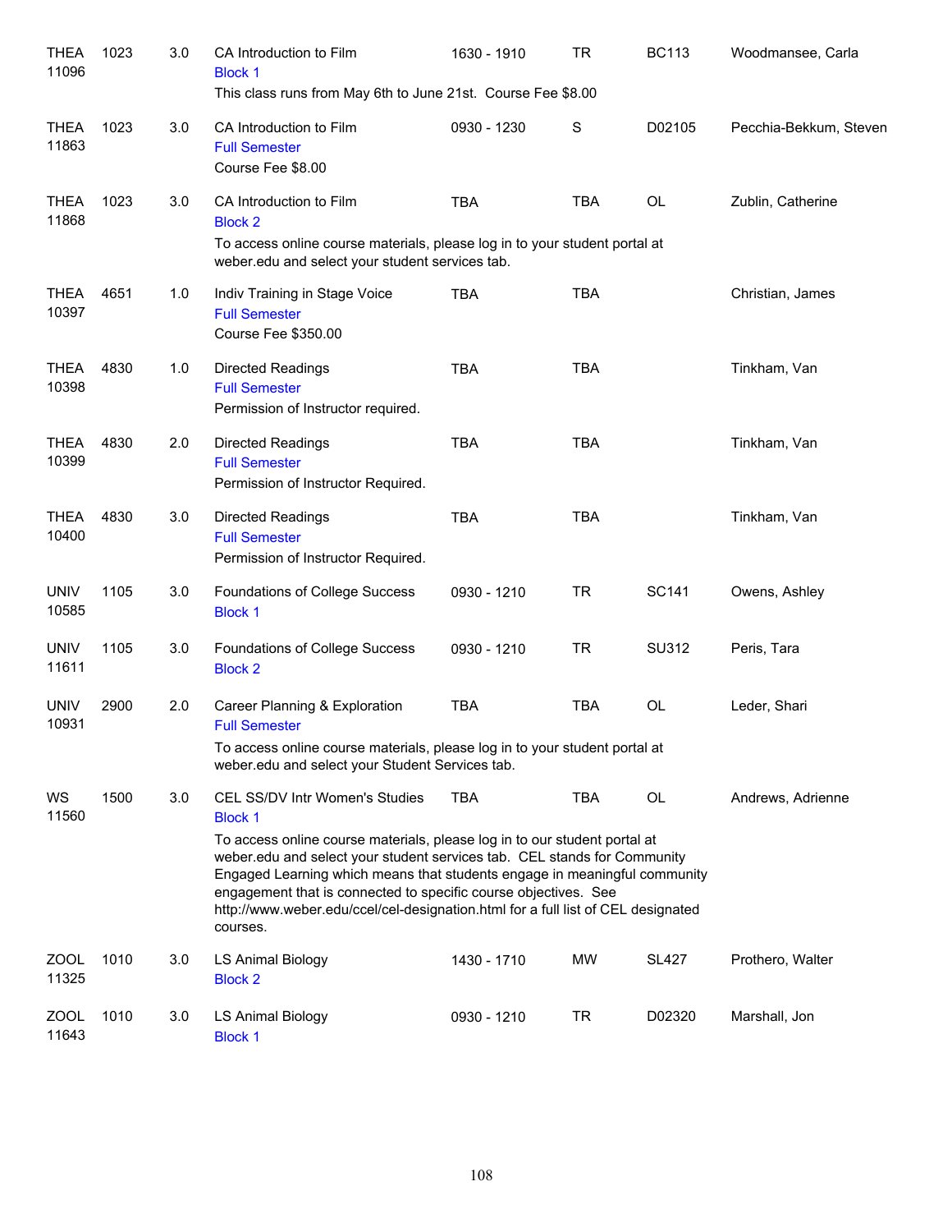| Subject / CRN | Course | Credits | Title | Time | Days | Room | Instructor |
|---|---|---|---|---|---|---|---|
| THEA 11096 | 1023 | 3.0 | CA Introduction to Film<br>Block 1<br>This class runs from May 6th to June 21st. Course Fee $8.00 | 1630 - 1910 | TR | BC113 | Woodmansee, Carla |
| THEA 11863 | 1023 | 3.0 | CA Introduction to Film<br>Full Semester<br>Course Fee $8.00 | 0930 - 1230 | S | D02105 | Pecchia-Bekkum, Steven |
| THEA 11868 | 1023 | 3.0 | CA Introduction to Film<br>Block 2<br>To access online course materials, please log in to your student portal at weber.edu and select your student services tab. | TBA | TBA | OL | Zublin, Catherine |
| THEA 10397 | 4651 | 1.0 | Indiv Training in Stage Voice<br>Full Semester<br>Course Fee $350.00 | TBA | TBA | | Christian, James |
| THEA 10398 | 4830 | 1.0 | Directed Readings<br>Full Semester<br>Permission of Instructor required. | TBA | TBA | | Tinkham, Van |
| THEA 10399 | 4830 | 2.0 | Directed Readings<br>Full Semester<br>Permission of Instructor Required. | TBA | TBA | | Tinkham, Van |
| THEA 10400 | 4830 | 3.0 | Directed Readings<br>Full Semester<br>Permission of Instructor Required. | TBA | TBA | | Tinkham, Van |
| UNIV 10585 | 1105 | 3.0 | Foundations of College Success<br>Block 1 | 0930 - 1210 | TR | SC141 | Owens, Ashley |
| UNIV 11611 | 1105 | 3.0 | Foundations of College Success<br>Block 2 | 0930 - 1210 | TR | SU312 | Peris, Tara |
| UNIV 10931 | 2900 | 2.0 | Career Planning & Exploration<br>Full Semester<br>To access online course materials, please log in to your student portal at weber.edu and select your Student Services tab. | TBA | TBA | OL | Leder, Shari |
| WS 11560 | 1500 | 3.0 | CEL SS/DV Intr Women's Studies<br>Block 1<br>To access online course materials, please log in to our student portal at weber.edu and select your student services tab. CEL stands for Community Engaged Learning which means that students engage in meaningful community engagement that is connected to specific course objectives. See http://www.weber.edu/ccel/cel-designation.html for a full list of CEL designated courses. | TBA | TBA | OL | Andrews, Adrienne |
| ZOOL 11325 | 1010 | 3.0 | LS Animal Biology<br>Block 2 | 1430 - 1710 | MW | SL427 | Prothero, Walter |
| ZOOL 11643 | 1010 | 3.0 | LS Animal Biology<br>Block 1 | 0930 - 1210 | TR | D02320 | Marshall, Jon |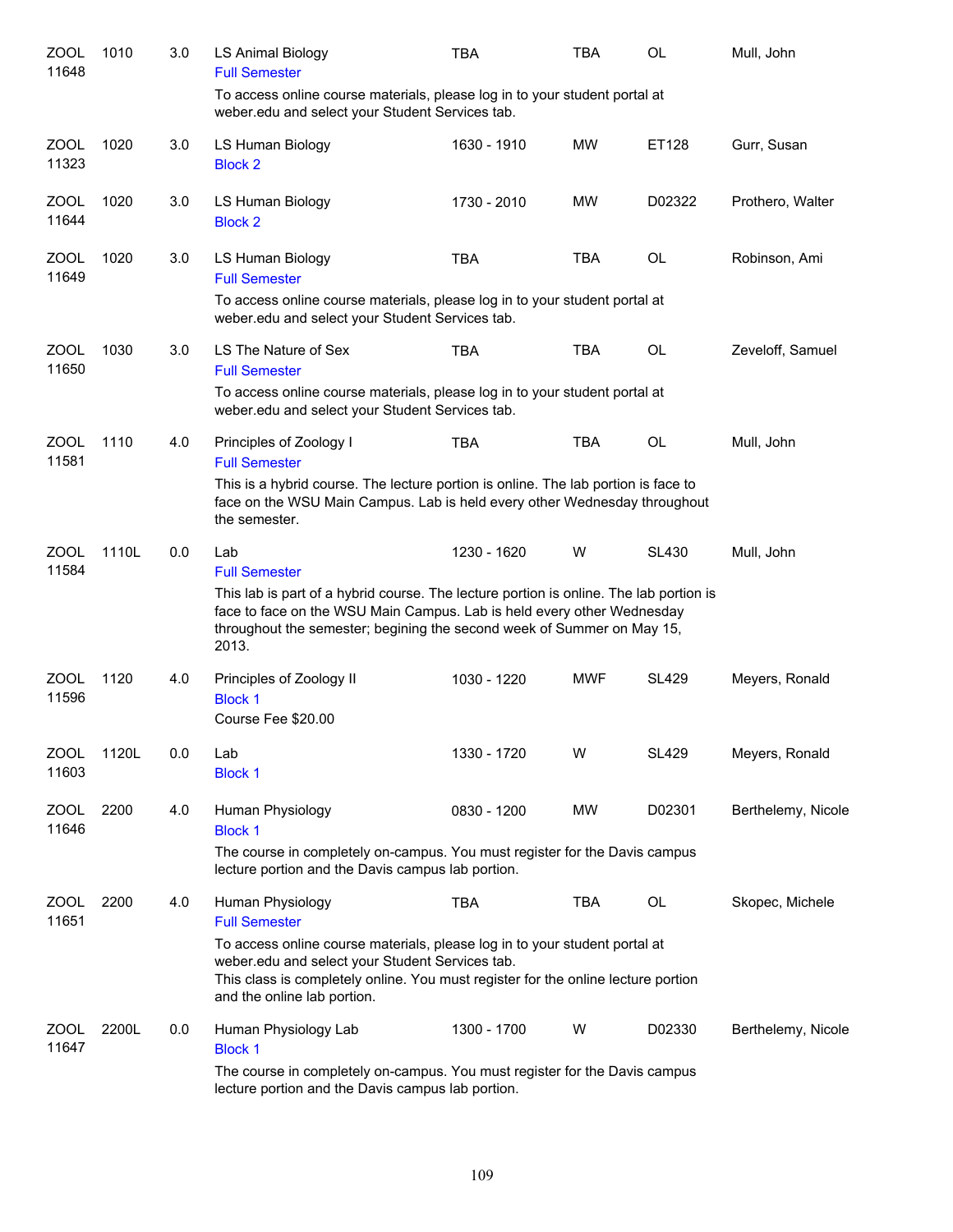| Subject / CRN | Course | Credits | Title | Time | Days | Room | Instructor |
|---|---|---|---|---|---|---|---|
| ZOOL 11648 | 1010 | 3.0 | LS Animal Biology<br>Full Semester<br>To access online course materials, please log in to your student portal at weber.edu and select your Student Services tab. | TBA | TBA | OL | Mull, John |
| ZOOL 11323 | 1020 | 3.0 | LS Human Biology<br>Block 2 | 1630 - 1910 | MW | ET128 | Gurr, Susan |
| ZOOL 11644 | 1020 | 3.0 | LS Human Biology<br>Block 2 | 1730 - 2010 | MW | D02322 | Prothero, Walter |
| ZOOL 11649 | 1020 | 3.0 | LS Human Biology<br>Full Semester<br>To access online course materials, please log in to your student portal at weber.edu and select your Student Services tab. | TBA | TBA | OL | Robinson, Ami |
| ZOOL 11650 | 1030 | 3.0 | LS The Nature of Sex<br>Full Semester<br>To access online course materials, please log in to your student portal at weber.edu and select your Student Services tab. | TBA | TBA | OL | Zeveloff, Samuel |
| ZOOL 11581 | 1110 | 4.0 | Principles of Zoology I<br>Full Semester<br>This is a hybrid course. The lecture portion is online. The lab portion is face to face on the WSU Main Campus. Lab is held every other Wednesday throughout the semester. | TBA | TBA | OL | Mull, John |
| ZOOL 11584 | 1110L | 0.0 | Lab<br>Full Semester<br>This lab is part of a hybrid course. The lecture portion is online. The lab portion is face to face on the WSU Main Campus. Lab is held every other Wednesday throughout the semester; begining the second week of Summer on May 15, 2013. | 1230 - 1620 | W | SL430 | Mull, John |
| ZOOL 11596 | 1120 | 4.0 | Principles of Zoology II<br>Block 1<br>Course Fee $20.00 | 1030 - 1220 | MWF | SL429 | Meyers, Ronald |
| ZOOL 11603 | 1120L | 0.0 | Lab<br>Block 1 | 1330 - 1720 | W | SL429 | Meyers, Ronald |
| ZOOL 11646 | 2200 | 4.0 | Human Physiology<br>Block 1<br>The course in completely on-campus. You must register for the Davis campus lecture portion and the Davis campus lab portion. | 0830 - 1200 | MW | D02301 | Berthelemy, Nicole |
| ZOOL 11651 | 2200 | 4.0 | Human Physiology<br>Full Semester<br>To access online course materials, please log in to your student portal at weber.edu and select your Student Services tab.<br>This class is completely online. You must register for the online lecture portion and the online lab portion. | TBA | TBA | OL | Skopec, Michele |
| ZOOL 11647 | 2200L | 0.0 | Human Physiology Lab<br>Block 1<br>The course in completely on-campus. You must register for the Davis campus lecture portion and the Davis campus lab portion. | 1300 - 1700 | W | D02330 | Berthelemy, Nicole |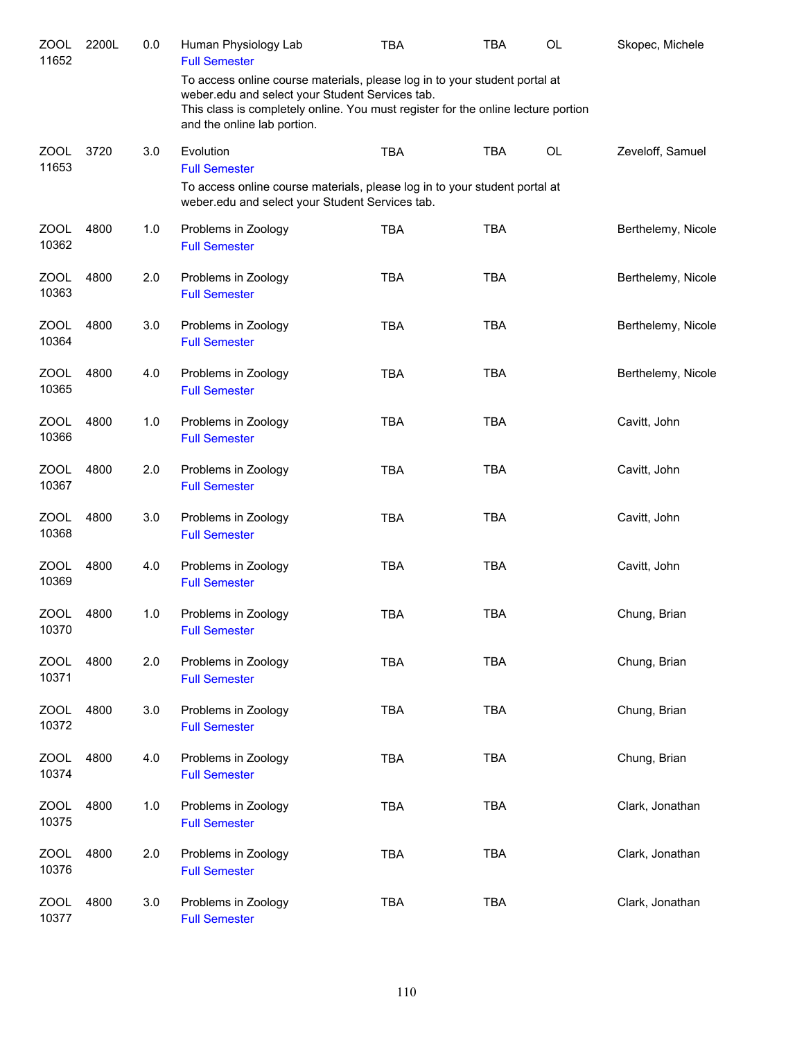| | | | | | | | |
|---|---|---|---|---|---|---|---|
| ZOOL 11652 | 2200L | 0.0 | Human Physiology Lab<br>Full Semester<br>To access online course materials, please log in to your student portal at weber.edu and select your Student Services tab.<br>This class is completely online. You must register for the online lecture portion and the online lab portion. | TBA | TBA | OL | Skopec, Michele |
| ZOOL 11653 | 3720 | 3.0 | Evolution<br>Full Semester<br>To access online course materials, please log in to your student portal at weber.edu and select your Student Services tab. | TBA | TBA | OL | Zeveloff, Samuel |
| ZOOL 10362 | 4800 | 1.0 | Problems in Zoology<br>Full Semester | TBA | TBA | | Berthelemy, Nicole |
| ZOOL 10363 | 4800 | 2.0 | Problems in Zoology<br>Full Semester | TBA | TBA | | Berthelemy, Nicole |
| ZOOL 10364 | 4800 | 3.0 | Problems in Zoology<br>Full Semester | TBA | TBA | | Berthelemy, Nicole |
| ZOOL 10365 | 4800 | 4.0 | Problems in Zoology<br>Full Semester | TBA | TBA | | Berthelemy, Nicole |
| ZOOL 10366 | 4800 | 1.0 | Problems in Zoology<br>Full Semester | TBA | TBA | | Cavitt, John |
| ZOOL 10367 | 4800 | 2.0 | Problems in Zoology<br>Full Semester | TBA | TBA | | Cavitt, John |
| ZOOL 10368 | 4800 | 3.0 | Problems in Zoology<br>Full Semester | TBA | TBA | | Cavitt, John |
| ZOOL 10369 | 4800 | 4.0 | Problems in Zoology<br>Full Semester | TBA | TBA | | Cavitt, John |
| ZOOL 10370 | 4800 | 1.0 | Problems in Zoology<br>Full Semester | TBA | TBA | | Chung, Brian |
| ZOOL 10371 | 4800 | 2.0 | Problems in Zoology<br>Full Semester | TBA | TBA | | Chung, Brian |
| ZOOL 10372 | 4800 | 3.0 | Problems in Zoology<br>Full Semester | TBA | TBA | | Chung, Brian |
| ZOOL 10374 | 4800 | 4.0 | Problems in Zoology<br>Full Semester | TBA | TBA | | Chung, Brian |
| ZOOL 10375 | 4800 | 1.0 | Problems in Zoology<br>Full Semester | TBA | TBA | | Clark, Jonathan |
| ZOOL 10376 | 4800 | 2.0 | Problems in Zoology<br>Full Semester | TBA | TBA | | Clark, Jonathan |
| ZOOL 10377 | 4800 | 3.0 | Problems in Zoology<br>Full Semester | TBA | TBA | | Clark, Jonathan |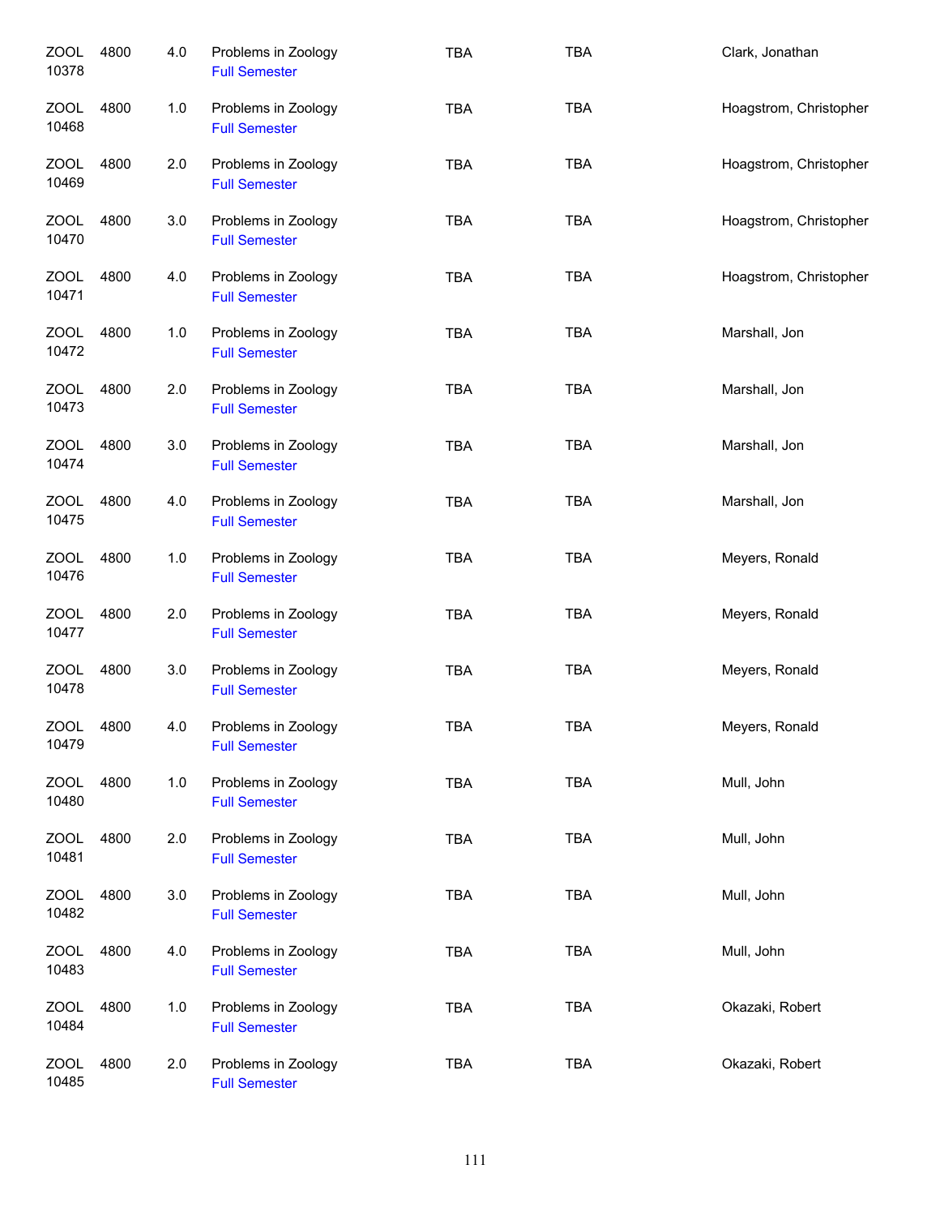| | | | | | | |
|---|---|---|---|---|---|---|
| ZOOL 10378 | 4800 | 4.0 | Problems in Zoology<br>Full Semester | TBA | TBA | Clark, Jonathan |
| ZOOL 10468 | 4800 | 1.0 | Problems in Zoology<br>Full Semester | TBA | TBA | Hoagstrom, Christopher |
| ZOOL 10469 | 4800 | 2.0 | Problems in Zoology<br>Full Semester | TBA | TBA | Hoagstrom, Christopher |
| ZOOL 10470 | 4800 | 3.0 | Problems in Zoology<br>Full Semester | TBA | TBA | Hoagstrom, Christopher |
| ZOOL 10471 | 4800 | 4.0 | Problems in Zoology<br>Full Semester | TBA | TBA | Hoagstrom, Christopher |
| ZOOL 10472 | 4800 | 1.0 | Problems in Zoology<br>Full Semester | TBA | TBA | Marshall, Jon |
| ZOOL 10473 | 4800 | 2.0 | Problems in Zoology<br>Full Semester | TBA | TBA | Marshall, Jon |
| ZOOL 10474 | 4800 | 3.0 | Problems in Zoology<br>Full Semester | TBA | TBA | Marshall, Jon |
| ZOOL 10475 | 4800 | 4.0 | Problems in Zoology<br>Full Semester | TBA | TBA | Marshall, Jon |
| ZOOL 10476 | 4800 | 1.0 | Problems in Zoology<br>Full Semester | TBA | TBA | Meyers, Ronald |
| ZOOL 10477 | 4800 | 2.0 | Problems in Zoology<br>Full Semester | TBA | TBA | Meyers, Ronald |
| ZOOL 10478 | 4800 | 3.0 | Problems in Zoology<br>Full Semester | TBA | TBA | Meyers, Ronald |
| ZOOL 10479 | 4800 | 4.0 | Problems in Zoology<br>Full Semester | TBA | TBA | Meyers, Ronald |
| ZOOL 10480 | 4800 | 1.0 | Problems in Zoology<br>Full Semester | TBA | TBA | Mull, John |
| ZOOL 10481 | 4800 | 2.0 | Problems in Zoology<br>Full Semester | TBA | TBA | Mull, John |
| ZOOL 10482 | 4800 | 3.0 | Problems in Zoology<br>Full Semester | TBA | TBA | Mull, John |
| ZOOL 10483 | 4800 | 4.0 | Problems in Zoology<br>Full Semester | TBA | TBA | Mull, John |
| ZOOL 10484 | 4800 | 1.0 | Problems in Zoology<br>Full Semester | TBA | TBA | Okazaki, Robert |
| ZOOL 10485 | 4800 | 2.0 | Problems in Zoology<br>Full Semester | TBA | TBA | Okazaki, Robert |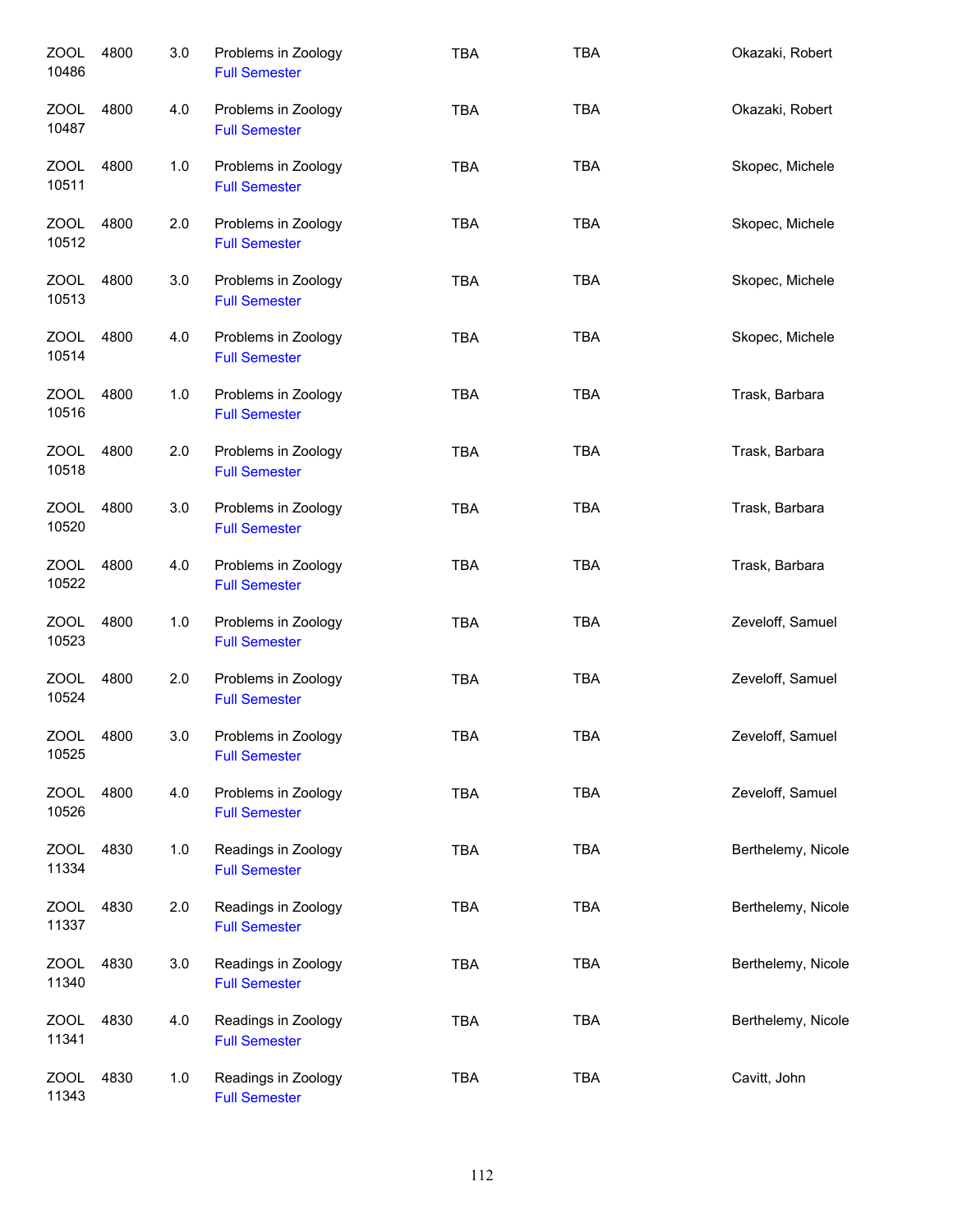| | | | | | | |
|---|---|---|---|---|---|---|
| ZOOL 10486 | 4800 | 3.0 | Problems in Zoology<br>Full Semester | TBA | TBA | Okazaki, Robert |
| ZOOL 10487 | 4800 | 4.0 | Problems in Zoology<br>Full Semester | TBA | TBA | Okazaki, Robert |
| ZOOL 10511 | 4800 | 1.0 | Problems in Zoology<br>Full Semester | TBA | TBA | Skopec, Michele |
| ZOOL 10512 | 4800 | 2.0 | Problems in Zoology<br>Full Semester | TBA | TBA | Skopec, Michele |
| ZOOL 10513 | 4800 | 3.0 | Problems in Zoology<br>Full Semester | TBA | TBA | Skopec, Michele |
| ZOOL 10514 | 4800 | 4.0 | Problems in Zoology<br>Full Semester | TBA | TBA | Skopec, Michele |
| ZOOL 10516 | 4800 | 1.0 | Problems in Zoology<br>Full Semester | TBA | TBA | Trask, Barbara |
| ZOOL 10518 | 4800 | 2.0 | Problems in Zoology<br>Full Semester | TBA | TBA | Trask, Barbara |
| ZOOL 10520 | 4800 | 3.0 | Problems in Zoology<br>Full Semester | TBA | TBA | Trask, Barbara |
| ZOOL 10522 | 4800 | 4.0 | Problems in Zoology<br>Full Semester | TBA | TBA | Trask, Barbara |
| ZOOL 10523 | 4800 | 1.0 | Problems in Zoology<br>Full Semester | TBA | TBA | Zeveloff, Samuel |
| ZOOL 10524 | 4800 | 2.0 | Problems in Zoology<br>Full Semester | TBA | TBA | Zeveloff, Samuel |
| ZOOL 10525 | 4800 | 3.0 | Problems in Zoology<br>Full Semester | TBA | TBA | Zeveloff, Samuel |
| ZOOL 10526 | 4800 | 4.0 | Problems in Zoology<br>Full Semester | TBA | TBA | Zeveloff, Samuel |
| ZOOL 11334 | 4830 | 1.0 | Readings in Zoology<br>Full Semester | TBA | TBA | Berthelemy, Nicole |
| ZOOL 11337 | 4830 | 2.0 | Readings in Zoology<br>Full Semester | TBA | TBA | Berthelemy, Nicole |
| ZOOL 11340 | 4830 | 3.0 | Readings in Zoology<br>Full Semester | TBA | TBA | Berthelemy, Nicole |
| ZOOL 11341 | 4830 | 4.0 | Readings in Zoology<br>Full Semester | TBA | TBA | Berthelemy, Nicole |
| ZOOL 11343 | 4830 | 1.0 | Readings in Zoology<br>Full Semester | TBA | TBA | Cavitt, John |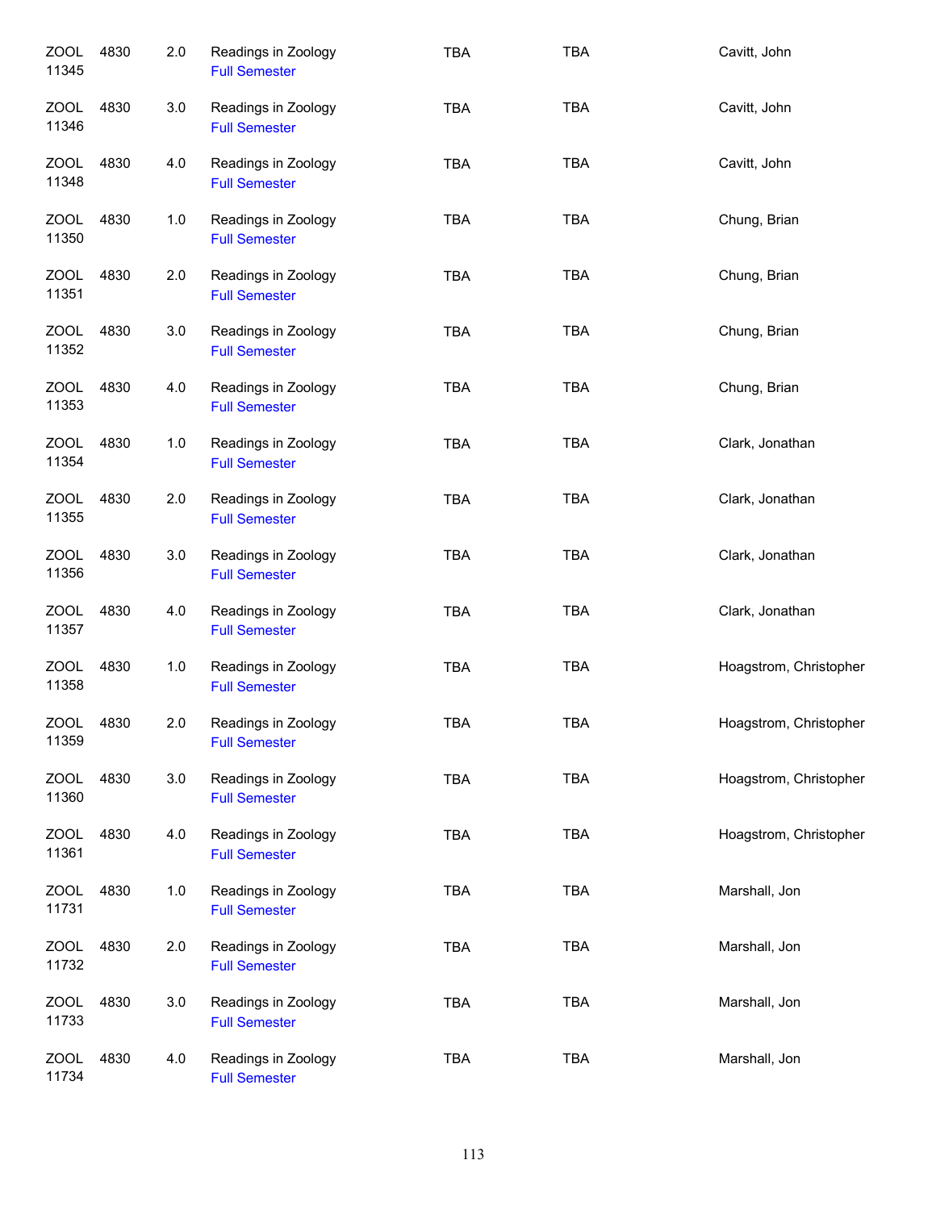| | | | | | | |
|---|---|---|---|---|---|---|
| ZOOL 11345 | 4830 | 2.0 | Readings in Zoology Full Semester | TBA | TBA | Cavitt, John |
| ZOOL 11346 | 4830 | 3.0 | Readings in Zoology Full Semester | TBA | TBA | Cavitt, John |
| ZOOL 11348 | 4830 | 4.0 | Readings in Zoology Full Semester | TBA | TBA | Cavitt, John |
| ZOOL 11350 | 4830 | 1.0 | Readings in Zoology Full Semester | TBA | TBA | Chung, Brian |
| ZOOL 11351 | 4830 | 2.0 | Readings in Zoology Full Semester | TBA | TBA | Chung, Brian |
| ZOOL 11352 | 4830 | 3.0 | Readings in Zoology Full Semester | TBA | TBA | Chung, Brian |
| ZOOL 11353 | 4830 | 4.0 | Readings in Zoology Full Semester | TBA | TBA | Chung, Brian |
| ZOOL 11354 | 4830 | 1.0 | Readings in Zoology Full Semester | TBA | TBA | Clark, Jonathan |
| ZOOL 11355 | 4830 | 2.0 | Readings in Zoology Full Semester | TBA | TBA | Clark, Jonathan |
| ZOOL 11356 | 4830 | 3.0 | Readings in Zoology Full Semester | TBA | TBA | Clark, Jonathan |
| ZOOL 11357 | 4830 | 4.0 | Readings in Zoology Full Semester | TBA | TBA | Clark, Jonathan |
| ZOOL 11358 | 4830 | 1.0 | Readings in Zoology Full Semester | TBA | TBA | Hoagstrom, Christopher |
| ZOOL 11359 | 4830 | 2.0 | Readings in Zoology Full Semester | TBA | TBA | Hoagstrom, Christopher |
| ZOOL 11360 | 4830 | 3.0 | Readings in Zoology Full Semester | TBA | TBA | Hoagstrom, Christopher |
| ZOOL 11361 | 4830 | 4.0 | Readings in Zoology Full Semester | TBA | TBA | Hoagstrom, Christopher |
| ZOOL 11731 | 4830 | 1.0 | Readings in Zoology Full Semester | TBA | TBA | Marshall, Jon |
| ZOOL 11732 | 4830 | 2.0 | Readings in Zoology Full Semester | TBA | TBA | Marshall, Jon |
| ZOOL 11733 | 4830 | 3.0 | Readings in Zoology Full Semester | TBA | TBA | Marshall, Jon |
| ZOOL 11734 | 4830 | 4.0 | Readings in Zoology Full Semester | TBA | TBA | Marshall, Jon |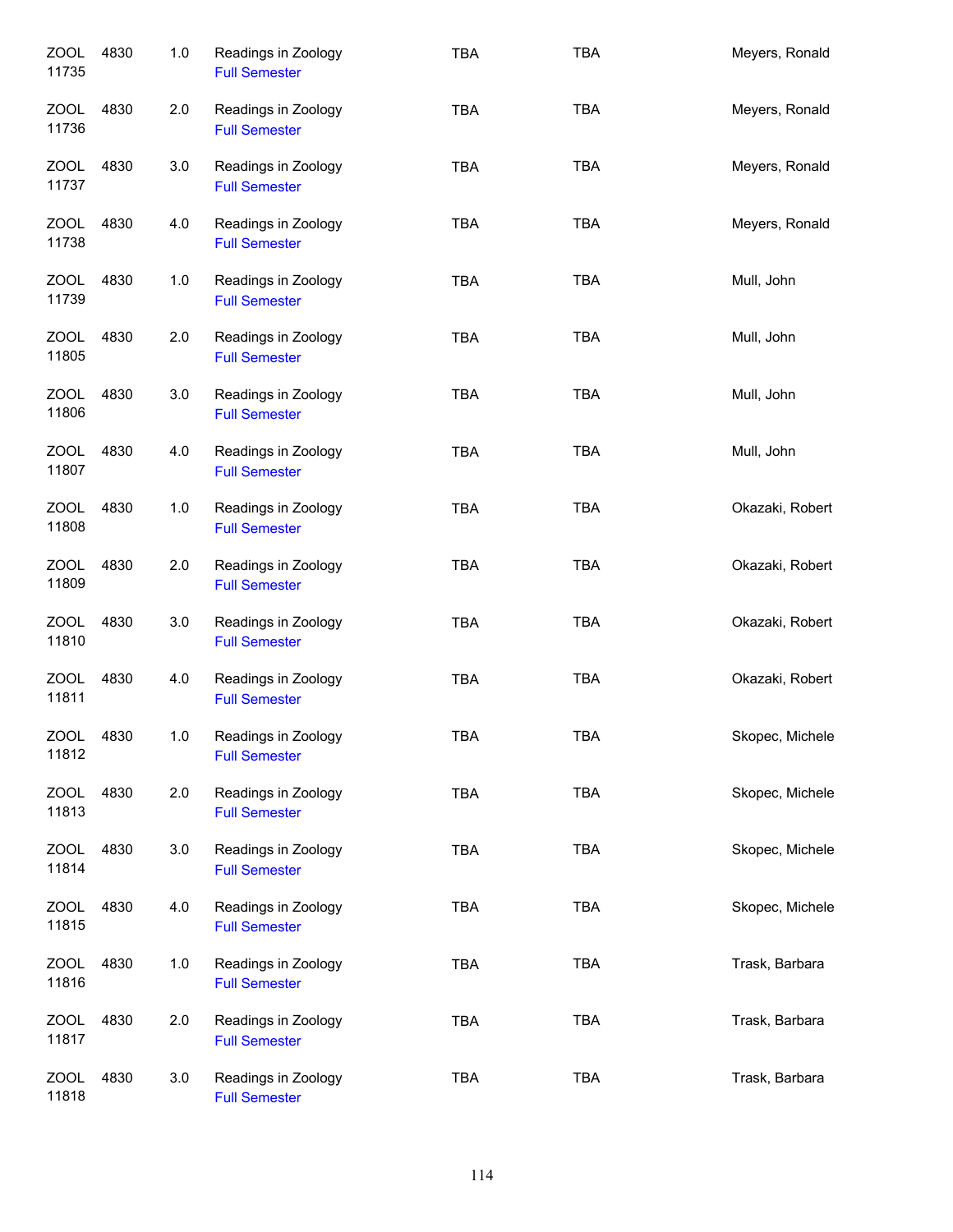| | | | | | | |
|---|---|---|---|---|---|---|
| ZOOL 11735 | 4830 | 1.0 | Readings in Zoology<br>Full Semester | TBA | TBA | Meyers, Ronald |
| ZOOL 11736 | 4830 | 2.0 | Readings in Zoology<br>Full Semester | TBA | TBA | Meyers, Ronald |
| ZOOL 11737 | 4830 | 3.0 | Readings in Zoology<br>Full Semester | TBA | TBA | Meyers, Ronald |
| ZOOL 11738 | 4830 | 4.0 | Readings in Zoology<br>Full Semester | TBA | TBA | Meyers, Ronald |
| ZOOL 11739 | 4830 | 1.0 | Readings in Zoology<br>Full Semester | TBA | TBA | Mull, John |
| ZOOL 11805 | 4830 | 2.0 | Readings in Zoology<br>Full Semester | TBA | TBA | Mull, John |
| ZOOL 11806 | 4830 | 3.0 | Readings in Zoology<br>Full Semester | TBA | TBA | Mull, John |
| ZOOL 11807 | 4830 | 4.0 | Readings in Zoology<br>Full Semester | TBA | TBA | Mull, John |
| ZOOL 11808 | 4830 | 1.0 | Readings in Zoology<br>Full Semester | TBA | TBA | Okazaki, Robert |
| ZOOL 11809 | 4830 | 2.0 | Readings in Zoology<br>Full Semester | TBA | TBA | Okazaki, Robert |
| ZOOL 11810 | 4830 | 3.0 | Readings in Zoology<br>Full Semester | TBA | TBA | Okazaki, Robert |
| ZOOL 11811 | 4830 | 4.0 | Readings in Zoology<br>Full Semester | TBA | TBA | Okazaki, Robert |
| ZOOL 11812 | 4830 | 1.0 | Readings in Zoology<br>Full Semester | TBA | TBA | Skopec, Michele |
| ZOOL 11813 | 4830 | 2.0 | Readings in Zoology<br>Full Semester | TBA | TBA | Skopec, Michele |
| ZOOL 11814 | 4830 | 3.0 | Readings in Zoology<br>Full Semester | TBA | TBA | Skopec, Michele |
| ZOOL 11815 | 4830 | 4.0 | Readings in Zoology<br>Full Semester | TBA | TBA | Skopec, Michele |
| ZOOL 11816 | 4830 | 1.0 | Readings in Zoology<br>Full Semester | TBA | TBA | Trask, Barbara |
| ZOOL 11817 | 4830 | 2.0 | Readings in Zoology<br>Full Semester | TBA | TBA | Trask, Barbara |
| ZOOL 11818 | 4830 | 3.0 | Readings in Zoology<br>Full Semester | TBA | TBA | Trask, Barbara |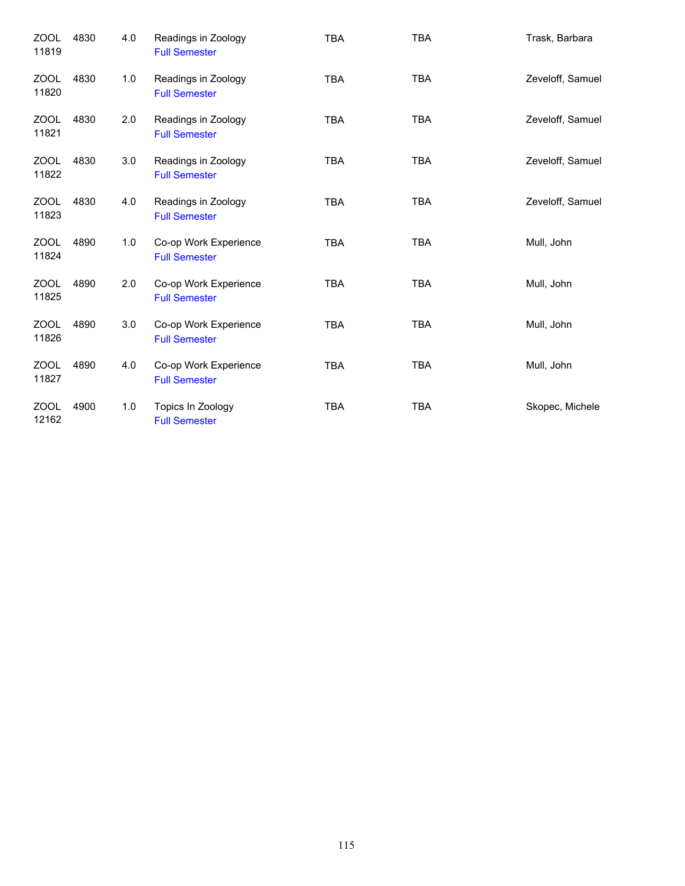| | | | | | | |
|---|---|---|---|---|---|---|
| ZOOL 11819 | 4830 | 4.0 | Readings in Zoology<br>Full Semester | TBA | TBA | Trask, Barbara |
| ZOOL 11820 | 4830 | 1.0 | Readings in Zoology<br>Full Semester | TBA | TBA | Zeveloff, Samuel |
| ZOOL 11821 | 4830 | 2.0 | Readings in Zoology<br>Full Semester | TBA | TBA | Zeveloff, Samuel |
| ZOOL 11822 | 4830 | 3.0 | Readings in Zoology<br>Full Semester | TBA | TBA | Zeveloff, Samuel |
| ZOOL 11823 | 4830 | 4.0 | Readings in Zoology<br>Full Semester | TBA | TBA | Zeveloff, Samuel |
| ZOOL 11824 | 4890 | 1.0 | Co-op Work Experience<br>Full Semester | TBA | TBA | Mull, John |
| ZOOL 11825 | 4890 | 2.0 | Co-op Work Experience<br>Full Semester | TBA | TBA | Mull, John |
| ZOOL 11826 | 4890 | 3.0 | Co-op Work Experience<br>Full Semester | TBA | TBA | Mull, John |
| ZOOL 11827 | 4890 | 4.0 | Co-op Work Experience<br>Full Semester | TBA | TBA | Mull, John |
| ZOOL 12162 | 4900 | 1.0 | Topics In Zoology<br>Full Semester | TBA | TBA | Skopec, Michele |